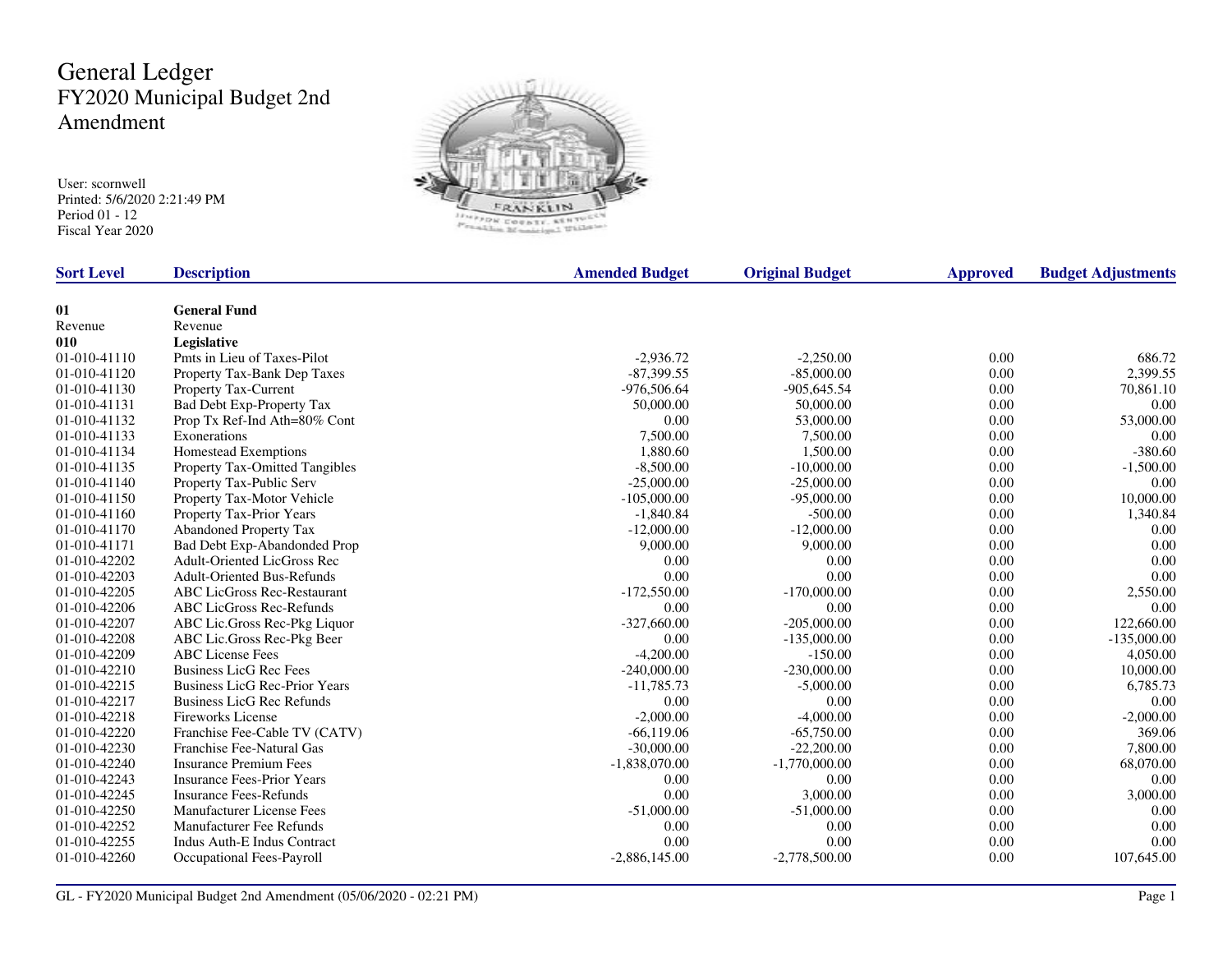# General Ledger
## FY2020 Municipal Budget 2nd Amendment

User: scornwell
Printed: 5/6/2020 2:21:49 PM
Period 01 - 12
Fiscal Year 2020

| Sort Level | Description | Amended Budget | Original Budget | Approved | Budget Adjustments |
|---|---|---|---|---|---|
| **01** | **General Fund** | | | | |
| Revenue | Revenue | | | | |
| **010** | **Legislative** | | | | |
| 01-010-41110 | Pmts in Lieu of Taxes-Pilot | -2,936.72 | -2,250.00 | 0.00 | 686.72 |
| 01-010-41120 | Property Tax-Bank Dep Taxes | -87,399.55 | -85,000.00 | 0.00 | 2,399.55 |
| 01-010-41130 | Property Tax-Current | -976,506.64 | -905,645.54 | 0.00 | 70,861.10 |
| 01-010-41131 | Bad Debt Exp-Property Tax | 50,000.00 | 50,000.00 | 0.00 | 0.00 |
| 01-010-41132 | Prop Tx Ref-Ind Ath=80% Cont | 0.00 | 53,000.00 | 0.00 | 53,000.00 |
| 01-010-41133 | Exonerations | 7,500.00 | 7,500.00 | 0.00 | 0.00 |
| 01-010-41134 | Homestead Exemptions | 1,880.60 | 1,500.00 | 0.00 | -380.60 |
| 01-010-41135 | Property Tax-Omitted Tangibles | -8,500.00 | -10,000.00 | 0.00 | -1,500.00 |
| 01-010-41140 | Property Tax-Public Serv | -25,000.00 | -25,000.00 | 0.00 | 0.00 |
| 01-010-41150 | Property Tax-Motor Vehicle | -105,000.00 | -95,000.00 | 0.00 | 10,000.00 |
| 01-010-41160 | Property Tax-Prior Years | -1,840.84 | -500.00 | 0.00 | 1,340.84 |
| 01-010-41170 | Abandoned Property Tax | -12,000.00 | -12,000.00 | 0.00 | 0.00 |
| 01-010-41171 | Bad Debt Exp-Abandonded Prop | 9,000.00 | 9,000.00 | 0.00 | 0.00 |
| 01-010-42202 | Adult-Oriented LicGross Rec | 0.00 | 0.00 | 0.00 | 0.00 |
| 01-010-42203 | Adult-Oriented Bus-Refunds | 0.00 | 0.00 | 0.00 | 0.00 |
| 01-010-42205 | ABC LicGross Rec-Restaurant | -172,550.00 | -170,000.00 | 0.00 | 2,550.00 |
| 01-010-42206 | ABC LicGross Rec-Refunds | 0.00 | 0.00 | 0.00 | 0.00 |
| 01-010-42207 | ABC Lic.Gross Rec-Pkg Liquor | -327,660.00 | -205,000.00 | 0.00 | 122,660.00 |
| 01-010-42208 | ABC Lic.Gross Rec-Pkg Beer | 0.00 | -135,000.00 | 0.00 | -135,000.00 |
| 01-010-42209 | ABC License Fees | -4,200.00 | -150.00 | 0.00 | 4,050.00 |
| 01-010-42210 | Business LicG Rec Fees | -240,000.00 | -230,000.00 | 0.00 | 10,000.00 |
| 01-010-42215 | Business LicG Rec-Prior Years | -11,785.73 | -5,000.00 | 0.00 | 6,785.73 |
| 01-010-42217 | Business LicG Rec Refunds | 0.00 | 0.00 | 0.00 | 0.00 |
| 01-010-42218 | Fireworks License | -2,000.00 | -4,000.00 | 0.00 | -2,000.00 |
| 01-010-42220 | Franchise Fee-Cable TV (CATV) | -66,119.06 | -65,750.00 | 0.00 | 369.06 |
| 01-010-42230 | Franchise Fee-Natural Gas | -30,000.00 | -22,200.00 | 0.00 | 7,800.00 |
| 01-010-42240 | Insurance Premium Fees | -1,838,070.00 | -1,770,000.00 | 0.00 | 68,070.00 |
| 01-010-42243 | Insurance Fees-Prior Years | 0.00 | 0.00 | 0.00 | 0.00 |
| 01-010-42245 | Insurance Fees-Refunds | 0.00 | 3,000.00 | 0.00 | 3,000.00 |
| 01-010-42250 | Manufacturer License Fees | -51,000.00 | -51,000.00 | 0.00 | 0.00 |
| 01-010-42252 | Manufacturer Fee Refunds | 0.00 | 0.00 | 0.00 | 0.00 |
| 01-010-42255 | Indus Auth-E Indus Contract | 0.00 | 0.00 | 0.00 | 0.00 |
| 01-010-42260 | Occupational Fees-Payroll | -2,886,145.00 | -2,778,500.00 | 0.00 | 107,645.00 |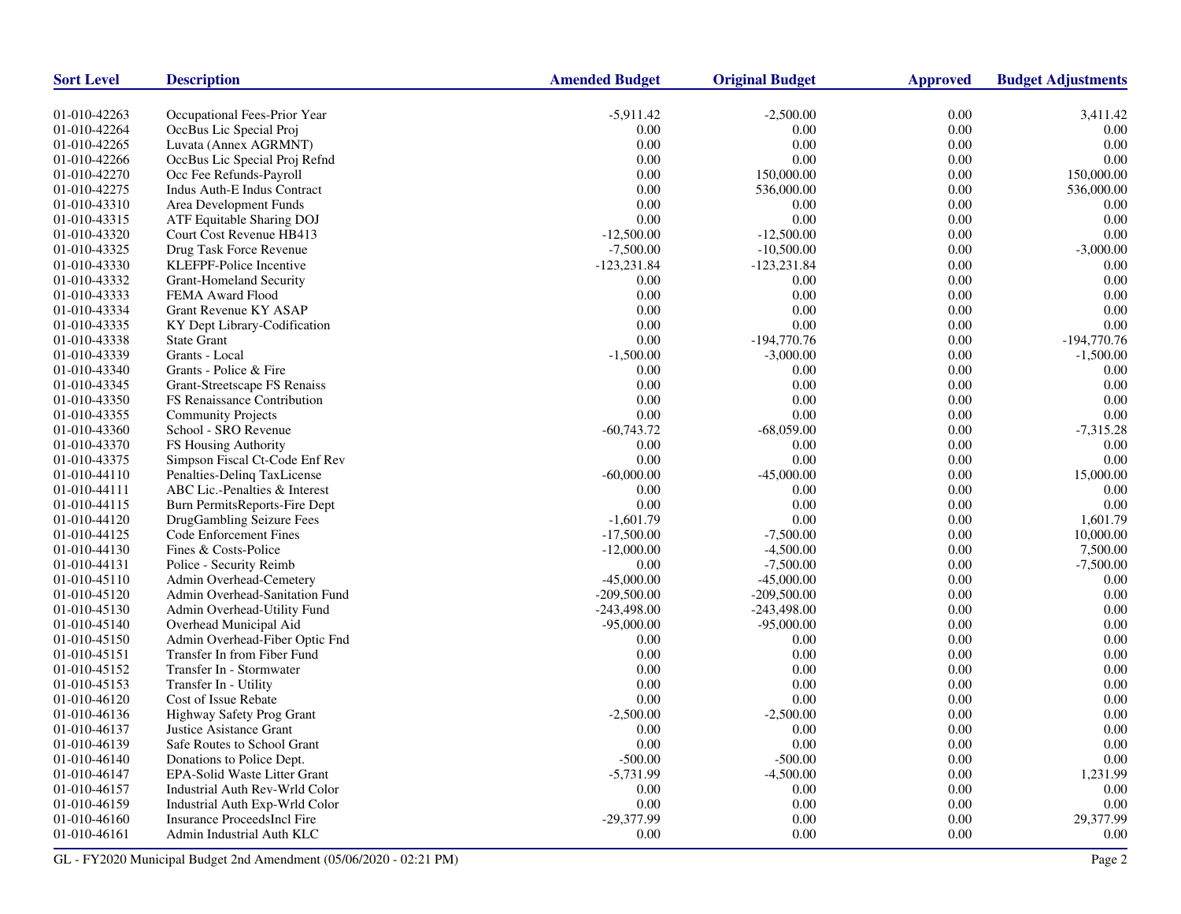| Sort Level | Description | Amended Budget | Original Budget | Approved | Budget Adjustments |
|---|---|---|---|---|---|
| 01-010-42263 | Occupational Fees-Prior Year | -5,911.42 | -2,500.00 | 0.00 | 3,411.42 |
| 01-010-42264 | OccBus Lic Special Proj | 0.00 | 0.00 | 0.00 | 0.00 |
| 01-010-42265 | Luvata (Annex AGRMNT) | 0.00 | 0.00 | 0.00 | 0.00 |
| 01-010-42266 | OccBus Lic Special Proj Refnd | 0.00 | 0.00 | 0.00 | 0.00 |
| 01-010-42270 | Occ Fee Refunds-Payroll | 0.00 | 150,000.00 | 0.00 | 150,000.00 |
| 01-010-42275 | Indus Auth-E Indus Contract | 0.00 | 536,000.00 | 0.00 | 536,000.00 |
| 01-010-43310 | Area Development Funds | 0.00 | 0.00 | 0.00 | 0.00 |
| 01-010-43315 | ATF Equitable Sharing DOJ | 0.00 | 0.00 | 0.00 | 0.00 |
| 01-010-43320 | Court Cost Revenue HB413 | -12,500.00 | -12,500.00 | 0.00 | 0.00 |
| 01-010-43325 | Drug Task Force Revenue | -7,500.00 | -10,500.00 | 0.00 | -3,000.00 |
| 01-010-43330 | KLEFPF-Police Incentive | -123,231.84 | -123,231.84 | 0.00 | 0.00 |
| 01-010-43332 | Grant-Homeland Security | 0.00 | 0.00 | 0.00 | 0.00 |
| 01-010-43333 | FEMA Award Flood | 0.00 | 0.00 | 0.00 | 0.00 |
| 01-010-43334 | Grant Revenue KY ASAP | 0.00 | 0.00 | 0.00 | 0.00 |
| 01-010-43335 | KY Dept Library-Codification | 0.00 | 0.00 | 0.00 | 0.00 |
| 01-010-43338 | State Grant | 0.00 | -194,770.76 | 0.00 | -194,770.76 |
| 01-010-43339 | Grants - Local | -1,500.00 | -3,000.00 | 0.00 | -1,500.00 |
| 01-010-43340 | Grants - Police & Fire | 0.00 | 0.00 | 0.00 | 0.00 |
| 01-010-43345 | Grant-Streetscape FS Renaiss | 0.00 | 0.00 | 0.00 | 0.00 |
| 01-010-43350 | FS Renaissance Contribution | 0.00 | 0.00 | 0.00 | 0.00 |
| 01-010-43355 | Community Projects | 0.00 | 0.00 | 0.00 | 0.00 |
| 01-010-43360 | School - SRO Revenue | -60,743.72 | -68,059.00 | 0.00 | -7,315.28 |
| 01-010-43370 | FS Housing Authority | 0.00 | 0.00 | 0.00 | 0.00 |
| 01-010-43375 | Simpson Fiscal Ct-Code Enf Rev | 0.00 | 0.00 | 0.00 | 0.00 |
| 01-010-44110 | Penalties-Delinq TaxLicense | -60,000.00 | -45,000.00 | 0.00 | 15,000.00 |
| 01-010-44111 | ABC Lic.-Penalties & Interest | 0.00 | 0.00 | 0.00 | 0.00 |
| 01-010-44115 | Burn PermitsReports-Fire Dept | 0.00 | 0.00 | 0.00 | 0.00 |
| 01-010-44120 | DrugGambling Seizure Fees | -1,601.79 | 0.00 | 0.00 | 1,601.79 |
| 01-010-44125 | Code Enforcement Fines | -17,500.00 | -7,500.00 | 0.00 | 10,000.00 |
| 01-010-44130 | Fines & Costs-Police | -12,000.00 | -4,500.00 | 0.00 | 7,500.00 |
| 01-010-44131 | Police - Security Reimb | 0.00 | -7,500.00 | 0.00 | -7,500.00 |
| 01-010-45110 | Admin Overhead-Cemetery | -45,000.00 | -45,000.00 | 0.00 | 0.00 |
| 01-010-45120 | Admin Overhead-Sanitation Fund | -209,500.00 | -209,500.00 | 0.00 | 0.00 |
| 01-010-45130 | Admin Overhead-Utility Fund | -243,498.00 | -243,498.00 | 0.00 | 0.00 |
| 01-010-45140 | Overhead Municipal Aid | -95,000.00 | -95,000.00 | 0.00 | 0.00 |
| 01-010-45150 | Admin Overhead-Fiber Optic Fnd | 0.00 | 0.00 | 0.00 | 0.00 |
| 01-010-45151 | Transfer In from Fiber Fund | 0.00 | 0.00 | 0.00 | 0.00 |
| 01-010-45152 | Transfer In - Stormwater | 0.00 | 0.00 | 0.00 | 0.00 |
| 01-010-45153 | Transfer In - Utility | 0.00 | 0.00 | 0.00 | 0.00 |
| 01-010-46120 | Cost of Issue Rebate | 0.00 | 0.00 | 0.00 | 0.00 |
| 01-010-46136 | Highway Safety Prog Grant | -2,500.00 | -2,500.00 | 0.00 | 0.00 |
| 01-010-46137 | Justice Asistance Grant | 0.00 | 0.00 | 0.00 | 0.00 |
| 01-010-46139 | Safe Routes to School Grant | 0.00 | 0.00 | 0.00 | 0.00 |
| 01-010-46140 | Donations to Police Dept. | -500.00 | -500.00 | 0.00 | 0.00 |
| 01-010-46147 | EPA-Solid Waste Litter Grant | -5,731.99 | -4,500.00 | 0.00 | 1,231.99 |
| 01-010-46157 | Industrial Auth Rev-Wrld Color | 0.00 | 0.00 | 0.00 | 0.00 |
| 01-010-46159 | Industrial Auth Exp-Wrld Color | 0.00 | 0.00 | 0.00 | 0.00 |
| 01-010-46160 | Insurance ProceedsIncl Fire | -29,377.99 | 0.00 | 0.00 | 29,377.99 |
| 01-010-46161 | Admin Industrial Auth KLC | 0.00 | 0.00 | 0.00 | 0.00 |

GL - FY2020 Municipal Budget 2nd Amendment (05/06/2020 - 02:21 PM)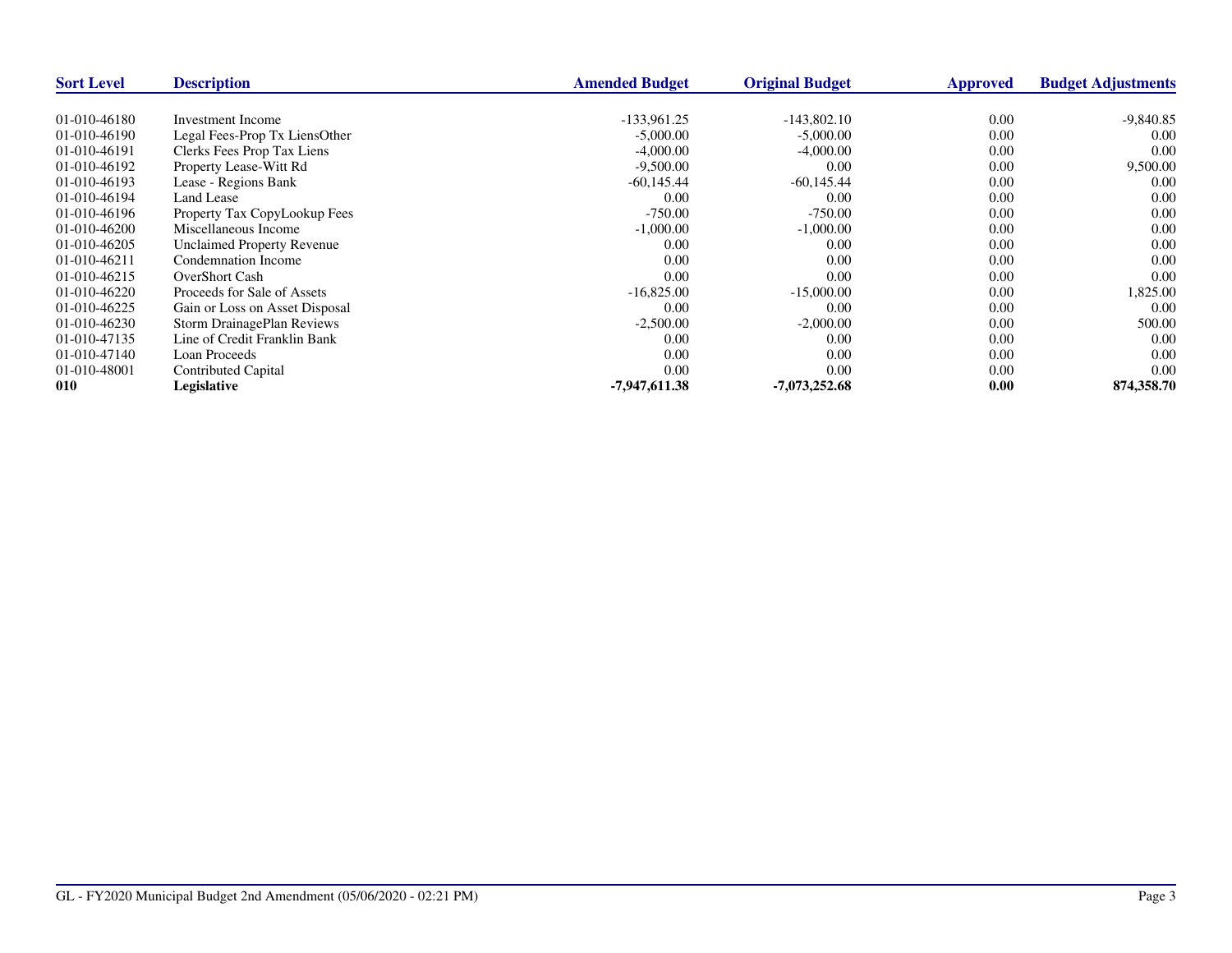| Sort Level | Description | Amended Budget | Original Budget | Approved | Budget Adjustments |
|---|---|---|---|---|---|
| 01-010-46180 | Investment Income | -133,961.25 | -143,802.10 | 0.00 | -9,840.85 |
| 01-010-46190 | Legal Fees-Prop Tx LiensOther | -5,000.00 | -5,000.00 | 0.00 | 0.00 |
| 01-010-46191 | Clerks Fees Prop Tax Liens | -4,000.00 | -4,000.00 | 0.00 | 0.00 |
| 01-010-46192 | Property Lease-Witt Rd | -9,500.00 | 0.00 | 0.00 | 9,500.00 |
| 01-010-46193 | Lease - Regions Bank | -60,145.44 | -60,145.44 | 0.00 | 0.00 |
| 01-010-46194 | Land Lease | 0.00 | 0.00 | 0.00 | 0.00 |
| 01-010-46196 | Property Tax CopyLookup Fees | -750.00 | -750.00 | 0.00 | 0.00 |
| 01-010-46200 | Miscellaneous Income | -1,000.00 | -1,000.00 | 0.00 | 0.00 |
| 01-010-46205 | Unclaimed Property Revenue | 0.00 | 0.00 | 0.00 | 0.00 |
| 01-010-46211 | Condemnation Income | 0.00 | 0.00 | 0.00 | 0.00 |
| 01-010-46215 | OverShort Cash | 0.00 | 0.00 | 0.00 | 0.00 |
| 01-010-46220 | Proceeds for Sale of Assets | -16,825.00 | -15,000.00 | 0.00 | 1,825.00 |
| 01-010-46225 | Gain or Loss on Asset Disposal | 0.00 | 0.00 | 0.00 | 0.00 |
| 01-010-46230 | Storm DrainagePlan Reviews | -2,500.00 | -2,000.00 | 0.00 | 500.00 |
| 01-010-47135 | Line of Credit Franklin Bank | 0.00 | 0.00 | 0.00 | 0.00 |
| 01-010-47140 | Loan Proceeds | 0.00 | 0.00 | 0.00 | 0.00 |
| 01-010-48001 | Contributed Capital | 0.00 | 0.00 | 0.00 | 0.00 |
| **010** | **Legislative** | **-7,947,611.38** | **-7,073,252.68** | **0.00** | **874,358.70** |

GL - FY2020 Municipal Budget 2nd Amendment (05/06/2020 - 02:21 PM)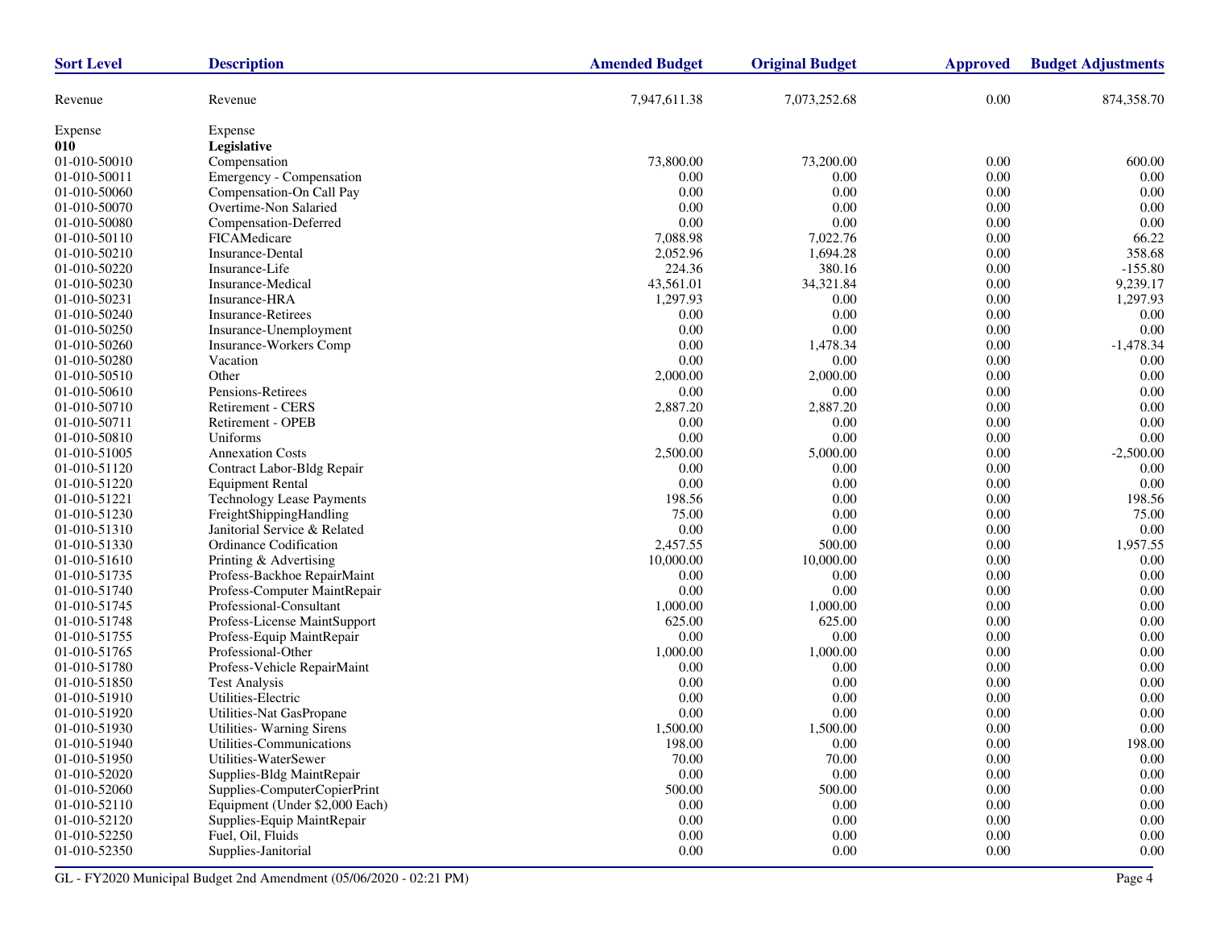| Sort Level | Description | Amended Budget | Original Budget | Approved | Budget Adjustments |
|---|---|---|---|---|---|
| Revenue | Revenue | 7,947,611.38 | 7,073,252.68 | 0.00 | 874,358.70 |
| Expense | Expense | | | | |
| **010** | **Legislative** | | | | |
| 01-010-50010 | Compensation | 73,800.00 | 73,200.00 | 0.00 | 600.00 |
| 01-010-50011 | Emergency - Compensation | 0.00 | 0.00 | 0.00 | 0.00 |
| 01-010-50060 | Compensation-On Call Pay | 0.00 | 0.00 | 0.00 | 0.00 |
| 01-010-50070 | Overtime-Non Salaried | 0.00 | 0.00 | 0.00 | 0.00 |
| 01-010-50080 | Compensation-Deferred | 0.00 | 0.00 | 0.00 | 0.00 |
| 01-010-50110 | FICAMedicare | 7,088.98 | 7,022.76 | 0.00 | 66.22 |
| 01-010-50210 | Insurance-Dental | 2,052.96 | 1,694.28 | 0.00 | 358.68 |
| 01-010-50220 | Insurance-Life | 224.36 | 380.16 | 0.00 | -155.80 |
| 01-010-50230 | Insurance-Medical | 43,561.01 | 34,321.84 | 0.00 | 9,239.17 |
| 01-010-50231 | Insurance-HRA | 1,297.93 | 0.00 | 0.00 | 1,297.93 |
| 01-010-50240 | Insurance-Retirees | 0.00 | 0.00 | 0.00 | 0.00 |
| 01-010-50250 | Insurance-Unemployment | 0.00 | 0.00 | 0.00 | 0.00 |
| 01-010-50260 | Insurance-Workers Comp | 0.00 | 1,478.34 | 0.00 | -1,478.34 |
| 01-010-50280 | Vacation | 0.00 | 0.00 | 0.00 | 0.00 |
| 01-010-50510 | Other | 2,000.00 | 2,000.00 | 0.00 | 0.00 |
| 01-010-50610 | Pensions-Retirees | 0.00 | 0.00 | 0.00 | 0.00 |
| 01-010-50710 | Retirement - CERS | 2,887.20 | 2,887.20 | 0.00 | 0.00 |
| 01-010-50711 | Retirement - OPEB | 0.00 | 0.00 | 0.00 | 0.00 |
| 01-010-50810 | Uniforms | 0.00 | 0.00 | 0.00 | 0.00 |
| 01-010-51005 | Annexation Costs | 2,500.00 | 5,000.00 | 0.00 | -2,500.00 |
| 01-010-51120 | Contract Labor-Bldg Repair | 0.00 | 0.00 | 0.00 | 0.00 |
| 01-010-51220 | Equipment Rental | 0.00 | 0.00 | 0.00 | 0.00 |
| 01-010-51221 | Technology Lease Payments | 198.56 | 0.00 | 0.00 | 198.56 |
| 01-010-51230 | FreightShippingHandling | 75.00 | 0.00 | 0.00 | 75.00 |
| 01-010-51310 | Janitorial Service & Related | 0.00 | 0.00 | 0.00 | 0.00 |
| 01-010-51330 | Ordinance Codification | 2,457.55 | 500.00 | 0.00 | 1,957.55 |
| 01-010-51610 | Printing & Advertising | 10,000.00 | 10,000.00 | 0.00 | 0.00 |
| 01-010-51735 | Profess-Backhoe RepairMaint | 0.00 | 0.00 | 0.00 | 0.00 |
| 01-010-51740 | Profess-Computer MaintRepair | 0.00 | 0.00 | 0.00 | 0.00 |
| 01-010-51745 | Professional-Consultant | 1,000.00 | 1,000.00 | 0.00 | 0.00 |
| 01-010-51748 | Profess-License MaintSupport | 625.00 | 625.00 | 0.00 | 0.00 |
| 01-010-51755 | Profess-Equip MaintRepair | 0.00 | 0.00 | 0.00 | 0.00 |
| 01-010-51765 | Professional-Other | 1,000.00 | 1,000.00 | 0.00 | 0.00 |
| 01-010-51780 | Profess-Vehicle RepairMaint | 0.00 | 0.00 | 0.00 | 0.00 |
| 01-010-51850 | Test Analysis | 0.00 | 0.00 | 0.00 | 0.00 |
| 01-010-51910 | Utilities-Electric | 0.00 | 0.00 | 0.00 | 0.00 |
| 01-010-51920 | Utilities-Nat GasPropane | 0.00 | 0.00 | 0.00 | 0.00 |
| 01-010-51930 | Utilities- Warning Sirens | 1,500.00 | 1,500.00 | 0.00 | 0.00 |
| 01-010-51940 | Utilities-Communications | 198.00 | 0.00 | 0.00 | 198.00 |
| 01-010-51950 | Utilities-WaterSewer | 70.00 | 70.00 | 0.00 | 0.00 |
| 01-010-52020 | Supplies-Bldg MaintRepair | 0.00 | 0.00 | 0.00 | 0.00 |
| 01-010-52060 | Supplies-ComputerCopierPrint | 500.00 | 500.00 | 0.00 | 0.00 |
| 01-010-52110 | Equipment (Under $2,000 Each) | 0.00 | 0.00 | 0.00 | 0.00 |
| 01-010-52120 | Supplies-Equip MaintRepair | 0.00 | 0.00 | 0.00 | 0.00 |
| 01-010-52250 | Fuel, Oil, Fluids | 0.00 | 0.00 | 0.00 | 0.00 |
| 01-010-52350 | Supplies-Janitorial | 0.00 | 0.00 | 0.00 | 0.00 |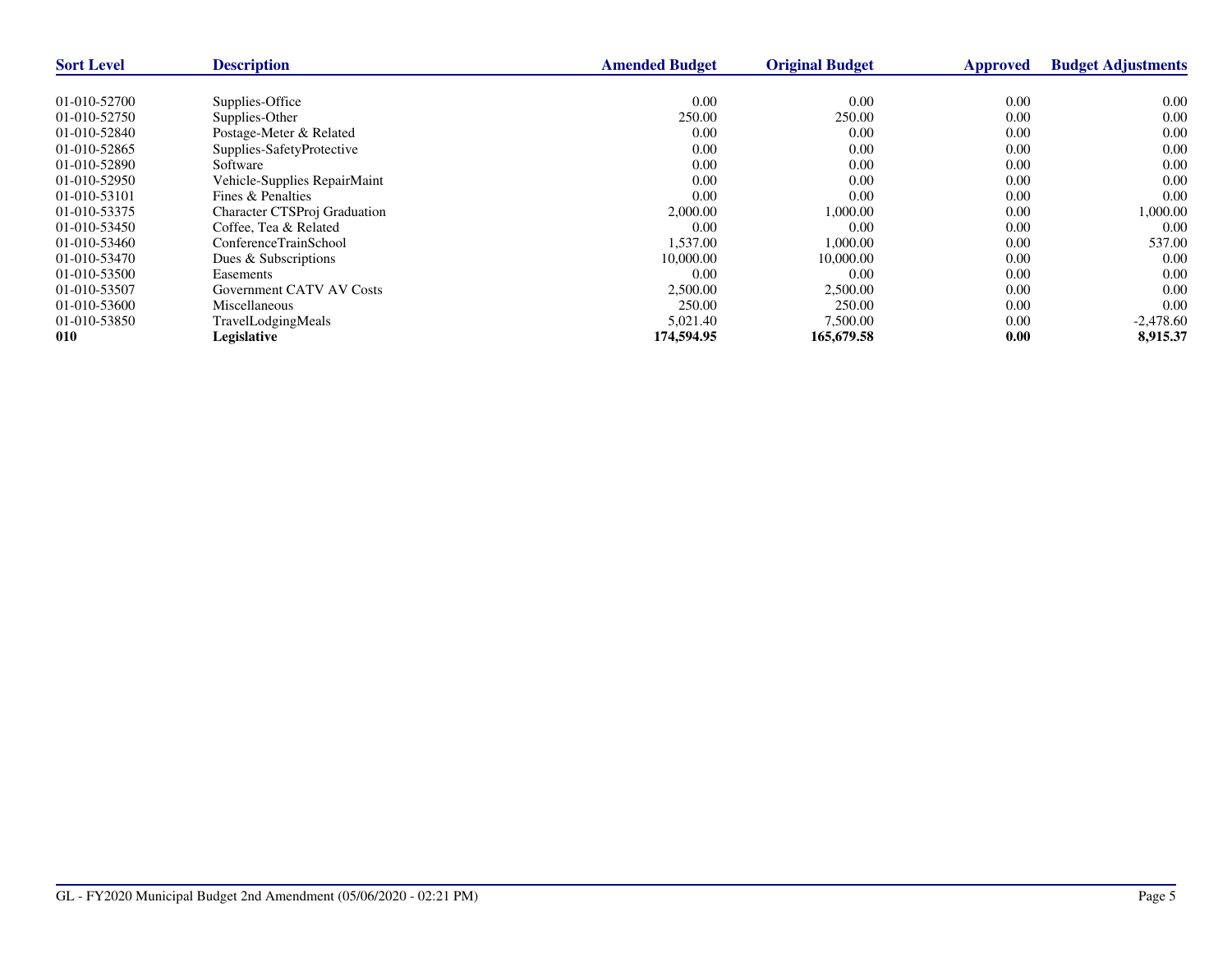| Sort Level | Description | Amended Budget | Original Budget | Approved | Budget Adjustments |
|---|---|---|---|---|---|
| 01-010-52700 | Supplies-Office | 0.00 | 0.00 | 0.00 | 0.00 |
| 01-010-52750 | Supplies-Other | 250.00 | 250.00 | 0.00 | 0.00 |
| 01-010-52840 | Postage-Meter & Related | 0.00 | 0.00 | 0.00 | 0.00 |
| 01-010-52865 | Supplies-SafetyProtective | 0.00 | 0.00 | 0.00 | 0.00 |
| 01-010-52890 | Software | 0.00 | 0.00 | 0.00 | 0.00 |
| 01-010-52950 | Vehicle-Supplies RepairMaint | 0.00 | 0.00 | 0.00 | 0.00 |
| 01-010-53101 | Fines & Penalties | 0.00 | 0.00 | 0.00 | 0.00 |
| 01-010-53375 | Character CTSProj Graduation | 2,000.00 | 1,000.00 | 0.00 | 1,000.00 |
| 01-010-53450 | Coffee, Tea & Related | 0.00 | 0.00 | 0.00 | 0.00 |
| 01-010-53460 | ConferenceTrainSchool | 1,537.00 | 1,000.00 | 0.00 | 537.00 |
| 01-010-53470 | Dues & Subscriptions | 10,000.00 | 10,000.00 | 0.00 | 0.00 |
| 01-010-53500 | Easements | 0.00 | 0.00 | 0.00 | 0.00 |
| 01-010-53507 | Government CATV AV Costs | 2,500.00 | 2,500.00 | 0.00 | 0.00 |
| 01-010-53600 | Miscellaneous | 250.00 | 250.00 | 0.00 | 0.00 |
| 01-010-53850 | TravelLodgingMeals | 5,021.40 | 7,500.00 | 0.00 | -2,478.60 |
| **010** | **Legislative** | **174,594.95** | **165,679.58** | **0.00** | **8,915.37** |

GL - FY2020 Municipal Budget 2nd Amendment (05/06/2020 - 02:21 PM)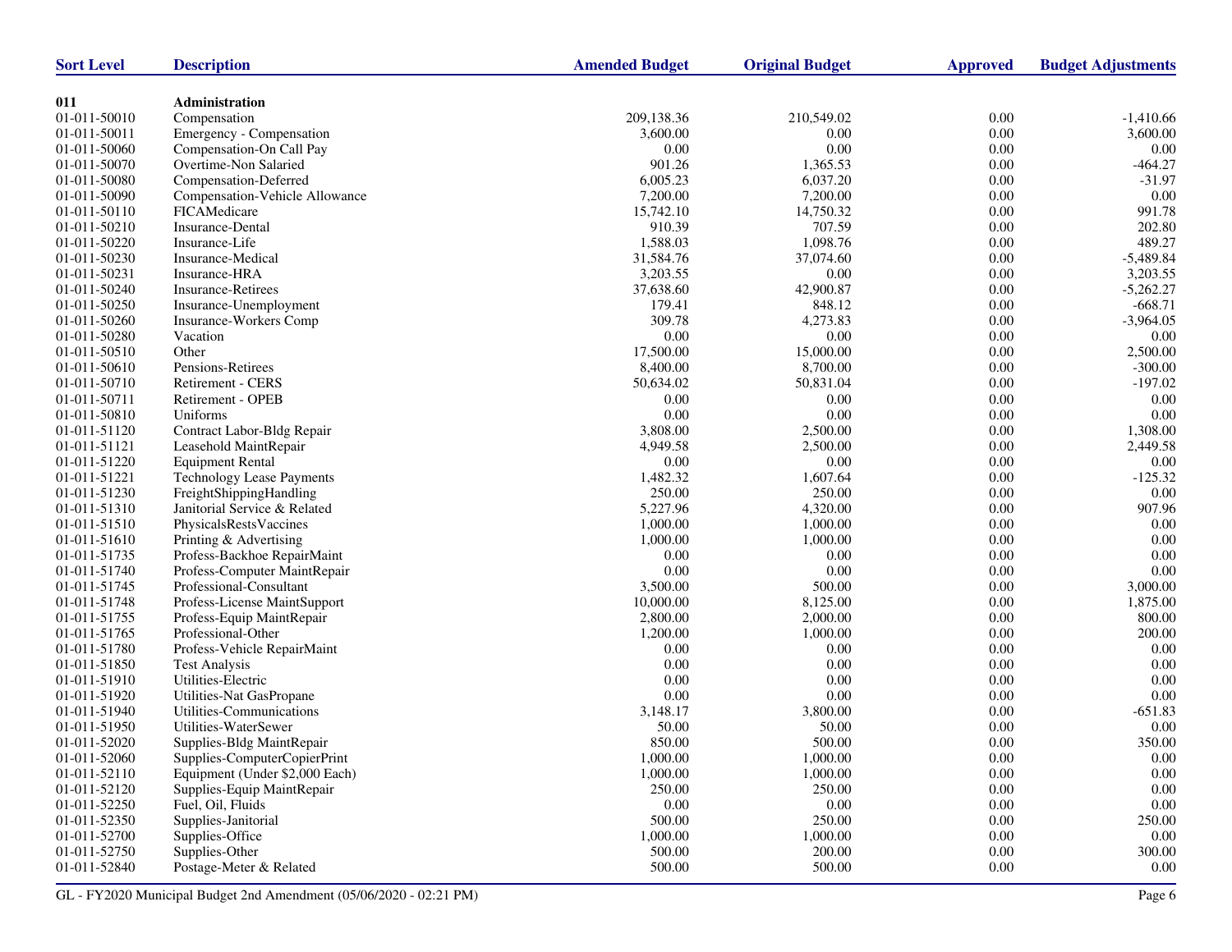| Sort Level | Description | Amended Budget | Original Budget | Approved | Budget Adjustments |
|---|---|---|---|---|---|
| **011** | **Administration** | | | | |
| 01-011-50010 | Compensation | 209,138.36 | 210,549.02 | 0.00 | -1,410.66 |
| 01-011-50011 | Emergency - Compensation | 3,600.00 | 0.00 | 0.00 | 3,600.00 |
| 01-011-50060 | Compensation-On Call Pay | 0.00 | 0.00 | 0.00 | 0.00 |
| 01-011-50070 | Overtime-Non Salaried | 901.26 | 1,365.53 | 0.00 | -464.27 |
| 01-011-50080 | Compensation-Deferred | 6,005.23 | 6,037.20 | 0.00 | -31.97 |
| 01-011-50090 | Compensation-Vehicle Allowance | 7,200.00 | 7,200.00 | 0.00 | 0.00 |
| 01-011-50110 | FICAMedicare | 15,742.10 | 14,750.32 | 0.00 | 991.78 |
| 01-011-50210 | Insurance-Dental | 910.39 | 707.59 | 0.00 | 202.80 |
| 01-011-50220 | Insurance-Life | 1,588.03 | 1,098.76 | 0.00 | 489.27 |
| 01-011-50230 | Insurance-Medical | 31,584.76 | 37,074.60 | 0.00 | -5,489.84 |
| 01-011-50231 | Insurance-HRA | 3,203.55 | 0.00 | 0.00 | 3,203.55 |
| 01-011-50240 | Insurance-Retirees | 37,638.60 | 42,900.87 | 0.00 | -5,262.27 |
| 01-011-50250 | Insurance-Unemployment | 179.41 | 848.12 | 0.00 | -668.71 |
| 01-011-50260 | Insurance-Workers Comp | 309.78 | 4,273.83 | 0.00 | -3,964.05 |
| 01-011-50280 | Vacation | 0.00 | 0.00 | 0.00 | 0.00 |
| 01-011-50510 | Other | 17,500.00 | 15,000.00 | 0.00 | 2,500.00 |
| 01-011-50610 | Pensions-Retirees | 8,400.00 | 8,700.00 | 0.00 | -300.00 |
| 01-011-50710 | Retirement - CERS | 50,634.02 | 50,831.04 | 0.00 | -197.02 |
| 01-011-50711 | Retirement - OPEB | 0.00 | 0.00 | 0.00 | 0.00 |
| 01-011-50810 | Uniforms | 0.00 | 0.00 | 0.00 | 0.00 |
| 01-011-51120 | Contract Labor-Bldg Repair | 3,808.00 | 2,500.00 | 0.00 | 1,308.00 |
| 01-011-51121 | Leasehold MaintRepair | 4,949.58 | 2,500.00 | 0.00 | 2,449.58 |
| 01-011-51220 | Equipment Rental | 0.00 | 0.00 | 0.00 | 0.00 |
| 01-011-51221 | Technology Lease Payments | 1,482.32 | 1,607.64 | 0.00 | -125.32 |
| 01-011-51230 | FreightShippingHandling | 250.00 | 250.00 | 0.00 | 0.00 |
| 01-011-51310 | Janitorial Service & Related | 5,227.96 | 4,320.00 | 0.00 | 907.96 |
| 01-011-51510 | PhysicalsRestsVaccines | 1,000.00 | 1,000.00 | 0.00 | 0.00 |
| 01-011-51610 | Printing & Advertising | 1,000.00 | 1,000.00 | 0.00 | 0.00 |
| 01-011-51735 | Profess-Backhoe RepairMaint | 0.00 | 0.00 | 0.00 | 0.00 |
| 01-011-51740 | Profess-Computer MaintRepair | 0.00 | 0.00 | 0.00 | 0.00 |
| 01-011-51745 | Professional-Consultant | 3,500.00 | 500.00 | 0.00 | 3,000.00 |
| 01-011-51748 | Profess-License MaintSupport | 10,000.00 | 8,125.00 | 0.00 | 1,875.00 |
| 01-011-51755 | Profess-Equip MaintRepair | 2,800.00 | 2,000.00 | 0.00 | 800.00 |
| 01-011-51765 | Professional-Other | 1,200.00 | 1,000.00 | 0.00 | 200.00 |
| 01-011-51780 | Profess-Vehicle RepairMaint | 0.00 | 0.00 | 0.00 | 0.00 |
| 01-011-51850 | Test Analysis | 0.00 | 0.00 | 0.00 | 0.00 |
| 01-011-51910 | Utilities-Electric | 0.00 | 0.00 | 0.00 | 0.00 |
| 01-011-51920 | Utilities-Nat GasPropane | 0.00 | 0.00 | 0.00 | 0.00 |
| 01-011-51940 | Utilities-Communications | 3,148.17 | 3,800.00 | 0.00 | -651.83 |
| 01-011-51950 | Utilities-WaterSewer | 50.00 | 50.00 | 0.00 | 0.00 |
| 01-011-52020 | Supplies-Bldg MaintRepair | 850.00 | 500.00 | 0.00 | 350.00 |
| 01-011-52060 | Supplies-ComputerCopierPrint | 1,000.00 | 1,000.00 | 0.00 | 0.00 |
| 01-011-52110 | Equipment (Under $2,000 Each) | 1,000.00 | 1,000.00 | 0.00 | 0.00 |
| 01-011-52120 | Supplies-Equip MaintRepair | 250.00 | 250.00 | 0.00 | 0.00 |
| 01-011-52250 | Fuel, Oil, Fluids | 0.00 | 0.00 | 0.00 | 0.00 |
| 01-011-52350 | Supplies-Janitorial | 500.00 | 250.00 | 0.00 | 250.00 |
| 01-011-52700 | Supplies-Office | 1,000.00 | 1,000.00 | 0.00 | 0.00 |
| 01-011-52750 | Supplies-Other | 500.00 | 200.00 | 0.00 | 300.00 |
| 01-011-52840 | Postage-Meter & Related | 500.00 | 500.00 | 0.00 | 0.00 |

GL - FY2020 Municipal Budget 2nd Amendment (05/06/2020 - 02:21 PM)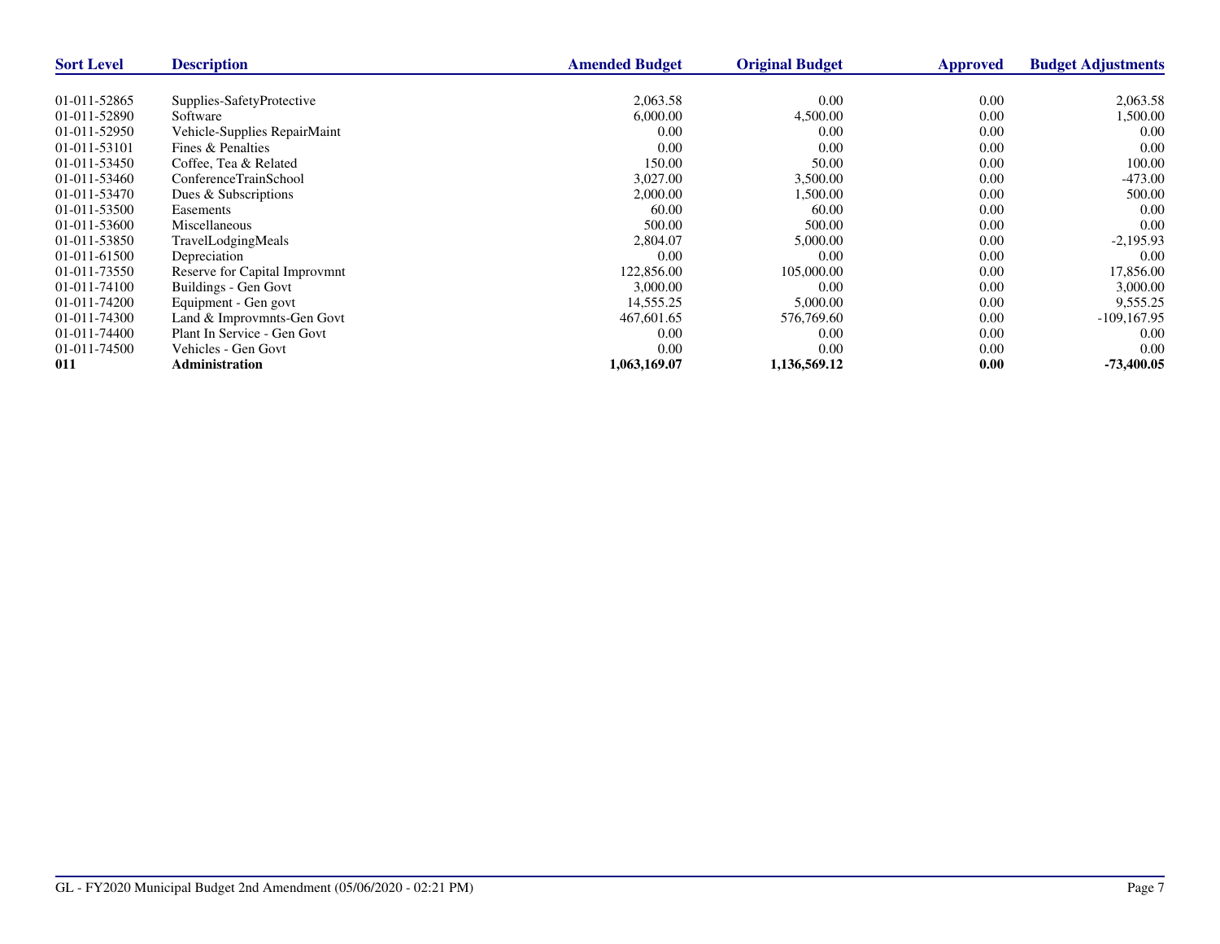| Sort Level | Description | Amended Budget | Original Budget | Approved | Budget Adjustments |
|---|---|---|---|---|---|
| 01-011-52865 | Supplies-SafetyProtective | 2,063.58 | 0.00 | 0.00 | 2,063.58 |
| 01-011-52890 | Software | 6,000.00 | 4,500.00 | 0.00 | 1,500.00 |
| 01-011-52950 | Vehicle-Supplies RepairMaint | 0.00 | 0.00 | 0.00 | 0.00 |
| 01-011-53101 | Fines & Penalties | 0.00 | 0.00 | 0.00 | 0.00 |
| 01-011-53450 | Coffee, Tea & Related | 150.00 | 50.00 | 0.00 | 100.00 |
| 01-011-53460 | ConferenceTrainSchool | 3,027.00 | 3,500.00 | 0.00 | -473.00 |
| 01-011-53470 | Dues & Subscriptions | 2,000.00 | 1,500.00 | 0.00 | 500.00 |
| 01-011-53500 | Easements | 60.00 | 60.00 | 0.00 | 0.00 |
| 01-011-53600 | Miscellaneous | 500.00 | 500.00 | 0.00 | 0.00 |
| 01-011-53850 | TravelLodgingMeals | 2,804.07 | 5,000.00 | 0.00 | -2,195.93 |
| 01-011-61500 | Depreciation | 0.00 | 0.00 | 0.00 | 0.00 |
| 01-011-73550 | Reserve for Capital Improvmnt | 122,856.00 | 105,000.00 | 0.00 | 17,856.00 |
| 01-011-74100 | Buildings - Gen Govt | 3,000.00 | 0.00 | 0.00 | 3,000.00 |
| 01-011-74200 | Equipment - Gen govt | 14,555.25 | 5,000.00 | 0.00 | 9,555.25 |
| 01-011-74300 | Land & Improvmnts-Gen Govt | 467,601.65 | 576,769.60 | 0.00 | -109,167.95 |
| 01-011-74400 | Plant In Service - Gen Govt | 0.00 | 0.00 | 0.00 | 0.00 |
| 01-011-74500 | Vehicles - Gen Govt | 0.00 | 0.00 | 0.00 | 0.00 |
| **011** | **Administration** | **1,063,169.07** | **1,136,569.12** | **0.00** | **-73,400.05** |

GL - FY2020 Municipal Budget 2nd Amendment (05/06/2020 - 02:21 PM)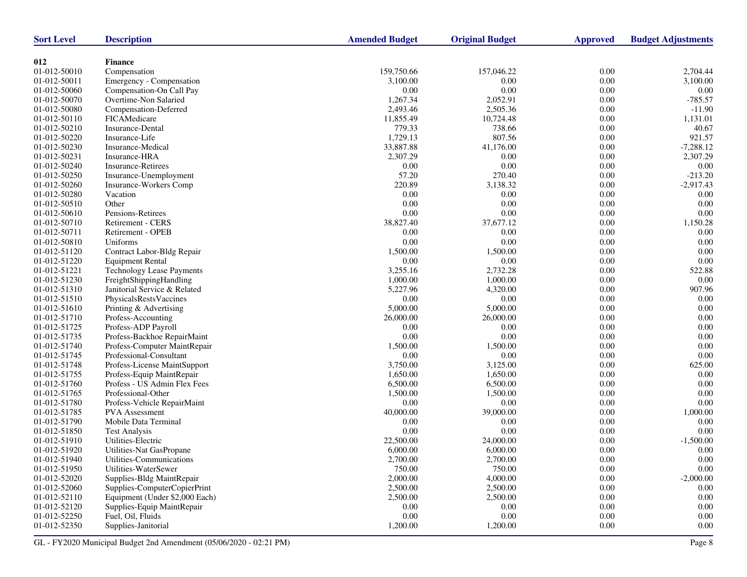| Sort Level | Description | Amended Budget | Original Budget | Approved | Budget Adjustments |
|---|---|---|---|---|---|
| **012** | **Finance** | | | | |
| 01-012-50010 | Compensation | 159,750.66 | 157,046.22 | 0.00 | 2,704.44 |
| 01-012-50011 | Emergency - Compensation | 3,100.00 | 0.00 | 0.00 | 3,100.00 |
| 01-012-50060 | Compensation-On Call Pay | 0.00 | 0.00 | 0.00 | 0.00 |
| 01-012-50070 | Overtime-Non Salaried | 1,267.34 | 2,052.91 | 0.00 | -785.57 |
| 01-012-50080 | Compensation-Deferred | 2,493.46 | 2,505.36 | 0.00 | -11.90 |
| 01-012-50110 | FICAMedicare | 11,855.49 | 10,724.48 | 0.00 | 1,131.01 |
| 01-012-50210 | Insurance-Dental | 779.33 | 738.66 | 0.00 | 40.67 |
| 01-012-50220 | Insurance-Life | 1,729.13 | 807.56 | 0.00 | 921.57 |
| 01-012-50230 | Insurance-Medical | 33,887.88 | 41,176.00 | 0.00 | -7,288.12 |
| 01-012-50231 | Insurance-HRA | 2,307.29 | 0.00 | 0.00 | 2,307.29 |
| 01-012-50240 | Insurance-Retirees | 0.00 | 0.00 | 0.00 | 0.00 |
| 01-012-50250 | Insurance-Unemployment | 57.20 | 270.40 | 0.00 | -213.20 |
| 01-012-50260 | Insurance-Workers Comp | 220.89 | 3,138.32 | 0.00 | -2,917.43 |
| 01-012-50280 | Vacation | 0.00 | 0.00 | 0.00 | 0.00 |
| 01-012-50510 | Other | 0.00 | 0.00 | 0.00 | 0.00 |
| 01-012-50610 | Pensions-Retirees | 0.00 | 0.00 | 0.00 | 0.00 |
| 01-012-50710 | Retirement - CERS | 38,827.40 | 37,677.12 | 0.00 | 1,150.28 |
| 01-012-50711 | Retirement - OPEB | 0.00 | 0.00 | 0.00 | 0.00 |
| 01-012-50810 | Uniforms | 0.00 | 0.00 | 0.00 | 0.00 |
| 01-012-51120 | Contract Labor-Bldg Repair | 1,500.00 | 1,500.00 | 0.00 | 0.00 |
| 01-012-51220 | Equipment Rental | 0.00 | 0.00 | 0.00 | 0.00 |
| 01-012-51221 | Technology Lease Payments | 3,255.16 | 2,732.28 | 0.00 | 522.88 |
| 01-012-51230 | FreightShippingHandling | 1,000.00 | 1,000.00 | 0.00 | 0.00 |
| 01-012-51310 | Janitorial Service & Related | 5,227.96 | 4,320.00 | 0.00 | 907.96 |
| 01-012-51510 | PhysicalsRestsVaccines | 0.00 | 0.00 | 0.00 | 0.00 |
| 01-012-51610 | Printing & Advertising | 5,000.00 | 5,000.00 | 0.00 | 0.00 |
| 01-012-51710 | Profess-Accounting | 26,000.00 | 26,000.00 | 0.00 | 0.00 |
| 01-012-51725 | Profess-ADP Payroll | 0.00 | 0.00 | 0.00 | 0.00 |
| 01-012-51735 | Profess-Backhoe RepairMaint | 0.00 | 0.00 | 0.00 | 0.00 |
| 01-012-51740 | Profess-Computer MaintRepair | 1,500.00 | 1,500.00 | 0.00 | 0.00 |
| 01-012-51745 | Professional-Consultant | 0.00 | 0.00 | 0.00 | 0.00 |
| 01-012-51748 | Profess-License MaintSupport | 3,750.00 | 3,125.00 | 0.00 | 625.00 |
| 01-012-51755 | Profess-Equip MaintRepair | 1,650.00 | 1,650.00 | 0.00 | 0.00 |
| 01-012-51760 | Profess - US Admin Flex Fees | 6,500.00 | 6,500.00 | 0.00 | 0.00 |
| 01-012-51765 | Professional-Other | 1,500.00 | 1,500.00 | 0.00 | 0.00 |
| 01-012-51780 | Profess-Vehicle RepairMaint | 0.00 | 0.00 | 0.00 | 0.00 |
| 01-012-51785 | PVA Assessment | 40,000.00 | 39,000.00 | 0.00 | 1,000.00 |
| 01-012-51790 | Mobile Data Terminal | 0.00 | 0.00 | 0.00 | 0.00 |
| 01-012-51850 | Test Analysis | 0.00 | 0.00 | 0.00 | 0.00 |
| 01-012-51910 | Utilities-Electric | 22,500.00 | 24,000.00 | 0.00 | -1,500.00 |
| 01-012-51920 | Utilities-Nat GasPropane | 6,000.00 | 6,000.00 | 0.00 | 0.00 |
| 01-012-51940 | Utilities-Communications | 2,700.00 | 2,700.00 | 0.00 | 0.00 |
| 01-012-51950 | Utilities-WaterSewer | 750.00 | 750.00 | 0.00 | 0.00 |
| 01-012-52020 | Supplies-Bldg MaintRepair | 2,000.00 | 4,000.00 | 0.00 | -2,000.00 |
| 01-012-52060 | Supplies-ComputerCopierPrint | 2,500.00 | 2,500.00 | 0.00 | 0.00 |
| 01-012-52110 | Equipment (Under $2,000 Each) | 2,500.00 | 2,500.00 | 0.00 | 0.00 |
| 01-012-52120 | Supplies-Equip MaintRepair | 0.00 | 0.00 | 0.00 | 0.00 |
| 01-012-52250 | Fuel, Oil, Fluids | 0.00 | 0.00 | 0.00 | 0.00 |
| 01-012-52350 | Supplies-Janitorial | 1,200.00 | 1,200.00 | 0.00 | 0.00 |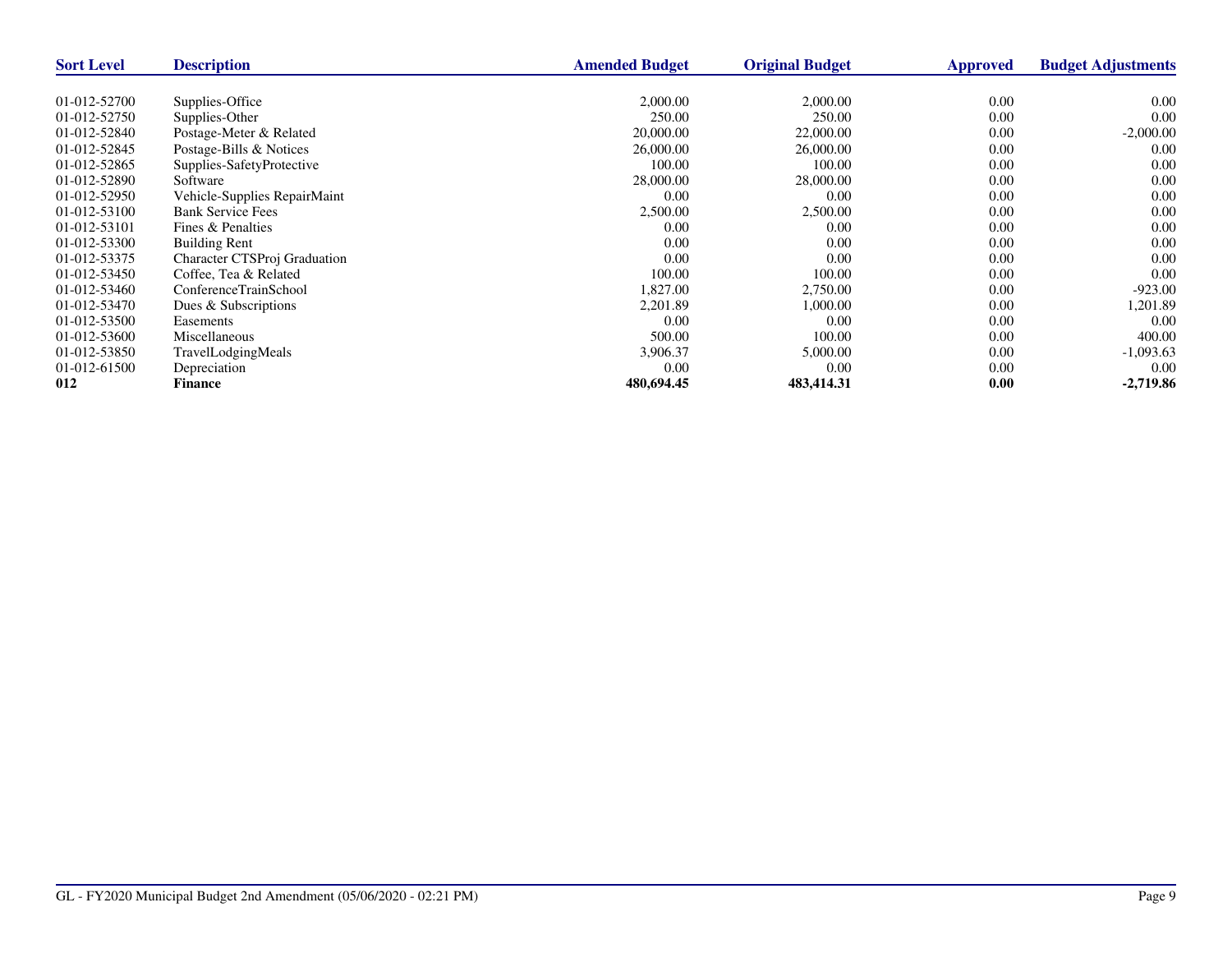| Sort Level | Description | Amended Budget | Original Budget | Approved | Budget Adjustments |
|---|---|---|---|---|---|
| 01-012-52700 | Supplies-Office | 2,000.00 | 2,000.00 | 0.00 | 0.00 |
| 01-012-52750 | Supplies-Other | 250.00 | 250.00 | 0.00 | 0.00 |
| 01-012-52840 | Postage-Meter & Related | 20,000.00 | 22,000.00 | 0.00 | -2,000.00 |
| 01-012-52845 | Postage-Bills & Notices | 26,000.00 | 26,000.00 | 0.00 | 0.00 |
| 01-012-52865 | Supplies-SafetyProtective | 100.00 | 100.00 | 0.00 | 0.00 |
| 01-012-52890 | Software | 28,000.00 | 28,000.00 | 0.00 | 0.00 |
| 01-012-52950 | Vehicle-Supplies RepairMaint | 0.00 | 0.00 | 0.00 | 0.00 |
| 01-012-53100 | Bank Service Fees | 2,500.00 | 2,500.00 | 0.00 | 0.00 |
| 01-012-53101 | Fines & Penalties | 0.00 | 0.00 | 0.00 | 0.00 |
| 01-012-53300 | Building Rent | 0.00 | 0.00 | 0.00 | 0.00 |
| 01-012-53375 | Character CTSProj Graduation | 0.00 | 0.00 | 0.00 | 0.00 |
| 01-012-53450 | Coffee, Tea & Related | 100.00 | 100.00 | 0.00 | 0.00 |
| 01-012-53460 | ConferenceTrainSchool | 1,827.00 | 2,750.00 | 0.00 | -923.00 |
| 01-012-53470 | Dues & Subscriptions | 2,201.89 | 1,000.00 | 0.00 | 1,201.89 |
| 01-012-53500 | Easements | 0.00 | 0.00 | 0.00 | 0.00 |
| 01-012-53600 | Miscellaneous | 500.00 | 100.00 | 0.00 | 400.00 |
| 01-012-53850 | TravelLodgingMeals | 3,906.37 | 5,000.00 | 0.00 | -1,093.63 |
| 01-012-61500 | Depreciation | 0.00 | 0.00 | 0.00 | 0.00 |
| **012** | **Finance** | **480,694.45** | **483,414.31** | **0.00** | **-2,719.86** |

GL - FY2020 Municipal Budget 2nd Amendment (05/06/2020 - 02:21 PM)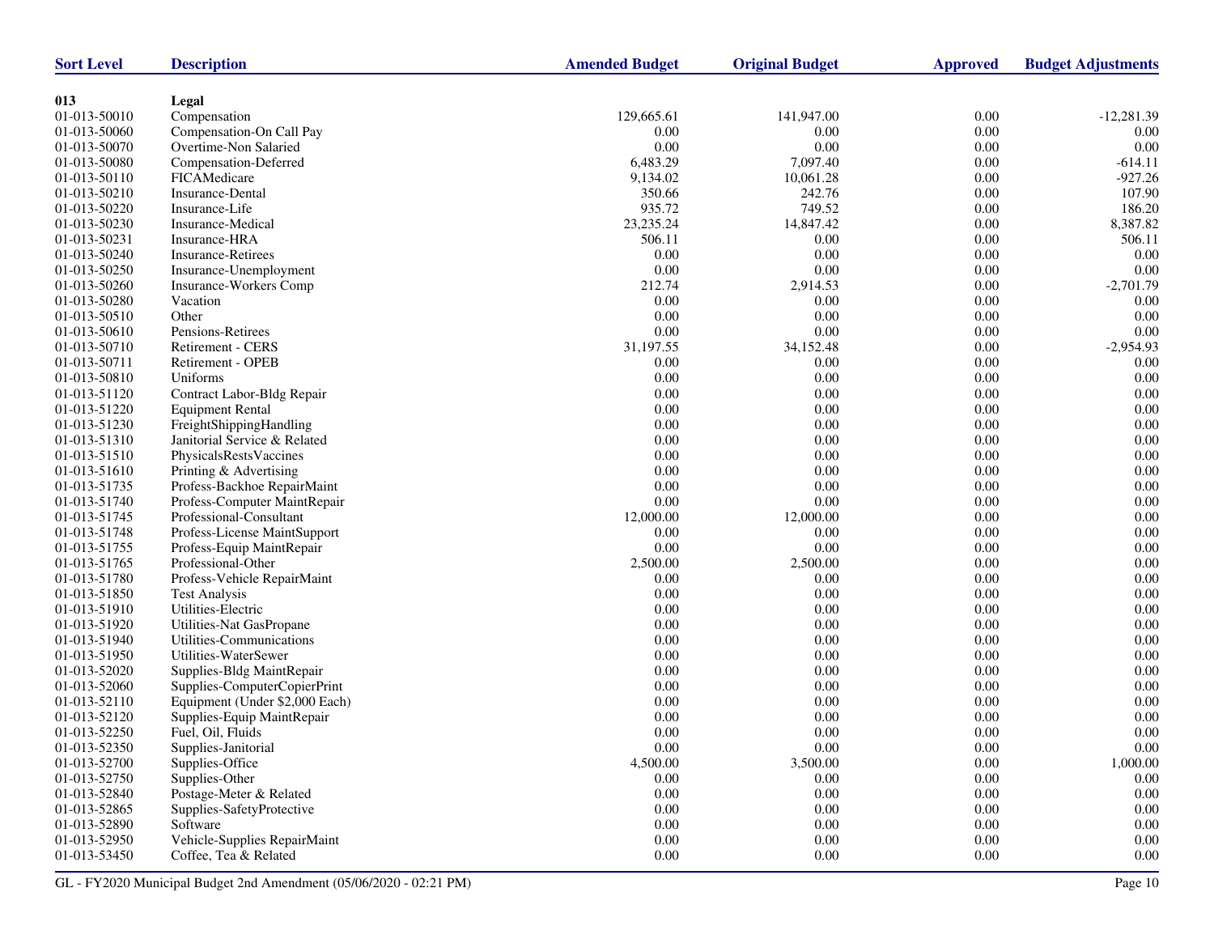| Sort Level | Description | Amended Budget | Original Budget | Approved | Budget Adjustments |
|---|---|---|---|---|---|
| **013** | **Legal** | | | | |
| 01-013-50010 | Compensation | 129,665.61 | 141,947.00 | 0.00 | -12,281.39 |
| 01-013-50060 | Compensation-On Call Pay | 0.00 | 0.00 | 0.00 | 0.00 |
| 01-013-50070 | Overtime-Non Salaried | 0.00 | 0.00 | 0.00 | 0.00 |
| 01-013-50080 | Compensation-Deferred | 6,483.29 | 7,097.40 | 0.00 | -614.11 |
| 01-013-50110 | FICAMedicare | 9,134.02 | 10,061.28 | 0.00 | -927.26 |
| 01-013-50210 | Insurance-Dental | 350.66 | 242.76 | 0.00 | 107.90 |
| 01-013-50220 | Insurance-Life | 935.72 | 749.52 | 0.00 | 186.20 |
| 01-013-50230 | Insurance-Medical | 23,235.24 | 14,847.42 | 0.00 | 8,387.82 |
| 01-013-50231 | Insurance-HRA | 506.11 | 0.00 | 0.00 | 506.11 |
| 01-013-50240 | Insurance-Retirees | 0.00 | 0.00 | 0.00 | 0.00 |
| 01-013-50250 | Insurance-Unemployment | 0.00 | 0.00 | 0.00 | 0.00 |
| 01-013-50260 | Insurance-Workers Comp | 212.74 | 2,914.53 | 0.00 | -2,701.79 |
| 01-013-50280 | Vacation | 0.00 | 0.00 | 0.00 | 0.00 |
| 01-013-50510 | Other | 0.00 | 0.00 | 0.00 | 0.00 |
| 01-013-50610 | Pensions-Retirees | 0.00 | 0.00 | 0.00 | 0.00 |
| 01-013-50710 | Retirement - CERS | 31,197.55 | 34,152.48 | 0.00 | -2,954.93 |
| 01-013-50711 | Retirement - OPEB | 0.00 | 0.00 | 0.00 | 0.00 |
| 01-013-50810 | Uniforms | 0.00 | 0.00 | 0.00 | 0.00 |
| 01-013-51120 | Contract Labor-Bldg Repair | 0.00 | 0.00 | 0.00 | 0.00 |
| 01-013-51220 | Equipment Rental | 0.00 | 0.00 | 0.00 | 0.00 |
| 01-013-51230 | FreightShippingHandling | 0.00 | 0.00 | 0.00 | 0.00 |
| 01-013-51310 | Janitorial Service & Related | 0.00 | 0.00 | 0.00 | 0.00 |
| 01-013-51510 | PhysicalsRestsVaccines | 0.00 | 0.00 | 0.00 | 0.00 |
| 01-013-51610 | Printing & Advertising | 0.00 | 0.00 | 0.00 | 0.00 |
| 01-013-51735 | Profess-Backhoe RepairMaint | 0.00 | 0.00 | 0.00 | 0.00 |
| 01-013-51740 | Profess-Computer MaintRepair | 0.00 | 0.00 | 0.00 | 0.00 |
| 01-013-51745 | Professional-Consultant | 12,000.00 | 12,000.00 | 0.00 | 0.00 |
| 01-013-51748 | Profess-License MaintSupport | 0.00 | 0.00 | 0.00 | 0.00 |
| 01-013-51755 | Profess-Equip MaintRepair | 0.00 | 0.00 | 0.00 | 0.00 |
| 01-013-51765 | Professional-Other | 2,500.00 | 2,500.00 | 0.00 | 0.00 |
| 01-013-51780 | Profess-Vehicle RepairMaint | 0.00 | 0.00 | 0.00 | 0.00 |
| 01-013-51850 | Test Analysis | 0.00 | 0.00 | 0.00 | 0.00 |
| 01-013-51910 | Utilities-Electric | 0.00 | 0.00 | 0.00 | 0.00 |
| 01-013-51920 | Utilities-Nat GasPropane | 0.00 | 0.00 | 0.00 | 0.00 |
| 01-013-51940 | Utilities-Communications | 0.00 | 0.00 | 0.00 | 0.00 |
| 01-013-51950 | Utilities-WaterSewer | 0.00 | 0.00 | 0.00 | 0.00 |
| 01-013-52020 | Supplies-Bldg MaintRepair | 0.00 | 0.00 | 0.00 | 0.00 |
| 01-013-52060 | Supplies-ComputerCopierPrint | 0.00 | 0.00 | 0.00 | 0.00 |
| 01-013-52110 | Equipment (Under $2,000 Each) | 0.00 | 0.00 | 0.00 | 0.00 |
| 01-013-52120 | Supplies-Equip MaintRepair | 0.00 | 0.00 | 0.00 | 0.00 |
| 01-013-52250 | Fuel, Oil, Fluids | 0.00 | 0.00 | 0.00 | 0.00 |
| 01-013-52350 | Supplies-Janitorial | 0.00 | 0.00 | 0.00 | 0.00 |
| 01-013-52700 | Supplies-Office | 4,500.00 | 3,500.00 | 0.00 | 1,000.00 |
| 01-013-52750 | Supplies-Other | 0.00 | 0.00 | 0.00 | 0.00 |
| 01-013-52840 | Postage-Meter & Related | 0.00 | 0.00 | 0.00 | 0.00 |
| 01-013-52865 | Supplies-SafetyProtective | 0.00 | 0.00 | 0.00 | 0.00 |
| 01-013-52890 | Software | 0.00 | 0.00 | 0.00 | 0.00 |
| 01-013-52950 | Vehicle-Supplies RepairMaint | 0.00 | 0.00 | 0.00 | 0.00 |
| 01-013-53450 | Coffee, Tea & Related | 0.00 | 0.00 | 0.00 | 0.00 |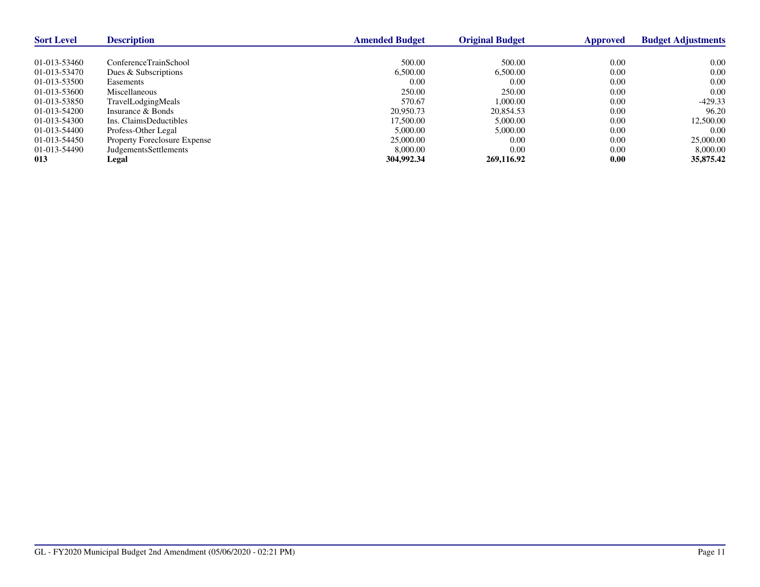| Sort Level | Description | Amended Budget | Original Budget | Approved | Budget Adjustments |
|---|---|---|---|---|---|
| 01-013-53460 | ConferenceTrainSchool | 500.00 | 500.00 | 0.00 | 0.00 |
| 01-013-53470 | Dues & Subscriptions | 6,500.00 | 6,500.00 | 0.00 | 0.00 |
| 01-013-53500 | Easements | 0.00 | 0.00 | 0.00 | 0.00 |
| 01-013-53600 | Miscellaneous | 250.00 | 250.00 | 0.00 | 0.00 |
| 01-013-53850 | TravelLodgingMeals | 570.67 | 1,000.00 | 0.00 | -429.33 |
| 01-013-54200 | Insurance & Bonds | 20,950.73 | 20,854.53 | 0.00 | 96.20 |
| 01-013-54300 | Ins. ClaimsDeductibles | 17,500.00 | 5,000.00 | 0.00 | 12,500.00 |
| 01-013-54400 | Profess-Other Legal | 5,000.00 | 5,000.00 | 0.00 | 0.00 |
| 01-013-54450 | Property Foreclosure Expense | 25,000.00 | 0.00 | 0.00 | 25,000.00 |
| 01-013-54490 | JudgementsSettlements | 8,000.00 | 0.00 | 0.00 | 8,000.00 |
| **013** | **Legal** | **304,992.34** | **269,116.92** | **0.00** | **35,875.42** |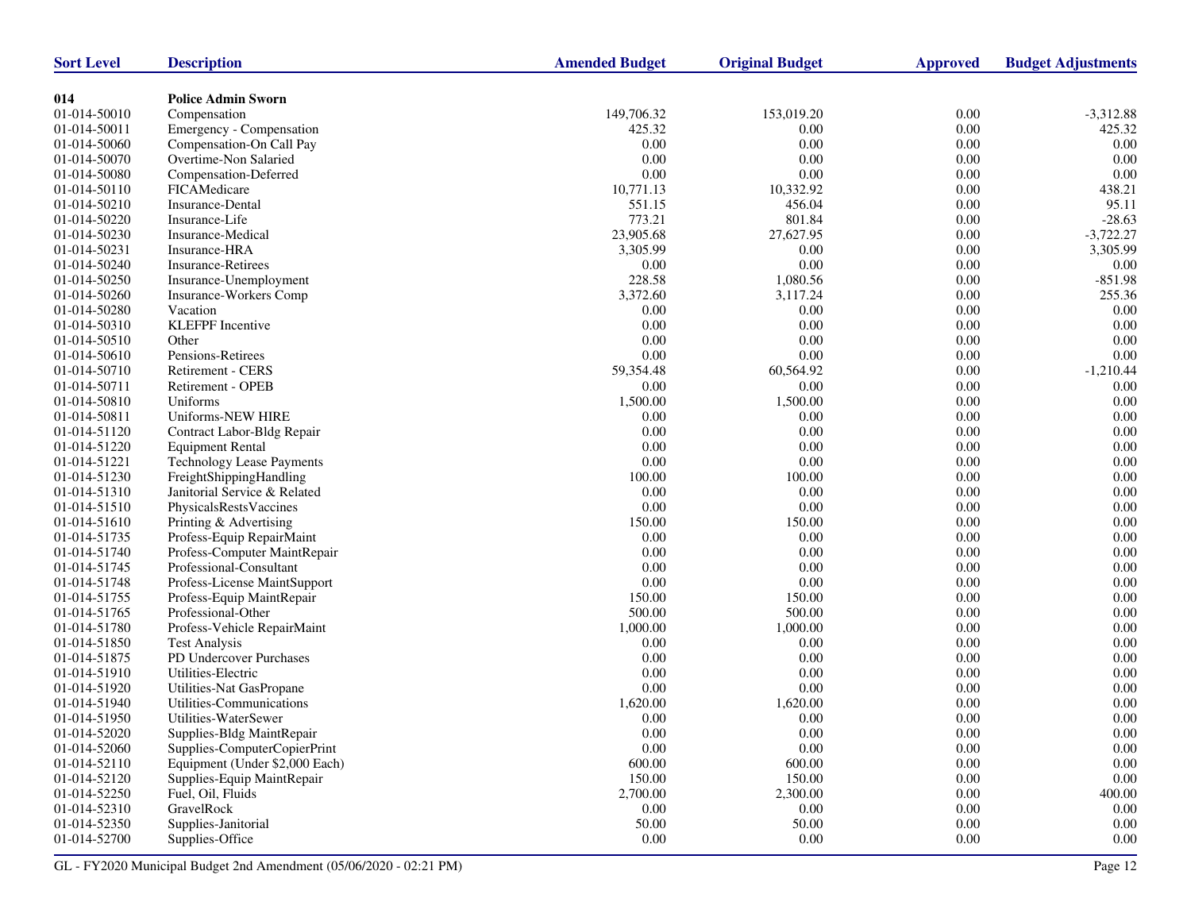| Sort Level | Description | Amended Budget | Original Budget | Approved | Budget Adjustments |
|---|---|---|---|---|---|
| **014** | **Police Admin Sworn** | | | | |
| 01-014-50010 | Compensation | 149,706.32 | 153,019.20 | 0.00 | -3,312.88 |
| 01-014-50011 | Emergency - Compensation | 425.32 | 0.00 | 0.00 | 425.32 |
| 01-014-50060 | Compensation-On Call Pay | 0.00 | 0.00 | 0.00 | 0.00 |
| 01-014-50070 | Overtime-Non Salaried | 0.00 | 0.00 | 0.00 | 0.00 |
| 01-014-50080 | Compensation-Deferred | 0.00 | 0.00 | 0.00 | 0.00 |
| 01-014-50110 | FICAMedicare | 10,771.13 | 10,332.92 | 0.00 | 438.21 |
| 01-014-50210 | Insurance-Dental | 551.15 | 456.04 | 0.00 | 95.11 |
| 01-014-50220 | Insurance-Life | 773.21 | 801.84 | 0.00 | -28.63 |
| 01-014-50230 | Insurance-Medical | 23,905.68 | 27,627.95 | 0.00 | -3,722.27 |
| 01-014-50231 | Insurance-HRA | 3,305.99 | 0.00 | 0.00 | 3,305.99 |
| 01-014-50240 | Insurance-Retirees | 0.00 | 0.00 | 0.00 | 0.00 |
| 01-014-50250 | Insurance-Unemployment | 228.58 | 1,080.56 | 0.00 | -851.98 |
| 01-014-50260 | Insurance-Workers Comp | 3,372.60 | 3,117.24 | 0.00 | 255.36 |
| 01-014-50280 | Vacation | 0.00 | 0.00 | 0.00 | 0.00 |
| 01-014-50310 | KLEFPF Incentive | 0.00 | 0.00 | 0.00 | 0.00 |
| 01-014-50510 | Other | 0.00 | 0.00 | 0.00 | 0.00 |
| 01-014-50610 | Pensions-Retirees | 0.00 | 0.00 | 0.00 | 0.00 |
| 01-014-50710 | Retirement - CERS | 59,354.48 | 60,564.92 | 0.00 | -1,210.44 |
| 01-014-50711 | Retirement - OPEB | 0.00 | 0.00 | 0.00 | 0.00 |
| 01-014-50810 | Uniforms | 1,500.00 | 1,500.00 | 0.00 | 0.00 |
| 01-014-50811 | Uniforms-NEW HIRE | 0.00 | 0.00 | 0.00 | 0.00 |
| 01-014-51120 | Contract Labor-Bldg Repair | 0.00 | 0.00 | 0.00 | 0.00 |
| 01-014-51220 | Equipment Rental | 0.00 | 0.00 | 0.00 | 0.00 |
| 01-014-51221 | Technology Lease Payments | 0.00 | 0.00 | 0.00 | 0.00 |
| 01-014-51230 | FreightShippingHandling | 100.00 | 100.00 | 0.00 | 0.00 |
| 01-014-51310 | Janitorial Service & Related | 0.00 | 0.00 | 0.00 | 0.00 |
| 01-014-51510 | PhysicalsRestsVaccines | 0.00 | 0.00 | 0.00 | 0.00 |
| 01-014-51610 | Printing & Advertising | 150.00 | 150.00 | 0.00 | 0.00 |
| 01-014-51735 | Profess-Equip RepairMaint | 0.00 | 0.00 | 0.00 | 0.00 |
| 01-014-51740 | Profess-Computer MaintRepair | 0.00 | 0.00 | 0.00 | 0.00 |
| 01-014-51745 | Professional-Consultant | 0.00 | 0.00 | 0.00 | 0.00 |
| 01-014-51748 | Profess-License MaintSupport | 0.00 | 0.00 | 0.00 | 0.00 |
| 01-014-51755 | Profess-Equip MaintRepair | 150.00 | 150.00 | 0.00 | 0.00 |
| 01-014-51765 | Professional-Other | 500.00 | 500.00 | 0.00 | 0.00 |
| 01-014-51780 | Profess-Vehicle RepairMaint | 1,000.00 | 1,000.00 | 0.00 | 0.00 |
| 01-014-51850 | Test Analysis | 0.00 | 0.00 | 0.00 | 0.00 |
| 01-014-51875 | PD Undercover Purchases | 0.00 | 0.00 | 0.00 | 0.00 |
| 01-014-51910 | Utilities-Electric | 0.00 | 0.00 | 0.00 | 0.00 |
| 01-014-51920 | Utilities-Nat GasPropane | 0.00 | 0.00 | 0.00 | 0.00 |
| 01-014-51940 | Utilities-Communications | 1,620.00 | 1,620.00 | 0.00 | 0.00 |
| 01-014-51950 | Utilities-WaterSewer | 0.00 | 0.00 | 0.00 | 0.00 |
| 01-014-52020 | Supplies-Bldg MaintRepair | 0.00 | 0.00 | 0.00 | 0.00 |
| 01-014-52060 | Supplies-ComputerCopierPrint | 0.00 | 0.00 | 0.00 | 0.00 |
| 01-014-52110 | Equipment (Under $2,000 Each) | 600.00 | 600.00 | 0.00 | 0.00 |
| 01-014-52120 | Supplies-Equip MaintRepair | 150.00 | 150.00 | 0.00 | 0.00 |
| 01-014-52250 | Fuel, Oil, Fluids | 2,700.00 | 2,300.00 | 0.00 | 400.00 |
| 01-014-52310 | GravelRock | 0.00 | 0.00 | 0.00 | 0.00 |
| 01-014-52350 | Supplies-Janitorial | 50.00 | 50.00 | 0.00 | 0.00 |
| 01-014-52700 | Supplies-Office | 0.00 | 0.00 | 0.00 | 0.00 |

GL - FY2020 Municipal Budget 2nd Amendment (05/06/2020 - 02:21 PM)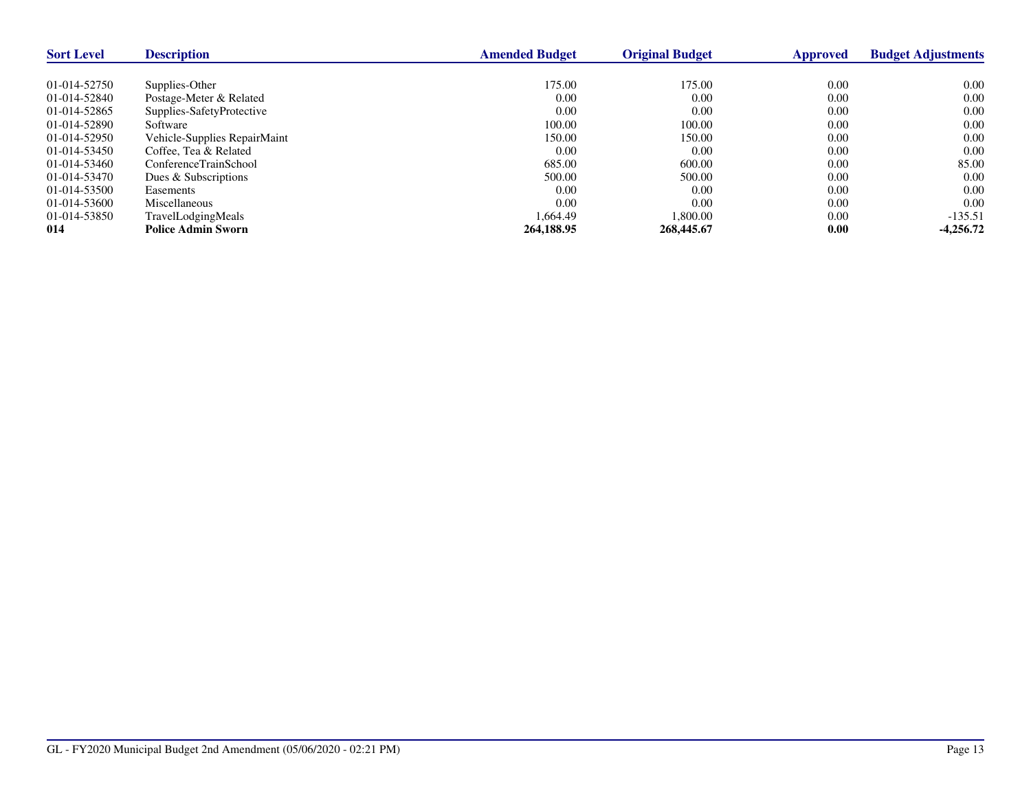| Sort Level | Description | Amended Budget | Original Budget | Approved | Budget Adjustments |
|---|---|---|---|---|---|
| 01-014-52750 | Supplies-Other | 175.00 | 175.00 | 0.00 | 0.00 |
| 01-014-52840 | Postage-Meter & Related | 0.00 | 0.00 | 0.00 | 0.00 |
| 01-014-52865 | Supplies-SafetyProtective | 0.00 | 0.00 | 0.00 | 0.00 |
| 01-014-52890 | Software | 100.00 | 100.00 | 0.00 | 0.00 |
| 01-014-52950 | Vehicle-Supplies RepairMaint | 150.00 | 150.00 | 0.00 | 0.00 |
| 01-014-53450 | Coffee, Tea & Related | 0.00 | 0.00 | 0.00 | 0.00 |
| 01-014-53460 | ConferenceTrainSchool | 685.00 | 600.00 | 0.00 | 85.00 |
| 01-014-53470 | Dues & Subscriptions | 500.00 | 500.00 | 0.00 | 0.00 |
| 01-014-53500 | Easements | 0.00 | 0.00 | 0.00 | 0.00 |
| 01-014-53600 | Miscellaneous | 0.00 | 0.00 | 0.00 | 0.00 |
| 01-014-53850 | TravelLodgingMeals | 1,664.49 | 1,800.00 | 0.00 | -135.51 |
| **014** | **Police Admin Sworn** | **264,188.95** | **268,445.67** | **0.00** | **-4,256.72** |

GL - FY2020 Municipal Budget 2nd Amendment (05/06/2020 - 02:21 PM)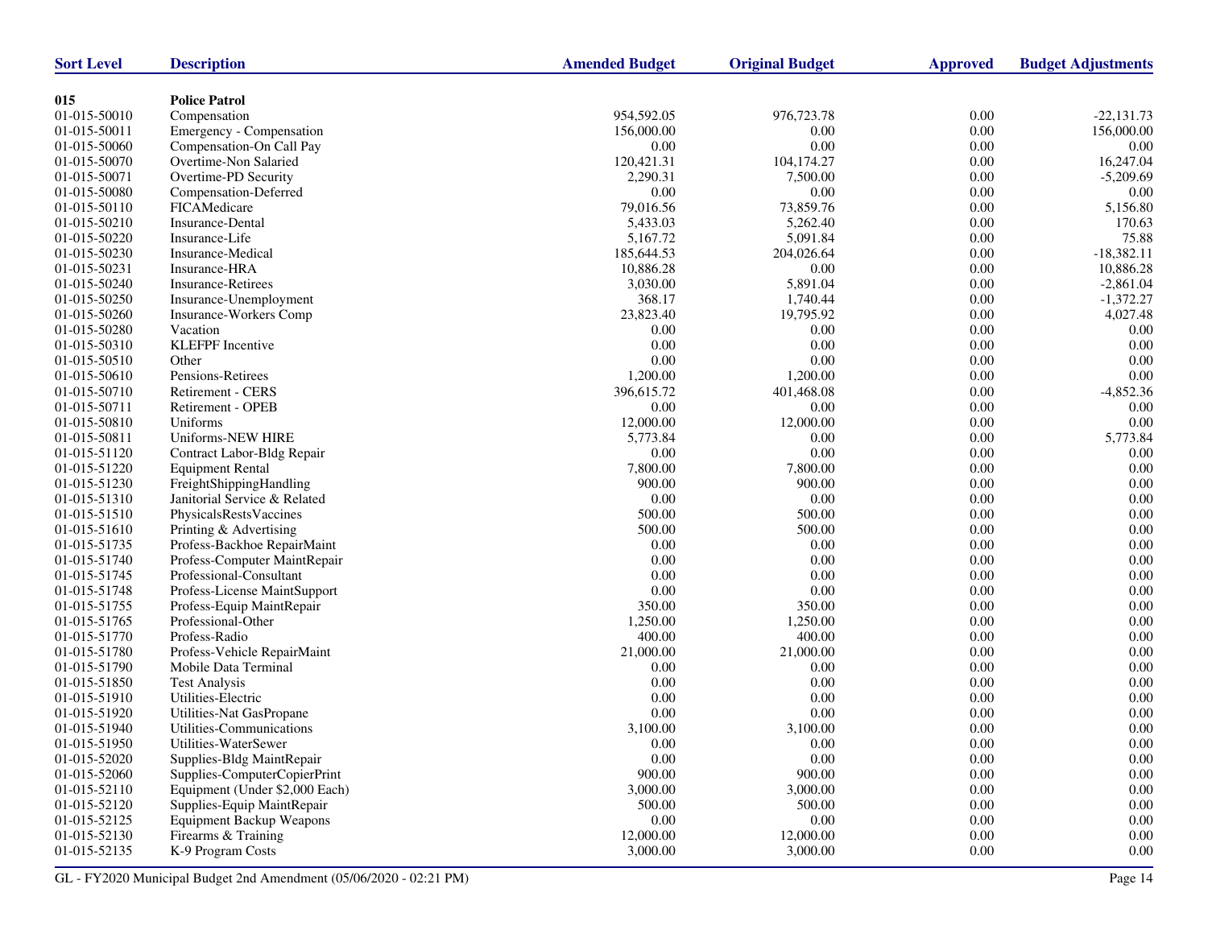| Sort Level | Description | Amended Budget | Original Budget | Approved | Budget Adjustments |
|---|---|---|---|---|---|
| **015** | **Police Patrol** | | | | |
| 01-015-50010 | Compensation | 954,592.05 | 976,723.78 | 0.00 | -22,131.73 |
| 01-015-50011 | Emergency - Compensation | 156,000.00 | 0.00 | 0.00 | 156,000.00 |
| 01-015-50060 | Compensation-On Call Pay | 0.00 | 0.00 | 0.00 | 0.00 |
| 01-015-50070 | Overtime-Non Salaried | 120,421.31 | 104,174.27 | 0.00 | 16,247.04 |
| 01-015-50071 | Overtime-PD Security | 2,290.31 | 7,500.00 | 0.00 | -5,209.69 |
| 01-015-50080 | Compensation-Deferred | 0.00 | 0.00 | 0.00 | 0.00 |
| 01-015-50110 | FICAMedicare | 79,016.56 | 73,859.76 | 0.00 | 5,156.80 |
| 01-015-50210 | Insurance-Dental | 5,433.03 | 5,262.40 | 0.00 | 170.63 |
| 01-015-50220 | Insurance-Life | 5,167.72 | 5,091.84 | 0.00 | 75.88 |
| 01-015-50230 | Insurance-Medical | 185,644.53 | 204,026.64 | 0.00 | -18,382.11 |
| 01-015-50231 | Insurance-HRA | 10,886.28 | 0.00 | 0.00 | 10,886.28 |
| 01-015-50240 | Insurance-Retirees | 3,030.00 | 5,891.04 | 0.00 | -2,861.04 |
| 01-015-50250 | Insurance-Unemployment | 368.17 | 1,740.44 | 0.00 | -1,372.27 |
| 01-015-50260 | Insurance-Workers Comp | 23,823.40 | 19,795.92 | 0.00 | 4,027.48 |
| 01-015-50280 | Vacation | 0.00 | 0.00 | 0.00 | 0.00 |
| 01-015-50310 | KLEFPF Incentive | 0.00 | 0.00 | 0.00 | 0.00 |
| 01-015-50510 | Other | 0.00 | 0.00 | 0.00 | 0.00 |
| 01-015-50610 | Pensions-Retirees | 1,200.00 | 1,200.00 | 0.00 | 0.00 |
| 01-015-50710 | Retirement - CERS | 396,615.72 | 401,468.08 | 0.00 | -4,852.36 |
| 01-015-50711 | Retirement - OPEB | 0.00 | 0.00 | 0.00 | 0.00 |
| 01-015-50810 | Uniforms | 12,000.00 | 12,000.00 | 0.00 | 0.00 |
| 01-015-50811 | Uniforms-NEW HIRE | 5,773.84 | 0.00 | 0.00 | 5,773.84 |
| 01-015-51120 | Contract Labor-Bldg Repair | 0.00 | 0.00 | 0.00 | 0.00 |
| 01-015-51220 | Equipment Rental | 7,800.00 | 7,800.00 | 0.00 | 0.00 |
| 01-015-51230 | FreightShippingHandling | 900.00 | 900.00 | 0.00 | 0.00 |
| 01-015-51310 | Janitorial Service & Related | 0.00 | 0.00 | 0.00 | 0.00 |
| 01-015-51510 | PhysicalsRestsVaccines | 500.00 | 500.00 | 0.00 | 0.00 |
| 01-015-51610 | Printing & Advertising | 500.00 | 500.00 | 0.00 | 0.00 |
| 01-015-51735 | Profess-Backhoe RepairMaint | 0.00 | 0.00 | 0.00 | 0.00 |
| 01-015-51740 | Profess-Computer MaintRepair | 0.00 | 0.00 | 0.00 | 0.00 |
| 01-015-51745 | Professional-Consultant | 0.00 | 0.00 | 0.00 | 0.00 |
| 01-015-51748 | Profess-License MaintSupport | 0.00 | 0.00 | 0.00 | 0.00 |
| 01-015-51755 | Profess-Equip MaintRepair | 350.00 | 350.00 | 0.00 | 0.00 |
| 01-015-51765 | Professional-Other | 1,250.00 | 1,250.00 | 0.00 | 0.00 |
| 01-015-51770 | Profess-Radio | 400.00 | 400.00 | 0.00 | 0.00 |
| 01-015-51780 | Profess-Vehicle RepairMaint | 21,000.00 | 21,000.00 | 0.00 | 0.00 |
| 01-015-51790 | Mobile Data Terminal | 0.00 | 0.00 | 0.00 | 0.00 |
| 01-015-51850 | Test Analysis | 0.00 | 0.00 | 0.00 | 0.00 |
| 01-015-51910 | Utilities-Electric | 0.00 | 0.00 | 0.00 | 0.00 |
| 01-015-51920 | Utilities-Nat GasPropane | 0.00 | 0.00 | 0.00 | 0.00 |
| 01-015-51940 | Utilities-Communications | 3,100.00 | 3,100.00 | 0.00 | 0.00 |
| 01-015-51950 | Utilities-WaterSewer | 0.00 | 0.00 | 0.00 | 0.00 |
| 01-015-52020 | Supplies-Bldg MaintRepair | 0.00 | 0.00 | 0.00 | 0.00 |
| 01-015-52060 | Supplies-ComputerCopierPrint | 900.00 | 900.00 | 0.00 | 0.00 |
| 01-015-52110 | Equipment (Under $2,000 Each) | 3,000.00 | 3,000.00 | 0.00 | 0.00 |
| 01-015-52120 | Supplies-Equip MaintRepair | 500.00 | 500.00 | 0.00 | 0.00 |
| 01-015-52125 | Equipment Backup Weapons | 0.00 | 0.00 | 0.00 | 0.00 |
| 01-015-52130 | Firearms & Training | 12,000.00 | 12,000.00 | 0.00 | 0.00 |
| 01-015-52135 | K-9 Program Costs | 3,000.00 | 3,000.00 | 0.00 | 0.00 |

GL - FY2020 Municipal Budget 2nd Amendment (05/06/2020 - 02:21 PM)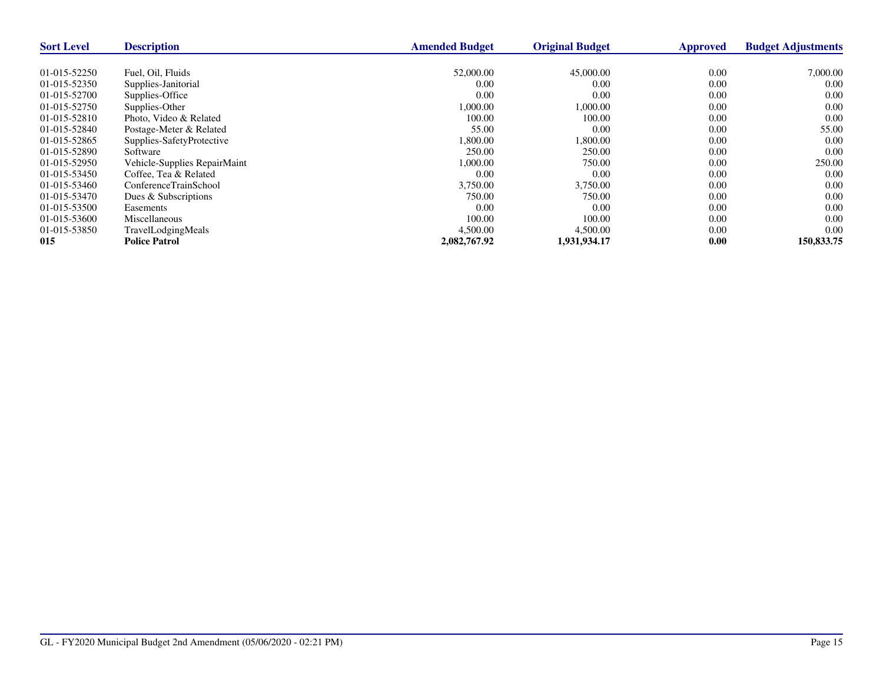| Sort Level | Description | Amended Budget | Original Budget | Approved | Budget Adjustments |
|---|---|---|---|---|---|
| 01-015-52250 | Fuel, Oil, Fluids | 52,000.00 | 45,000.00 | 0.00 | 7,000.00 |
| 01-015-52350 | Supplies-Janitorial | 0.00 | 0.00 | 0.00 | 0.00 |
| 01-015-52700 | Supplies-Office | 0.00 | 0.00 | 0.00 | 0.00 |
| 01-015-52750 | Supplies-Other | 1,000.00 | 1,000.00 | 0.00 | 0.00 |
| 01-015-52810 | Photo, Video & Related | 100.00 | 100.00 | 0.00 | 0.00 |
| 01-015-52840 | Postage-Meter & Related | 55.00 | 0.00 | 0.00 | 55.00 |
| 01-015-52865 | Supplies-SafetyProtective | 1,800.00 | 1,800.00 | 0.00 | 0.00 |
| 01-015-52890 | Software | 250.00 | 250.00 | 0.00 | 0.00 |
| 01-015-52950 | Vehicle-Supplies RepairMaint | 1,000.00 | 750.00 | 0.00 | 250.00 |
| 01-015-53450 | Coffee, Tea & Related | 0.00 | 0.00 | 0.00 | 0.00 |
| 01-015-53460 | ConferenceTrainSchool | 3,750.00 | 3,750.00 | 0.00 | 0.00 |
| 01-015-53470 | Dues & Subscriptions | 750.00 | 750.00 | 0.00 | 0.00 |
| 01-015-53500 | Easements | 0.00 | 0.00 | 0.00 | 0.00 |
| 01-015-53600 | Miscellaneous | 100.00 | 100.00 | 0.00 | 0.00 |
| 01-015-53850 | TravelLodgingMeals | 4,500.00 | 4,500.00 | 0.00 | 0.00 |
| **015** | **Police Patrol** | **2,082,767.92** | **1,931,934.17** | **0.00** | **150,833.75** |

GL - FY2020 Municipal Budget 2nd Amendment (05/06/2020 - 02:21 PM)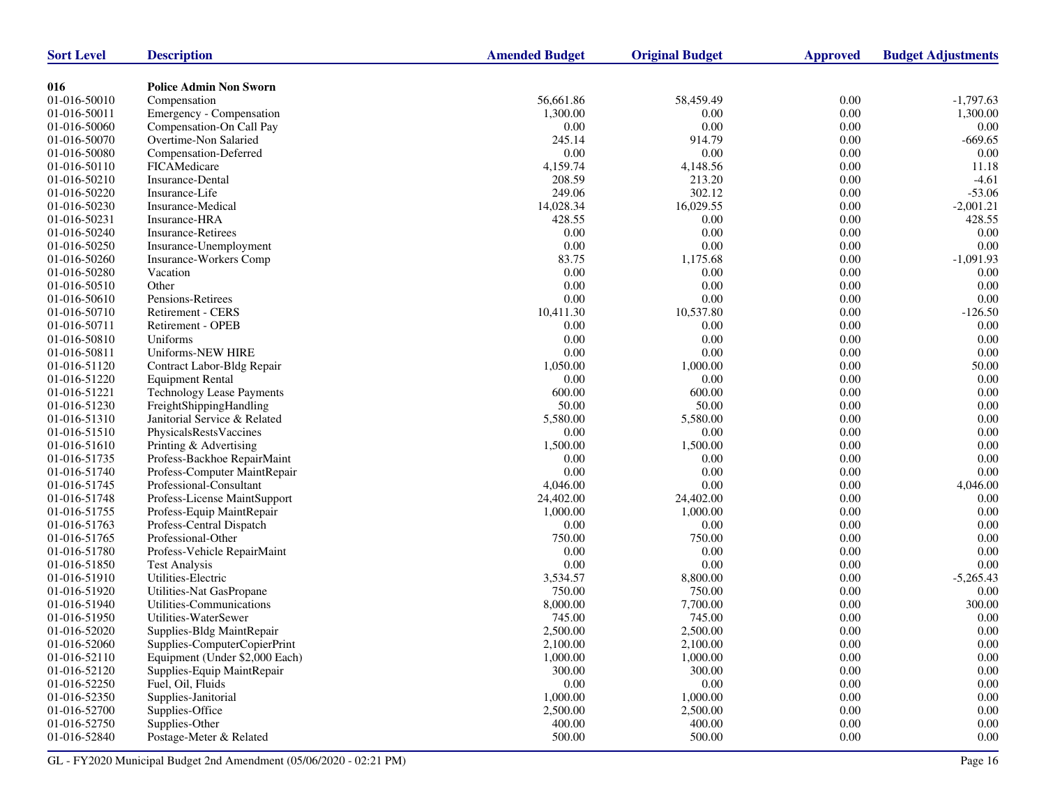| Sort Level | Description | Amended Budget | Original Budget | Approved | Budget Adjustments |
|---|---|---|---|---|---|
| **016** | **Police Admin Non Sworn** | | | | |
| 01-016-50010 | Compensation | 56,661.86 | 58,459.49 | 0.00 | -1,797.63 |
| 01-016-50011 | Emergency - Compensation | 1,300.00 | 0.00 | 0.00 | 1,300.00 |
| 01-016-50060 | Compensation-On Call Pay | 0.00 | 0.00 | 0.00 | 0.00 |
| 01-016-50070 | Overtime-Non Salaried | 245.14 | 914.79 | 0.00 | -669.65 |
| 01-016-50080 | Compensation-Deferred | 0.00 | 0.00 | 0.00 | 0.00 |
| 01-016-50110 | FICAMedicare | 4,159.74 | 4,148.56 | 0.00 | 11.18 |
| 01-016-50210 | Insurance-Dental | 208.59 | 213.20 | 0.00 | -4.61 |
| 01-016-50220 | Insurance-Life | 249.06 | 302.12 | 0.00 | -53.06 |
| 01-016-50230 | Insurance-Medical | 14,028.34 | 16,029.55 | 0.00 | -2,001.21 |
| 01-016-50231 | Insurance-HRA | 428.55 | 0.00 | 0.00 | 428.55 |
| 01-016-50240 | Insurance-Retirees | 0.00 | 0.00 | 0.00 | 0.00 |
| 01-016-50250 | Insurance-Unemployment | 0.00 | 0.00 | 0.00 | 0.00 |
| 01-016-50260 | Insurance-Workers Comp | 83.75 | 1,175.68 | 0.00 | -1,091.93 |
| 01-016-50280 | Vacation | 0.00 | 0.00 | 0.00 | 0.00 |
| 01-016-50510 | Other | 0.00 | 0.00 | 0.00 | 0.00 |
| 01-016-50610 | Pensions-Retirees | 0.00 | 0.00 | 0.00 | 0.00 |
| 01-016-50710 | Retirement - CERS | 10,411.30 | 10,537.80 | 0.00 | -126.50 |
| 01-016-50711 | Retirement - OPEB | 0.00 | 0.00 | 0.00 | 0.00 |
| 01-016-50810 | Uniforms | 0.00 | 0.00 | 0.00 | 0.00 |
| 01-016-50811 | Uniforms-NEW HIRE | 0.00 | 0.00 | 0.00 | 0.00 |
| 01-016-51120 | Contract Labor-Bldg Repair | 1,050.00 | 1,000.00 | 0.00 | 50.00 |
| 01-016-51220 | Equipment Rental | 0.00 | 0.00 | 0.00 | 0.00 |
| 01-016-51221 | Technology Lease Payments | 600.00 | 600.00 | 0.00 | 0.00 |
| 01-016-51230 | FreightShippingHandling | 50.00 | 50.00 | 0.00 | 0.00 |
| 01-016-51310 | Janitorial Service & Related | 5,580.00 | 5,580.00 | 0.00 | 0.00 |
| 01-016-51510 | PhysicalsRestsVaccines | 0.00 | 0.00 | 0.00 | 0.00 |
| 01-016-51610 | Printing & Advertising | 1,500.00 | 1,500.00 | 0.00 | 0.00 |
| 01-016-51735 | Profess-Backhoe RepairMaint | 0.00 | 0.00 | 0.00 | 0.00 |
| 01-016-51740 | Profess-Computer MaintRepair | 0.00 | 0.00 | 0.00 | 0.00 |
| 01-016-51745 | Professional-Consultant | 4,046.00 | 0.00 | 0.00 | 4,046.00 |
| 01-016-51748 | Profess-License MaintSupport | 24,402.00 | 24,402.00 | 0.00 | 0.00 |
| 01-016-51755 | Profess-Equip MaintRepair | 1,000.00 | 1,000.00 | 0.00 | 0.00 |
| 01-016-51763 | Profess-Central Dispatch | 0.00 | 0.00 | 0.00 | 0.00 |
| 01-016-51765 | Professional-Other | 750.00 | 750.00 | 0.00 | 0.00 |
| 01-016-51780 | Profess-Vehicle RepairMaint | 0.00 | 0.00 | 0.00 | 0.00 |
| 01-016-51850 | Test Analysis | 0.00 | 0.00 | 0.00 | 0.00 |
| 01-016-51910 | Utilities-Electric | 3,534.57 | 8,800.00 | 0.00 | -5,265.43 |
| 01-016-51920 | Utilities-Nat GasPropane | 750.00 | 750.00 | 0.00 | 0.00 |
| 01-016-51940 | Utilities-Communications | 8,000.00 | 7,700.00 | 0.00 | 300.00 |
| 01-016-51950 | Utilities-WaterSewer | 745.00 | 745.00 | 0.00 | 0.00 |
| 01-016-52020 | Supplies-Bldg MaintRepair | 2,500.00 | 2,500.00 | 0.00 | 0.00 |
| 01-016-52060 | Supplies-ComputerCopierPrint | 2,100.00 | 2,100.00 | 0.00 | 0.00 |
| 01-016-52110 | Equipment (Under $2,000 Each) | 1,000.00 | 1,000.00 | 0.00 | 0.00 |
| 01-016-52120 | Supplies-Equip MaintRepair | 300.00 | 300.00 | 0.00 | 0.00 |
| 01-016-52250 | Fuel, Oil, Fluids | 0.00 | 0.00 | 0.00 | 0.00 |
| 01-016-52350 | Supplies-Janitorial | 1,000.00 | 1,000.00 | 0.00 | 0.00 |
| 01-016-52700 | Supplies-Office | 2,500.00 | 2,500.00 | 0.00 | 0.00 |
| 01-016-52750 | Supplies-Other | 400.00 | 400.00 | 0.00 | 0.00 |
| 01-016-52840 | Postage-Meter & Related | 500.00 | 500.00 | 0.00 | 0.00 |

GL - FY2020 Municipal Budget 2nd Amendment (05/06/2020 - 02:21 PM)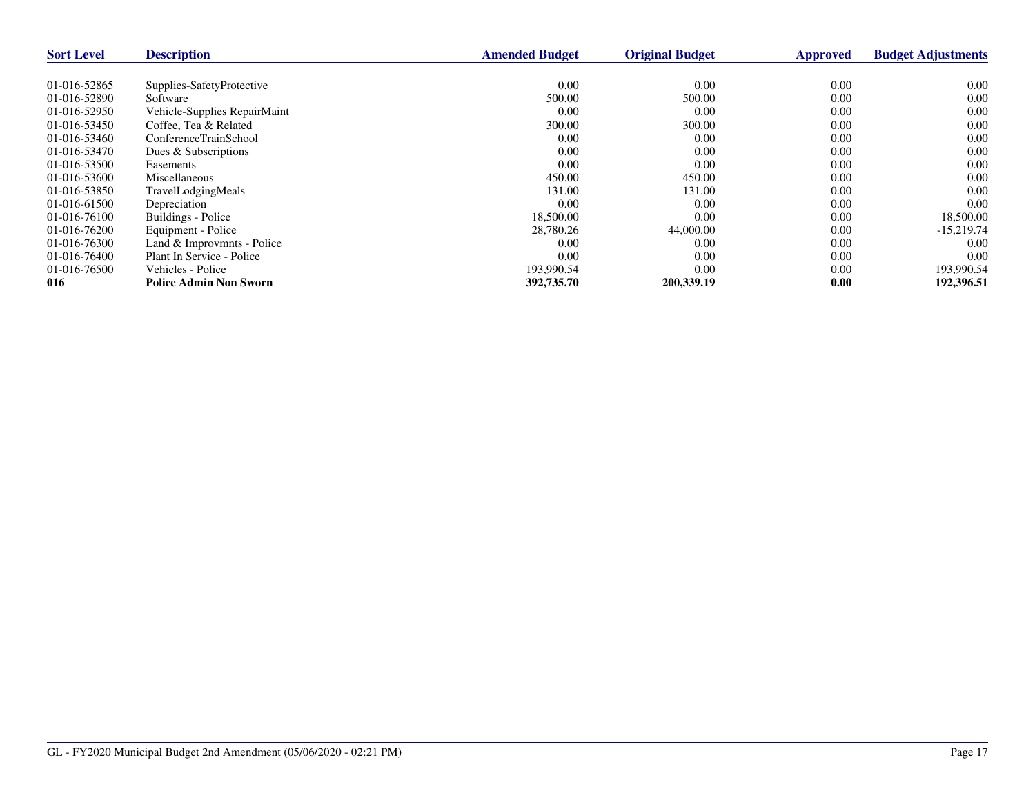| Sort Level | Description | Amended Budget | Original Budget | Approved | Budget Adjustments |
|---|---|---|---|---|---|
| 01-016-52865 | Supplies-SafetyProtective | 0.00 | 0.00 | 0.00 | 0.00 |
| 01-016-52890 | Software | 500.00 | 500.00 | 0.00 | 0.00 |
| 01-016-52950 | Vehicle-Supplies RepairMaint | 0.00 | 0.00 | 0.00 | 0.00 |
| 01-016-53450 | Coffee, Tea & Related | 300.00 | 300.00 | 0.00 | 0.00 |
| 01-016-53460 | ConferenceTrainSchool | 0.00 | 0.00 | 0.00 | 0.00 |
| 01-016-53470 | Dues & Subscriptions | 0.00 | 0.00 | 0.00 | 0.00 |
| 01-016-53500 | Easements | 0.00 | 0.00 | 0.00 | 0.00 |
| 01-016-53600 | Miscellaneous | 450.00 | 450.00 | 0.00 | 0.00 |
| 01-016-53850 | TravelLodgingMeals | 131.00 | 131.00 | 0.00 | 0.00 |
| 01-016-61500 | Depreciation | 0.00 | 0.00 | 0.00 | 0.00 |
| 01-016-76100 | Buildings - Police | 18,500.00 | 0.00 | 0.00 | 18,500.00 |
| 01-016-76200 | Equipment - Police | 28,780.26 | 44,000.00 | 0.00 | -15,219.74 |
| 01-016-76300 | Land & Improvmnts - Police | 0.00 | 0.00 | 0.00 | 0.00 |
| 01-016-76400 | Plant In Service - Police | 0.00 | 0.00 | 0.00 | 0.00 |
| 01-016-76500 | Vehicles - Police | 193,990.54 | 0.00 | 0.00 | 193,990.54 |
| **016** | **Police Admin Non Sworn** | **392,735.70** | **200,339.19** | **0.00** | **192,396.51** |

GL - FY2020 Municipal Budget 2nd Amendment (05/06/2020 - 02:21 PM)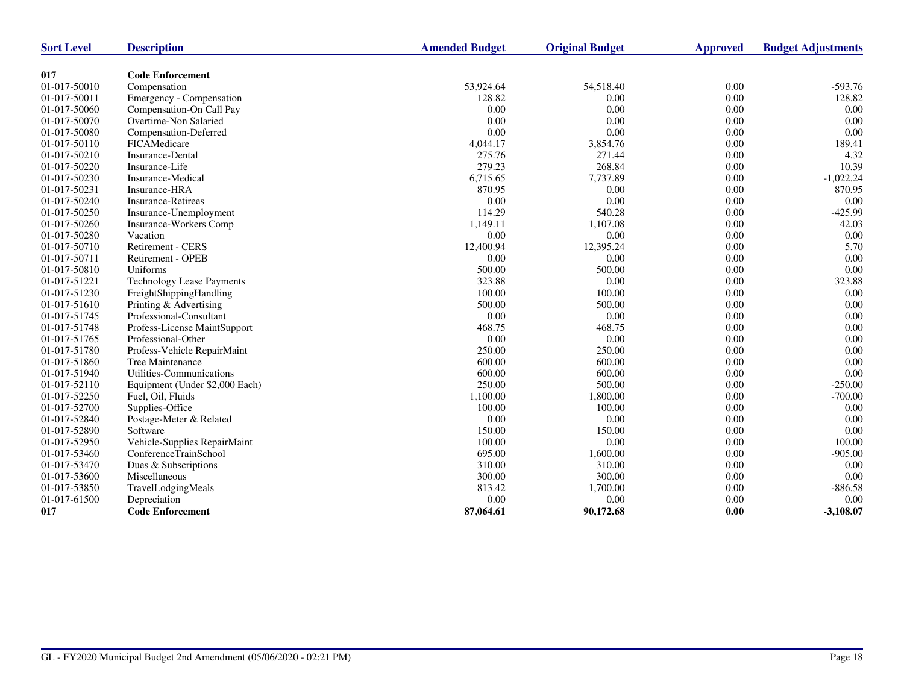| Sort Level | Description | Amended Budget | Original Budget | Approved | Budget Adjustments |
|---|---|---|---|---|---|
| **017** | **Code Enforcement** | | | | |
| 01-017-50010 | Compensation | 53,924.64 | 54,518.40 | 0.00 | -593.76 |
| 01-017-50011 | Emergency - Compensation | 128.82 | 0.00 | 0.00 | 128.82 |
| 01-017-50060 | Compensation-On Call Pay | 0.00 | 0.00 | 0.00 | 0.00 |
| 01-017-50070 | Overtime-Non Salaried | 0.00 | 0.00 | 0.00 | 0.00 |
| 01-017-50080 | Compensation-Deferred | 0.00 | 0.00 | 0.00 | 0.00 |
| 01-017-50110 | FICAMedicare | 4,044.17 | 3,854.76 | 0.00 | 189.41 |
| 01-017-50210 | Insurance-Dental | 275.76 | 271.44 | 0.00 | 4.32 |
| 01-017-50220 | Insurance-Life | 279.23 | 268.84 | 0.00 | 10.39 |
| 01-017-50230 | Insurance-Medical | 6,715.65 | 7,737.89 | 0.00 | -1,022.24 |
| 01-017-50231 | Insurance-HRA | 870.95 | 0.00 | 0.00 | 870.95 |
| 01-017-50240 | Insurance-Retirees | 0.00 | 0.00 | 0.00 | 0.00 |
| 01-017-50250 | Insurance-Unemployment | 114.29 | 540.28 | 0.00 | -425.99 |
| 01-017-50260 | Insurance-Workers Comp | 1,149.11 | 1,107.08 | 0.00 | 42.03 |
| 01-017-50280 | Vacation | 0.00 | 0.00 | 0.00 | 0.00 |
| 01-017-50710 | Retirement - CERS | 12,400.94 | 12,395.24 | 0.00 | 5.70 |
| 01-017-50711 | Retirement - OPEB | 0.00 | 0.00 | 0.00 | 0.00 |
| 01-017-50810 | Uniforms | 500.00 | 500.00 | 0.00 | 0.00 |
| 01-017-51221 | Technology Lease Payments | 323.88 | 0.00 | 0.00 | 323.88 |
| 01-017-51230 | FreightShippingHandling | 100.00 | 100.00 | 0.00 | 0.00 |
| 01-017-51610 | Printing & Advertising | 500.00 | 500.00 | 0.00 | 0.00 |
| 01-017-51745 | Professional-Consultant | 0.00 | 0.00 | 0.00 | 0.00 |
| 01-017-51748 | Profess-License MaintSupport | 468.75 | 468.75 | 0.00 | 0.00 |
| 01-017-51765 | Professional-Other | 0.00 | 0.00 | 0.00 | 0.00 |
| 01-017-51780 | Profess-Vehicle RepairMaint | 250.00 | 250.00 | 0.00 | 0.00 |
| 01-017-51860 | Tree Maintenance | 600.00 | 600.00 | 0.00 | 0.00 |
| 01-017-51940 | Utilities-Communications | 600.00 | 600.00 | 0.00 | 0.00 |
| 01-017-52110 | Equipment (Under $2,000 Each) | 250.00 | 500.00 | 0.00 | -250.00 |
| 01-017-52250 | Fuel, Oil, Fluids | 1,100.00 | 1,800.00 | 0.00 | -700.00 |
| 01-017-52700 | Supplies-Office | 100.00 | 100.00 | 0.00 | 0.00 |
| 01-017-52840 | Postage-Meter & Related | 0.00 | 0.00 | 0.00 | 0.00 |
| 01-017-52890 | Software | 150.00 | 150.00 | 0.00 | 0.00 |
| 01-017-52950 | Vehicle-Supplies RepairMaint | 100.00 | 0.00 | 0.00 | 100.00 |
| 01-017-53460 | ConferenceTrainSchool | 695.00 | 1,600.00 | 0.00 | -905.00 |
| 01-017-53470 | Dues & Subscriptions | 310.00 | 310.00 | 0.00 | 0.00 |
| 01-017-53600 | Miscellaneous | 300.00 | 300.00 | 0.00 | 0.00 |
| 01-017-53850 | TravelLodgingMeals | 813.42 | 1,700.00 | 0.00 | -886.58 |
| 01-017-61500 | Depreciation | 0.00 | 0.00 | 0.00 | 0.00 |
| **017** | **Code Enforcement** | **87,064.61** | **90,172.68** | **0.00** | **-3,108.07** |

GL - FY2020 Municipal Budget 2nd Amendment (05/06/2020 - 02:21 PM)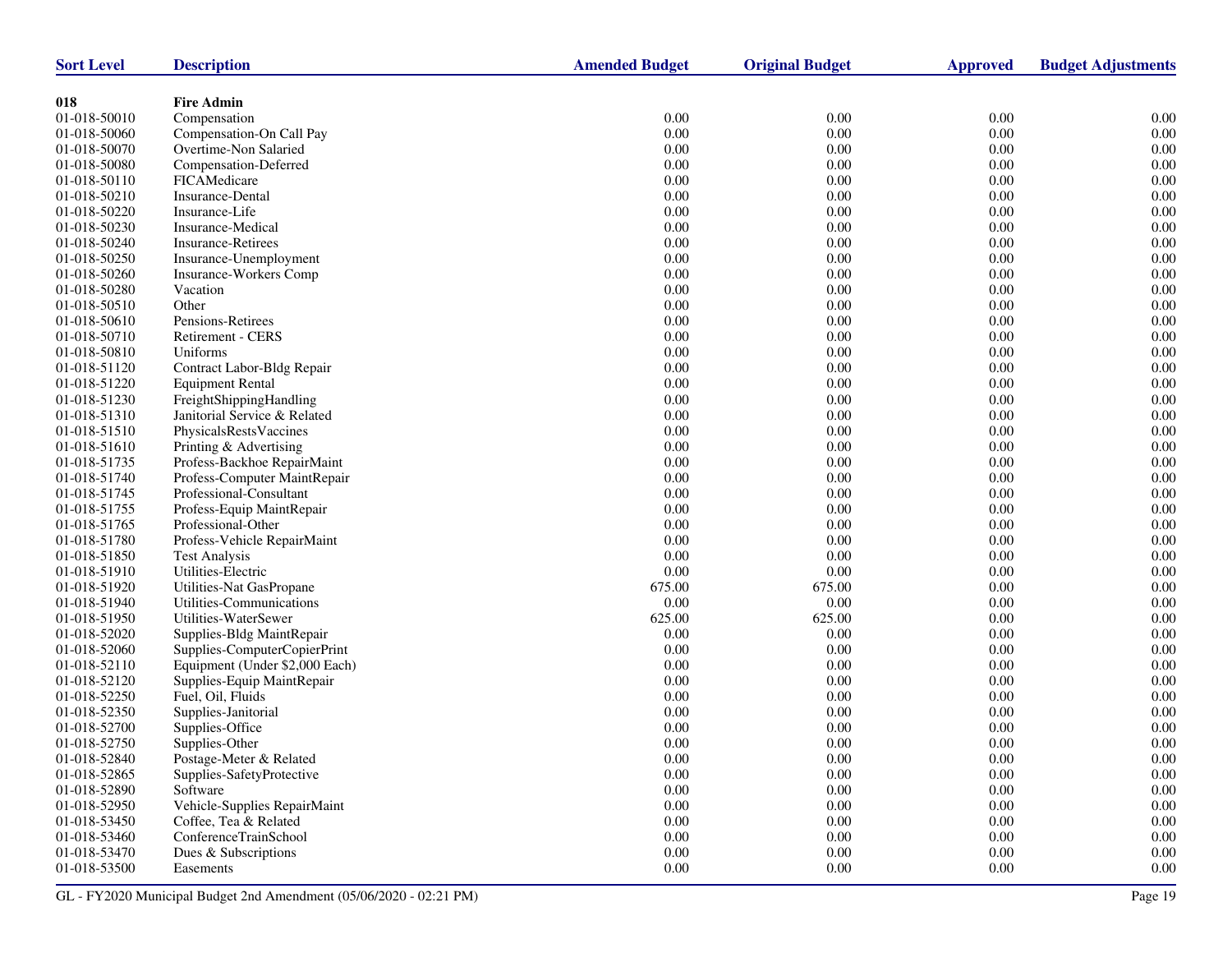| Sort Level | Description | Amended Budget | Original Budget | Approved | Budget Adjustments |
|---|---|---|---|---|---|
| **018** | **Fire Admin** | | | | |
| 01-018-50010 | Compensation | 0.00 | 0.00 | 0.00 | 0.00 |
| 01-018-50060 | Compensation-On Call Pay | 0.00 | 0.00 | 0.00 | 0.00 |
| 01-018-50070 | Overtime-Non Salaried | 0.00 | 0.00 | 0.00 | 0.00 |
| 01-018-50080 | Compensation-Deferred | 0.00 | 0.00 | 0.00 | 0.00 |
| 01-018-50110 | FICAMedicare | 0.00 | 0.00 | 0.00 | 0.00 |
| 01-018-50210 | Insurance-Dental | 0.00 | 0.00 | 0.00 | 0.00 |
| 01-018-50220 | Insurance-Life | 0.00 | 0.00 | 0.00 | 0.00 |
| 01-018-50230 | Insurance-Medical | 0.00 | 0.00 | 0.00 | 0.00 |
| 01-018-50240 | Insurance-Retirees | 0.00 | 0.00 | 0.00 | 0.00 |
| 01-018-50250 | Insurance-Unemployment | 0.00 | 0.00 | 0.00 | 0.00 |
| 01-018-50260 | Insurance-Workers Comp | 0.00 | 0.00 | 0.00 | 0.00 |
| 01-018-50280 | Vacation | 0.00 | 0.00 | 0.00 | 0.00 |
| 01-018-50510 | Other | 0.00 | 0.00 | 0.00 | 0.00 |
| 01-018-50610 | Pensions-Retirees | 0.00 | 0.00 | 0.00 | 0.00 |
| 01-018-50710 | Retirement - CERS | 0.00 | 0.00 | 0.00 | 0.00 |
| 01-018-50810 | Uniforms | 0.00 | 0.00 | 0.00 | 0.00 |
| 01-018-51120 | Contract Labor-Bldg Repair | 0.00 | 0.00 | 0.00 | 0.00 |
| 01-018-51220 | Equipment Rental | 0.00 | 0.00 | 0.00 | 0.00 |
| 01-018-51230 | FreightShippingHandling | 0.00 | 0.00 | 0.00 | 0.00 |
| 01-018-51310 | Janitorial Service & Related | 0.00 | 0.00 | 0.00 | 0.00 |
| 01-018-51510 | PhysicalsRestsVaccines | 0.00 | 0.00 | 0.00 | 0.00 |
| 01-018-51610 | Printing & Advertising | 0.00 | 0.00 | 0.00 | 0.00 |
| 01-018-51735 | Profess-Backhoe RepairMaint | 0.00 | 0.00 | 0.00 | 0.00 |
| 01-018-51740 | Profess-Computer MaintRepair | 0.00 | 0.00 | 0.00 | 0.00 |
| 01-018-51745 | Professional-Consultant | 0.00 | 0.00 | 0.00 | 0.00 |
| 01-018-51755 | Profess-Equip MaintRepair | 0.00 | 0.00 | 0.00 | 0.00 |
| 01-018-51765 | Professional-Other | 0.00 | 0.00 | 0.00 | 0.00 |
| 01-018-51780 | Profess-Vehicle RepairMaint | 0.00 | 0.00 | 0.00 | 0.00 |
| 01-018-51850 | Test Analysis | 0.00 | 0.00 | 0.00 | 0.00 |
| 01-018-51910 | Utilities-Electric | 0.00 | 0.00 | 0.00 | 0.00 |
| 01-018-51920 | Utilities-Nat GasPropane | 675.00 | 675.00 | 0.00 | 0.00 |
| 01-018-51940 | Utilities-Communications | 0.00 | 0.00 | 0.00 | 0.00 |
| 01-018-51950 | Utilities-WaterSewer | 625.00 | 625.00 | 0.00 | 0.00 |
| 01-018-52020 | Supplies-Bldg MaintRepair | 0.00 | 0.00 | 0.00 | 0.00 |
| 01-018-52060 | Supplies-ComputerCopierPrint | 0.00 | 0.00 | 0.00 | 0.00 |
| 01-018-52110 | Equipment (Under $2,000 Each) | 0.00 | 0.00 | 0.00 | 0.00 |
| 01-018-52120 | Supplies-Equip MaintRepair | 0.00 | 0.00 | 0.00 | 0.00 |
| 01-018-52250 | Fuel, Oil, Fluids | 0.00 | 0.00 | 0.00 | 0.00 |
| 01-018-52350 | Supplies-Janitorial | 0.00 | 0.00 | 0.00 | 0.00 |
| 01-018-52700 | Supplies-Office | 0.00 | 0.00 | 0.00 | 0.00 |
| 01-018-52750 | Supplies-Other | 0.00 | 0.00 | 0.00 | 0.00 |
| 01-018-52840 | Postage-Meter & Related | 0.00 | 0.00 | 0.00 | 0.00 |
| 01-018-52865 | Supplies-SafetyProtective | 0.00 | 0.00 | 0.00 | 0.00 |
| 01-018-52890 | Software | 0.00 | 0.00 | 0.00 | 0.00 |
| 01-018-52950 | Vehicle-Supplies RepairMaint | 0.00 | 0.00 | 0.00 | 0.00 |
| 01-018-53450 | Coffee, Tea & Related | 0.00 | 0.00 | 0.00 | 0.00 |
| 01-018-53460 | ConferenceTrainSchool | 0.00 | 0.00 | 0.00 | 0.00 |
| 01-018-53470 | Dues & Subscriptions | 0.00 | 0.00 | 0.00 | 0.00 |
| 01-018-53500 | Easements | 0.00 | 0.00 | 0.00 | 0.00 |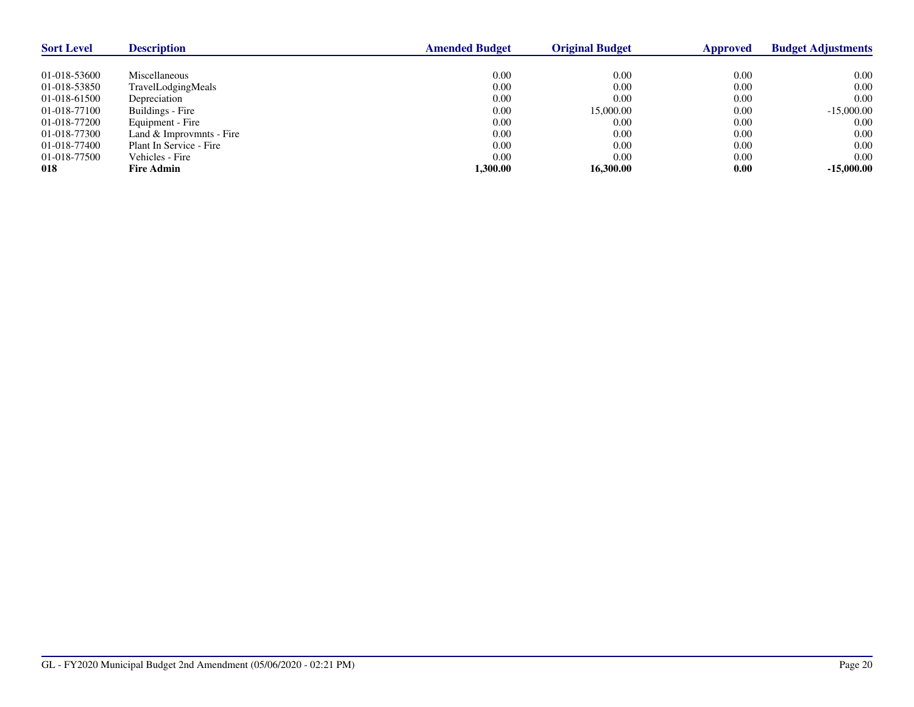| Sort Level | Description | Amended Budget | Original Budget | Approved | Budget Adjustments |
|---|---|---|---|---|---|
| 01-018-53600 | Miscellaneous | 0.00 | 0.00 | 0.00 | 0.00 |
| 01-018-53850 | TravelLodgingMeals | 0.00 | 0.00 | 0.00 | 0.00 |
| 01-018-61500 | Depreciation | 0.00 | 0.00 | 0.00 | 0.00 |
| 01-018-77100 | Buildings - Fire | 0.00 | 15,000.00 | 0.00 | -15,000.00 |
| 01-018-77200 | Equipment - Fire | 0.00 | 0.00 | 0.00 | 0.00 |
| 01-018-77300 | Land & Improvmnts - Fire | 0.00 | 0.00 | 0.00 | 0.00 |
| 01-018-77400 | Plant In Service - Fire | 0.00 | 0.00 | 0.00 | 0.00 |
| 01-018-77500 | Vehicles - Fire | 0.00 | 0.00 | 0.00 | 0.00 |
| **018** | **Fire Admin** | **1,300.00** | **16,300.00** | **0.00** | **-15,000.00** |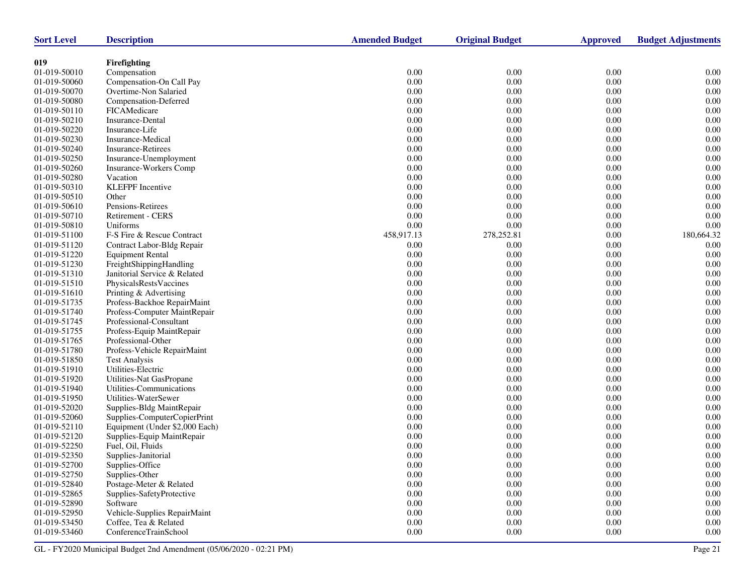| Sort Level | Description | Amended Budget | Original Budget | Approved | Budget Adjustments |
|---|---|---|---|---|---|
| **019** | **Firefighting** | | | | |
| 01-019-50010 | Compensation | 0.00 | 0.00 | 0.00 | 0.00 |
| 01-019-50060 | Compensation-On Call Pay | 0.00 | 0.00 | 0.00 | 0.00 |
| 01-019-50070 | Overtime-Non Salaried | 0.00 | 0.00 | 0.00 | 0.00 |
| 01-019-50080 | Compensation-Deferred | 0.00 | 0.00 | 0.00 | 0.00 |
| 01-019-50110 | FICAMedicare | 0.00 | 0.00 | 0.00 | 0.00 |
| 01-019-50210 | Insurance-Dental | 0.00 | 0.00 | 0.00 | 0.00 |
| 01-019-50220 | Insurance-Life | 0.00 | 0.00 | 0.00 | 0.00 |
| 01-019-50230 | Insurance-Medical | 0.00 | 0.00 | 0.00 | 0.00 |
| 01-019-50240 | Insurance-Retirees | 0.00 | 0.00 | 0.00 | 0.00 |
| 01-019-50250 | Insurance-Unemployment | 0.00 | 0.00 | 0.00 | 0.00 |
| 01-019-50260 | Insurance-Workers Comp | 0.00 | 0.00 | 0.00 | 0.00 |
| 01-019-50280 | Vacation | 0.00 | 0.00 | 0.00 | 0.00 |
| 01-019-50310 | KLEFPF Incentive | 0.00 | 0.00 | 0.00 | 0.00 |
| 01-019-50510 | Other | 0.00 | 0.00 | 0.00 | 0.00 |
| 01-019-50610 | Pensions-Retirees | 0.00 | 0.00 | 0.00 | 0.00 |
| 01-019-50710 | Retirement - CERS | 0.00 | 0.00 | 0.00 | 0.00 |
| 01-019-50810 | Uniforms | 0.00 | 0.00 | 0.00 | 0.00 |
| 01-019-51100 | F-S Fire & Rescue Contract | 458,917.13 | 278,252.81 | 0.00 | 180,664.32 |
| 01-019-51120 | Contract Labor-Bldg Repair | 0.00 | 0.00 | 0.00 | 0.00 |
| 01-019-51220 | Equipment Rental | 0.00 | 0.00 | 0.00 | 0.00 |
| 01-019-51230 | FreightShippingHandling | 0.00 | 0.00 | 0.00 | 0.00 |
| 01-019-51310 | Janitorial Service & Related | 0.00 | 0.00 | 0.00 | 0.00 |
| 01-019-51510 | PhysicalsRestsVaccines | 0.00 | 0.00 | 0.00 | 0.00 |
| 01-019-51610 | Printing & Advertising | 0.00 | 0.00 | 0.00 | 0.00 |
| 01-019-51735 | Profess-Backhoe RepairMaint | 0.00 | 0.00 | 0.00 | 0.00 |
| 01-019-51740 | Profess-Computer MaintRepair | 0.00 | 0.00 | 0.00 | 0.00 |
| 01-019-51745 | Professional-Consultant | 0.00 | 0.00 | 0.00 | 0.00 |
| 01-019-51755 | Profess-Equip MaintRepair | 0.00 | 0.00 | 0.00 | 0.00 |
| 01-019-51765 | Professional-Other | 0.00 | 0.00 | 0.00 | 0.00 |
| 01-019-51780 | Profess-Vehicle RepairMaint | 0.00 | 0.00 | 0.00 | 0.00 |
| 01-019-51850 | Test Analysis | 0.00 | 0.00 | 0.00 | 0.00 |
| 01-019-51910 | Utilities-Electric | 0.00 | 0.00 | 0.00 | 0.00 |
| 01-019-51920 | Utilities-Nat GasPropane | 0.00 | 0.00 | 0.00 | 0.00 |
| 01-019-51940 | Utilities-Communications | 0.00 | 0.00 | 0.00 | 0.00 |
| 01-019-51950 | Utilities-WaterSewer | 0.00 | 0.00 | 0.00 | 0.00 |
| 01-019-52020 | Supplies-Bldg MaintRepair | 0.00 | 0.00 | 0.00 | 0.00 |
| 01-019-52060 | Supplies-ComputerCopierPrint | 0.00 | 0.00 | 0.00 | 0.00 |
| 01-019-52110 | Equipment (Under $2,000 Each) | 0.00 | 0.00 | 0.00 | 0.00 |
| 01-019-52120 | Supplies-Equip MaintRepair | 0.00 | 0.00 | 0.00 | 0.00 |
| 01-019-52250 | Fuel, Oil, Fluids | 0.00 | 0.00 | 0.00 | 0.00 |
| 01-019-52350 | Supplies-Janitorial | 0.00 | 0.00 | 0.00 | 0.00 |
| 01-019-52700 | Supplies-Office | 0.00 | 0.00 | 0.00 | 0.00 |
| 01-019-52750 | Supplies-Other | 0.00 | 0.00 | 0.00 | 0.00 |
| 01-019-52840 | Postage-Meter & Related | 0.00 | 0.00 | 0.00 | 0.00 |
| 01-019-52865 | Supplies-SafetyProtective | 0.00 | 0.00 | 0.00 | 0.00 |
| 01-019-52890 | Software | 0.00 | 0.00 | 0.00 | 0.00 |
| 01-019-52950 | Vehicle-Supplies RepairMaint | 0.00 | 0.00 | 0.00 | 0.00 |
| 01-019-53450 | Coffee, Tea & Related | 0.00 | 0.00 | 0.00 | 0.00 |
| 01-019-53460 | ConferenceTrainSchool | 0.00 | 0.00 | 0.00 | 0.00 |

GL - FY2020 Municipal Budget 2nd Amendment (05/06/2020 - 02:21 PM)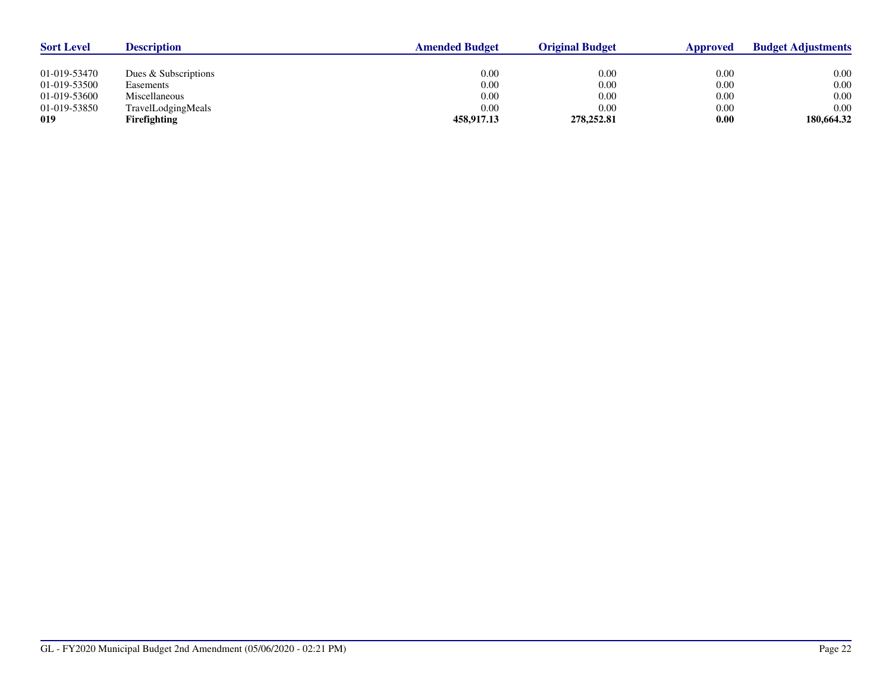| Sort Level | Description | Amended Budget | Original Budget | Approved | Budget Adjustments |
|---|---|---|---|---|---|
| 01-019-53470 | Dues & Subscriptions | 0.00 | 0.00 | 0.00 | 0.00 |
| 01-019-53500 | Easements | 0.00 | 0.00 | 0.00 | 0.00 |
| 01-019-53600 | Miscellaneous | 0.00 | 0.00 | 0.00 | 0.00 |
| 01-019-53850 | TravelLodgingMeals | 0.00 | 0.00 | 0.00 | 0.00 |
| **019** | **Firefighting** | **458,917.13** | **278,252.81** | **0.00** | **180,664.32** |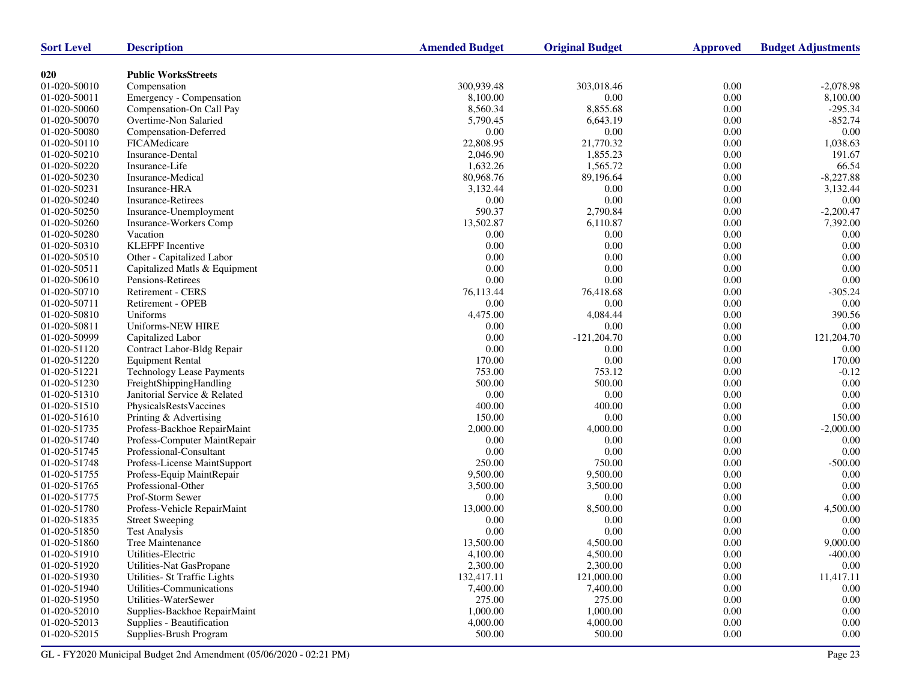| Sort Level | Description | Amended Budget | Original Budget | Approved | Budget Adjustments |
|---|---|---|---|---|---|
| **020** | **Public WorksStreets** | | | | |
| 01-020-50010 | Compensation | 300,939.48 | 303,018.46 | 0.00 | -2,078.98 |
| 01-020-50011 | Emergency - Compensation | 8,100.00 | 0.00 | 0.00 | 8,100.00 |
| 01-020-50060 | Compensation-On Call Pay | 8,560.34 | 8,855.68 | 0.00 | -295.34 |
| 01-020-50070 | Overtime-Non Salaried | 5,790.45 | 6,643.19 | 0.00 | -852.74 |
| 01-020-50080 | Compensation-Deferred | 0.00 | 0.00 | 0.00 | 0.00 |
| 01-020-50110 | FICAMedicare | 22,808.95 | 21,770.32 | 0.00 | 1,038.63 |
| 01-020-50210 | Insurance-Dental | 2,046.90 | 1,855.23 | 0.00 | 191.67 |
| 01-020-50220 | Insurance-Life | 1,632.26 | 1,565.72 | 0.00 | 66.54 |
| 01-020-50230 | Insurance-Medical | 80,968.76 | 89,196.64 | 0.00 | -8,227.88 |
| 01-020-50231 | Insurance-HRA | 3,132.44 | 0.00 | 0.00 | 3,132.44 |
| 01-020-50240 | Insurance-Retirees | 0.00 | 0.00 | 0.00 | 0.00 |
| 01-020-50250 | Insurance-Unemployment | 590.37 | 2,790.84 | 0.00 | -2,200.47 |
| 01-020-50260 | Insurance-Workers Comp | 13,502.87 | 6,110.87 | 0.00 | 7,392.00 |
| 01-020-50280 | Vacation | 0.00 | 0.00 | 0.00 | 0.00 |
| 01-020-50310 | KLEFPF Incentive | 0.00 | 0.00 | 0.00 | 0.00 |
| 01-020-50510 | Other - Capitalized Labor | 0.00 | 0.00 | 0.00 | 0.00 |
| 01-020-50511 | Capitalized Matls & Equipment | 0.00 | 0.00 | 0.00 | 0.00 |
| 01-020-50610 | Pensions-Retirees | 0.00 | 0.00 | 0.00 | 0.00 |
| 01-020-50710 | Retirement - CERS | 76,113.44 | 76,418.68 | 0.00 | -305.24 |
| 01-020-50711 | Retirement - OPEB | 0.00 | 0.00 | 0.00 | 0.00 |
| 01-020-50810 | Uniforms | 4,475.00 | 4,084.44 | 0.00 | 390.56 |
| 01-020-50811 | Uniforms-NEW HIRE | 0.00 | 0.00 | 0.00 | 0.00 |
| 01-020-50999 | Capitalized Labor | 0.00 | -121,204.70 | 0.00 | 121,204.70 |
| 01-020-51120 | Contract Labor-Bldg Repair | 0.00 | 0.00 | 0.00 | 0.00 |
| 01-020-51220 | Equipment Rental | 170.00 | 0.00 | 0.00 | 170.00 |
| 01-020-51221 | Technology Lease Payments | 753.00 | 753.12 | 0.00 | -0.12 |
| 01-020-51230 | FreightShippingHandling | 500.00 | 500.00 | 0.00 | 0.00 |
| 01-020-51310 | Janitorial Service & Related | 0.00 | 0.00 | 0.00 | 0.00 |
| 01-020-51510 | PhysicalsRestsVaccines | 400.00 | 400.00 | 0.00 | 0.00 |
| 01-020-51610 | Printing & Advertising | 150.00 | 0.00 | 0.00 | 150.00 |
| 01-020-51735 | Profess-Backhoe RepairMaint | 2,000.00 | 4,000.00 | 0.00 | -2,000.00 |
| 01-020-51740 | Profess-Computer MaintRepair | 0.00 | 0.00 | 0.00 | 0.00 |
| 01-020-51745 | Professional-Consultant | 0.00 | 0.00 | 0.00 | 0.00 |
| 01-020-51748 | Profess-License MaintSupport | 250.00 | 750.00 | 0.00 | -500.00 |
| 01-020-51755 | Profess-Equip MaintRepair | 9,500.00 | 9,500.00 | 0.00 | 0.00 |
| 01-020-51765 | Professional-Other | 3,500.00 | 3,500.00 | 0.00 | 0.00 |
| 01-020-51775 | Prof-Storm Sewer | 0.00 | 0.00 | 0.00 | 0.00 |
| 01-020-51780 | Profess-Vehicle RepairMaint | 13,000.00 | 8,500.00 | 0.00 | 4,500.00 |
| 01-020-51835 | Street Sweeping | 0.00 | 0.00 | 0.00 | 0.00 |
| 01-020-51850 | Test Analysis | 0.00 | 0.00 | 0.00 | 0.00 |
| 01-020-51860 | Tree Maintenance | 13,500.00 | 4,500.00 | 0.00 | 9,000.00 |
| 01-020-51910 | Utilities-Electric | 4,100.00 | 4,500.00 | 0.00 | -400.00 |
| 01-020-51920 | Utilities-Nat GasPropane | 2,300.00 | 2,300.00 | 0.00 | 0.00 |
| 01-020-51930 | Utilities- St Traffic Lights | 132,417.11 | 121,000.00 | 0.00 | 11,417.11 |
| 01-020-51940 | Utilities-Communications | 7,400.00 | 7,400.00 | 0.00 | 0.00 |
| 01-020-51950 | Utilities-WaterSewer | 275.00 | 275.00 | 0.00 | 0.00 |
| 01-020-52010 | Supplies-Backhoe RepairMaint | 1,000.00 | 1,000.00 | 0.00 | 0.00 |
| 01-020-52013 | Supplies - Beautification | 4,000.00 | 4,000.00 | 0.00 | 0.00 |
| 01-020-52015 | Supplies-Brush Program | 500.00 | 500.00 | 0.00 | 0.00 |

GL - FY2020 Municipal Budget 2nd Amendment (05/06/2020 - 02:21 PM)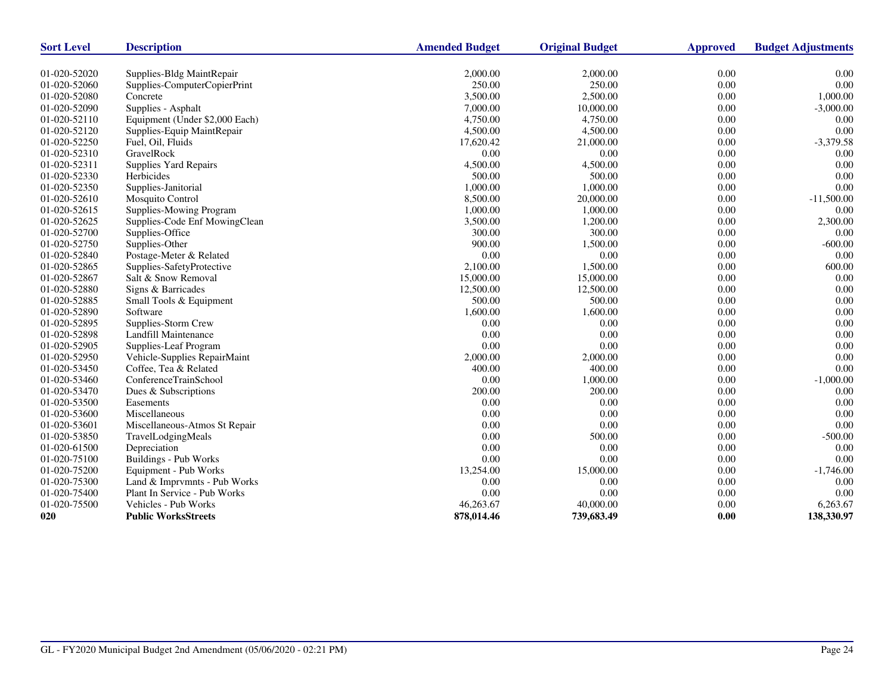| Sort Level | Description | Amended Budget | Original Budget | Approved | Budget Adjustments |
|---|---|---|---|---|---|
| 01-020-52020 | Supplies-Bldg MaintRepair | 2,000.00 | 2,000.00 | 0.00 | 0.00 |
| 01-020-52060 | Supplies-ComputerCopierPrint | 250.00 | 250.00 | 0.00 | 0.00 |
| 01-020-52080 | Concrete | 3,500.00 | 2,500.00 | 0.00 | 1,000.00 |
| 01-020-52090 | Supplies - Asphalt | 7,000.00 | 10,000.00 | 0.00 | -3,000.00 |
| 01-020-52110 | Equipment (Under $2,000 Each) | 4,750.00 | 4,750.00 | 0.00 | 0.00 |
| 01-020-52120 | Supplies-Equip MaintRepair | 4,500.00 | 4,500.00 | 0.00 | 0.00 |
| 01-020-52250 | Fuel, Oil, Fluids | 17,620.42 | 21,000.00 | 0.00 | -3,379.58 |
| 01-020-52310 | GravelRock | 0.00 | 0.00 | 0.00 | 0.00 |
| 01-020-52311 | Supplies Yard Repairs | 4,500.00 | 4,500.00 | 0.00 | 0.00 |
| 01-020-52330 | Herbicides | 500.00 | 500.00 | 0.00 | 0.00 |
| 01-020-52350 | Supplies-Janitorial | 1,000.00 | 1,000.00 | 0.00 | 0.00 |
| 01-020-52610 | Mosquito Control | 8,500.00 | 20,000.00 | 0.00 | -11,500.00 |
| 01-020-52615 | Supplies-Mowing Program | 1,000.00 | 1,000.00 | 0.00 | 0.00 |
| 01-020-52625 | Supplies-Code Enf MowingClean | 3,500.00 | 1,200.00 | 0.00 | 2,300.00 |
| 01-020-52700 | Supplies-Office | 300.00 | 300.00 | 0.00 | 0.00 |
| 01-020-52750 | Supplies-Other | 900.00 | 1,500.00 | 0.00 | -600.00 |
| 01-020-52840 | Postage-Meter & Related | 0.00 | 0.00 | 0.00 | 0.00 |
| 01-020-52865 | Supplies-SafetyProtective | 2,100.00 | 1,500.00 | 0.00 | 600.00 |
| 01-020-52867 | Salt & Snow Removal | 15,000.00 | 15,000.00 | 0.00 | 0.00 |
| 01-020-52880 | Signs & Barricades | 12,500.00 | 12,500.00 | 0.00 | 0.00 |
| 01-020-52885 | Small Tools & Equipment | 500.00 | 500.00 | 0.00 | 0.00 |
| 01-020-52890 | Software | 1,600.00 | 1,600.00 | 0.00 | 0.00 |
| 01-020-52895 | Supplies-Storm Crew | 0.00 | 0.00 | 0.00 | 0.00 |
| 01-020-52898 | Landfill Maintenance | 0.00 | 0.00 | 0.00 | 0.00 |
| 01-020-52905 | Supplies-Leaf Program | 0.00 | 0.00 | 0.00 | 0.00 |
| 01-020-52950 | Vehicle-Supplies RepairMaint | 2,000.00 | 2,000.00 | 0.00 | 0.00 |
| 01-020-53450 | Coffee, Tea & Related | 400.00 | 400.00 | 0.00 | 0.00 |
| 01-020-53460 | ConferenceTrainSchool | 0.00 | 1,000.00 | 0.00 | -1,000.00 |
| 01-020-53470 | Dues & Subscriptions | 200.00 | 200.00 | 0.00 | 0.00 |
| 01-020-53500 | Easements | 0.00 | 0.00 | 0.00 | 0.00 |
| 01-020-53600 | Miscellaneous | 0.00 | 0.00 | 0.00 | 0.00 |
| 01-020-53601 | Miscellaneous-Atmos St Repair | 0.00 | 0.00 | 0.00 | 0.00 |
| 01-020-53850 | TravelLodgingMeals | 0.00 | 500.00 | 0.00 | -500.00 |
| 01-020-61500 | Depreciation | 0.00 | 0.00 | 0.00 | 0.00 |
| 01-020-75100 | Buildings - Pub Works | 0.00 | 0.00 | 0.00 | 0.00 |
| 01-020-75200 | Equipment - Pub Works | 13,254.00 | 15,000.00 | 0.00 | -1,746.00 |
| 01-020-75300 | Land & Imprvmnts - Pub Works | 0.00 | 0.00 | 0.00 | 0.00 |
| 01-020-75400 | Plant In Service - Pub Works | 0.00 | 0.00 | 0.00 | 0.00 |
| 01-020-75500 | Vehicles - Pub Works | 46,263.67 | 40,000.00 | 0.00 | 6,263.67 |
| **020** | **Public WorksStreets** | **878,014.46** | **739,683.49** | **0.00** | **138,330.97** |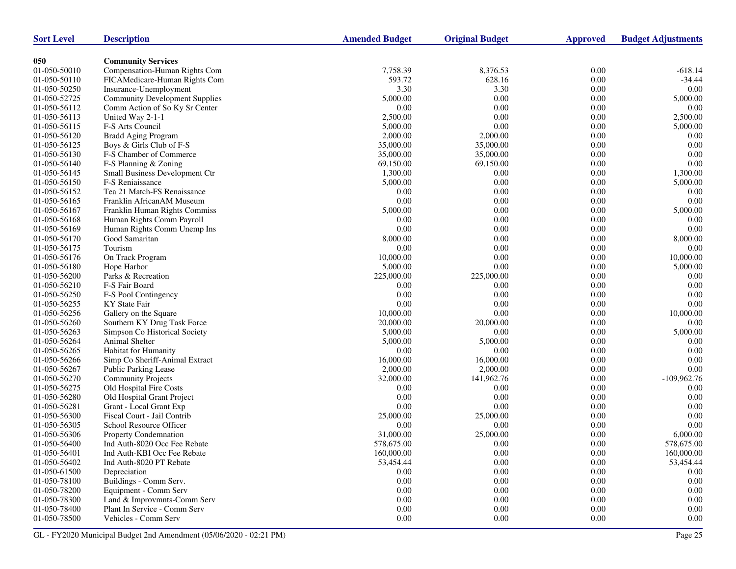| Sort Level | Description | Amended Budget | Original Budget | Approved | Budget Adjustments |
|---|---|---|---|---|---|
| **050** | **Community Services** | | | | |
| 01-050-50010 | Compensation-Human Rights Com | 7,758.39 | 8,376.53 | 0.00 | -618.14 |
| 01-050-50110 | FICAMedicare-Human Rights Com | 593.72 | 628.16 | 0.00 | -34.44 |
| 01-050-50250 | Insurance-Unemployment | 3.30 | 3.30 | 0.00 | 0.00 |
| 01-050-52725 | Community Development Supplies | 5,000.00 | 0.00 | 0.00 | 5,000.00 |
| 01-050-56112 | Comm Action of So Ky Sr Center | 0.00 | 0.00 | 0.00 | 0.00 |
| 01-050-56113 | United Way 2-1-1 | 2,500.00 | 0.00 | 0.00 | 2,500.00 |
| 01-050-56115 | F-S Arts Council | 5,000.00 | 0.00 | 0.00 | 5,000.00 |
| 01-050-56120 | Bradd Aging Program | 2,000.00 | 2,000.00 | 0.00 | 0.00 |
| 01-050-56125 | Boys & Girls Club of F-S | 35,000.00 | 35,000.00 | 0.00 | 0.00 |
| 01-050-56130 | F-S Chamber of Commerce | 35,000.00 | 35,000.00 | 0.00 | 0.00 |
| 01-050-56140 | F-S Planning & Zoning | 69,150.00 | 69,150.00 | 0.00 | 0.00 |
| 01-050-56145 | Small Business Development Ctr | 1,300.00 | 0.00 | 0.00 | 1,300.00 |
| 01-050-56150 | F-S Reniaissance | 5,000.00 | 0.00 | 0.00 | 5,000.00 |
| 01-050-56152 | Tea 21 Match-FS Renaissance | 0.00 | 0.00 | 0.00 | 0.00 |
| 01-050-56165 | Franklin AfricanAM Museum | 0.00 | 0.00 | 0.00 | 0.00 |
| 01-050-56167 | Franklin Human Rights Commiss | 5,000.00 | 0.00 | 0.00 | 5,000.00 |
| 01-050-56168 | Human Rights Comm Payroll | 0.00 | 0.00 | 0.00 | 0.00 |
| 01-050-56169 | Human Rights Comm Unemp Ins | 0.00 | 0.00 | 0.00 | 0.00 |
| 01-050-56170 | Good Samaritan | 8,000.00 | 0.00 | 0.00 | 8,000.00 |
| 01-050-56175 | Tourism | 0.00 | 0.00 | 0.00 | 0.00 |
| 01-050-56176 | On Track Program | 10,000.00 | 0.00 | 0.00 | 10,000.00 |
| 01-050-56180 | Hope Harbor | 5,000.00 | 0.00 | 0.00 | 5,000.00 |
| 01-050-56200 | Parks & Recreation | 225,000.00 | 225,000.00 | 0.00 | 0.00 |
| 01-050-56210 | F-S Fair Board | 0.00 | 0.00 | 0.00 | 0.00 |
| 01-050-56250 | F-S Pool Contingency | 0.00 | 0.00 | 0.00 | 0.00 |
| 01-050-56255 | KY State Fair | 0.00 | 0.00 | 0.00 | 0.00 |
| 01-050-56256 | Gallery on the Square | 10,000.00 | 0.00 | 0.00 | 10,000.00 |
| 01-050-56260 | Southern KY Drug Task Force | 20,000.00 | 20,000.00 | 0.00 | 0.00 |
| 01-050-56263 | Simpson Co Historical Society | 5,000.00 | 0.00 | 0.00 | 5,000.00 |
| 01-050-56264 | Animal Shelter | 5,000.00 | 5,000.00 | 0.00 | 0.00 |
| 01-050-56265 | Habitat for Humanity | 0.00 | 0.00 | 0.00 | 0.00 |
| 01-050-56266 | Simp Co Sheriff-Animal Extract | 16,000.00 | 16,000.00 | 0.00 | 0.00 |
| 01-050-56267 | Public Parking Lease | 2,000.00 | 2,000.00 | 0.00 | 0.00 |
| 01-050-56270 | Community Projects | 32,000.00 | 141,962.76 | 0.00 | -109,962.76 |
| 01-050-56275 | Old Hospital Fire Costs | 0.00 | 0.00 | 0.00 | 0.00 |
| 01-050-56280 | Old Hospital Grant Project | 0.00 | 0.00 | 0.00 | 0.00 |
| 01-050-56281 | Grant - Local Grant Exp | 0.00 | 0.00 | 0.00 | 0.00 |
| 01-050-56300 | Fiscal Court - Jail Contrib | 25,000.00 | 25,000.00 | 0.00 | 0.00 |
| 01-050-56305 | School Resource Officer | 0.00 | 0.00 | 0.00 | 0.00 |
| 01-050-56306 | Property Condemnation | 31,000.00 | 25,000.00 | 0.00 | 6,000.00 |
| 01-050-56400 | Ind Auth-8020 Occ Fee Rebate | 578,675.00 | 0.00 | 0.00 | 578,675.00 |
| 01-050-56401 | Ind Auth-KBI Occ Fee Rebate | 160,000.00 | 0.00 | 0.00 | 160,000.00 |
| 01-050-56402 | Ind Auth-8020 PT Rebate | 53,454.44 | 0.00 | 0.00 | 53,454.44 |
| 01-050-61500 | Depreciation | 0.00 | 0.00 | 0.00 | 0.00 |
| 01-050-78100 | Buildings - Comm Serv. | 0.00 | 0.00 | 0.00 | 0.00 |
| 01-050-78200 | Equipment - Comm Serv | 0.00 | 0.00 | 0.00 | 0.00 |
| 01-050-78300 | Land & Improvmnts-Comm Serv | 0.00 | 0.00 | 0.00 | 0.00 |
| 01-050-78400 | Plant In Service - Comm Serv | 0.00 | 0.00 | 0.00 | 0.00 |
| 01-050-78500 | Vehicles - Comm Serv | 0.00 | 0.00 | 0.00 | 0.00 |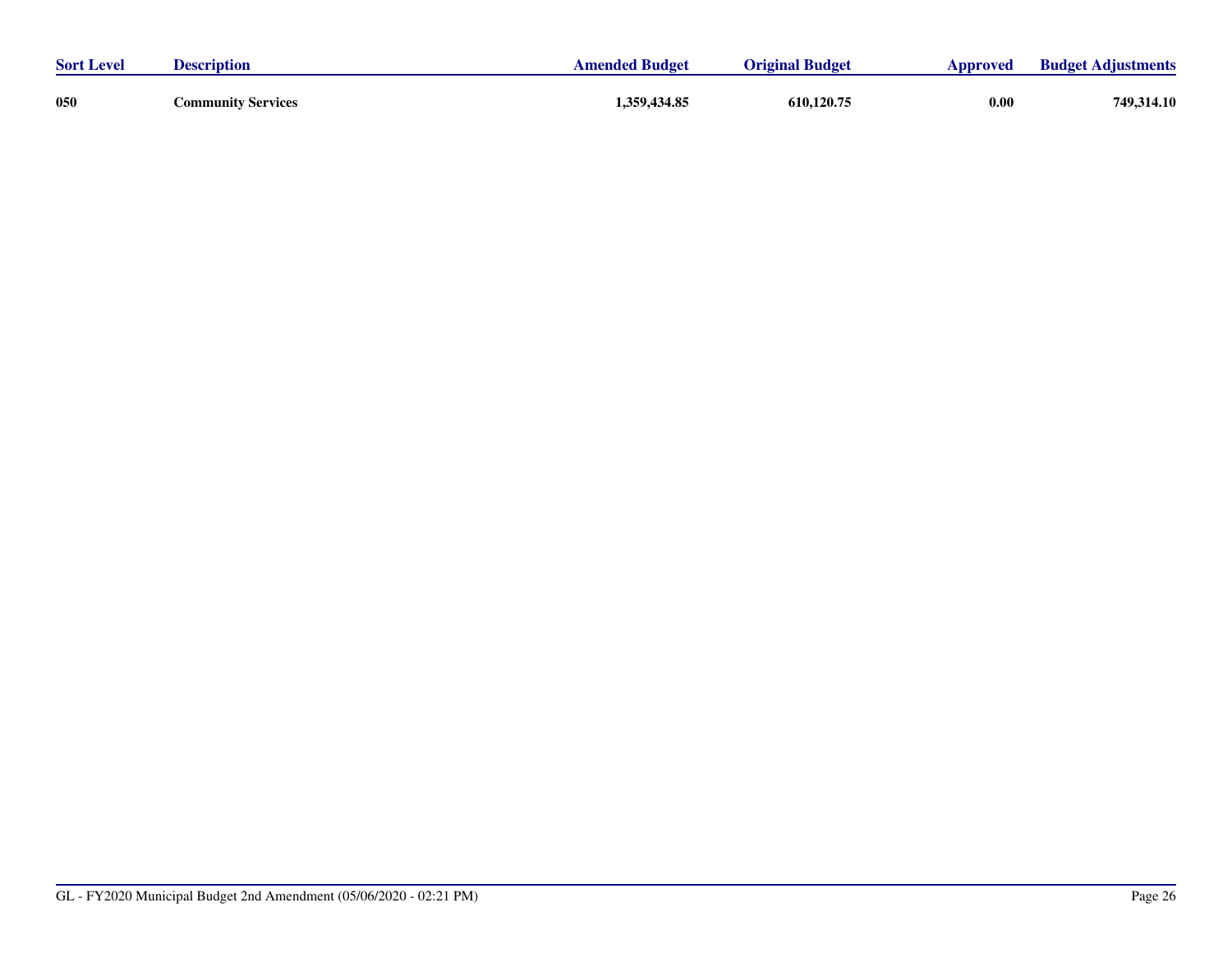| Sort Level | Description | Amended Budget | Original Budget | Approved | Budget Adjustments |
|---|---|---|---|---|---|
| **050** | **Community Services** | **1,359,434.85** | **610,120.75** | **0.00** | **749,314.10** |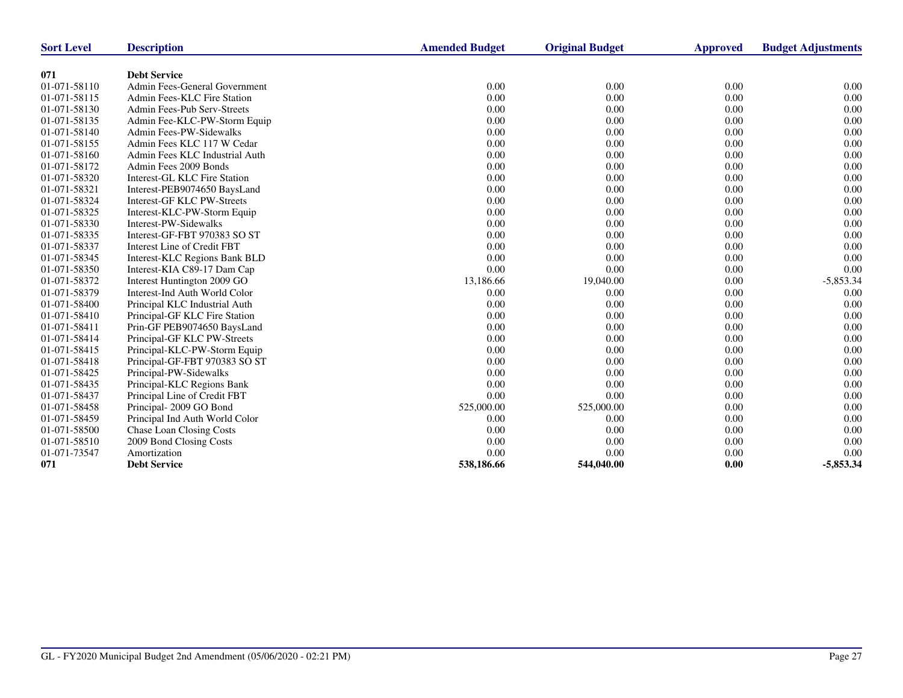| Sort Level | Description | Amended Budget | Original Budget | Approved | Budget Adjustments |
|---|---|---|---|---|---|
| **071** | **Debt Service** | | | | |
| 01-071-58110 | Admin Fees-General Government | 0.00 | 0.00 | 0.00 | 0.00 |
| 01-071-58115 | Admin Fees-KLC Fire Station | 0.00 | 0.00 | 0.00 | 0.00 |
| 01-071-58130 | Admin Fees-Pub Serv-Streets | 0.00 | 0.00 | 0.00 | 0.00 |
| 01-071-58135 | Admin Fee-KLC-PW-Storm Equip | 0.00 | 0.00 | 0.00 | 0.00 |
| 01-071-58140 | Admin Fees-PW-Sidewalks | 0.00 | 0.00 | 0.00 | 0.00 |
| 01-071-58155 | Admin Fees KLC 117 W Cedar | 0.00 | 0.00 | 0.00 | 0.00 |
| 01-071-58160 | Admin Fees KLC Industrial Auth | 0.00 | 0.00 | 0.00 | 0.00 |
| 01-071-58172 | Admin Fees 2009 Bonds | 0.00 | 0.00 | 0.00 | 0.00 |
| 01-071-58320 | Interest-GL KLC Fire Station | 0.00 | 0.00 | 0.00 | 0.00 |
| 01-071-58321 | Interest-PEB9074650 BaysLand | 0.00 | 0.00 | 0.00 | 0.00 |
| 01-071-58324 | Interest-GF KLC PW-Streets | 0.00 | 0.00 | 0.00 | 0.00 |
| 01-071-58325 | Interest-KLC-PW-Storm Equip | 0.00 | 0.00 | 0.00 | 0.00 |
| 01-071-58330 | Interest-PW-Sidewalks | 0.00 | 0.00 | 0.00 | 0.00 |
| 01-071-58335 | Interest-GF-FBT 970383 SO ST | 0.00 | 0.00 | 0.00 | 0.00 |
| 01-071-58337 | Interest Line of Credit FBT | 0.00 | 0.00 | 0.00 | 0.00 |
| 01-071-58345 | Interest-KLC Regions Bank BLD | 0.00 | 0.00 | 0.00 | 0.00 |
| 01-071-58350 | Interest-KIA C89-17 Dam Cap | 0.00 | 0.00 | 0.00 | 0.00 |
| 01-071-58372 | Interest Huntington 2009 GO | 13,186.66 | 19,040.00 | 0.00 | -5,853.34 |
| 01-071-58379 | Interest-Ind Auth World Color | 0.00 | 0.00 | 0.00 | 0.00 |
| 01-071-58400 | Principal KLC Industrial Auth | 0.00 | 0.00 | 0.00 | 0.00 |
| 01-071-58410 | Principal-GF KLC Fire Station | 0.00 | 0.00 | 0.00 | 0.00 |
| 01-071-58411 | Prin-GF PEB9074650 BaysLand | 0.00 | 0.00 | 0.00 | 0.00 |
| 01-071-58414 | Principal-GF KLC PW-Streets | 0.00 | 0.00 | 0.00 | 0.00 |
| 01-071-58415 | Principal-KLC-PW-Storm Equip | 0.00 | 0.00 | 0.00 | 0.00 |
| 01-071-58418 | Principal-GF-FBT 970383 SO ST | 0.00 | 0.00 | 0.00 | 0.00 |
| 01-071-58425 | Principal-PW-Sidewalks | 0.00 | 0.00 | 0.00 | 0.00 |
| 01-071-58435 | Principal-KLC Regions Bank | 0.00 | 0.00 | 0.00 | 0.00 |
| 01-071-58437 | Principal Line of Credit FBT | 0.00 | 0.00 | 0.00 | 0.00 |
| 01-071-58458 | Principal- 2009 GO Bond | 525,000.00 | 525,000.00 | 0.00 | 0.00 |
| 01-071-58459 | Principal Ind Auth World Color | 0.00 | 0.00 | 0.00 | 0.00 |
| 01-071-58500 | Chase Loan Closing Costs | 0.00 | 0.00 | 0.00 | 0.00 |
| 01-071-58510 | 2009 Bond Closing Costs | 0.00 | 0.00 | 0.00 | 0.00 |
| 01-071-73547 | Amortization | 0.00 | 0.00 | 0.00 | 0.00 |
| **071** | **Debt Service** | **538,186.66** | **544,040.00** | **0.00** | **-5,853.34** |

GL - FY2020 Municipal Budget 2nd Amendment (05/06/2020 - 02:21 PM)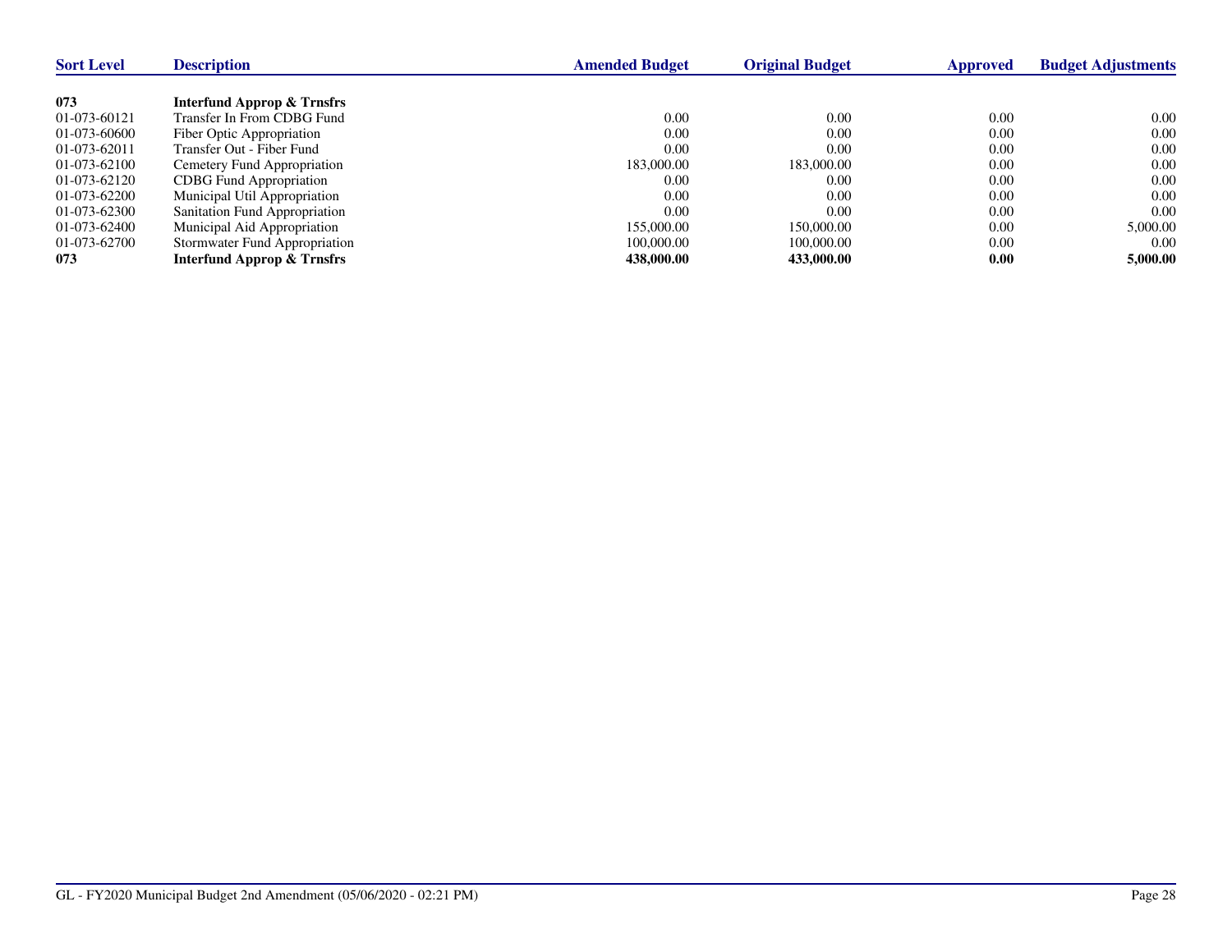| Sort Level | Description | Amended Budget | Original Budget | Approved | Budget Adjustments |
|---|---|---|---|---|---|
| **073** | **Interfund Approp & Trnsfrs** | | | | |
| 01-073-60121 | Transfer In From CDBG Fund | 0.00 | 0.00 | 0.00 | 0.00 |
| 01-073-60600 | Fiber Optic Appropriation | 0.00 | 0.00 | 0.00 | 0.00 |
| 01-073-62011 | Transfer Out - Fiber Fund | 0.00 | 0.00 | 0.00 | 0.00 |
| 01-073-62100 | Cemetery Fund Appropriation | 183,000.00 | 183,000.00 | 0.00 | 0.00 |
| 01-073-62120 | CDBG Fund Appropriation | 0.00 | 0.00 | 0.00 | 0.00 |
| 01-073-62200 | Municipal Util Appropriation | 0.00 | 0.00 | 0.00 | 0.00 |
| 01-073-62300 | Sanitation Fund Appropriation | 0.00 | 0.00 | 0.00 | 0.00 |
| 01-073-62400 | Municipal Aid Appropriation | 155,000.00 | 150,000.00 | 0.00 | 5,000.00 |
| 01-073-62700 | Stormwater Fund Appropriation | 100,000.00 | 100,000.00 | 0.00 | 0.00 |
| **073** | **Interfund Approp & Trnsfrs** | **438,000.00** | **433,000.00** | **0.00** | **5,000.00** |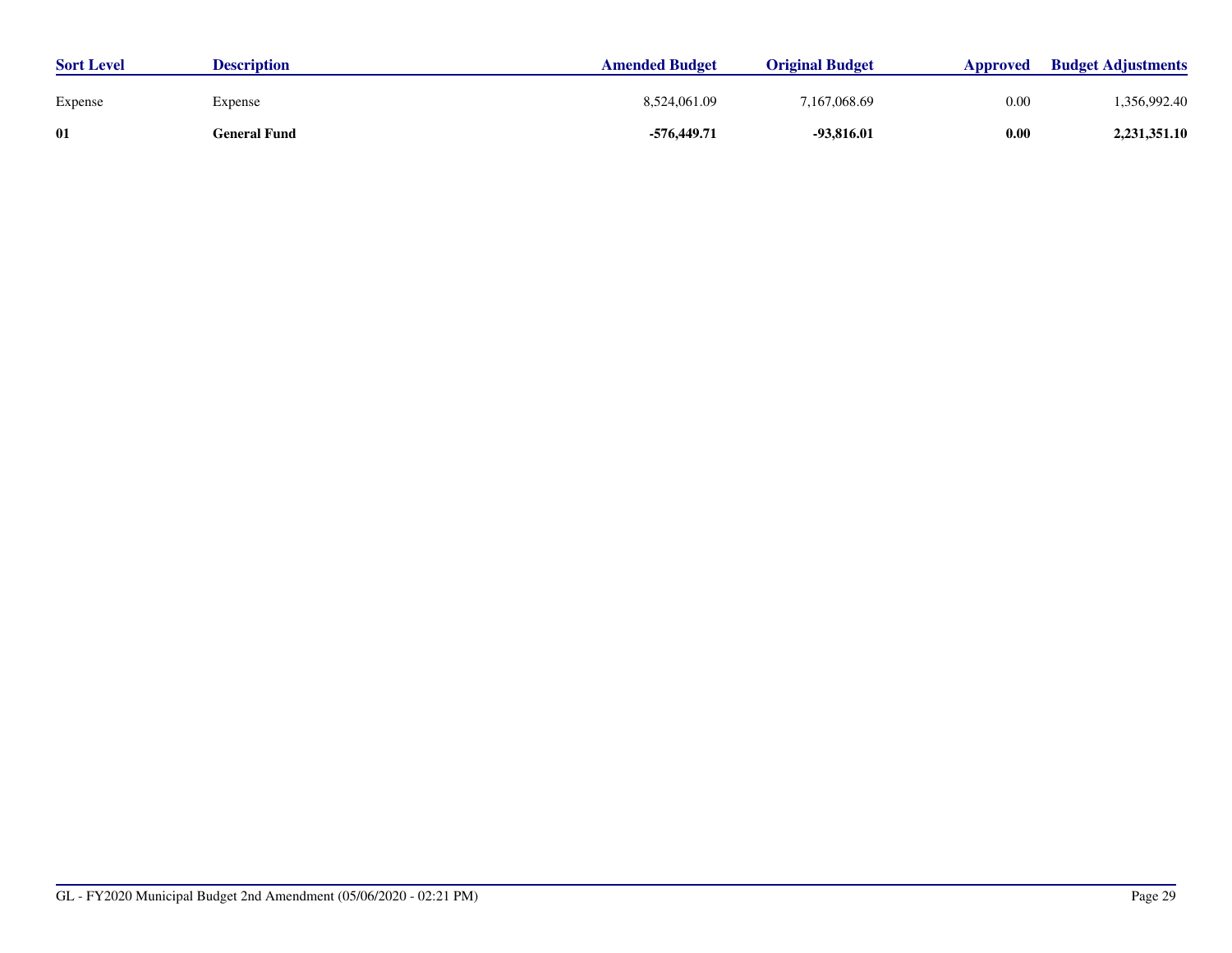| Sort Level | Description | Amended Budget | Original Budget | Approved | Budget Adjustments |
| --- | --- | --- | --- | --- | --- |
| Expense | Expense | 8,524,061.09 | 7,167,068.69 | 0.00 | 1,356,992.40 |
| **01** | **General Fund** | **-576,449.71** | **-93,816.01** | **0.00** | **2,231,351.10** |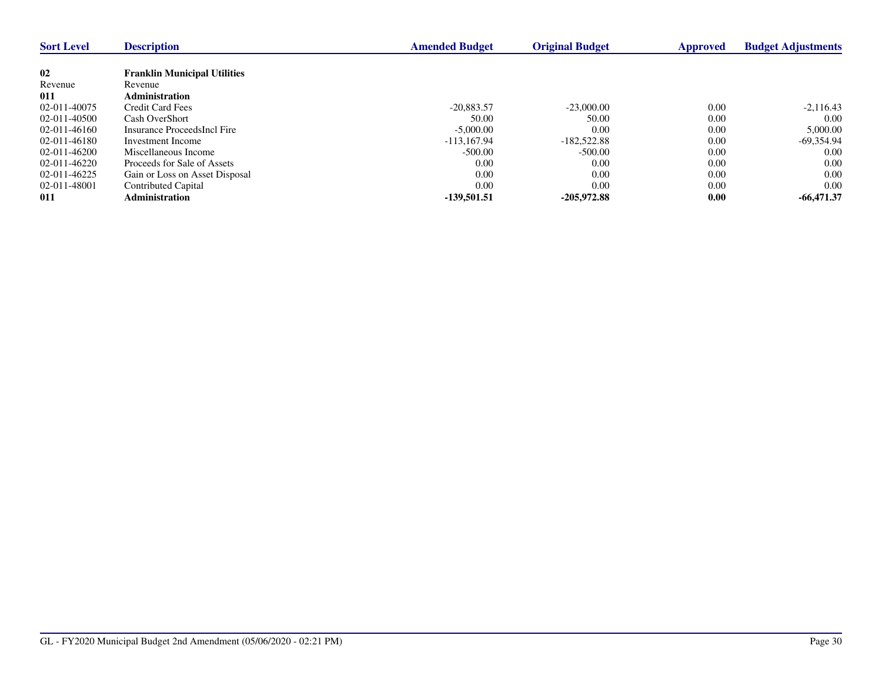| Sort Level | Description | Amended Budget | Original Budget | Approved | Budget Adjustments |
|---|---|---|---|---|---|
| **02** | **Franklin Municipal Utilities** | | | | |
| Revenue | Revenue | | | | |
| **011** | **Administration** | | | | |
| 02-011-40075 | Credit Card Fees | -20,883.57 | -23,000.00 | 0.00 | -2,116.43 |
| 02-011-40500 | Cash OverShort | 50.00 | 50.00 | 0.00 | 0.00 |
| 02-011-46160 | Insurance ProceedsIncl Fire | -5,000.00 | 0.00 | 0.00 | 5,000.00 |
| 02-011-46180 | Investment Income | -113,167.94 | -182,522.88 | 0.00 | -69,354.94 |
| 02-011-46200 | Miscellaneous Income | -500.00 | -500.00 | 0.00 | 0.00 |
| 02-011-46220 | Proceeds for Sale of Assets | 0.00 | 0.00 | 0.00 | 0.00 |
| 02-011-46225 | Gain or Loss on Asset Disposal | 0.00 | 0.00 | 0.00 | 0.00 |
| 02-011-48001 | Contributed Capital | 0.00 | 0.00 | 0.00 | 0.00 |
| **011** | **Administration** | **-139,501.51** | **-205,972.88** | **0.00** | **-66,471.37** |

GL - FY2020 Municipal Budget 2nd Amendment (05/06/2020 - 02:21 PM)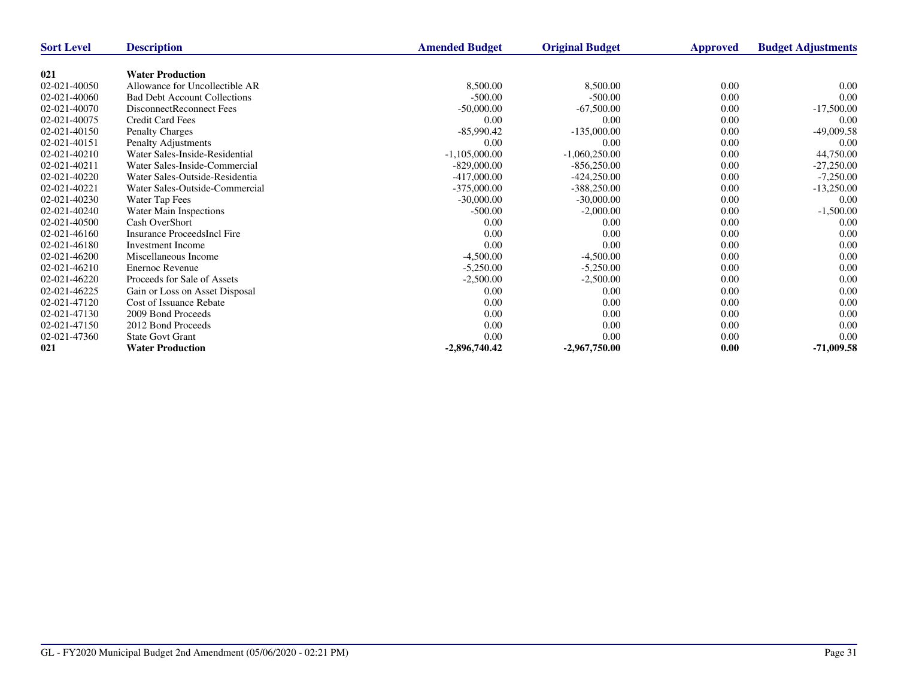| Sort Level | Description | Amended Budget | Original Budget | Approved | Budget Adjustments |
|---|---|---|---|---|---|
| **021** | **Water Production** | | | | |
| 02-021-40050 | Allowance for Uncollectible AR | 8,500.00 | 8,500.00 | 0.00 | 0.00 |
| 02-021-40060 | Bad Debt Account Collections | -500.00 | -500.00 | 0.00 | 0.00 |
| 02-021-40070 | DisconnectReconnect Fees | -50,000.00 | -67,500.00 | 0.00 | -17,500.00 |
| 02-021-40075 | Credit Card Fees | 0.00 | 0.00 | 0.00 | 0.00 |
| 02-021-40150 | Penalty Charges | -85,990.42 | -135,000.00 | 0.00 | -49,009.58 |
| 02-021-40151 | Penalty Adjustments | 0.00 | 0.00 | 0.00 | 0.00 |
| 02-021-40210 | Water Sales-Inside-Residential | -1,105,000.00 | -1,060,250.00 | 0.00 | 44,750.00 |
| 02-021-40211 | Water Sales-Inside-Commercial | -829,000.00 | -856,250.00 | 0.00 | -27,250.00 |
| 02-021-40220 | Water Sales-Outside-Residentia | -417,000.00 | -424,250.00 | 0.00 | -7,250.00 |
| 02-021-40221 | Water Sales-Outside-Commercial | -375,000.00 | -388,250.00 | 0.00 | -13,250.00 |
| 02-021-40230 | Water Tap Fees | -30,000.00 | -30,000.00 | 0.00 | 0.00 |
| 02-021-40240 | Water Main Inspections | -500.00 | -2,000.00 | 0.00 | -1,500.00 |
| 02-021-40500 | Cash OverShort | 0.00 | 0.00 | 0.00 | 0.00 |
| 02-021-46160 | Insurance ProceedsIncl Fire | 0.00 | 0.00 | 0.00 | 0.00 |
| 02-021-46180 | Investment Income | 0.00 | 0.00 | 0.00 | 0.00 |
| 02-021-46200 | Miscellaneous Income | -4,500.00 | -4,500.00 | 0.00 | 0.00 |
| 02-021-46210 | Enernoc Revenue | -5,250.00 | -5,250.00 | 0.00 | 0.00 |
| 02-021-46220 | Proceeds for Sale of Assets | -2,500.00 | -2,500.00 | 0.00 | 0.00 |
| 02-021-46225 | Gain or Loss on Asset Disposal | 0.00 | 0.00 | 0.00 | 0.00 |
| 02-021-47120 | Cost of Issuance Rebate | 0.00 | 0.00 | 0.00 | 0.00 |
| 02-021-47130 | 2009 Bond Proceeds | 0.00 | 0.00 | 0.00 | 0.00 |
| 02-021-47150 | 2012 Bond Proceeds | 0.00 | 0.00 | 0.00 | 0.00 |
| 02-021-47360 | State Govt Grant | 0.00 | 0.00 | 0.00 | 0.00 |
| **021** | **Water Production** | **-2,896,740.42** | **-2,967,750.00** | **0.00** | **-71,009.58** |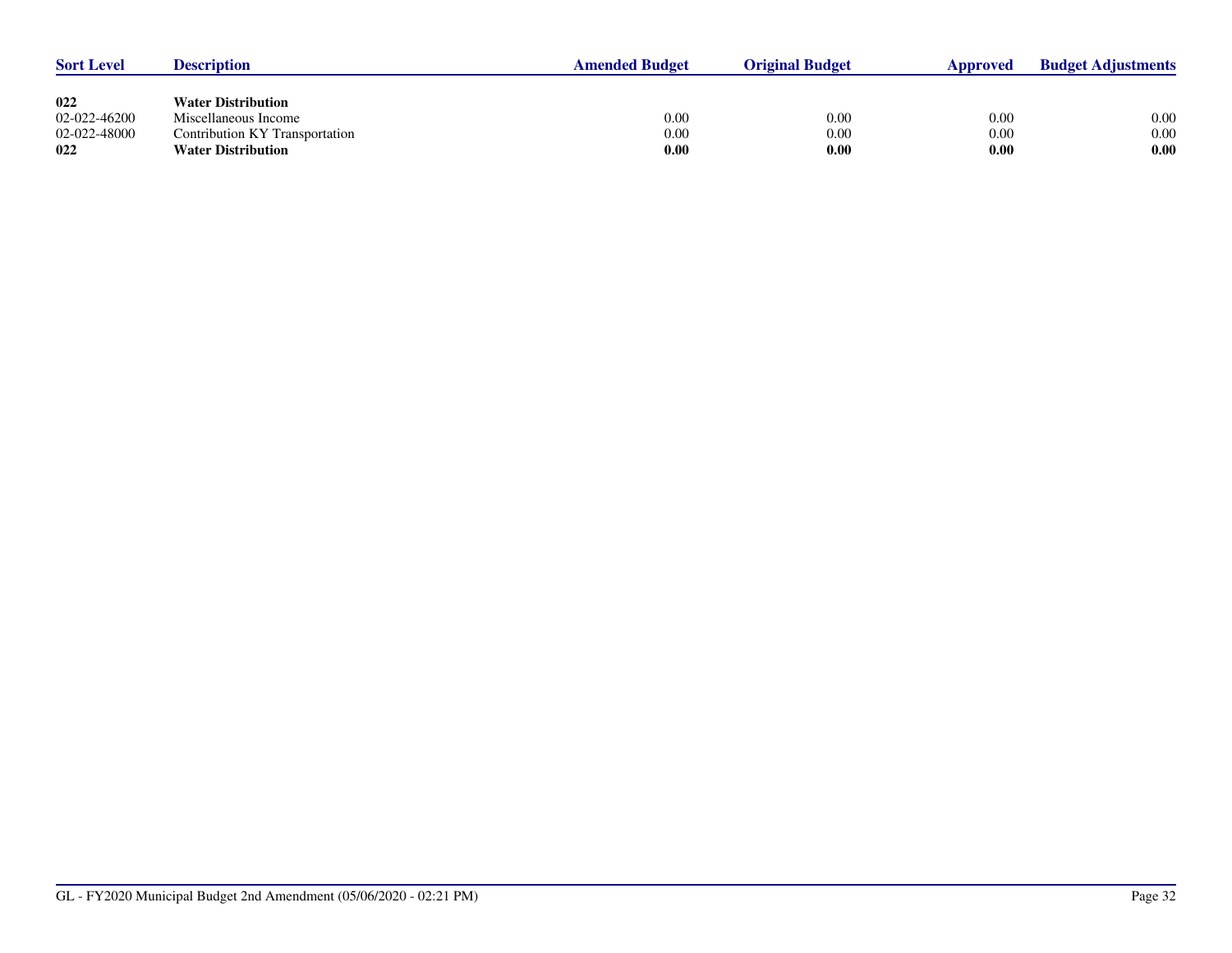| Sort Level | Description | Amended Budget | Original Budget | Approved | Budget Adjustments |
|---|---|---|---|---|---|
| **022** | **Water Distribution** | | | | |
| 02-022-46200 | Miscellaneous Income | 0.00 | 0.00 | 0.00 | 0.00 |
| 02-022-48000 | Contribution KY Transportation | 0.00 | 0.00 | 0.00 | 0.00 |
| **022** | **Water Distribution** | **0.00** | **0.00** | **0.00** | **0.00** |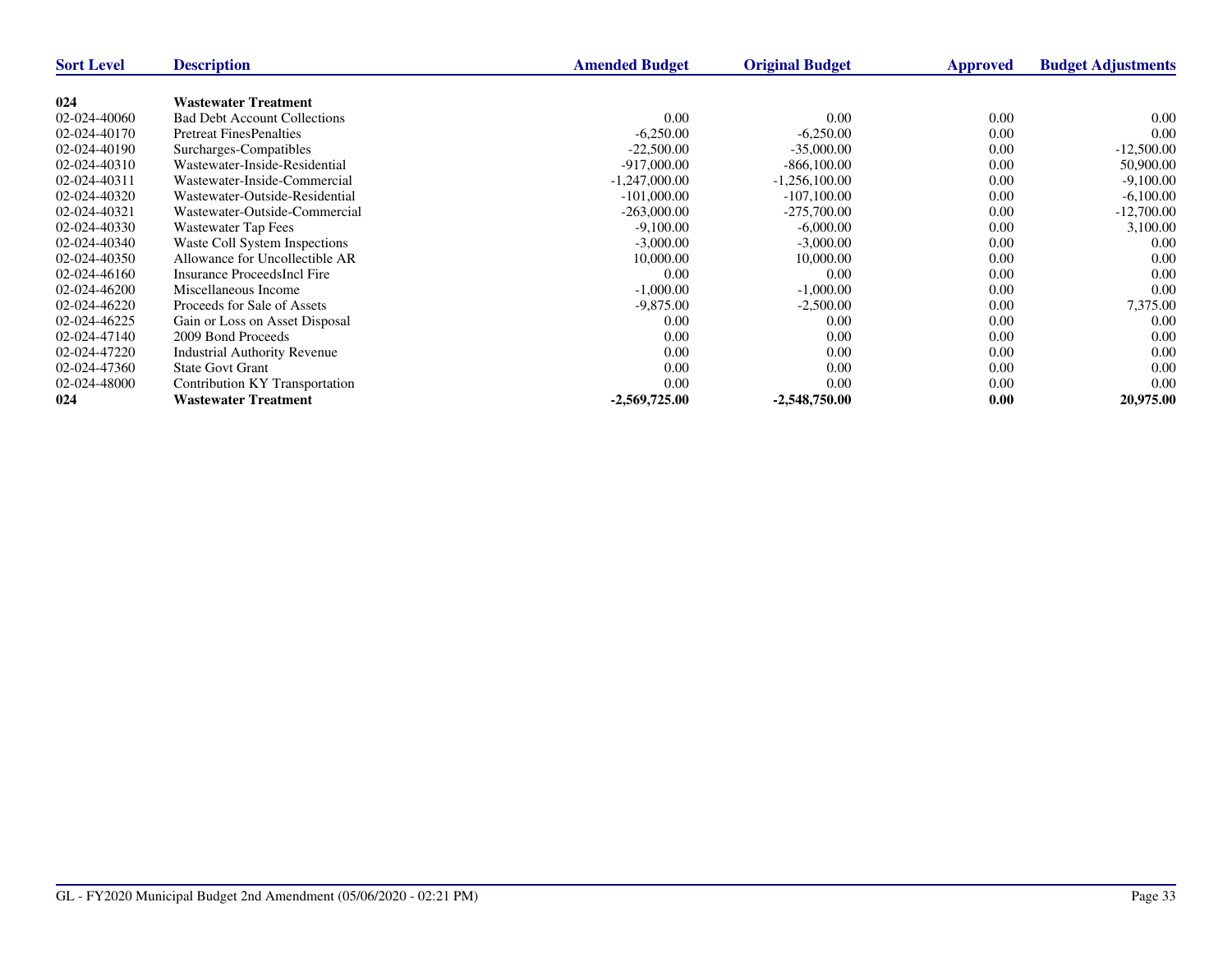| Sort Level | Description | Amended Budget | Original Budget | Approved | Budget Adjustments |
|---|---|---|---|---|---|
| **024** | **Wastewater Treatment** | | | | |
| 02-024-40060 | Bad Debt Account Collections | 0.00 | 0.00 | 0.00 | 0.00 |
| 02-024-40170 | Pretreat FinesPenalties | -6,250.00 | -6,250.00 | 0.00 | 0.00 |
| 02-024-40190 | Surcharges-Compatibles | -22,500.00 | -35,000.00 | 0.00 | -12,500.00 |
| 02-024-40310 | Wastewater-Inside-Residential | -917,000.00 | -866,100.00 | 0.00 | 50,900.00 |
| 02-024-40311 | Wastewater-Inside-Commercial | -1,247,000.00 | -1,256,100.00 | 0.00 | -9,100.00 |
| 02-024-40320 | Wastewater-Outside-Residential | -101,000.00 | -107,100.00 | 0.00 | -6,100.00 |
| 02-024-40321 | Wastewater-Outside-Commercial | -263,000.00 | -275,700.00 | 0.00 | -12,700.00 |
| 02-024-40330 | Wastewater Tap Fees | -9,100.00 | -6,000.00 | 0.00 | 3,100.00 |
| 02-024-40340 | Waste Coll System Inspections | -3,000.00 | -3,000.00 | 0.00 | 0.00 |
| 02-024-40350 | Allowance for Uncollectible AR | 10,000.00 | 10,000.00 | 0.00 | 0.00 |
| 02-024-46160 | Insurance ProceedsIncl Fire | 0.00 | 0.00 | 0.00 | 0.00 |
| 02-024-46200 | Miscellaneous Income | -1,000.00 | -1,000.00 | 0.00 | 0.00 |
| 02-024-46220 | Proceeds for Sale of Assets | -9,875.00 | -2,500.00 | 0.00 | 7,375.00 |
| 02-024-46225 | Gain or Loss on Asset Disposal | 0.00 | 0.00 | 0.00 | 0.00 |
| 02-024-47140 | 2009 Bond Proceeds | 0.00 | 0.00 | 0.00 | 0.00 |
| 02-024-47220 | Industrial Authority Revenue | 0.00 | 0.00 | 0.00 | 0.00 |
| 02-024-47360 | State Govt Grant | 0.00 | 0.00 | 0.00 | 0.00 |
| 02-024-48000 | Contribution KY Transportation | 0.00 | 0.00 | 0.00 | 0.00 |
| **024** | **Wastewater Treatment** | **-2,569,725.00** | **-2,548,750.00** | **0.00** | **20,975.00** |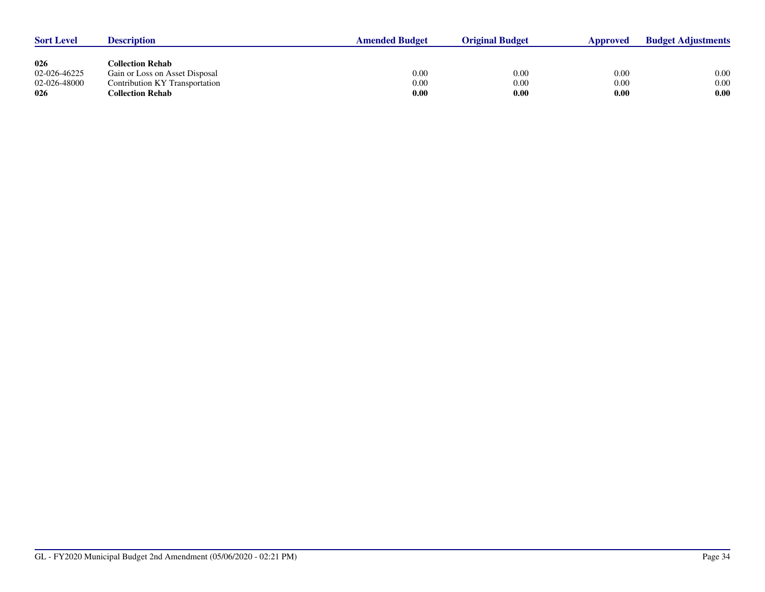| Sort Level | Description | Amended Budget | Original Budget | Approved | Budget Adjustments |
|---|---|---|---|---|---|
| **026** | **Collection Rehab** | | | | |
| 02-026-46225 | Gain or Loss on Asset Disposal | 0.00 | 0.00 | 0.00 | 0.00 |
| 02-026-48000 | Contribution KY Transportation | 0.00 | 0.00 | 0.00 | 0.00 |
| **026** | **Collection Rehab** | **0.00** | **0.00** | **0.00** | **0.00** |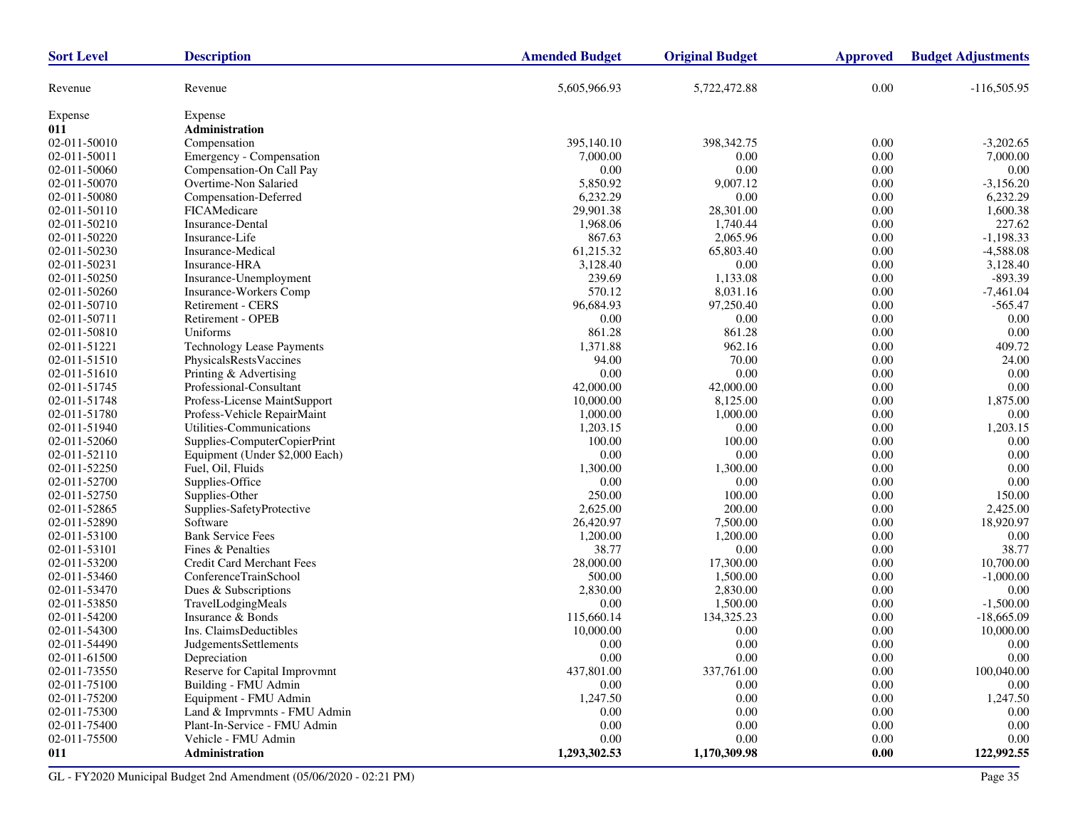| Sort Level | Description | Amended Budget | Original Budget | Approved | Budget Adjustments |
|---|---|---|---|---|---|
| Revenue | Revenue | 5,605,966.93 | 5,722,472.88 | 0.00 | -116,505.95 |
| Expense | Expense | | | | |
| **011** | **Administration** | | | | |
| 02-011-50010 | Compensation | 395,140.10 | 398,342.75 | 0.00 | -3,202.65 |
| 02-011-50011 | Emergency - Compensation | 7,000.00 | 0.00 | 0.00 | 7,000.00 |
| 02-011-50060 | Compensation-On Call Pay | 0.00 | 0.00 | 0.00 | 0.00 |
| 02-011-50070 | Overtime-Non Salaried | 5,850.92 | 9,007.12 | 0.00 | -3,156.20 |
| 02-011-50080 | Compensation-Deferred | 6,232.29 | 0.00 | 0.00 | 6,232.29 |
| 02-011-50110 | FICAMedicare | 29,901.38 | 28,301.00 | 0.00 | 1,600.38 |
| 02-011-50210 | Insurance-Dental | 1,968.06 | 1,740.44 | 0.00 | 227.62 |
| 02-011-50220 | Insurance-Life | 867.63 | 2,065.96 | 0.00 | -1,198.33 |
| 02-011-50230 | Insurance-Medical | 61,215.32 | 65,803.40 | 0.00 | -4,588.08 |
| 02-011-50231 | Insurance-HRA | 3,128.40 | 0.00 | 0.00 | 3,128.40 |
| 02-011-50250 | Insurance-Unemployment | 239.69 | 1,133.08 | 0.00 | -893.39 |
| 02-011-50260 | Insurance-Workers Comp | 570.12 | 8,031.16 | 0.00 | -7,461.04 |
| 02-011-50710 | Retirement - CERS | 96,684.93 | 97,250.40 | 0.00 | -565.47 |
| 02-011-50711 | Retirement - OPEB | 0.00 | 0.00 | 0.00 | 0.00 |
| 02-011-50810 | Uniforms | 861.28 | 861.28 | 0.00 | 0.00 |
| 02-011-51221 | Technology Lease Payments | 1,371.88 | 962.16 | 0.00 | 409.72 |
| 02-011-51510 | PhysicalsRestsVaccines | 94.00 | 70.00 | 0.00 | 24.00 |
| 02-011-51610 | Printing & Advertising | 0.00 | 0.00 | 0.00 | 0.00 |
| 02-011-51745 | Professional-Consultant | 42,000.00 | 42,000.00 | 0.00 | 0.00 |
| 02-011-51748 | Profess-License MaintSupport | 10,000.00 | 8,125.00 | 0.00 | 1,875.00 |
| 02-011-51780 | Profess-Vehicle RepairMaint | 1,000.00 | 1,000.00 | 0.00 | 0.00 |
| 02-011-51940 | Utilities-Communications | 1,203.15 | 0.00 | 0.00 | 1,203.15 |
| 02-011-52060 | Supplies-ComputerCopierPrint | 100.00 | 100.00 | 0.00 | 0.00 |
| 02-011-52110 | Equipment (Under $2,000 Each) | 0.00 | 0.00 | 0.00 | 0.00 |
| 02-011-52250 | Fuel, Oil, Fluids | 1,300.00 | 1,300.00 | 0.00 | 0.00 |
| 02-011-52700 | Supplies-Office | 0.00 | 0.00 | 0.00 | 0.00 |
| 02-011-52750 | Supplies-Other | 250.00 | 100.00 | 0.00 | 150.00 |
| 02-011-52865 | Supplies-SafetyProtective | 2,625.00 | 200.00 | 0.00 | 2,425.00 |
| 02-011-52890 | Software | 26,420.97 | 7,500.00 | 0.00 | 18,920.97 |
| 02-011-53100 | Bank Service Fees | 1,200.00 | 1,200.00 | 0.00 | 0.00 |
| 02-011-53101 | Fines & Penalties | 38.77 | 0.00 | 0.00 | 38.77 |
| 02-011-53200 | Credit Card Merchant Fees | 28,000.00 | 17,300.00 | 0.00 | 10,700.00 |
| 02-011-53460 | ConferenceTrainSchool | 500.00 | 1,500.00 | 0.00 | -1,000.00 |
| 02-011-53470 | Dues & Subscriptions | 2,830.00 | 2,830.00 | 0.00 | 0.00 |
| 02-011-53850 | TravelLodgingMeals | 0.00 | 1,500.00 | 0.00 | -1,500.00 |
| 02-011-54200 | Insurance & Bonds | 115,660.14 | 134,325.23 | 0.00 | -18,665.09 |
| 02-011-54300 | Ins. ClaimsDeductibles | 10,000.00 | 0.00 | 0.00 | 10,000.00 |
| 02-011-54490 | JudgementsSettlements | 0.00 | 0.00 | 0.00 | 0.00 |
| 02-011-61500 | Depreciation | 0.00 | 0.00 | 0.00 | 0.00 |
| 02-011-73550 | Reserve for Capital Improvmnt | 437,801.00 | 337,761.00 | 0.00 | 100,040.00 |
| 02-011-75100 | Building - FMU Admin | 0.00 | 0.00 | 0.00 | 0.00 |
| 02-011-75200 | Equipment - FMU Admin | 1,247.50 | 0.00 | 0.00 | 1,247.50 |
| 02-011-75300 | Land & Imprvmnts - FMU Admin | 0.00 | 0.00 | 0.00 | 0.00 |
| 02-011-75400 | Plant-In-Service - FMU Admin | 0.00 | 0.00 | 0.00 | 0.00 |
| 02-011-75500 | Vehicle - FMU Admin | 0.00 | 0.00 | 0.00 | 0.00 |
| **011** | **Administration** | **1,293,302.53** | **1,170,309.98** | **0.00** | **122,992.55** |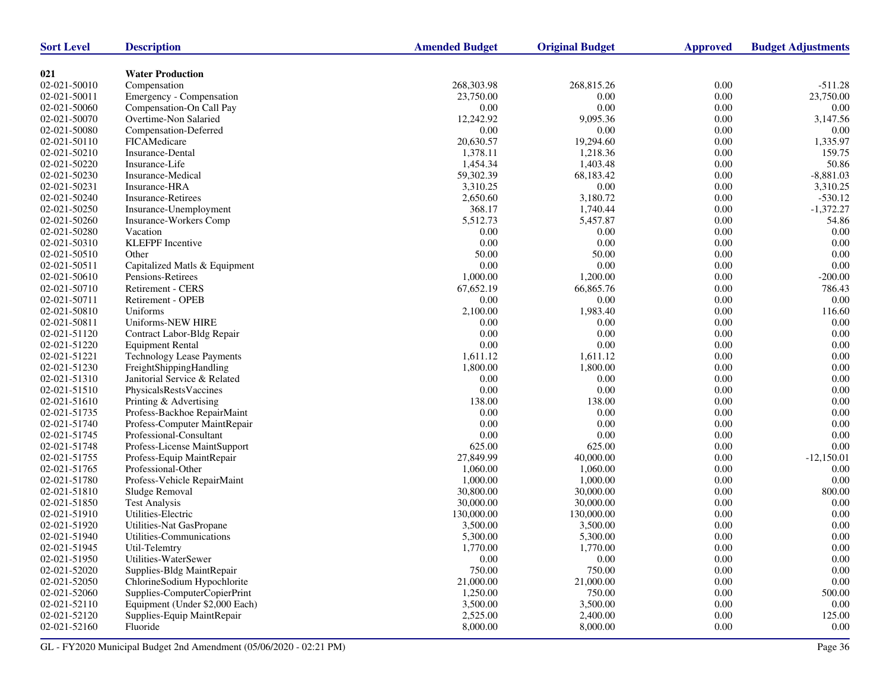| Sort Level | Description | Amended Budget | Original Budget | Approved | Budget Adjustments |
|---|---|---|---|---|---|
| **021** | **Water Production** | | | | |
| 02-021-50010 | Compensation | 268,303.98 | 268,815.26 | 0.00 | -511.28 |
| 02-021-50011 | Emergency - Compensation | 23,750.00 | 0.00 | 0.00 | 23,750.00 |
| 02-021-50060 | Compensation-On Call Pay | 0.00 | 0.00 | 0.00 | 0.00 |
| 02-021-50070 | Overtime-Non Salaried | 12,242.92 | 9,095.36 | 0.00 | 3,147.56 |
| 02-021-50080 | Compensation-Deferred | 0.00 | 0.00 | 0.00 | 0.00 |
| 02-021-50110 | FICAMedicare | 20,630.57 | 19,294.60 | 0.00 | 1,335.97 |
| 02-021-50210 | Insurance-Dental | 1,378.11 | 1,218.36 | 0.00 | 159.75 |
| 02-021-50220 | Insurance-Life | 1,454.34 | 1,403.48 | 0.00 | 50.86 |
| 02-021-50230 | Insurance-Medical | 59,302.39 | 68,183.42 | 0.00 | -8,881.03 |
| 02-021-50231 | Insurance-HRA | 3,310.25 | 0.00 | 0.00 | 3,310.25 |
| 02-021-50240 | Insurance-Retirees | 2,650.60 | 3,180.72 | 0.00 | -530.12 |
| 02-021-50250 | Insurance-Unemployment | 368.17 | 1,740.44 | 0.00 | -1,372.27 |
| 02-021-50260 | Insurance-Workers Comp | 5,512.73 | 5,457.87 | 0.00 | 54.86 |
| 02-021-50280 | Vacation | 0.00 | 0.00 | 0.00 | 0.00 |
| 02-021-50310 | KLEFPF Incentive | 0.00 | 0.00 | 0.00 | 0.00 |
| 02-021-50510 | Other | 50.00 | 50.00 | 0.00 | 0.00 |
| 02-021-50511 | Capitalized Matls & Equipment | 0.00 | 0.00 | 0.00 | 0.00 |
| 02-021-50610 | Pensions-Retirees | 1,000.00 | 1,200.00 | 0.00 | -200.00 |
| 02-021-50710 | Retirement - CERS | 67,652.19 | 66,865.76 | 0.00 | 786.43 |
| 02-021-50711 | Retirement - OPEB | 0.00 | 0.00 | 0.00 | 0.00 |
| 02-021-50810 | Uniforms | 2,100.00 | 1,983.40 | 0.00 | 116.60 |
| 02-021-50811 | Uniforms-NEW HIRE | 0.00 | 0.00 | 0.00 | 0.00 |
| 02-021-51120 | Contract Labor-Bldg Repair | 0.00 | 0.00 | 0.00 | 0.00 |
| 02-021-51220 | Equipment Rental | 0.00 | 0.00 | 0.00 | 0.00 |
| 02-021-51221 | Technology Lease Payments | 1,611.12 | 1,611.12 | 0.00 | 0.00 |
| 02-021-51230 | FreightShippingHandling | 1,800.00 | 1,800.00 | 0.00 | 0.00 |
| 02-021-51310 | Janitorial Service & Related | 0.00 | 0.00 | 0.00 | 0.00 |
| 02-021-51510 | PhysicalsRestsVaccines | 0.00 | 0.00 | 0.00 | 0.00 |
| 02-021-51610 | Printing & Advertising | 138.00 | 138.00 | 0.00 | 0.00 |
| 02-021-51735 | Profess-Backhoe RepairMaint | 0.00 | 0.00 | 0.00 | 0.00 |
| 02-021-51740 | Profess-Computer MaintRepair | 0.00 | 0.00 | 0.00 | 0.00 |
| 02-021-51745 | Professional-Consultant | 0.00 | 0.00 | 0.00 | 0.00 |
| 02-021-51748 | Profess-License MaintSupport | 625.00 | 625.00 | 0.00 | 0.00 |
| 02-021-51755 | Profess-Equip MaintRepair | 27,849.99 | 40,000.00 | 0.00 | -12,150.01 |
| 02-021-51765 | Professional-Other | 1,060.00 | 1,060.00 | 0.00 | 0.00 |
| 02-021-51780 | Profess-Vehicle RepairMaint | 1,000.00 | 1,000.00 | 0.00 | 0.00 |
| 02-021-51810 | Sludge Removal | 30,800.00 | 30,000.00 | 0.00 | 800.00 |
| 02-021-51850 | Test Analysis | 30,000.00 | 30,000.00 | 0.00 | 0.00 |
| 02-021-51910 | Utilities-Electric | 130,000.00 | 130,000.00 | 0.00 | 0.00 |
| 02-021-51920 | Utilities-Nat GasPropane | 3,500.00 | 3,500.00 | 0.00 | 0.00 |
| 02-021-51940 | Utilities-Communications | 5,300.00 | 5,300.00 | 0.00 | 0.00 |
| 02-021-51945 | Util-Telemtry | 1,770.00 | 1,770.00 | 0.00 | 0.00 |
| 02-021-51950 | Utilities-WaterSewer | 0.00 | 0.00 | 0.00 | 0.00 |
| 02-021-52020 | Supplies-Bldg MaintRepair | 750.00 | 750.00 | 0.00 | 0.00 |
| 02-021-52050 | ChlorineSodium Hypochlorite | 21,000.00 | 21,000.00 | 0.00 | 0.00 |
| 02-021-52060 | Supplies-ComputerCopierPrint | 1,250.00 | 750.00 | 0.00 | 500.00 |
| 02-021-52110 | Equipment (Under $2,000 Each) | 3,500.00 | 3,500.00 | 0.00 | 0.00 |
| 02-021-52120 | Supplies-Equip MaintRepair | 2,525.00 | 2,400.00 | 0.00 | 125.00 |
| 02-021-52160 | Fluoride | 8,000.00 | 8,000.00 | 0.00 | 0.00 |

GL - FY2020 Municipal Budget 2nd Amendment (05/06/2020 - 02:21 PM)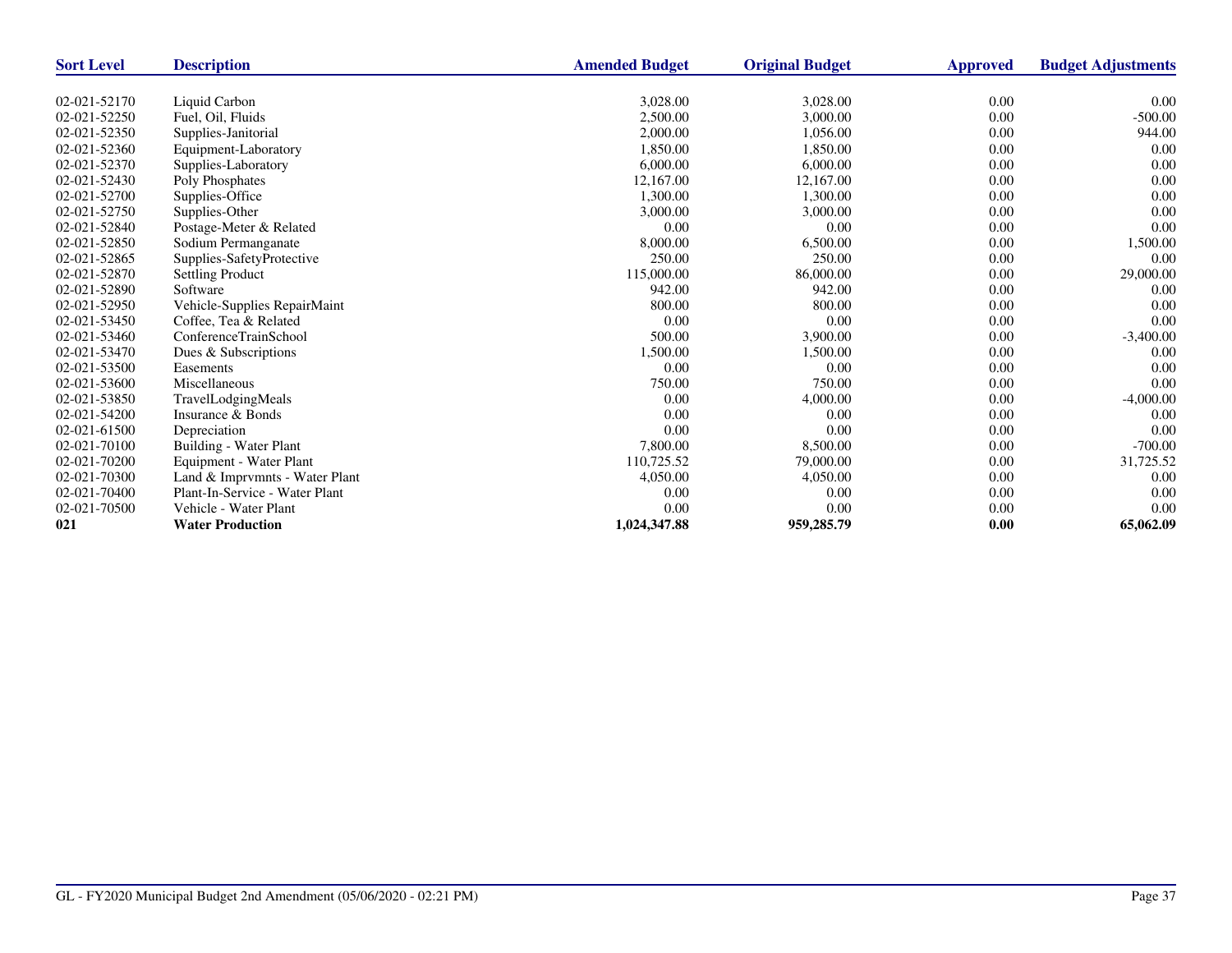| Sort Level | Description | Amended Budget | Original Budget | Approved | Budget Adjustments |
|---|---|---|---|---|---|
| 02-021-52170 | Liquid Carbon | 3,028.00 | 3,028.00 | 0.00 | 0.00 |
| 02-021-52250 | Fuel, Oil, Fluids | 2,500.00 | 3,000.00 | 0.00 | -500.00 |
| 02-021-52350 | Supplies-Janitorial | 2,000.00 | 1,056.00 | 0.00 | 944.00 |
| 02-021-52360 | Equipment-Laboratory | 1,850.00 | 1,850.00 | 0.00 | 0.00 |
| 02-021-52370 | Supplies-Laboratory | 6,000.00 | 6,000.00 | 0.00 | 0.00 |
| 02-021-52430 | Poly Phosphates | 12,167.00 | 12,167.00 | 0.00 | 0.00 |
| 02-021-52700 | Supplies-Office | 1,300.00 | 1,300.00 | 0.00 | 0.00 |
| 02-021-52750 | Supplies-Other | 3,000.00 | 3,000.00 | 0.00 | 0.00 |
| 02-021-52840 | Postage-Meter & Related | 0.00 | 0.00 | 0.00 | 0.00 |
| 02-021-52850 | Sodium Permanganate | 8,000.00 | 6,500.00 | 0.00 | 1,500.00 |
| 02-021-52865 | Supplies-SafetyProtective | 250.00 | 250.00 | 0.00 | 0.00 |
| 02-021-52870 | Settling Product | 115,000.00 | 86,000.00 | 0.00 | 29,000.00 |
| 02-021-52890 | Software | 942.00 | 942.00 | 0.00 | 0.00 |
| 02-021-52950 | Vehicle-Supplies RepairMaint | 800.00 | 800.00 | 0.00 | 0.00 |
| 02-021-53450 | Coffee, Tea & Related | 0.00 | 0.00 | 0.00 | 0.00 |
| 02-021-53460 | ConferenceTrainSchool | 500.00 | 3,900.00 | 0.00 | -3,400.00 |
| 02-021-53470 | Dues & Subscriptions | 1,500.00 | 1,500.00 | 0.00 | 0.00 |
| 02-021-53500 | Easements | 0.00 | 0.00 | 0.00 | 0.00 |
| 02-021-53600 | Miscellaneous | 750.00 | 750.00 | 0.00 | 0.00 |
| 02-021-53850 | TravelLodgingMeals | 0.00 | 4,000.00 | 0.00 | -4,000.00 |
| 02-021-54200 | Insurance & Bonds | 0.00 | 0.00 | 0.00 | 0.00 |
| 02-021-61500 | Depreciation | 0.00 | 0.00 | 0.00 | 0.00 |
| 02-021-70100 | Building - Water Plant | 7,800.00 | 8,500.00 | 0.00 | -700.00 |
| 02-021-70200 | Equipment - Water Plant | 110,725.52 | 79,000.00 | 0.00 | 31,725.52 |
| 02-021-70300 | Land & Imprvmnts - Water Plant | 4,050.00 | 4,050.00 | 0.00 | 0.00 |
| 02-021-70400 | Plant-In-Service - Water Plant | 0.00 | 0.00 | 0.00 | 0.00 |
| 02-021-70500 | Vehicle - Water Plant | 0.00 | 0.00 | 0.00 | 0.00 |
| **021** | **Water Production** | **1,024,347.88** | **959,285.79** | **0.00** | **65,062.09** |

GL - FY2020 Municipal Budget 2nd Amendment (05/06/2020 - 02:21 PM)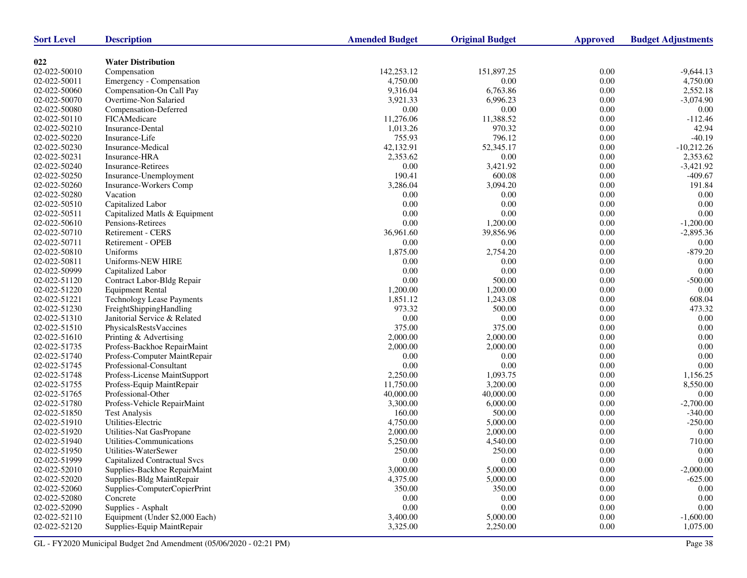| Sort Level | Description | Amended Budget | Original Budget | Approved | Budget Adjustments |
|---|---|---|---|---|---|
| **022** | **Water Distribution** | | | | |
| 02-022-50010 | Compensation | 142,253.12 | 151,897.25 | 0.00 | -9,644.13 |
| 02-022-50011 | Emergency - Compensation | 4,750.00 | 0.00 | 0.00 | 4,750.00 |
| 02-022-50060 | Compensation-On Call Pay | 9,316.04 | 6,763.86 | 0.00 | 2,552.18 |
| 02-022-50070 | Overtime-Non Salaried | 3,921.33 | 6,996.23 | 0.00 | -3,074.90 |
| 02-022-50080 | Compensation-Deferred | 0.00 | 0.00 | 0.00 | 0.00 |
| 02-022-50110 | FICAMedicare | 11,276.06 | 11,388.52 | 0.00 | -112.46 |
| 02-022-50210 | Insurance-Dental | 1,013.26 | 970.32 | 0.00 | 42.94 |
| 02-022-50220 | Insurance-Life | 755.93 | 796.12 | 0.00 | -40.19 |
| 02-022-50230 | Insurance-Medical | 42,132.91 | 52,345.17 | 0.00 | -10,212.26 |
| 02-022-50231 | Insurance-HRA | 2,353.62 | 0.00 | 0.00 | 2,353.62 |
| 02-022-50240 | Insurance-Retirees | 0.00 | 3,421.92 | 0.00 | -3,421.92 |
| 02-022-50250 | Insurance-Unemployment | 190.41 | 600.08 | 0.00 | -409.67 |
| 02-022-50260 | Insurance-Workers Comp | 3,286.04 | 3,094.20 | 0.00 | 191.84 |
| 02-022-50280 | Vacation | 0.00 | 0.00 | 0.00 | 0.00 |
| 02-022-50510 | Capitalized Labor | 0.00 | 0.00 | 0.00 | 0.00 |
| 02-022-50511 | Capitalized Matls & Equipment | 0.00 | 0.00 | 0.00 | 0.00 |
| 02-022-50610 | Pensions-Retirees | 0.00 | 1,200.00 | 0.00 | -1,200.00 |
| 02-022-50710 | Retirement - CERS | 36,961.60 | 39,856.96 | 0.00 | -2,895.36 |
| 02-022-50711 | Retirement - OPEB | 0.00 | 0.00 | 0.00 | 0.00 |
| 02-022-50810 | Uniforms | 1,875.00 | 2,754.20 | 0.00 | -879.20 |
| 02-022-50811 | Uniforms-NEW HIRE | 0.00 | 0.00 | 0.00 | 0.00 |
| 02-022-50999 | Capitalized Labor | 0.00 | 0.00 | 0.00 | 0.00 |
| 02-022-51120 | Contract Labor-Bldg Repair | 0.00 | 500.00 | 0.00 | -500.00 |
| 02-022-51220 | Equipment Rental | 1,200.00 | 1,200.00 | 0.00 | 0.00 |
| 02-022-51221 | Technology Lease Payments | 1,851.12 | 1,243.08 | 0.00 | 608.04 |
| 02-022-51230 | FreightShippingHandling | 973.32 | 500.00 | 0.00 | 473.32 |
| 02-022-51310 | Janitorial Service & Related | 0.00 | 0.00 | 0.00 | 0.00 |
| 02-022-51510 | PhysicalsRestsVaccines | 375.00 | 375.00 | 0.00 | 0.00 |
| 02-022-51610 | Printing & Advertising | 2,000.00 | 2,000.00 | 0.00 | 0.00 |
| 02-022-51735 | Profess-Backhoe RepairMaint | 2,000.00 | 2,000.00 | 0.00 | 0.00 |
| 02-022-51740 | Profess-Computer MaintRepair | 0.00 | 0.00 | 0.00 | 0.00 |
| 02-022-51745 | Professional-Consultant | 0.00 | 0.00 | 0.00 | 0.00 |
| 02-022-51748 | Profess-License MaintSupport | 2,250.00 | 1,093.75 | 0.00 | 1,156.25 |
| 02-022-51755 | Profess-Equip MaintRepair | 11,750.00 | 3,200.00 | 0.00 | 8,550.00 |
| 02-022-51765 | Professional-Other | 40,000.00 | 40,000.00 | 0.00 | 0.00 |
| 02-022-51780 | Profess-Vehicle RepairMaint | 3,300.00 | 6,000.00 | 0.00 | -2,700.00 |
| 02-022-51850 | Test Analysis | 160.00 | 500.00 | 0.00 | -340.00 |
| 02-022-51910 | Utilities-Electric | 4,750.00 | 5,000.00 | 0.00 | -250.00 |
| 02-022-51920 | Utilities-Nat GasPropane | 2,000.00 | 2,000.00 | 0.00 | 0.00 |
| 02-022-51940 | Utilities-Communications | 5,250.00 | 4,540.00 | 0.00 | 710.00 |
| 02-022-51950 | Utilities-WaterSewer | 250.00 | 250.00 | 0.00 | 0.00 |
| 02-022-51999 | Capitalized Contractual Svcs | 0.00 | 0.00 | 0.00 | 0.00 |
| 02-022-52010 | Supplies-Backhoe RepairMaint | 3,000.00 | 5,000.00 | 0.00 | -2,000.00 |
| 02-022-52020 | Supplies-Bldg MaintRepair | 4,375.00 | 5,000.00 | 0.00 | -625.00 |
| 02-022-52060 | Supplies-ComputerCopierPrint | 350.00 | 350.00 | 0.00 | 0.00 |
| 02-022-52080 | Concrete | 0.00 | 0.00 | 0.00 | 0.00 |
| 02-022-52090 | Supplies - Asphalt | 0.00 | 0.00 | 0.00 | 0.00 |
| 02-022-52110 | Equipment (Under $2,000 Each) | 3,400.00 | 5,000.00 | 0.00 | -1,600.00 |
| 02-022-52120 | Supplies-Equip MaintRepair | 3,325.00 | 2,250.00 | 0.00 | 1,075.00 |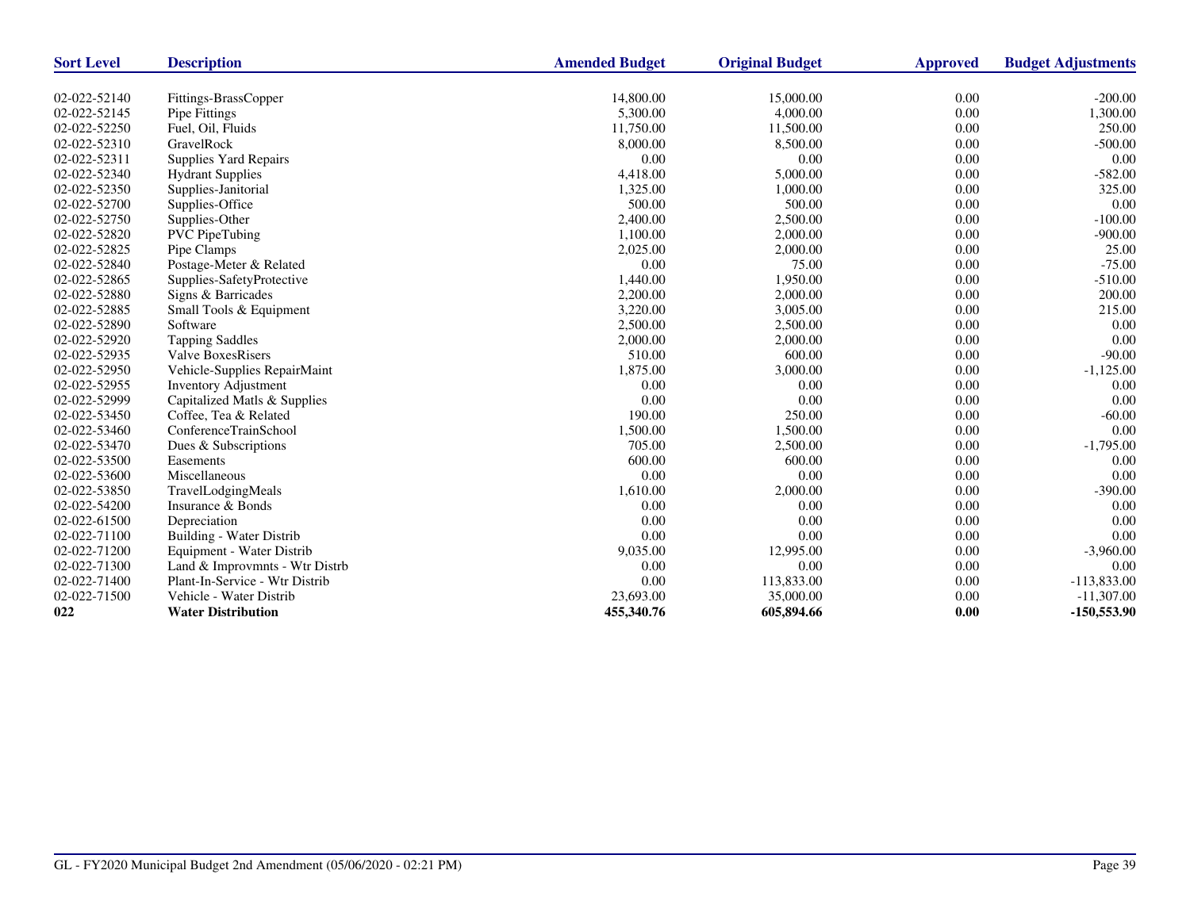| Sort Level | Description | Amended Budget | Original Budget | Approved | Budget Adjustments |
|---|---|---|---|---|---|
| 02-022-52140 | Fittings-BrassCopper | 14,800.00 | 15,000.00 | 0.00 | -200.00 |
| 02-022-52145 | Pipe Fittings | 5,300.00 | 4,000.00 | 0.00 | 1,300.00 |
| 02-022-52250 | Fuel, Oil, Fluids | 11,750.00 | 11,500.00 | 0.00 | 250.00 |
| 02-022-52310 | GravelRock | 8,000.00 | 8,500.00 | 0.00 | -500.00 |
| 02-022-52311 | Supplies Yard Repairs | 0.00 | 0.00 | 0.00 | 0.00 |
| 02-022-52340 | Hydrant Supplies | 4,418.00 | 5,000.00 | 0.00 | -582.00 |
| 02-022-52350 | Supplies-Janitorial | 1,325.00 | 1,000.00 | 0.00 | 325.00 |
| 02-022-52700 | Supplies-Office | 500.00 | 500.00 | 0.00 | 0.00 |
| 02-022-52750 | Supplies-Other | 2,400.00 | 2,500.00 | 0.00 | -100.00 |
| 02-022-52820 | PVC PipeTubing | 1,100.00 | 2,000.00 | 0.00 | -900.00 |
| 02-022-52825 | Pipe Clamps | 2,025.00 | 2,000.00 | 0.00 | 25.00 |
| 02-022-52840 | Postage-Meter & Related | 0.00 | 75.00 | 0.00 | -75.00 |
| 02-022-52865 | Supplies-SafetyProtective | 1,440.00 | 1,950.00 | 0.00 | -510.00 |
| 02-022-52880 | Signs & Barricades | 2,200.00 | 2,000.00 | 0.00 | 200.00 |
| 02-022-52885 | Small Tools & Equipment | 3,220.00 | 3,005.00 | 0.00 | 215.00 |
| 02-022-52890 | Software | 2,500.00 | 2,500.00 | 0.00 | 0.00 |
| 02-022-52920 | Tapping Saddles | 2,000.00 | 2,000.00 | 0.00 | 0.00 |
| 02-022-52935 | Valve BoxesRisers | 510.00 | 600.00 | 0.00 | -90.00 |
| 02-022-52950 | Vehicle-Supplies RepairMaint | 1,875.00 | 3,000.00 | 0.00 | -1,125.00 |
| 02-022-52955 | Inventory Adjustment | 0.00 | 0.00 | 0.00 | 0.00 |
| 02-022-52999 | Capitalized Matls & Supplies | 0.00 | 0.00 | 0.00 | 0.00 |
| 02-022-53450 | Coffee, Tea & Related | 190.00 | 250.00 | 0.00 | -60.00 |
| 02-022-53460 | ConferenceTrainSchool | 1,500.00 | 1,500.00 | 0.00 | 0.00 |
| 02-022-53470 | Dues & Subscriptions | 705.00 | 2,500.00 | 0.00 | -1,795.00 |
| 02-022-53500 | Easements | 600.00 | 600.00 | 0.00 | 0.00 |
| 02-022-53600 | Miscellaneous | 0.00 | 0.00 | 0.00 | 0.00 |
| 02-022-53850 | TravelLodgingMeals | 1,610.00 | 2,000.00 | 0.00 | -390.00 |
| 02-022-54200 | Insurance & Bonds | 0.00 | 0.00 | 0.00 | 0.00 |
| 02-022-61500 | Depreciation | 0.00 | 0.00 | 0.00 | 0.00 |
| 02-022-71100 | Building - Water Distrib | 0.00 | 0.00 | 0.00 | 0.00 |
| 02-022-71200 | Equipment - Water Distrib | 9,035.00 | 12,995.00 | 0.00 | -3,960.00 |
| 02-022-71300 | Land & Improvmnts - Wtr Distrb | 0.00 | 0.00 | 0.00 | 0.00 |
| 02-022-71400 | Plant-In-Service - Wtr Distrib | 0.00 | 113,833.00 | 0.00 | -113,833.00 |
| 02-022-71500 | Vehicle - Water Distrib | 23,693.00 | 35,000.00 | 0.00 | -11,307.00 |
| **022** | **Water Distribution** | **455,340.76** | **605,894.66** | **0.00** | **-150,553.90** |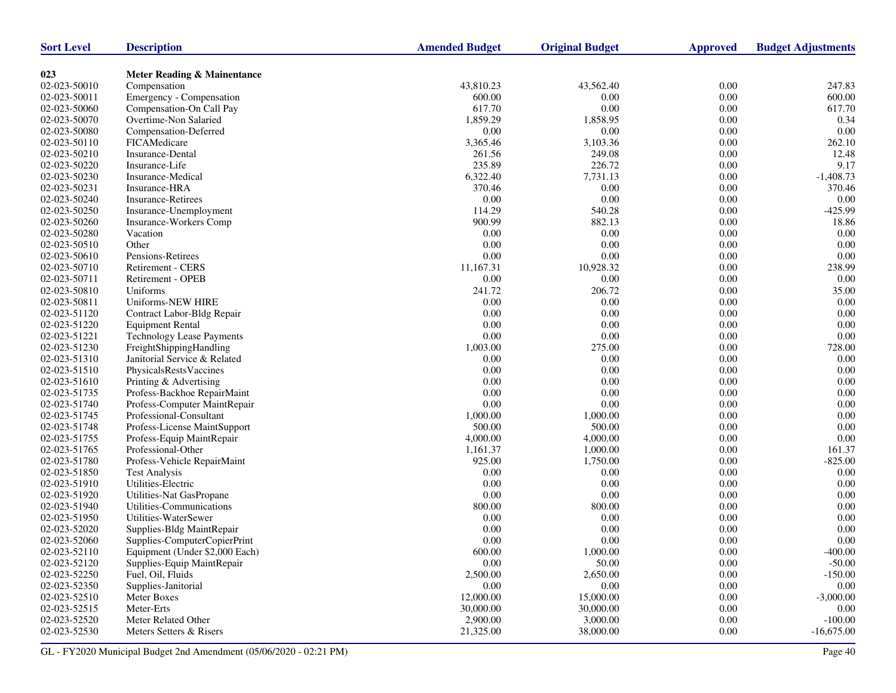| Sort Level | Description | Amended Budget | Original Budget | Approved | Budget Adjustments |
|---|---|---|---|---|---|
| **023** | **Meter Reading & Mainentance** | | | | |
| 02-023-50010 | Compensation | 43,810.23 | 43,562.40 | 0.00 | 247.83 |
| 02-023-50011 | Emergency - Compensation | 600.00 | 0.00 | 0.00 | 600.00 |
| 02-023-50060 | Compensation-On Call Pay | 617.70 | 0.00 | 0.00 | 617.70 |
| 02-023-50070 | Overtime-Non Salaried | 1,859.29 | 1,858.95 | 0.00 | 0.34 |
| 02-023-50080 | Compensation-Deferred | 0.00 | 0.00 | 0.00 | 0.00 |
| 02-023-50110 | FICAMedicare | 3,365.46 | 3,103.36 | 0.00 | 262.10 |
| 02-023-50210 | Insurance-Dental | 261.56 | 249.08 | 0.00 | 12.48 |
| 02-023-50220 | Insurance-Life | 235.89 | 226.72 | 0.00 | 9.17 |
| 02-023-50230 | Insurance-Medical | 6,322.40 | 7,731.13 | 0.00 | -1,408.73 |
| 02-023-50231 | Insurance-HRA | 370.46 | 0.00 | 0.00 | 370.46 |
| 02-023-50240 | Insurance-Retirees | 0.00 | 0.00 | 0.00 | 0.00 |
| 02-023-50250 | Insurance-Unemployment | 114.29 | 540.28 | 0.00 | -425.99 |
| 02-023-50260 | Insurance-Workers Comp | 900.99 | 882.13 | 0.00 | 18.86 |
| 02-023-50280 | Vacation | 0.00 | 0.00 | 0.00 | 0.00 |
| 02-023-50510 | Other | 0.00 | 0.00 | 0.00 | 0.00 |
| 02-023-50610 | Pensions-Retirees | 0.00 | 0.00 | 0.00 | 0.00 |
| 02-023-50710 | Retirement - CERS | 11,167.31 | 10,928.32 | 0.00 | 238.99 |
| 02-023-50711 | Retirement - OPEB | 0.00 | 0.00 | 0.00 | 0.00 |
| 02-023-50810 | Uniforms | 241.72 | 206.72 | 0.00 | 35.00 |
| 02-023-50811 | Uniforms-NEW HIRE | 0.00 | 0.00 | 0.00 | 0.00 |
| 02-023-51120 | Contract Labor-Bldg Repair | 0.00 | 0.00 | 0.00 | 0.00 |
| 02-023-51220 | Equipment Rental | 0.00 | 0.00 | 0.00 | 0.00 |
| 02-023-51221 | Technology Lease Payments | 0.00 | 0.00 | 0.00 | 0.00 |
| 02-023-51230 | FreightShippingHandling | 1,003.00 | 275.00 | 0.00 | 728.00 |
| 02-023-51310 | Janitorial Service & Related | 0.00 | 0.00 | 0.00 | 0.00 |
| 02-023-51510 | PhysicalsRestsVaccines | 0.00 | 0.00 | 0.00 | 0.00 |
| 02-023-51610 | Printing & Advertising | 0.00 | 0.00 | 0.00 | 0.00 |
| 02-023-51735 | Profess-Backhoe RepairMaint | 0.00 | 0.00 | 0.00 | 0.00 |
| 02-023-51740 | Profess-Computer MaintRepair | 0.00 | 0.00 | 0.00 | 0.00 |
| 02-023-51745 | Professional-Consultant | 1,000.00 | 1,000.00 | 0.00 | 0.00 |
| 02-023-51748 | Profess-License MaintSupport | 500.00 | 500.00 | 0.00 | 0.00 |
| 02-023-51755 | Profess-Equip MaintRepair | 4,000.00 | 4,000.00 | 0.00 | 0.00 |
| 02-023-51765 | Professional-Other | 1,161.37 | 1,000.00 | 0.00 | 161.37 |
| 02-023-51780 | Profess-Vehicle RepairMaint | 925.00 | 1,750.00 | 0.00 | -825.00 |
| 02-023-51850 | Test Analysis | 0.00 | 0.00 | 0.00 | 0.00 |
| 02-023-51910 | Utilities-Electric | 0.00 | 0.00 | 0.00 | 0.00 |
| 02-023-51920 | Utilities-Nat GasPropane | 0.00 | 0.00 | 0.00 | 0.00 |
| 02-023-51940 | Utilities-Communications | 800.00 | 800.00 | 0.00 | 0.00 |
| 02-023-51950 | Utilities-WaterSewer | 0.00 | 0.00 | 0.00 | 0.00 |
| 02-023-52020 | Supplies-Bldg MaintRepair | 0.00 | 0.00 | 0.00 | 0.00 |
| 02-023-52060 | Supplies-ComputerCopierPrint | 0.00 | 0.00 | 0.00 | 0.00 |
| 02-023-52110 | Equipment (Under $2,000 Each) | 600.00 | 1,000.00 | 0.00 | -400.00 |
| 02-023-52120 | Supplies-Equip MaintRepair | 0.00 | 50.00 | 0.00 | -50.00 |
| 02-023-52250 | Fuel, Oil, Fluids | 2,500.00 | 2,650.00 | 0.00 | -150.00 |
| 02-023-52350 | Supplies-Janitorial | 0.00 | 0.00 | 0.00 | 0.00 |
| 02-023-52510 | Meter Boxes | 12,000.00 | 15,000.00 | 0.00 | -3,000.00 |
| 02-023-52515 | Meter-Erts | 30,000.00 | 30,000.00 | 0.00 | 0.00 |
| 02-023-52520 | Meter Related Other | 2,900.00 | 3,000.00 | 0.00 | -100.00 |
| 02-023-52530 | Meters Setters & Risers | 21,325.00 | 38,000.00 | 0.00 | -16,675.00 |

GL - FY2020 Municipal Budget 2nd Amendment (05/06/2020 - 02:21 PM)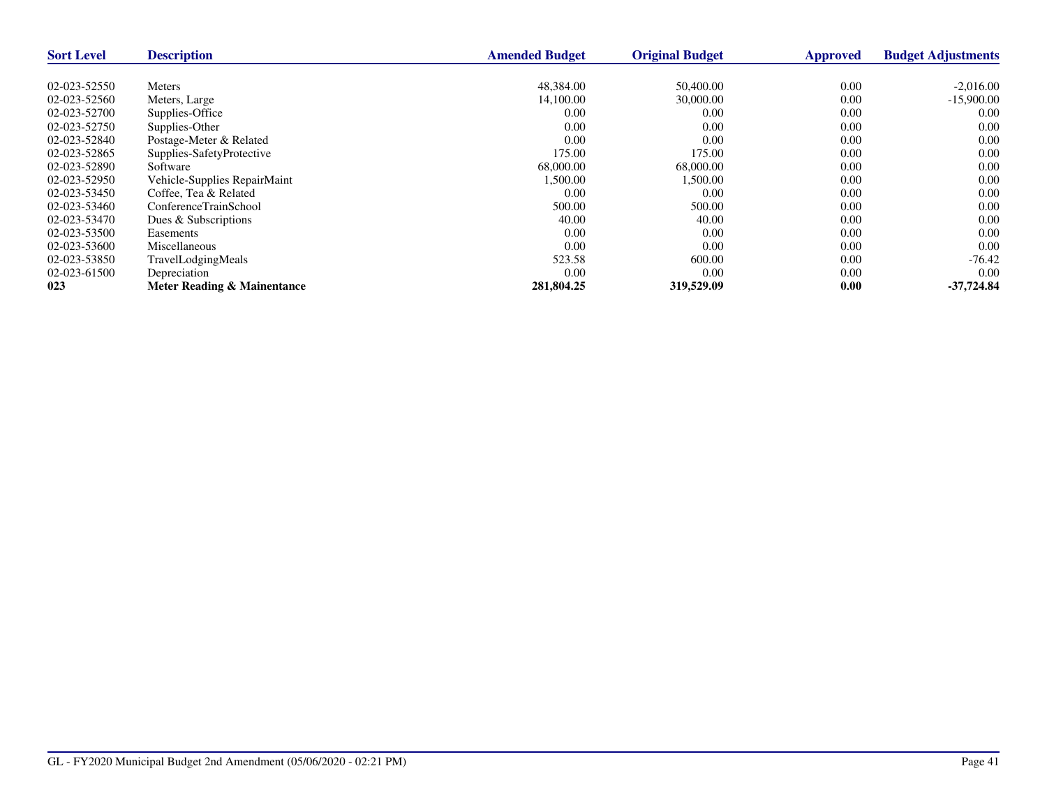| Sort Level | Description | Amended Budget | Original Budget | Approved | Budget Adjustments |
|---|---|---|---|---|---|
| 02-023-52550 | Meters | 48,384.00 | 50,400.00 | 0.00 | -2,016.00 |
| 02-023-52560 | Meters, Large | 14,100.00 | 30,000.00 | 0.00 | -15,900.00 |
| 02-023-52700 | Supplies-Office | 0.00 | 0.00 | 0.00 | 0.00 |
| 02-023-52750 | Supplies-Other | 0.00 | 0.00 | 0.00 | 0.00 |
| 02-023-52840 | Postage-Meter & Related | 0.00 | 0.00 | 0.00 | 0.00 |
| 02-023-52865 | Supplies-SafetyProtective | 175.00 | 175.00 | 0.00 | 0.00 |
| 02-023-52890 | Software | 68,000.00 | 68,000.00 | 0.00 | 0.00 |
| 02-023-52950 | Vehicle-Supplies RepairMaint | 1,500.00 | 1,500.00 | 0.00 | 0.00 |
| 02-023-53450 | Coffee, Tea & Related | 0.00 | 0.00 | 0.00 | 0.00 |
| 02-023-53460 | ConferenceTrainSchool | 500.00 | 500.00 | 0.00 | 0.00 |
| 02-023-53470 | Dues & Subscriptions | 40.00 | 40.00 | 0.00 | 0.00 |
| 02-023-53500 | Easements | 0.00 | 0.00 | 0.00 | 0.00 |
| 02-023-53600 | Miscellaneous | 0.00 | 0.00 | 0.00 | 0.00 |
| 02-023-53850 | TravelLodgingMeals | 523.58 | 600.00 | 0.00 | -76.42 |
| 02-023-61500 | Depreciation | 0.00 | 0.00 | 0.00 | 0.00 |
| **023** | **Meter Reading & Mainentance** | **281,804.25** | **319,529.09** | **0.00** | **-37,724.84** |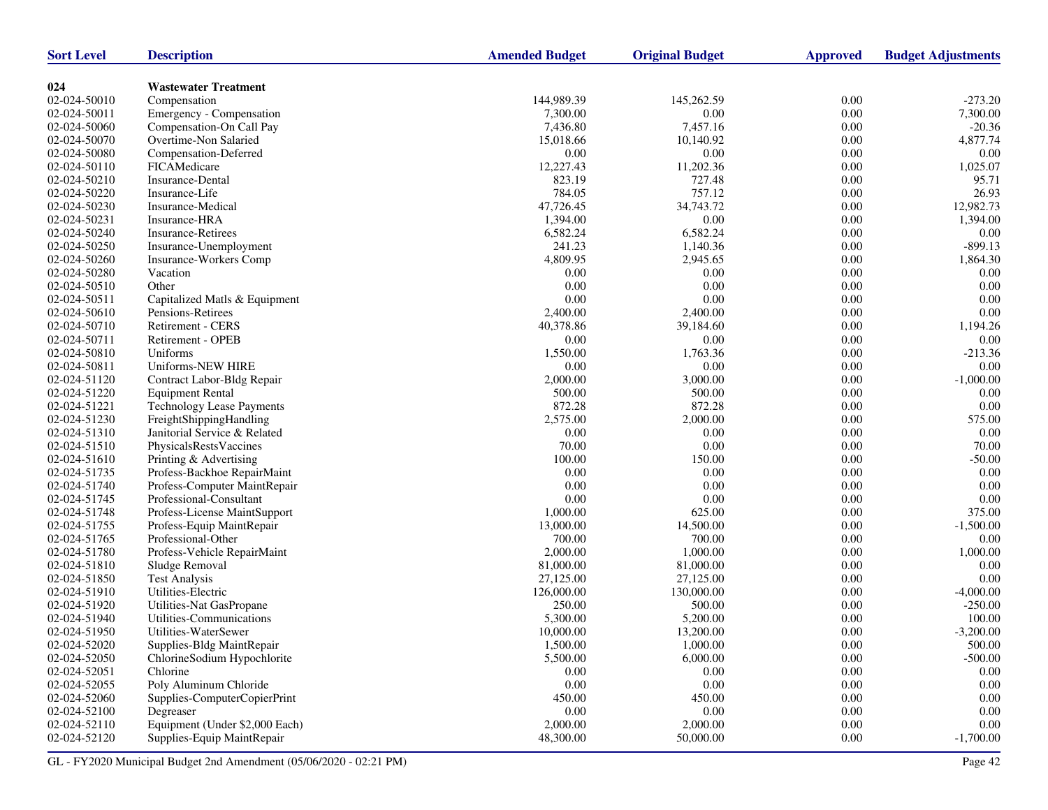| Sort Level | Description | Amended Budget | Original Budget | Approved | Budget Adjustments |
|---|---|---|---|---|---|
| **024** | **Wastewater Treatment** | | | | |
| 02-024-50010 | Compensation | 144,989.39 | 145,262.59 | 0.00 | -273.20 |
| 02-024-50011 | Emergency - Compensation | 7,300.00 | 0.00 | 0.00 | 7,300.00 |
| 02-024-50060 | Compensation-On Call Pay | 7,436.80 | 7,457.16 | 0.00 | -20.36 |
| 02-024-50070 | Overtime-Non Salaried | 15,018.66 | 10,140.92 | 0.00 | 4,877.74 |
| 02-024-50080 | Compensation-Deferred | 0.00 | 0.00 | 0.00 | 0.00 |
| 02-024-50110 | FICAMedicare | 12,227.43 | 11,202.36 | 0.00 | 1,025.07 |
| 02-024-50210 | Insurance-Dental | 823.19 | 727.48 | 0.00 | 95.71 |
| 02-024-50220 | Insurance-Life | 784.05 | 757.12 | 0.00 | 26.93 |
| 02-024-50230 | Insurance-Medical | 47,726.45 | 34,743.72 | 0.00 | 12,982.73 |
| 02-024-50231 | Insurance-HRA | 1,394.00 | 0.00 | 0.00 | 1,394.00 |
| 02-024-50240 | Insurance-Retirees | 6,582.24 | 6,582.24 | 0.00 | 0.00 |
| 02-024-50250 | Insurance-Unemployment | 241.23 | 1,140.36 | 0.00 | -899.13 |
| 02-024-50260 | Insurance-Workers Comp | 4,809.95 | 2,945.65 | 0.00 | 1,864.30 |
| 02-024-50280 | Vacation | 0.00 | 0.00 | 0.00 | 0.00 |
| 02-024-50510 | Other | 0.00 | 0.00 | 0.00 | 0.00 |
| 02-024-50511 | Capitalized Matls & Equipment | 0.00 | 0.00 | 0.00 | 0.00 |
| 02-024-50610 | Pensions-Retirees | 2,400.00 | 2,400.00 | 0.00 | 0.00 |
| 02-024-50710 | Retirement - CERS | 40,378.86 | 39,184.60 | 0.00 | 1,194.26 |
| 02-024-50711 | Retirement - OPEB | 0.00 | 0.00 | 0.00 | 0.00 |
| 02-024-50810 | Uniforms | 1,550.00 | 1,763.36 | 0.00 | -213.36 |
| 02-024-50811 | Uniforms-NEW HIRE | 0.00 | 0.00 | 0.00 | 0.00 |
| 02-024-51120 | Contract Labor-Bldg Repair | 2,000.00 | 3,000.00 | 0.00 | -1,000.00 |
| 02-024-51220 | Equipment Rental | 500.00 | 500.00 | 0.00 | 0.00 |
| 02-024-51221 | Technology Lease Payments | 872.28 | 872.28 | 0.00 | 0.00 |
| 02-024-51230 | FreightShippingHandling | 2,575.00 | 2,000.00 | 0.00 | 575.00 |
| 02-024-51310 | Janitorial Service & Related | 0.00 | 0.00 | 0.00 | 0.00 |
| 02-024-51510 | PhysicalsRestsVaccines | 70.00 | 0.00 | 0.00 | 70.00 |
| 02-024-51610 | Printing & Advertising | 100.00 | 150.00 | 0.00 | -50.00 |
| 02-024-51735 | Profess-Backhoe RepairMaint | 0.00 | 0.00 | 0.00 | 0.00 |
| 02-024-51740 | Profess-Computer MaintRepair | 0.00 | 0.00 | 0.00 | 0.00 |
| 02-024-51745 | Professional-Consultant | 0.00 | 0.00 | 0.00 | 0.00 |
| 02-024-51748 | Profess-License MaintSupport | 1,000.00 | 625.00 | 0.00 | 375.00 |
| 02-024-51755 | Profess-Equip MaintRepair | 13,000.00 | 14,500.00 | 0.00 | -1,500.00 |
| 02-024-51765 | Professional-Other | 700.00 | 700.00 | 0.00 | 0.00 |
| 02-024-51780 | Profess-Vehicle RepairMaint | 2,000.00 | 1,000.00 | 0.00 | 1,000.00 |
| 02-024-51810 | Sludge Removal | 81,000.00 | 81,000.00 | 0.00 | 0.00 |
| 02-024-51850 | Test Analysis | 27,125.00 | 27,125.00 | 0.00 | 0.00 |
| 02-024-51910 | Utilities-Electric | 126,000.00 | 130,000.00 | 0.00 | -4,000.00 |
| 02-024-51920 | Utilities-Nat GasPropane | 250.00 | 500.00 | 0.00 | -250.00 |
| 02-024-51940 | Utilities-Communications | 5,300.00 | 5,200.00 | 0.00 | 100.00 |
| 02-024-51950 | Utilities-WaterSewer | 10,000.00 | 13,200.00 | 0.00 | -3,200.00 |
| 02-024-52020 | Supplies-Bldg MaintRepair | 1,500.00 | 1,000.00 | 0.00 | 500.00 |
| 02-024-52050 | ChlorineSodium Hypochlorite | 5,500.00 | 6,000.00 | 0.00 | -500.00 |
| 02-024-52051 | Chlorine | 0.00 | 0.00 | 0.00 | 0.00 |
| 02-024-52055 | Poly Aluminum Chloride | 0.00 | 0.00 | 0.00 | 0.00 |
| 02-024-52060 | Supplies-ComputerCopierPrint | 450.00 | 450.00 | 0.00 | 0.00 |
| 02-024-52100 | Degreaser | 0.00 | 0.00 | 0.00 | 0.00 |
| 02-024-52110 | Equipment (Under $2,000 Each) | 2,000.00 | 2,000.00 | 0.00 | 0.00 |
| 02-024-52120 | Supplies-Equip MaintRepair | 48,300.00 | 50,000.00 | 0.00 | -1,700.00 |

GL - FY2020 Municipal Budget 2nd Amendment (05/06/2020 - 02:21 PM)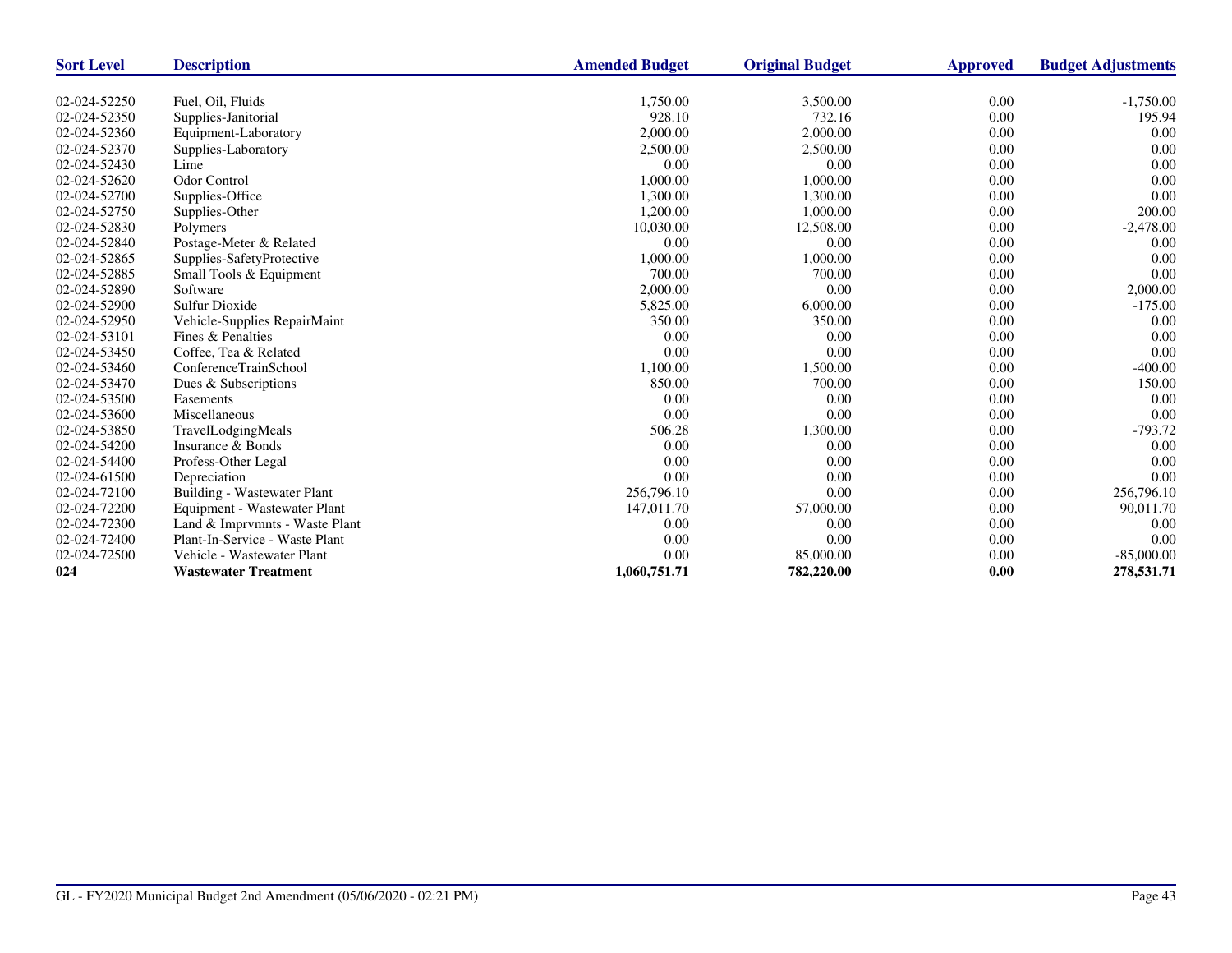| Sort Level | Description | Amended Budget | Original Budget | Approved | Budget Adjustments |
|---|---|---|---|---|---|
| 02-024-52250 | Fuel, Oil, Fluids | 1,750.00 | 3,500.00 | 0.00 | -1,750.00 |
| 02-024-52350 | Supplies-Janitorial | 928.10 | 732.16 | 0.00 | 195.94 |
| 02-024-52360 | Equipment-Laboratory | 2,000.00 | 2,000.00 | 0.00 | 0.00 |
| 02-024-52370 | Supplies-Laboratory | 2,500.00 | 2,500.00 | 0.00 | 0.00 |
| 02-024-52430 | Lime | 0.00 | 0.00 | 0.00 | 0.00 |
| 02-024-52620 | Odor Control | 1,000.00 | 1,000.00 | 0.00 | 0.00 |
| 02-024-52700 | Supplies-Office | 1,300.00 | 1,300.00 | 0.00 | 0.00 |
| 02-024-52750 | Supplies-Other | 1,200.00 | 1,000.00 | 0.00 | 200.00 |
| 02-024-52830 | Polymers | 10,030.00 | 12,508.00 | 0.00 | -2,478.00 |
| 02-024-52840 | Postage-Meter & Related | 0.00 | 0.00 | 0.00 | 0.00 |
| 02-024-52865 | Supplies-SafetyProtective | 1,000.00 | 1,000.00 | 0.00 | 0.00 |
| 02-024-52885 | Small Tools & Equipment | 700.00 | 700.00 | 0.00 | 0.00 |
| 02-024-52890 | Software | 2,000.00 | 0.00 | 0.00 | 2,000.00 |
| 02-024-52900 | Sulfur Dioxide | 5,825.00 | 6,000.00 | 0.00 | -175.00 |
| 02-024-52950 | Vehicle-Supplies RepairMaint | 350.00 | 350.00 | 0.00 | 0.00 |
| 02-024-53101 | Fines & Penalties | 0.00 | 0.00 | 0.00 | 0.00 |
| 02-024-53450 | Coffee, Tea & Related | 0.00 | 0.00 | 0.00 | 0.00 |
| 02-024-53460 | ConferenceTrainSchool | 1,100.00 | 1,500.00 | 0.00 | -400.00 |
| 02-024-53470 | Dues & Subscriptions | 850.00 | 700.00 | 0.00 | 150.00 |
| 02-024-53500 | Easements | 0.00 | 0.00 | 0.00 | 0.00 |
| 02-024-53600 | Miscellaneous | 0.00 | 0.00 | 0.00 | 0.00 |
| 02-024-53850 | TravelLodgingMeals | 506.28 | 1,300.00 | 0.00 | -793.72 |
| 02-024-54200 | Insurance & Bonds | 0.00 | 0.00 | 0.00 | 0.00 |
| 02-024-54400 | Profess-Other Legal | 0.00 | 0.00 | 0.00 | 0.00 |
| 02-024-61500 | Depreciation | 0.00 | 0.00 | 0.00 | 0.00 |
| 02-024-72100 | Building - Wastewater Plant | 256,796.10 | 0.00 | 0.00 | 256,796.10 |
| 02-024-72200 | Equipment - Wastewater Plant | 147,011.70 | 57,000.00 | 0.00 | 90,011.70 |
| 02-024-72300 | Land & Imprvmnts - Waste Plant | 0.00 | 0.00 | 0.00 | 0.00 |
| 02-024-72400 | Plant-In-Service - Waste Plant | 0.00 | 0.00 | 0.00 | 0.00 |
| 02-024-72500 | Vehicle - Wastewater Plant | 0.00 | 85,000.00 | 0.00 | -85,000.00 |
| **024** | **Wastewater Treatment** | **1,060,751.71** | **782,220.00** | **0.00** | **278,531.71** |

GL - FY2020 Municipal Budget 2nd Amendment (05/06/2020 - 02:21 PM)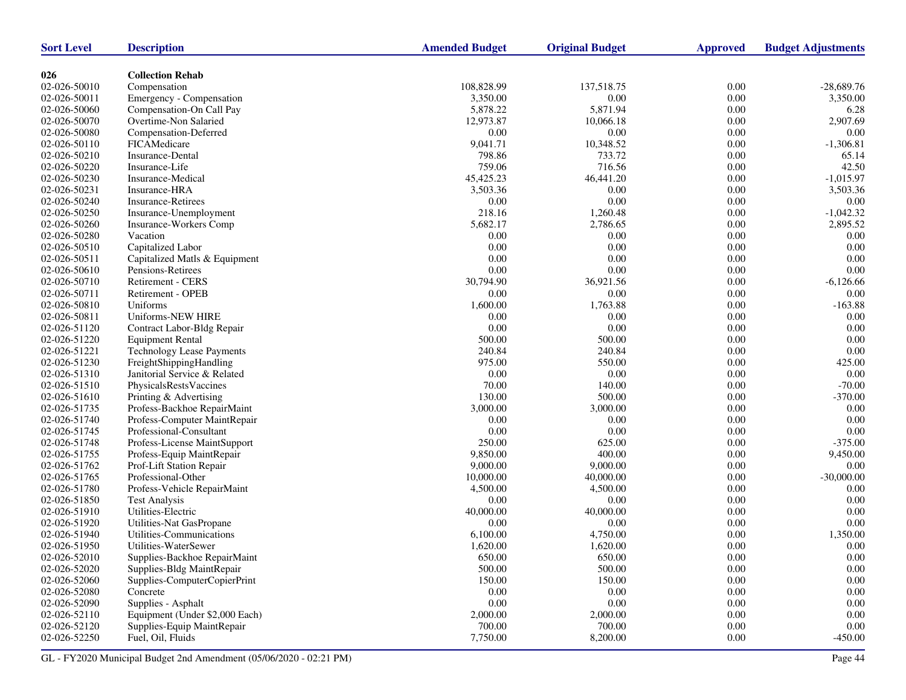| Sort Level | Description | Amended Budget | Original Budget | Approved | Budget Adjustments |
|---|---|---|---|---|---|
| **026** | **Collection Rehab** | | | | |
| 02-026-50010 | Compensation | 108,828.99 | 137,518.75 | 0.00 | -28,689.76 |
| 02-026-50011 | Emergency - Compensation | 3,350.00 | 0.00 | 0.00 | 3,350.00 |
| 02-026-50060 | Compensation-On Call Pay | 5,878.22 | 5,871.94 | 0.00 | 6.28 |
| 02-026-50070 | Overtime-Non Salaried | 12,973.87 | 10,066.18 | 0.00 | 2,907.69 |
| 02-026-50080 | Compensation-Deferred | 0.00 | 0.00 | 0.00 | 0.00 |
| 02-026-50110 | FICAMedicare | 9,041.71 | 10,348.52 | 0.00 | -1,306.81 |
| 02-026-50210 | Insurance-Dental | 798.86 | 733.72 | 0.00 | 65.14 |
| 02-026-50220 | Insurance-Life | 759.06 | 716.56 | 0.00 | 42.50 |
| 02-026-50230 | Insurance-Medical | 45,425.23 | 46,441.20 | 0.00 | -1,015.97 |
| 02-026-50231 | Insurance-HRA | 3,503.36 | 0.00 | 0.00 | 3,503.36 |
| 02-026-50240 | Insurance-Retirees | 0.00 | 0.00 | 0.00 | 0.00 |
| 02-026-50250 | Insurance-Unemployment | 218.16 | 1,260.48 | 0.00 | -1,042.32 |
| 02-026-50260 | Insurance-Workers Comp | 5,682.17 | 2,786.65 | 0.00 | 2,895.52 |
| 02-026-50280 | Vacation | 0.00 | 0.00 | 0.00 | 0.00 |
| 02-026-50510 | Capitalized Labor | 0.00 | 0.00 | 0.00 | 0.00 |
| 02-026-50511 | Capitalized Matls & Equipment | 0.00 | 0.00 | 0.00 | 0.00 |
| 02-026-50610 | Pensions-Retirees | 0.00 | 0.00 | 0.00 | 0.00 |
| 02-026-50710 | Retirement - CERS | 30,794.90 | 36,921.56 | 0.00 | -6,126.66 |
| 02-026-50711 | Retirement - OPEB | 0.00 | 0.00 | 0.00 | 0.00 |
| 02-026-50810 | Uniforms | 1,600.00 | 1,763.88 | 0.00 | -163.88 |
| 02-026-50811 | Uniforms-NEW HIRE | 0.00 | 0.00 | 0.00 | 0.00 |
| 02-026-51120 | Contract Labor-Bldg Repair | 0.00 | 0.00 | 0.00 | 0.00 |
| 02-026-51220 | Equipment Rental | 500.00 | 500.00 | 0.00 | 0.00 |
| 02-026-51221 | Technology Lease Payments | 240.84 | 240.84 | 0.00 | 0.00 |
| 02-026-51230 | FreightShippingHandling | 975.00 | 550.00 | 0.00 | 425.00 |
| 02-026-51310 | Janitorial Service & Related | 0.00 | 0.00 | 0.00 | 0.00 |
| 02-026-51510 | PhysicalsRestsVaccines | 70.00 | 140.00 | 0.00 | -70.00 |
| 02-026-51610 | Printing & Advertising | 130.00 | 500.00 | 0.00 | -370.00 |
| 02-026-51735 | Profess-Backhoe RepairMaint | 3,000.00 | 3,000.00 | 0.00 | 0.00 |
| 02-026-51740 | Profess-Computer MaintRepair | 0.00 | 0.00 | 0.00 | 0.00 |
| 02-026-51745 | Professional-Consultant | 0.00 | 0.00 | 0.00 | 0.00 |
| 02-026-51748 | Profess-License MaintSupport | 250.00 | 625.00 | 0.00 | -375.00 |
| 02-026-51755 | Profess-Equip MaintRepair | 9,850.00 | 400.00 | 0.00 | 9,450.00 |
| 02-026-51762 | Prof-Lift Station Repair | 9,000.00 | 9,000.00 | 0.00 | 0.00 |
| 02-026-51765 | Professional-Other | 10,000.00 | 40,000.00 | 0.00 | -30,000.00 |
| 02-026-51780 | Profess-Vehicle RepairMaint | 4,500.00 | 4,500.00 | 0.00 | 0.00 |
| 02-026-51850 | Test Analysis | 0.00 | 0.00 | 0.00 | 0.00 |
| 02-026-51910 | Utilities-Electric | 40,000.00 | 40,000.00 | 0.00 | 0.00 |
| 02-026-51920 | Utilities-Nat GasPropane | 0.00 | 0.00 | 0.00 | 0.00 |
| 02-026-51940 | Utilities-Communications | 6,100.00 | 4,750.00 | 0.00 | 1,350.00 |
| 02-026-51950 | Utilities-WaterSewer | 1,620.00 | 1,620.00 | 0.00 | 0.00 |
| 02-026-52010 | Supplies-Backhoe RepairMaint | 650.00 | 650.00 | 0.00 | 0.00 |
| 02-026-52020 | Supplies-Bldg MaintRepair | 500.00 | 500.00 | 0.00 | 0.00 |
| 02-026-52060 | Supplies-ComputerCopierPrint | 150.00 | 150.00 | 0.00 | 0.00 |
| 02-026-52080 | Concrete | 0.00 | 0.00 | 0.00 | 0.00 |
| 02-026-52090 | Supplies - Asphalt | 0.00 | 0.00 | 0.00 | 0.00 |
| 02-026-52110 | Equipment (Under $2,000 Each) | 2,000.00 | 2,000.00 | 0.00 | 0.00 |
| 02-026-52120 | Supplies-Equip MaintRepair | 700.00 | 700.00 | 0.00 | 0.00 |
| 02-026-52250 | Fuel, Oil, Fluids | 7,750.00 | 8,200.00 | 0.00 | -450.00 |

GL - FY2020 Municipal Budget 2nd Amendment (05/06/2020 - 02:21 PM)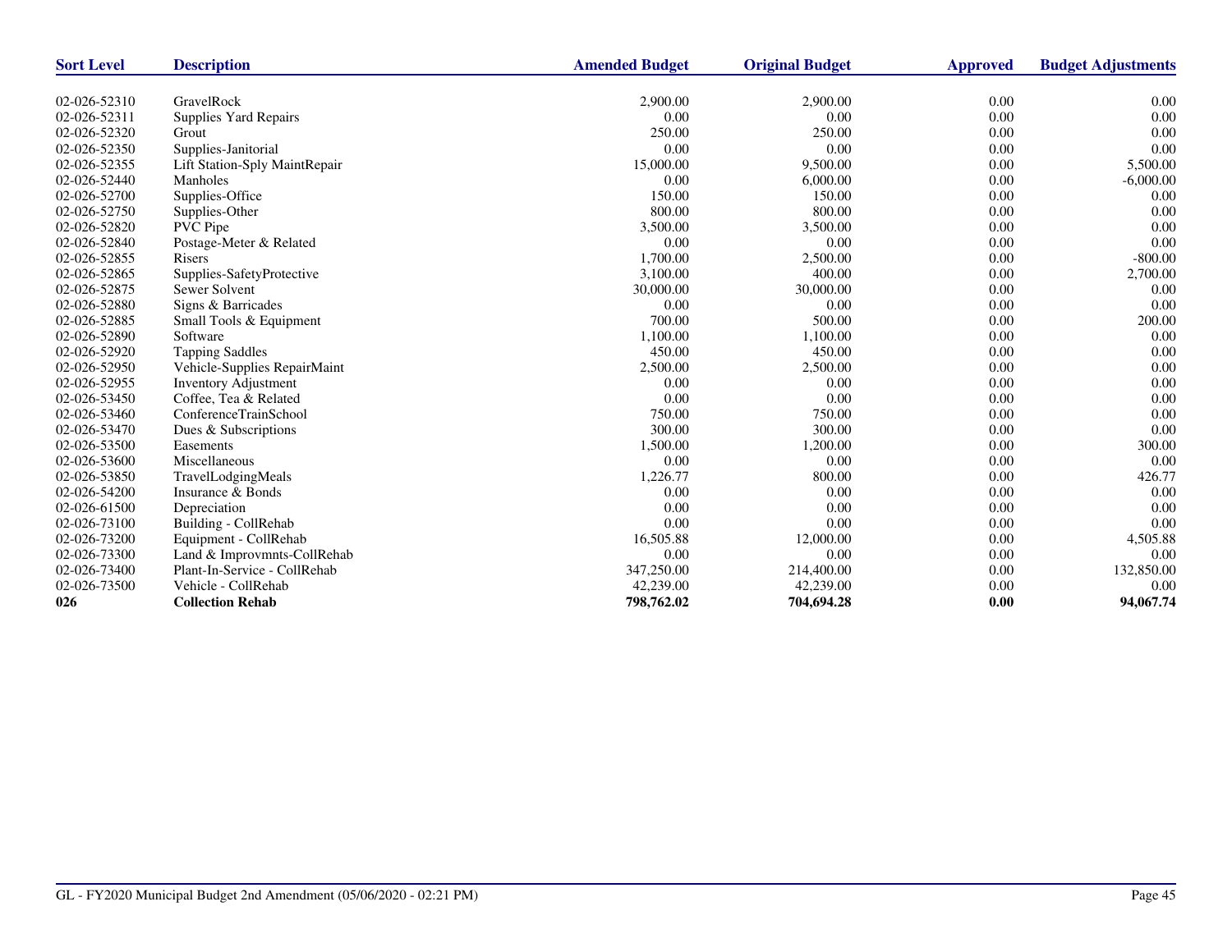| Sort Level | Description | Amended Budget | Original Budget | Approved | Budget Adjustments |
|---|---|---|---|---|---|
| 02-026-52310 | GravelRock | 2,900.00 | 2,900.00 | 0.00 | 0.00 |
| 02-026-52311 | Supplies Yard Repairs | 0.00 | 0.00 | 0.00 | 0.00 |
| 02-026-52320 | Grout | 250.00 | 250.00 | 0.00 | 0.00 |
| 02-026-52350 | Supplies-Janitorial | 0.00 | 0.00 | 0.00 | 0.00 |
| 02-026-52355 | Lift Station-Sply MaintRepair | 15,000.00 | 9,500.00 | 0.00 | 5,500.00 |
| 02-026-52440 | Manholes | 0.00 | 6,000.00 | 0.00 | -6,000.00 |
| 02-026-52700 | Supplies-Office | 150.00 | 150.00 | 0.00 | 0.00 |
| 02-026-52750 | Supplies-Other | 800.00 | 800.00 | 0.00 | 0.00 |
| 02-026-52820 | PVC Pipe | 3,500.00 | 3,500.00 | 0.00 | 0.00 |
| 02-026-52840 | Postage-Meter & Related | 0.00 | 0.00 | 0.00 | 0.00 |
| 02-026-52855 | Risers | 1,700.00 | 2,500.00 | 0.00 | -800.00 |
| 02-026-52865 | Supplies-SafetyProtective | 3,100.00 | 400.00 | 0.00 | 2,700.00 |
| 02-026-52875 | Sewer Solvent | 30,000.00 | 30,000.00 | 0.00 | 0.00 |
| 02-026-52880 | Signs & Barricades | 0.00 | 0.00 | 0.00 | 0.00 |
| 02-026-52885 | Small Tools & Equipment | 700.00 | 500.00 | 0.00 | 200.00 |
| 02-026-52890 | Software | 1,100.00 | 1,100.00 | 0.00 | 0.00 |
| 02-026-52920 | Tapping Saddles | 450.00 | 450.00 | 0.00 | 0.00 |
| 02-026-52950 | Vehicle-Supplies RepairMaint | 2,500.00 | 2,500.00 | 0.00 | 0.00 |
| 02-026-52955 | Inventory Adjustment | 0.00 | 0.00 | 0.00 | 0.00 |
| 02-026-53450 | Coffee, Tea & Related | 0.00 | 0.00 | 0.00 | 0.00 |
| 02-026-53460 | ConferenceTrainSchool | 750.00 | 750.00 | 0.00 | 0.00 |
| 02-026-53470 | Dues & Subscriptions | 300.00 | 300.00 | 0.00 | 0.00 |
| 02-026-53500 | Easements | 1,500.00 | 1,200.00 | 0.00 | 300.00 |
| 02-026-53600 | Miscellaneous | 0.00 | 0.00 | 0.00 | 0.00 |
| 02-026-53850 | TravelLodgingMeals | 1,226.77 | 800.00 | 0.00 | 426.77 |
| 02-026-54200 | Insurance & Bonds | 0.00 | 0.00 | 0.00 | 0.00 |
| 02-026-61500 | Depreciation | 0.00 | 0.00 | 0.00 | 0.00 |
| 02-026-73100 | Building - CollRehab | 0.00 | 0.00 | 0.00 | 0.00 |
| 02-026-73200 | Equipment - CollRehab | 16,505.88 | 12,000.00 | 0.00 | 4,505.88 |
| 02-026-73300 | Land & Improvmnts-CollRehab | 0.00 | 0.00 | 0.00 | 0.00 |
| 02-026-73400 | Plant-In-Service - CollRehab | 347,250.00 | 214,400.00 | 0.00 | 132,850.00 |
| 02-026-73500 | Vehicle - CollRehab | 42,239.00 | 42,239.00 | 0.00 | 0.00 |
| **026** | **Collection Rehab** | **798,762.02** | **704,694.28** | **0.00** | **94,067.74** |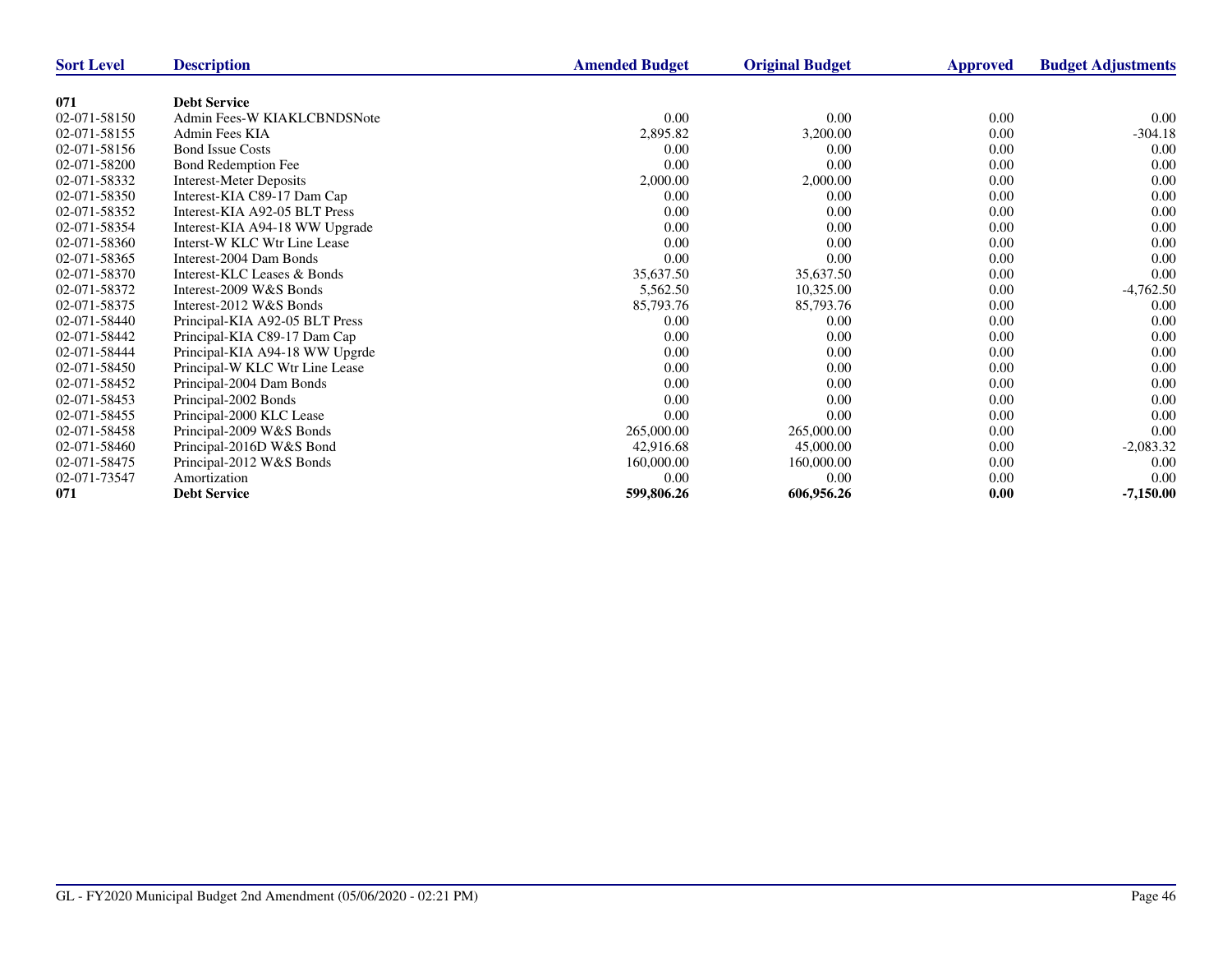| Sort Level | Description | Amended Budget | Original Budget | Approved | Budget Adjustments |
|---|---|---|---|---|---|
| **071** | **Debt Service** | | | | |
| 02-071-58150 | Admin Fees-W KIAKLCBNDSNote | 0.00 | 0.00 | 0.00 | 0.00 |
| 02-071-58155 | Admin Fees KIA | 2,895.82 | 3,200.00 | 0.00 | -304.18 |
| 02-071-58156 | Bond Issue Costs | 0.00 | 0.00 | 0.00 | 0.00 |
| 02-071-58200 | Bond Redemption Fee | 0.00 | 0.00 | 0.00 | 0.00 |
| 02-071-58332 | Interest-Meter Deposits | 2,000.00 | 2,000.00 | 0.00 | 0.00 |
| 02-071-58350 | Interest-KIA C89-17 Dam Cap | 0.00 | 0.00 | 0.00 | 0.00 |
| 02-071-58352 | Interest-KIA A92-05 BLT Press | 0.00 | 0.00 | 0.00 | 0.00 |
| 02-071-58354 | Interest-KIA A94-18 WW Upgrade | 0.00 | 0.00 | 0.00 | 0.00 |
| 02-071-58360 | Interst-W KLC Wtr Line Lease | 0.00 | 0.00 | 0.00 | 0.00 |
| 02-071-58365 | Interest-2004 Dam Bonds | 0.00 | 0.00 | 0.00 | 0.00 |
| 02-071-58370 | Interest-KLC Leases & Bonds | 35,637.50 | 35,637.50 | 0.00 | 0.00 |
| 02-071-58372 | Interest-2009 W&S Bonds | 5,562.50 | 10,325.00 | 0.00 | -4,762.50 |
| 02-071-58375 | Interest-2012 W&S Bonds | 85,793.76 | 85,793.76 | 0.00 | 0.00 |
| 02-071-58440 | Principal-KIA A92-05 BLT Press | 0.00 | 0.00 | 0.00 | 0.00 |
| 02-071-58442 | Principal-KIA C89-17 Dam Cap | 0.00 | 0.00 | 0.00 | 0.00 |
| 02-071-58444 | Principal-KIA A94-18 WW Upgrde | 0.00 | 0.00 | 0.00 | 0.00 |
| 02-071-58450 | Principal-W KLC Wtr Line Lease | 0.00 | 0.00 | 0.00 | 0.00 |
| 02-071-58452 | Principal-2004 Dam Bonds | 0.00 | 0.00 | 0.00 | 0.00 |
| 02-071-58453 | Principal-2002 Bonds | 0.00 | 0.00 | 0.00 | 0.00 |
| 02-071-58455 | Principal-2000 KLC Lease | 0.00 | 0.00 | 0.00 | 0.00 |
| 02-071-58458 | Principal-2009 W&S Bonds | 265,000.00 | 265,000.00 | 0.00 | 0.00 |
| 02-071-58460 | Principal-2016D W&S Bond | 42,916.68 | 45,000.00 | 0.00 | -2,083.32 |
| 02-071-58475 | Principal-2012 W&S Bonds | 160,000.00 | 160,000.00 | 0.00 | 0.00 |
| 02-071-73547 | Amortization | 0.00 | 0.00 | 0.00 | 0.00 |
| **071** | **Debt Service** | **599,806.26** | **606,956.26** | **0.00** | **-7,150.00** |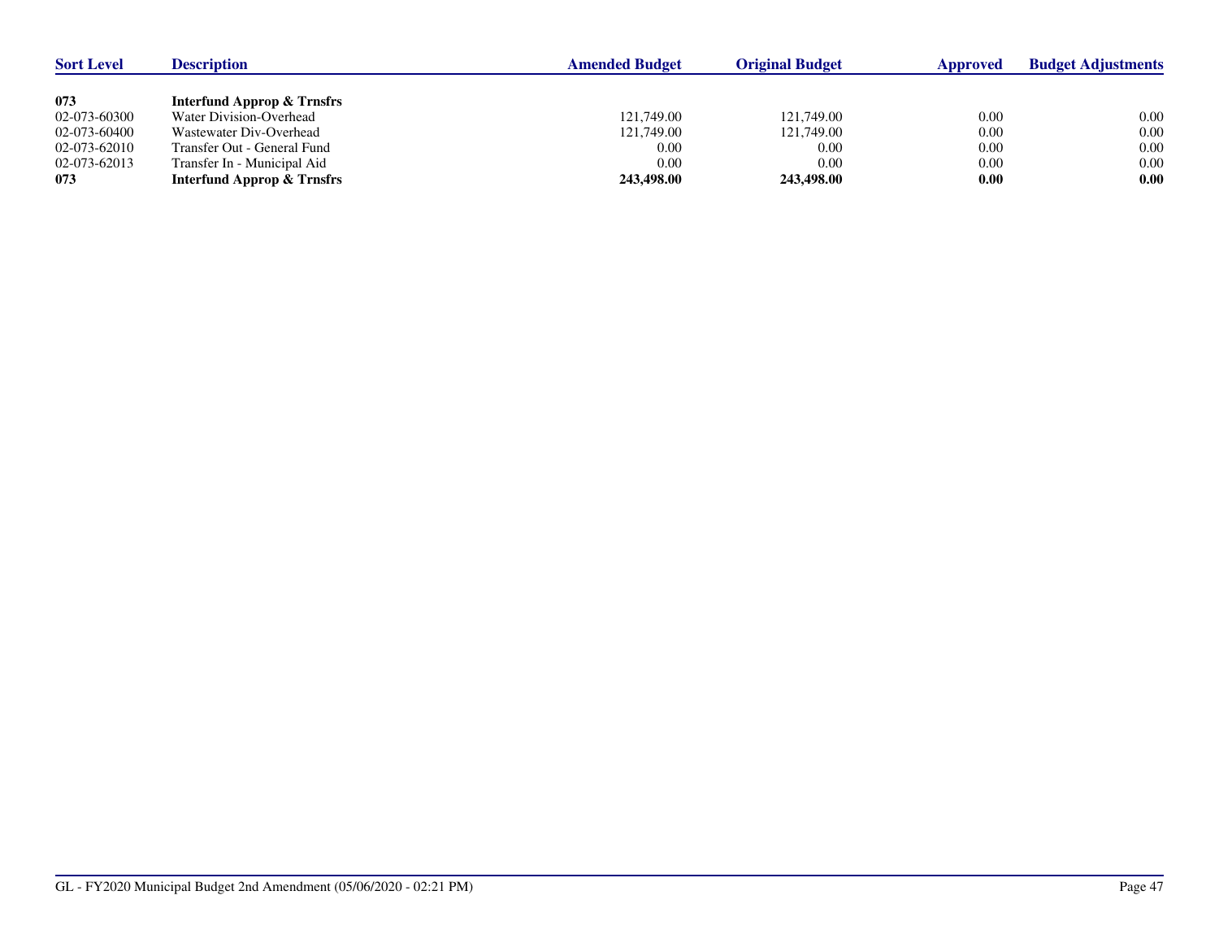| Sort Level | Description | Amended Budget | Original Budget | Approved | Budget Adjustments |
|---|---|---|---|---|---|
| **073** | **Interfund Approp & Trnsfrs** | | | | |
| 02-073-60300 | Water Division-Overhead | 121,749.00 | 121,749.00 | 0.00 | 0.00 |
| 02-073-60400 | Wastewater Div-Overhead | 121,749.00 | 121,749.00 | 0.00 | 0.00 |
| 02-073-62010 | Transfer Out - General Fund | 0.00 | 0.00 | 0.00 | 0.00 |
| 02-073-62013 | Transfer In - Municipal Aid | 0.00 | 0.00 | 0.00 | 0.00 |
| **073** | **Interfund Approp & Trnsfrs** | **243,498.00** | **243,498.00** | **0.00** | **0.00** |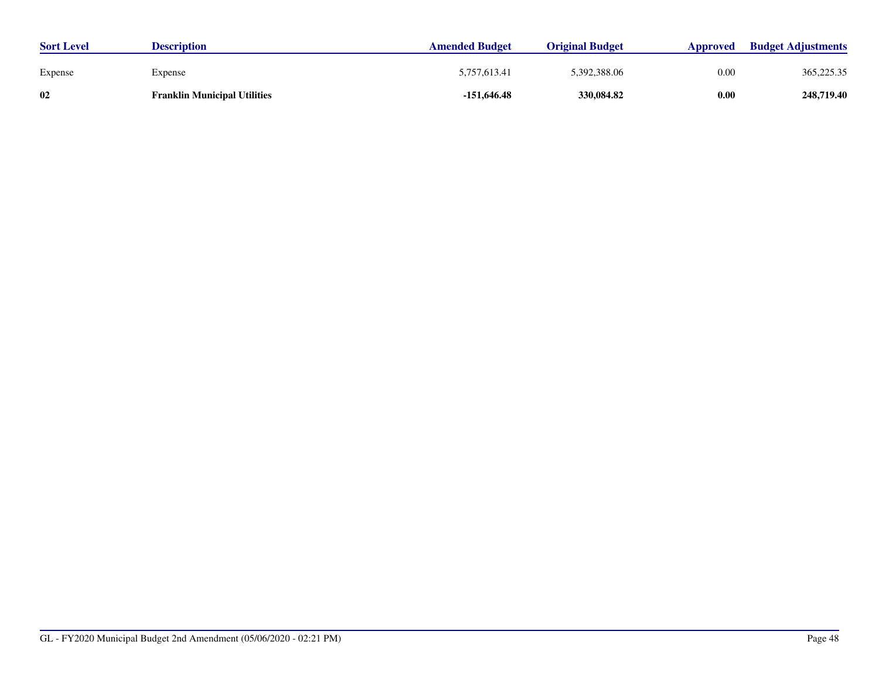| Sort Level | Description | Amended Budget | Original Budget | Approved | Budget Adjustments |
| --- | --- | --- | --- | --- | --- |
| Expense | Expense | 5,757,613.41 | 5,392,388.06 | 0.00 | 365,225.35 |
| **02** | **Franklin Municipal Utilities** | **-151,646.48** | **330,084.82** | **0.00** | **248,719.40** |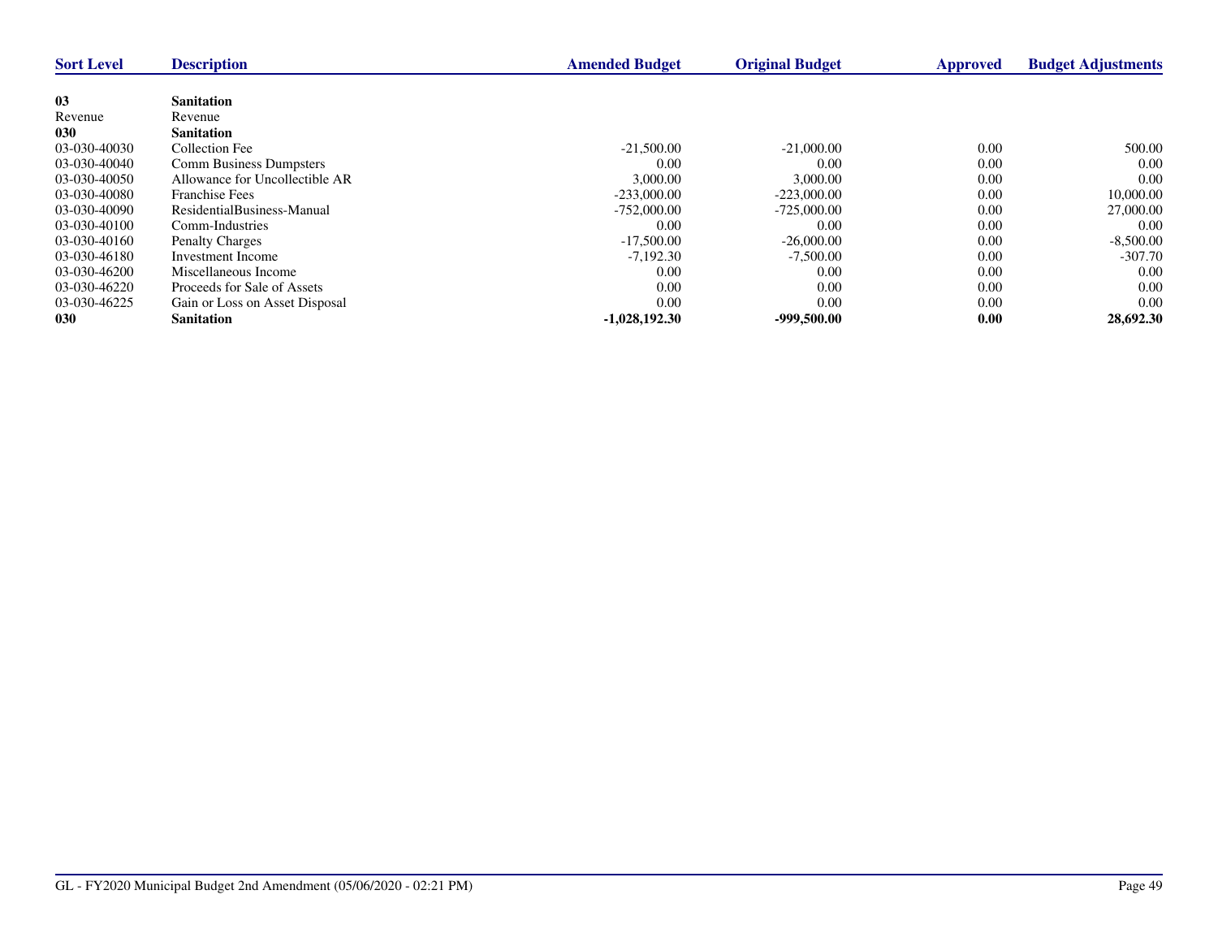| Sort Level | Description | Amended Budget | Original Budget | Approved | Budget Adjustments |
|---|---|---|---|---|---|
| **03** | **Sanitation** | | | | |
| Revenue | Revenue | | | | |
| **030** | **Sanitation** | | | | |
| 03-030-40030 | Collection Fee | -21,500.00 | -21,000.00 | 0.00 | 500.00 |
| 03-030-40040 | Comm Business Dumpsters | 0.00 | 0.00 | 0.00 | 0.00 |
| 03-030-40050 | Allowance for Uncollectible AR | 3,000.00 | 3,000.00 | 0.00 | 0.00 |
| 03-030-40080 | Franchise Fees | -233,000.00 | -223,000.00 | 0.00 | 10,000.00 |
| 03-030-40090 | ResidentialBusiness-Manual | -752,000.00 | -725,000.00 | 0.00 | 27,000.00 |
| 03-030-40100 | Comm-Industries | 0.00 | 0.00 | 0.00 | 0.00 |
| 03-030-40160 | Penalty Charges | -17,500.00 | -26,000.00 | 0.00 | -8,500.00 |
| 03-030-46180 | Investment Income | -7,192.30 | -7,500.00 | 0.00 | -307.70 |
| 03-030-46200 | Miscellaneous Income | 0.00 | 0.00 | 0.00 | 0.00 |
| 03-030-46220 | Proceeds for Sale of Assets | 0.00 | 0.00 | 0.00 | 0.00 |
| 03-030-46225 | Gain or Loss on Asset Disposal | 0.00 | 0.00 | 0.00 | 0.00 |
| **030** | **Sanitation** | **-1,028,192.30** | **-999,500.00** | **0.00** | **28,692.30** |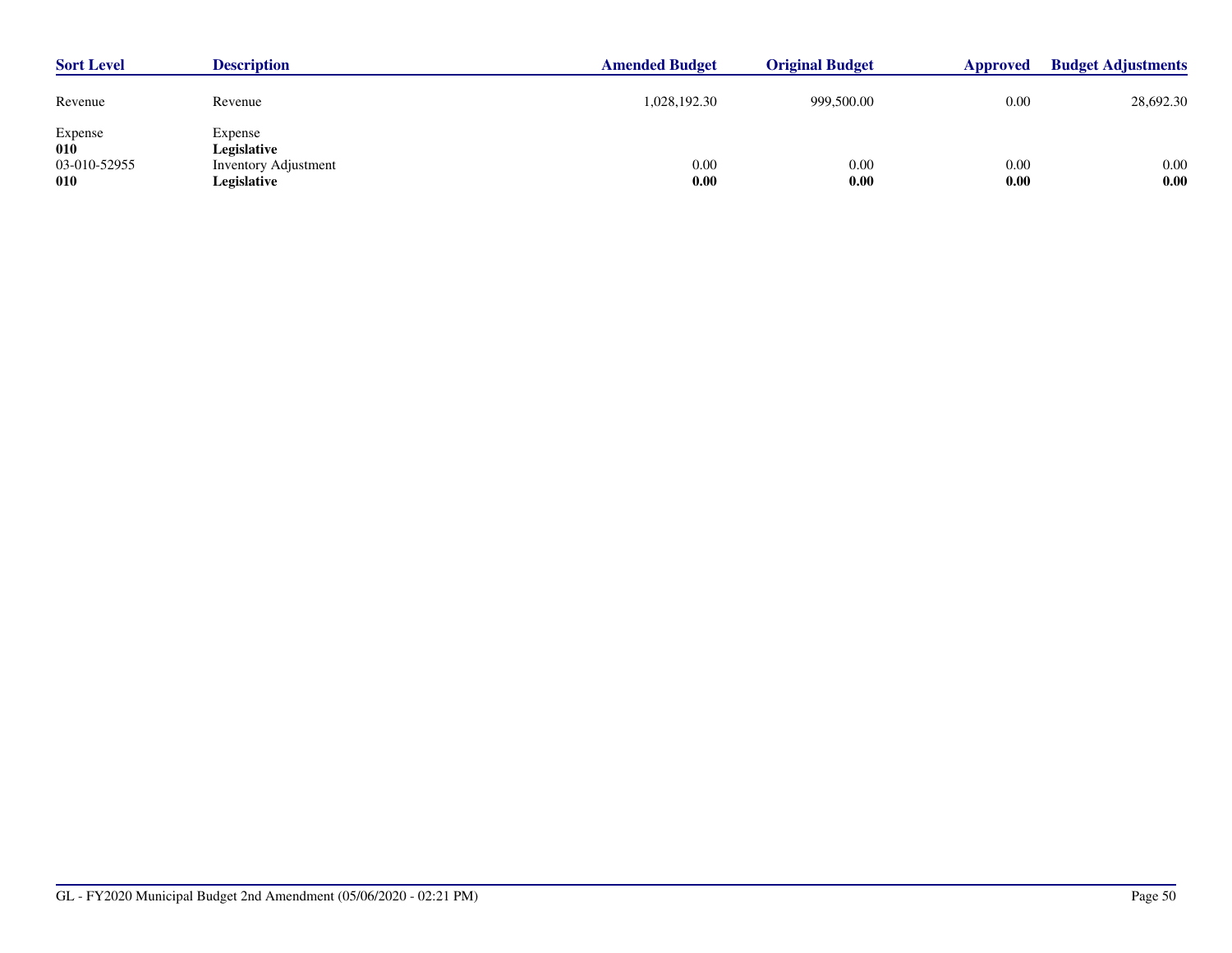| Sort Level | Description | Amended Budget | Original Budget | Approved | Budget Adjustments |
|---|---|---|---|---|---|
| Revenue | Revenue | 1,028,192.30 | 999,500.00 | 0.00 | 28,692.30 |
| Expense | Expense | | | | |
| **010** | **Legislative** | | | | |
| 03-010-52955 | Inventory Adjustment | 0.00 | 0.00 | 0.00 | 0.00 |
| **010** | **Legislative** | **0.00** | **0.00** | **0.00** | **0.00** |

GL - FY2020 Municipal Budget 2nd Amendment (05/06/2020 - 02:21 PM)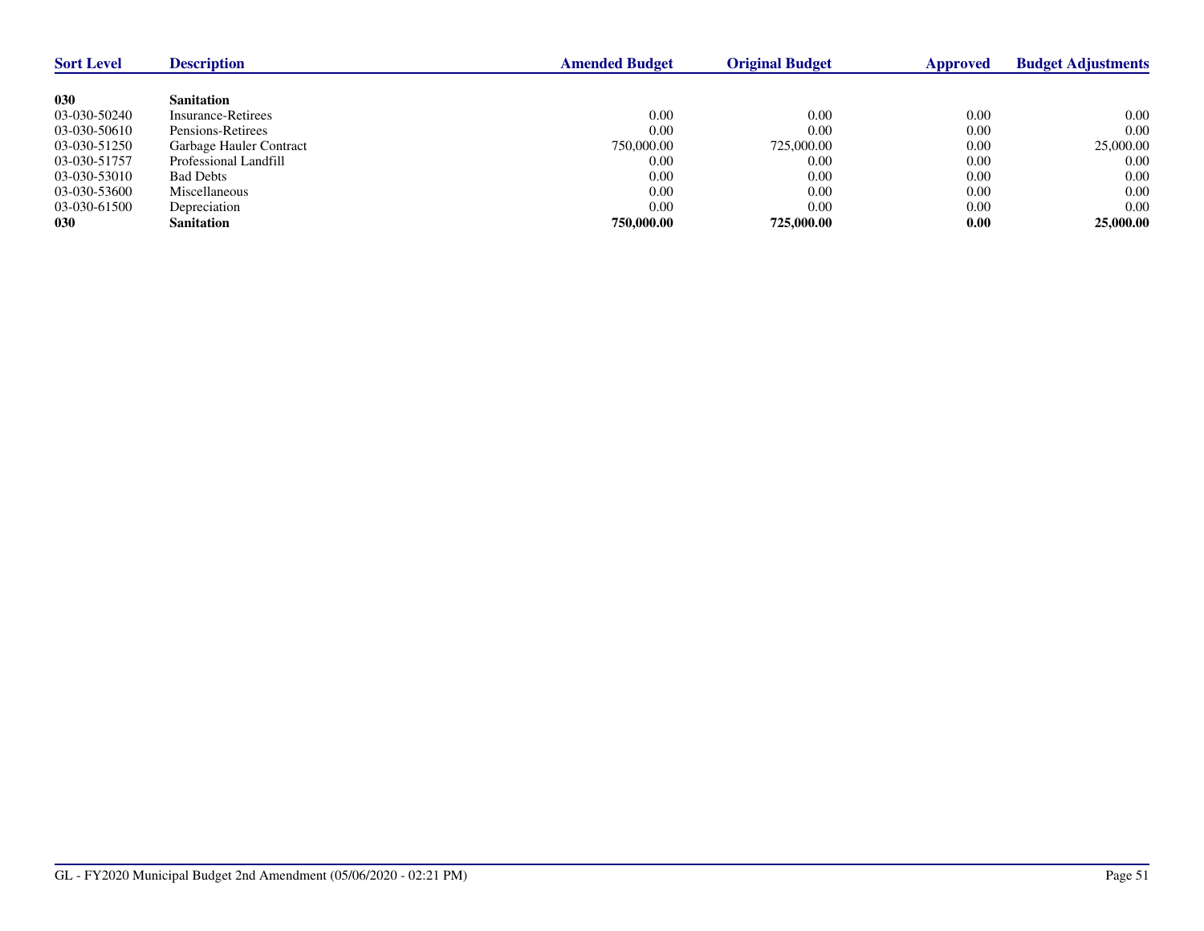| Sort Level | Description | Amended Budget | Original Budget | Approved | Budget Adjustments |
|---|---|---|---|---|---|
| **030** | **Sanitation** | | | | |
| 03-030-50240 | Insurance-Retirees | 0.00 | 0.00 | 0.00 | 0.00 |
| 03-030-50610 | Pensions-Retirees | 0.00 | 0.00 | 0.00 | 0.00 |
| 03-030-51250 | Garbage Hauler Contract | 750,000.00 | 725,000.00 | 0.00 | 25,000.00 |
| 03-030-51757 | Professional Landfill | 0.00 | 0.00 | 0.00 | 0.00 |
| 03-030-53010 | Bad Debts | 0.00 | 0.00 | 0.00 | 0.00 |
| 03-030-53600 | Miscellaneous | 0.00 | 0.00 | 0.00 | 0.00 |
| 03-030-61500 | Depreciation | 0.00 | 0.00 | 0.00 | 0.00 |
| **030** | **Sanitation** | **750,000.00** | **725,000.00** | **0.00** | **25,000.00** |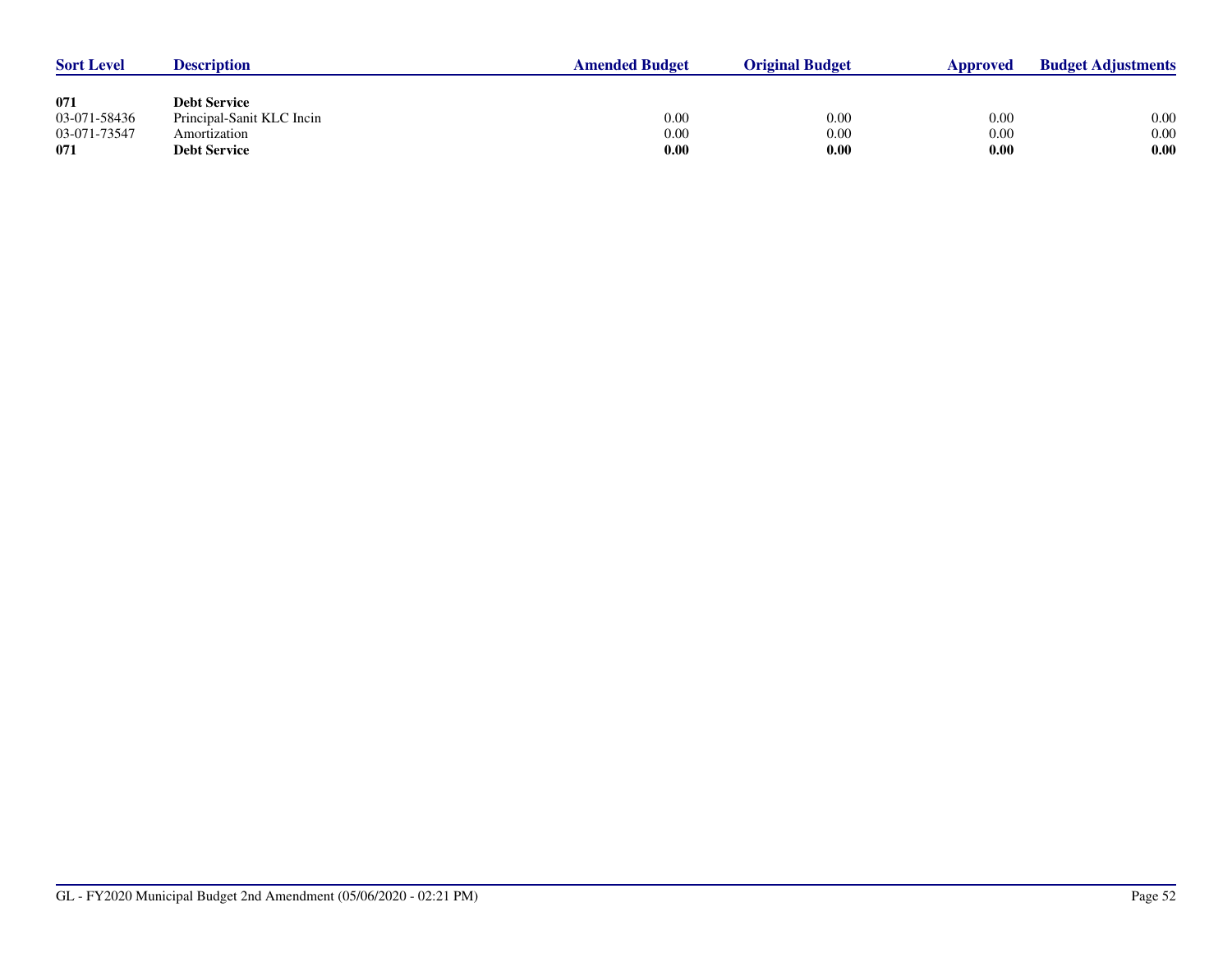| Sort Level | Description | Amended Budget | Original Budget | Approved | Budget Adjustments |
|---|---|---|---|---|---|
| **071** | **Debt Service** | | | | |
| 03-071-58436 | Principal-Sanit KLC Incin | 0.00 | 0.00 | 0.00 | 0.00 |
| 03-071-73547 | Amortization | 0.00 | 0.00 | 0.00 | 0.00 |
| **071** | **Debt Service** | **0.00** | **0.00** | **0.00** | **0.00** |

GL - FY2020 Municipal Budget 2nd Amendment (05/06/2020 - 02:21 PM)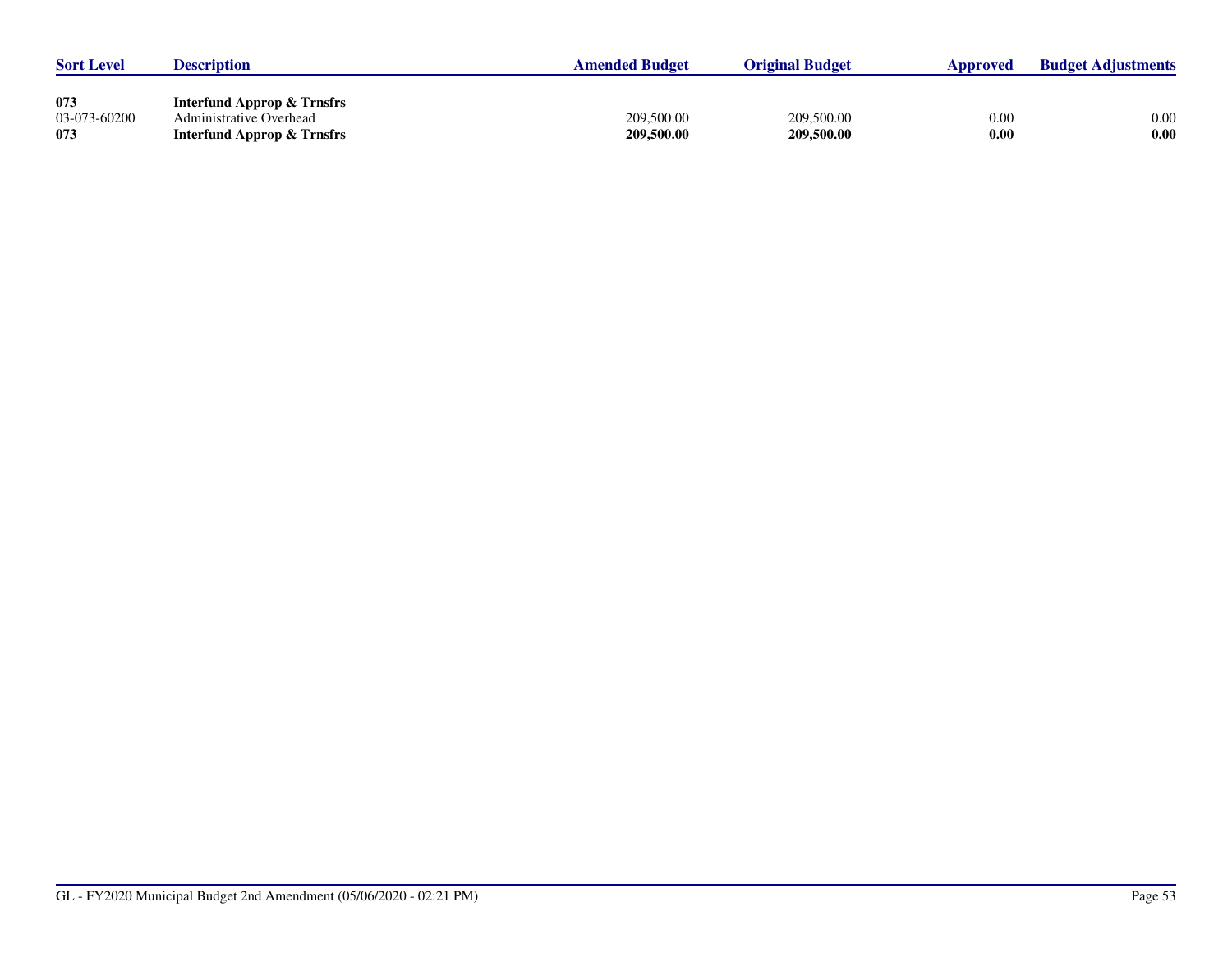| Sort Level | Description | Amended Budget | Original Budget | Approved | Budget Adjustments |
|---|---|---|---|---|---|
| **073** | **Interfund Approp & Trnsfrs** | | | | |
| 03-073-60200 | Administrative Overhead | 209,500.00 | 209,500.00 | 0.00 | 0.00 |
| **073** | **Interfund Approp & Trnsfrs** | **209,500.00** | **209,500.00** | **0.00** | **0.00** |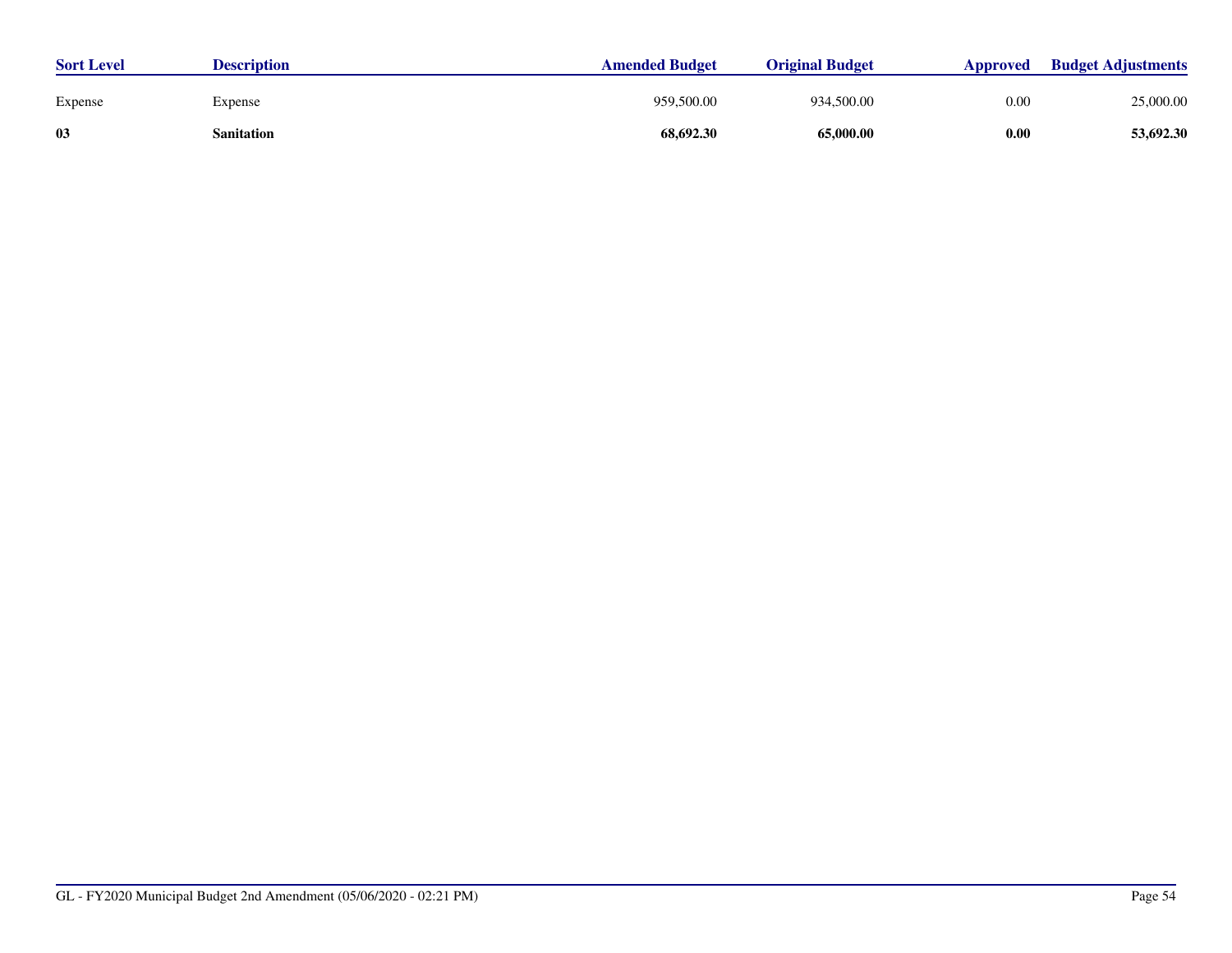| Sort Level | Description | Amended Budget | Original Budget | Approved | Budget Adjustments |
|---|---|---|---|---|---|
| Expense | Expense | 959,500.00 | 934,500.00 | 0.00 | 25,000.00 |
| **03** | **Sanitation** | **68,692.30** | **65,000.00** | **0.00** | **53,692.30** |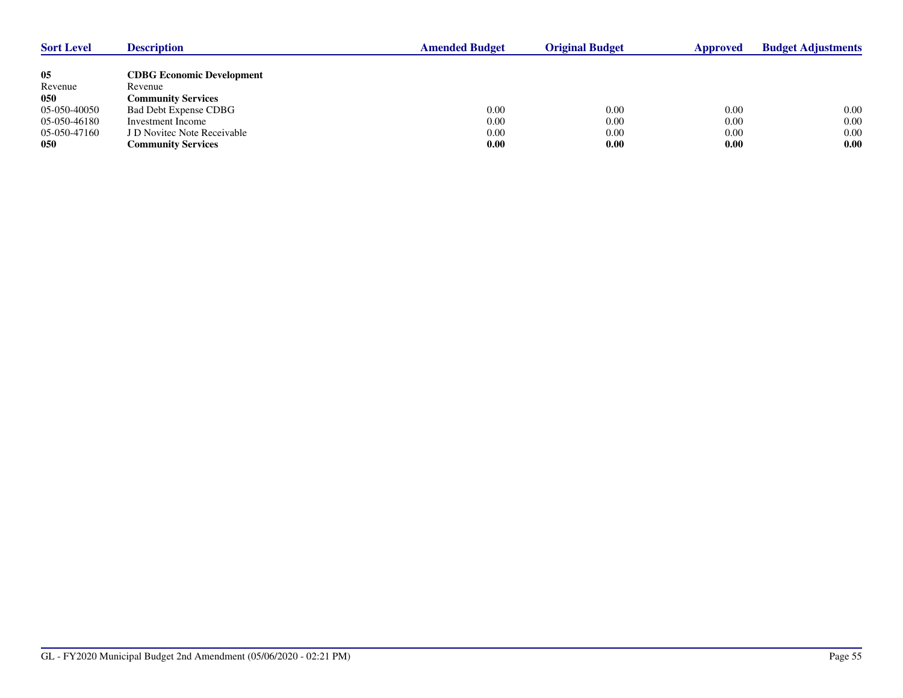| Sort Level | Description | Amended Budget | Original Budget | Approved | Budget Adjustments |
|---|---|---|---|---|---|
| **05** | **CDBG Economic Development** | | | | |
| Revenue | Revenue | | | | |
| **050** | **Community Services** | | | | |
| 05-050-40050 | Bad Debt Expense CDBG | 0.00 | 0.00 | 0.00 | 0.00 |
| 05-050-46180 | Investment Income | 0.00 | 0.00 | 0.00 | 0.00 |
| 05-050-47160 | J D Novitec Note Receivable | 0.00 | 0.00 | 0.00 | 0.00 |
| **050** | **Community Services** | **0.00** | **0.00** | **0.00** | **0.00** |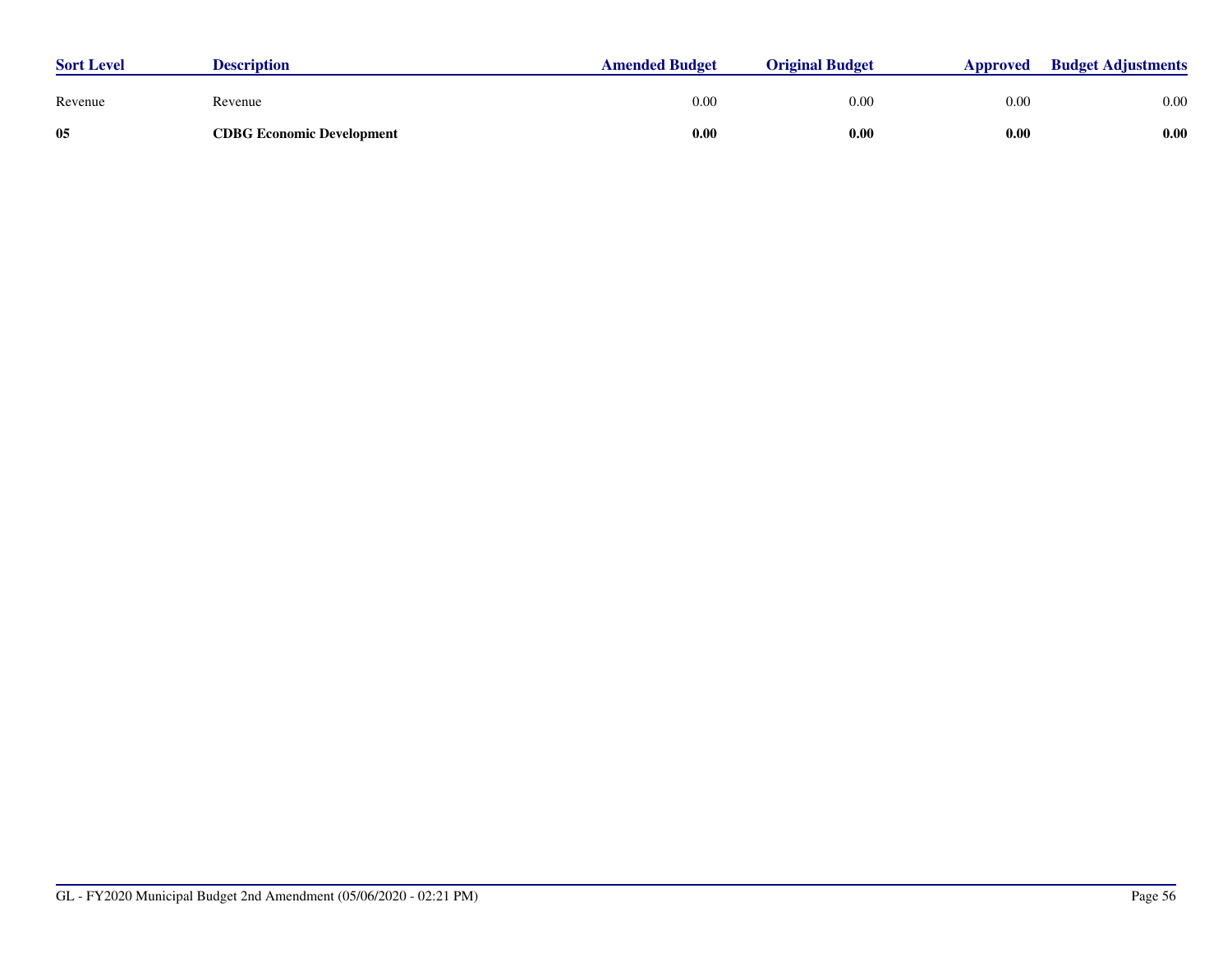| Sort Level | Description | Amended Budget | Original Budget | Approved | Budget Adjustments |
|---|---|---|---|---|---|
| Revenue | Revenue | 0.00 | 0.00 | 0.00 | 0.00 |
| **05** | **CDBG Economic Development** | **0.00** | **0.00** | **0.00** | **0.00** |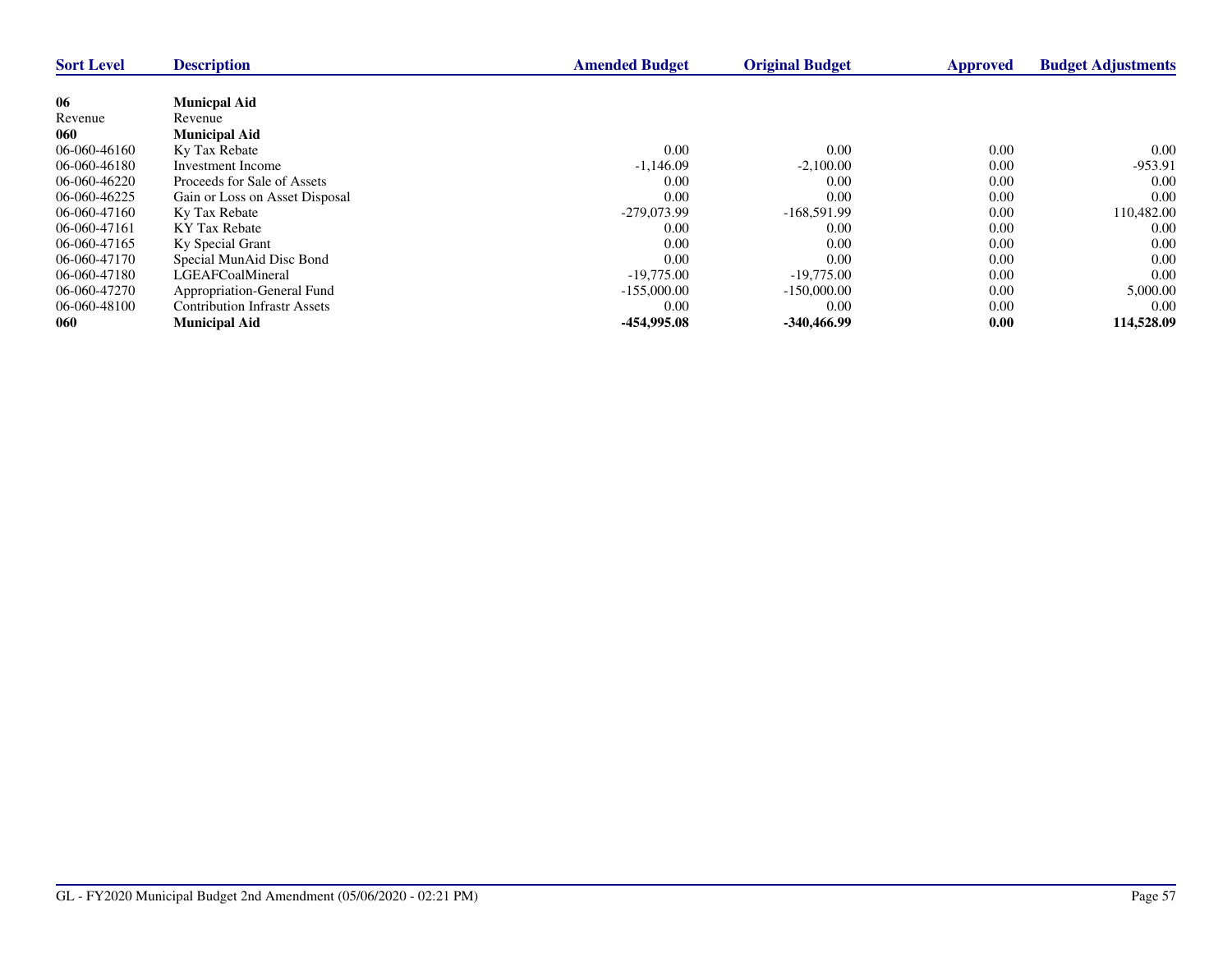| Sort Level | Description | Amended Budget | Original Budget | Approved | Budget Adjustments |
|---|---|---|---|---|---|
| **06** | **Municpal Aid** | | | | |
| Revenue | Revenue | | | | |
| **060** | **Municipal Aid** | | | | |
| 06-060-46160 | Ky Tax Rebate | 0.00 | 0.00 | 0.00 | 0.00 |
| 06-060-46180 | Investment Income | -1,146.09 | -2,100.00 | 0.00 | -953.91 |
| 06-060-46220 | Proceeds for Sale of Assets | 0.00 | 0.00 | 0.00 | 0.00 |
| 06-060-46225 | Gain or Loss on Asset Disposal | 0.00 | 0.00 | 0.00 | 0.00 |
| 06-060-47160 | Ky Tax Rebate | -279,073.99 | -168,591.99 | 0.00 | 110,482.00 |
| 06-060-47161 | KY Tax Rebate | 0.00 | 0.00 | 0.00 | 0.00 |
| 06-060-47165 | Ky Special Grant | 0.00 | 0.00 | 0.00 | 0.00 |
| 06-060-47170 | Special MunAid Disc Bond | 0.00 | 0.00 | 0.00 | 0.00 |
| 06-060-47180 | LGEAFCoalMineral | -19,775.00 | -19,775.00 | 0.00 | 0.00 |
| 06-060-47270 | Appropriation-General Fund | -155,000.00 | -150,000.00 | 0.00 | 5,000.00 |
| 06-060-48100 | Contribution Infrastr Assets | 0.00 | 0.00 | 0.00 | 0.00 |
| **060** | **Municipal Aid** | **-454,995.08** | **-340,466.99** | **0.00** | **114,528.09** |

GL - FY2020 Municipal Budget 2nd Amendment (05/06/2020 - 02:21 PM)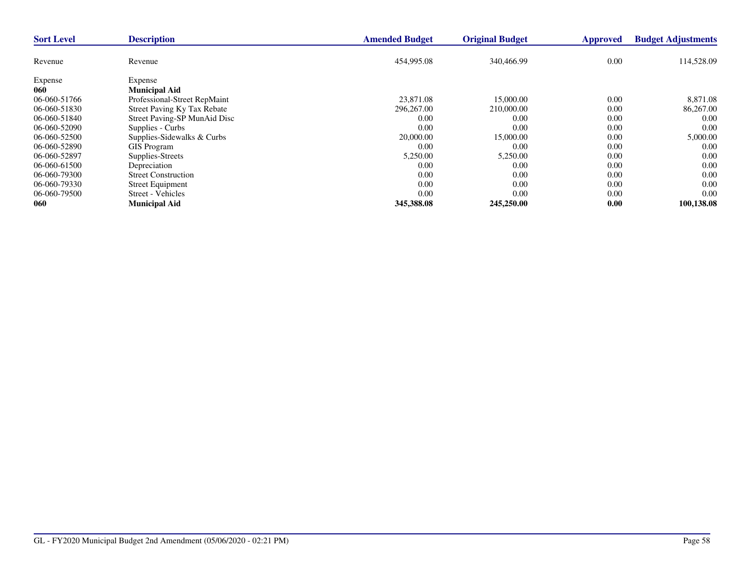| Sort Level | Description | Amended Budget | Original Budget | Approved | Budget Adjustments |
|---|---|---|---|---|---|
| Revenue | Revenue | 454,995.08 | 340,466.99 | 0.00 | 114,528.09 |
| Expense | Expense | | | | |
| **060** | **Municipal Aid** | | | | |
| 06-060-51766 | Professional-Street RepMaint | 23,871.08 | 15,000.00 | 0.00 | 8,871.08 |
| 06-060-51830 | Street Paving Ky Tax Rebate | 296,267.00 | 210,000.00 | 0.00 | 86,267.00 |
| 06-060-51840 | Street Paving-SP MunAid Disc | 0.00 | 0.00 | 0.00 | 0.00 |
| 06-060-52090 | Supplies - Curbs | 0.00 | 0.00 | 0.00 | 0.00 |
| 06-060-52500 | Supplies-Sidewalks & Curbs | 20,000.00 | 15,000.00 | 0.00 | 5,000.00 |
| 06-060-52890 | GIS Program | 0.00 | 0.00 | 0.00 | 0.00 |
| 06-060-52897 | Supplies-Streets | 5,250.00 | 5,250.00 | 0.00 | 0.00 |
| 06-060-61500 | Depreciation | 0.00 | 0.00 | 0.00 | 0.00 |
| 06-060-79300 | Street Construction | 0.00 | 0.00 | 0.00 | 0.00 |
| 06-060-79330 | Street Equipment | 0.00 | 0.00 | 0.00 | 0.00 |
| 06-060-79500 | Street - Vehicles | 0.00 | 0.00 | 0.00 | 0.00 |
| **060** | **Municipal Aid** | **345,388.08** | **245,250.00** | **0.00** | **100,138.08** |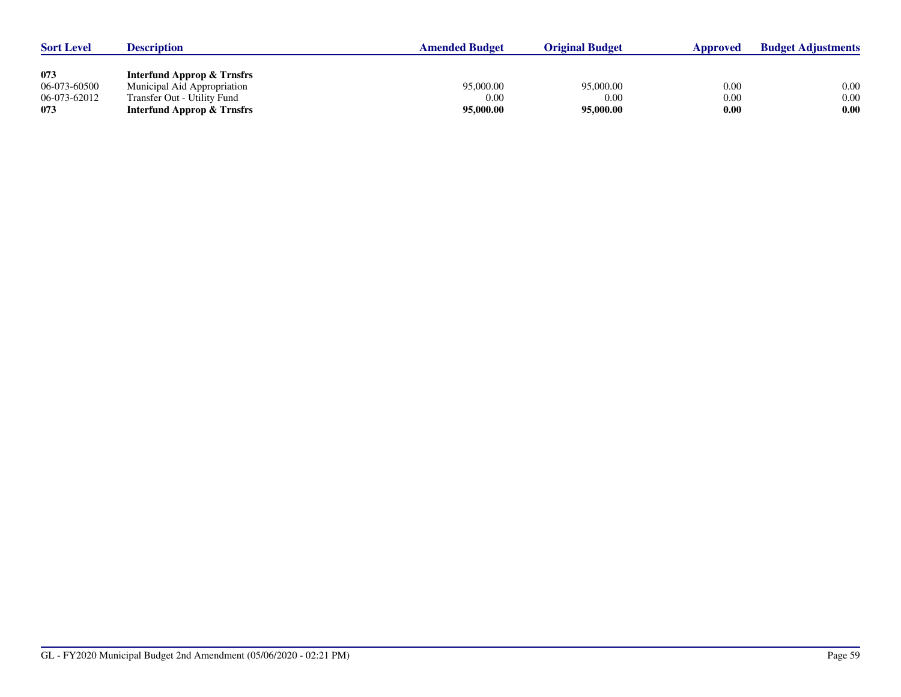| Sort Level | Description | Amended Budget | Original Budget | Approved | Budget Adjustments |
|---|---|---|---|---|---|
| **073** | **Interfund Approp & Trnsfrs** | | | | |
| 06-073-60500 | Municipal Aid Appropriation | 95,000.00 | 95,000.00 | 0.00 | 0.00 |
| 06-073-62012 | Transfer Out - Utility Fund | 0.00 | 0.00 | 0.00 | 0.00 |
| **073** | **Interfund Approp & Trnsfrs** | **95,000.00** | **95,000.00** | **0.00** | **0.00** |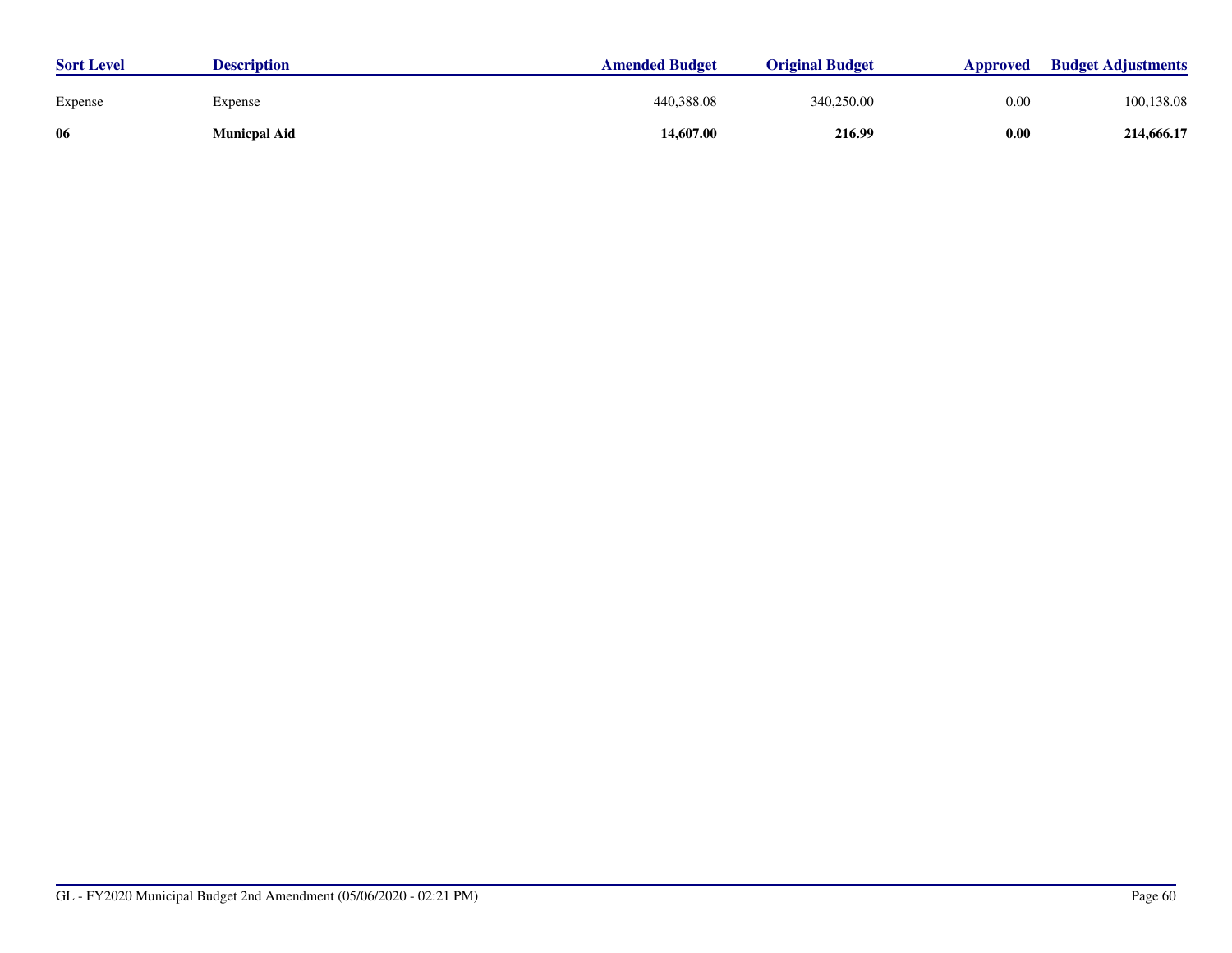| Sort Level | Description | Amended Budget | Original Budget | Approved | Budget Adjustments |
|---|---|---|---|---|---|
| Expense | Expense | 440,388.08 | 340,250.00 | 0.00 | 100,138.08 |
| **06** | **Municpal Aid** | **14,607.00** | **216.99** | **0.00** | **214,666.17** |

GL - FY2020 Municipal Budget 2nd Amendment (05/06/2020 - 02:21 PM)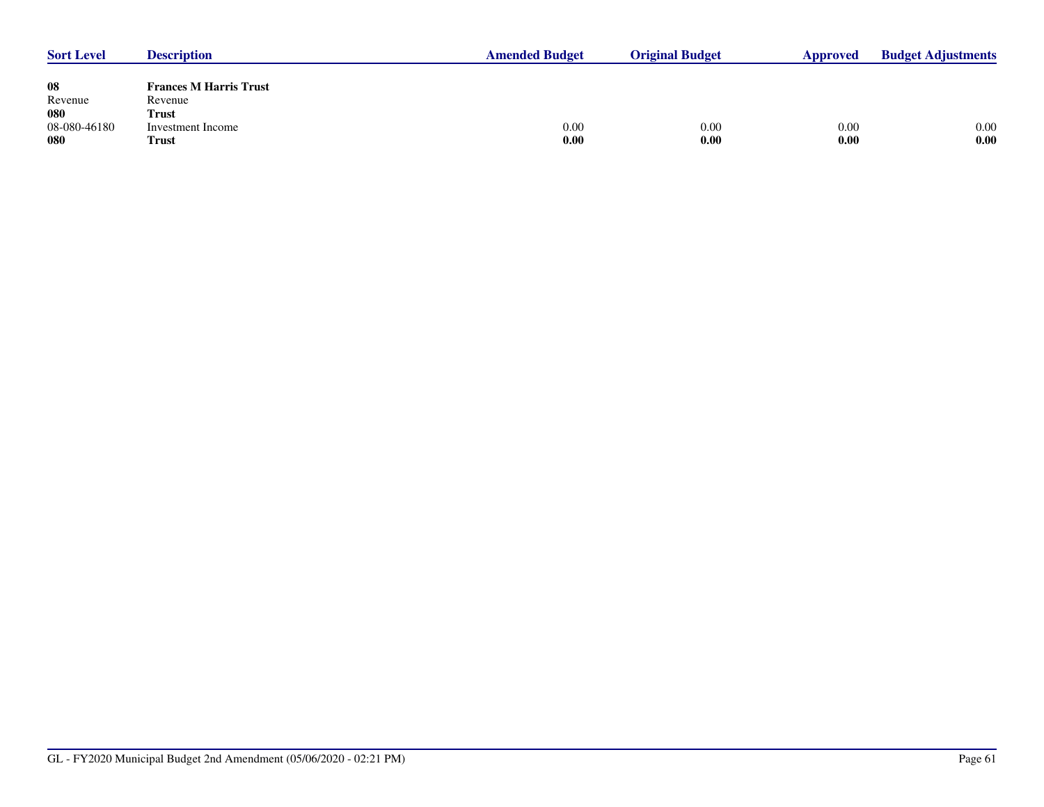| Sort Level | Description | Amended Budget | Original Budget | Approved | Budget Adjustments |
|---|---|---|---|---|---|
| **08** | **Frances M Harris Trust** | | | | |
| Revenue | Revenue | | | | |
| **080** | **Trust** | | | | |
| 08-080-46180 | Investment Income | 0.00 | 0.00 | 0.00 | 0.00 |
| **080** | **Trust** | **0.00** | **0.00** | **0.00** | **0.00** |

GL - FY2020 Municipal Budget 2nd Amendment (05/06/2020 - 02:21 PM)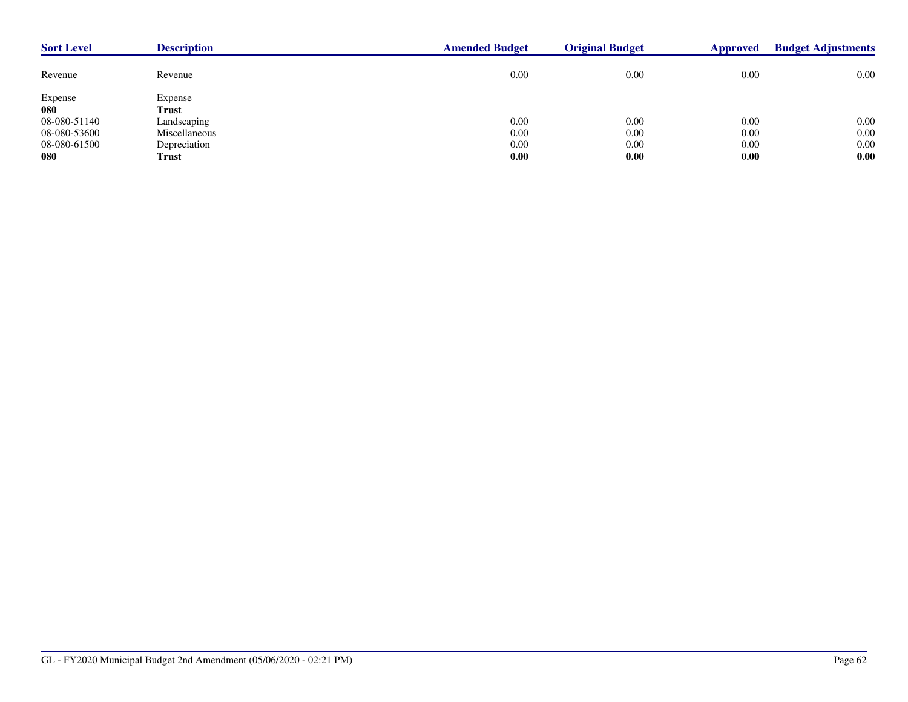| Sort Level | Description | Amended Budget | Original Budget | Approved | Budget Adjustments |
|---|---|---|---|---|---|
| Revenue | Revenue | 0.00 | 0.00 | 0.00 | 0.00 |
| Expense | Expense | | | | |
| **080** | **Trust** | | | | |
| 08-080-51140 | Landscaping | 0.00 | 0.00 | 0.00 | 0.00 |
| 08-080-53600 | Miscellaneous | 0.00 | 0.00 | 0.00 | 0.00 |
| 08-080-61500 | Depreciation | 0.00 | 0.00 | 0.00 | 0.00 |
| **080** | **Trust** | **0.00** | **0.00** | **0.00** | **0.00** |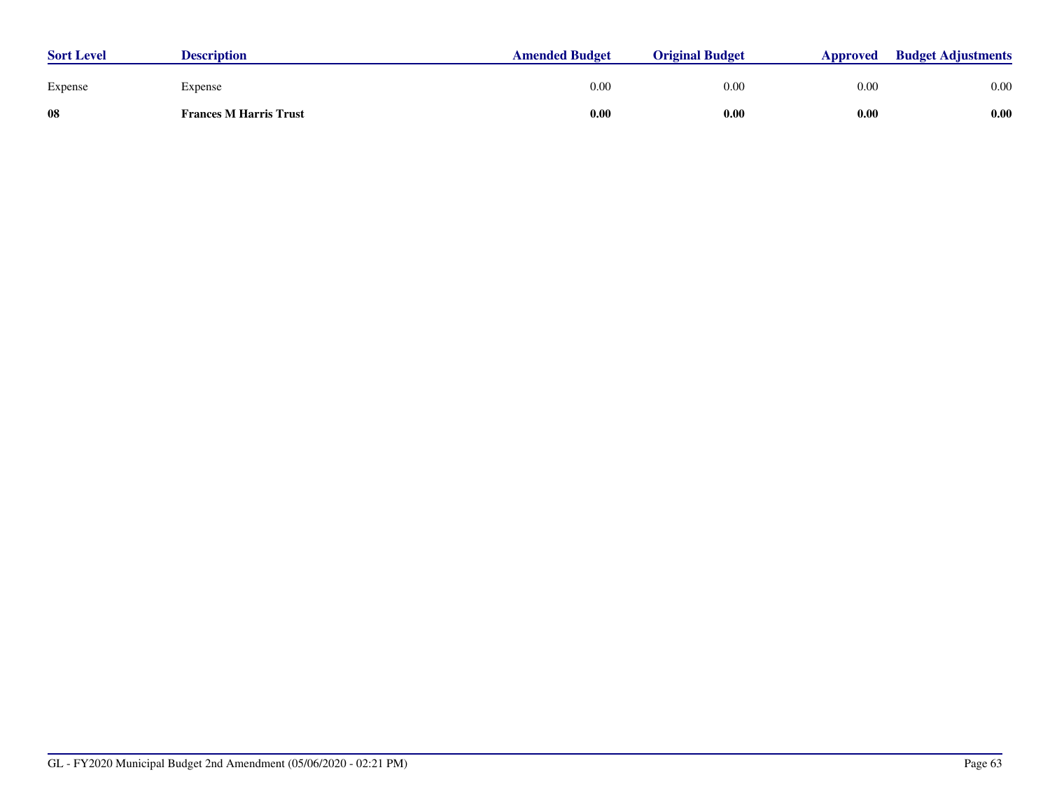| Sort Level | Description | Amended Budget | Original Budget | Approved | Budget Adjustments |
|---|---|---|---|---|---|
| Expense | Expense | 0.00 | 0.00 | 0.00 | 0.00 |
| **08** | **Frances M Harris Trust** | **0.00** | **0.00** | **0.00** | **0.00** |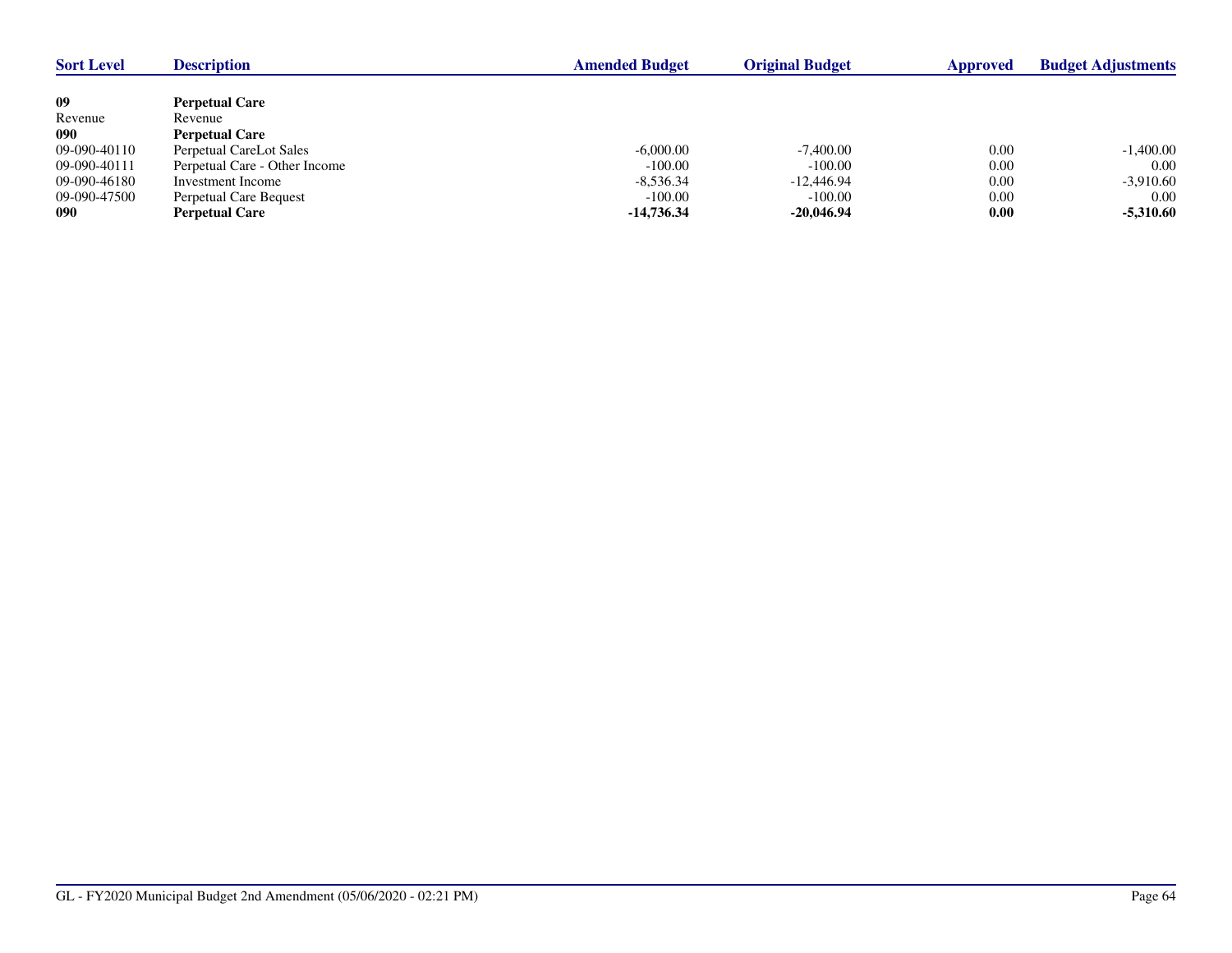| Sort Level | Description | Amended Budget | Original Budget | Approved | Budget Adjustments |
|---|---|---|---|---|---|
| **09** | **Perpetual Care** | | | | |
| Revenue | Revenue | | | | |
| **090** | **Perpetual Care** | | | | |
| 09-090-40110 | Perpetual CareLot Sales | -6,000.00 | -7,400.00 | 0.00 | -1,400.00 |
| 09-090-40111 | Perpetual Care - Other Income | -100.00 | -100.00 | 0.00 | 0.00 |
| 09-090-46180 | Investment Income | -8,536.34 | -12,446.94 | 0.00 | -3,910.60 |
| 09-090-47500 | Perpetual Care Bequest | -100.00 | -100.00 | 0.00 | 0.00 |
| **090** | **Perpetual Care** | **-14,736.34** | **-20,046.94** | **0.00** | **-5,310.60** |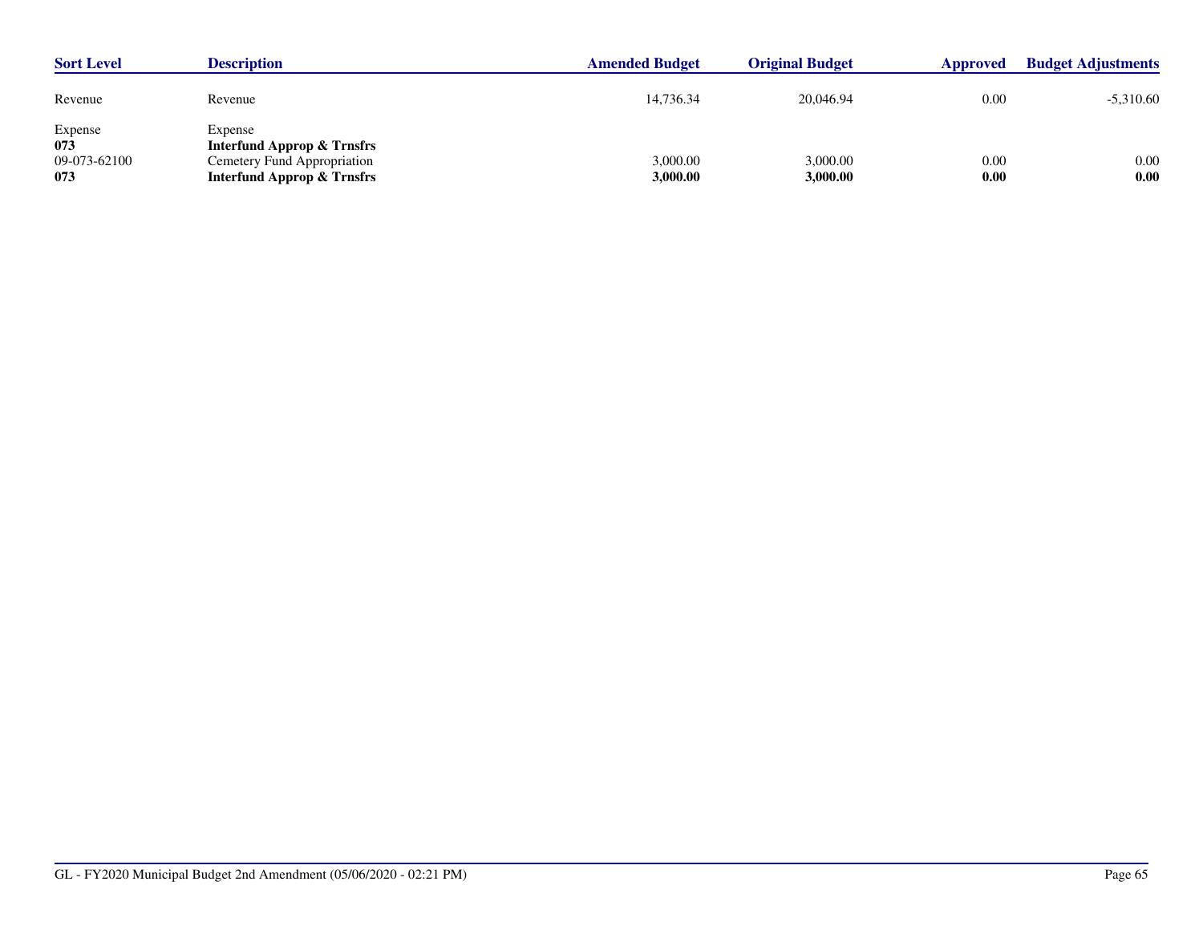| Sort Level | Description | Amended Budget | Original Budget | Approved | Budget Adjustments |
|---|---|---|---|---|---|
| Revenue | Revenue | 14,736.34 | 20,046.94 | 0.00 | -5,310.60 |
| Expense | Expense | | | | |
| **073** | **Interfund Approp & Trnsfrs** | | | | |
| 09-073-62100 | Cemetery Fund Appropriation | 3,000.00 | 3,000.00 | 0.00 | 0.00 |
| **073** | **Interfund Approp & Trnsfrs** | **3,000.00** | **3,000.00** | **0.00** | **0.00** |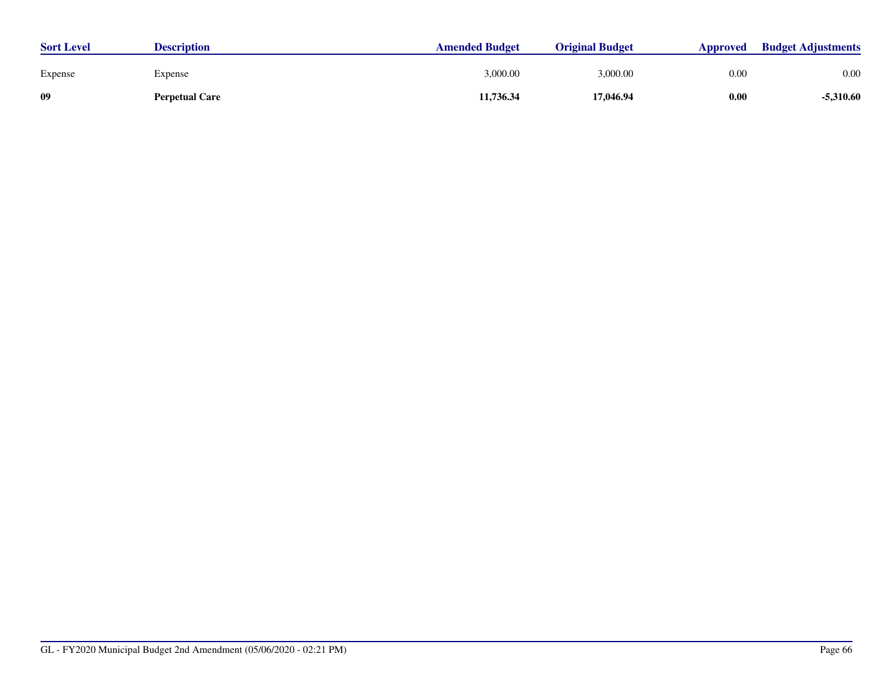| Sort Level | Description | Amended Budget | Original Budget | Approved | Budget Adjustments |
|---|---|---|---|---|---|
| Expense | Expense | 3,000.00 | 3,000.00 | 0.00 | 0.00 |
| **09** | **Perpetual Care** | **11,736.34** | **17,046.94** | **0.00** | **-5,310.60** |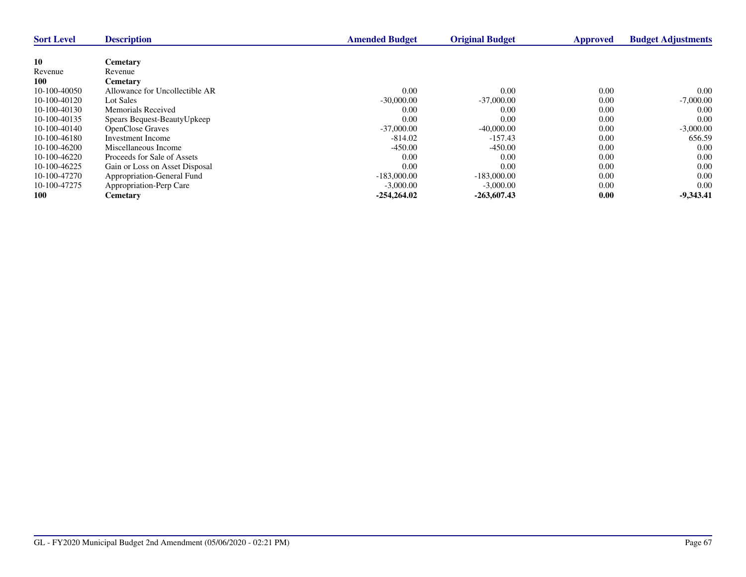| Sort Level | Description | Amended Budget | Original Budget | Approved | Budget Adjustments |
|---|---|---|---|---|---|
| **10** | **Cemetary** | | | | |
| Revenue | Revenue | | | | |
| **100** | **Cemetary** | | | | |
| 10-100-40050 | Allowance for Uncollectible AR | 0.00 | 0.00 | 0.00 | 0.00 |
| 10-100-40120 | Lot Sales | -30,000.00 | -37,000.00 | 0.00 | -7,000.00 |
| 10-100-40130 | Memorials Received | 0.00 | 0.00 | 0.00 | 0.00 |
| 10-100-40135 | Spears Bequest-BeautyUpkeep | 0.00 | 0.00 | 0.00 | 0.00 |
| 10-100-40140 | OpenClose Graves | -37,000.00 | -40,000.00 | 0.00 | -3,000.00 |
| 10-100-46180 | Investment Income | -814.02 | -157.43 | 0.00 | 656.59 |
| 10-100-46200 | Miscellaneous Income | -450.00 | -450.00 | 0.00 | 0.00 |
| 10-100-46220 | Proceeds for Sale of Assets | 0.00 | 0.00 | 0.00 | 0.00 |
| 10-100-46225 | Gain or Loss on Asset Disposal | 0.00 | 0.00 | 0.00 | 0.00 |
| 10-100-47270 | Appropriation-General Fund | -183,000.00 | -183,000.00 | 0.00 | 0.00 |
| 10-100-47275 | Appropriation-Perp Care | -3,000.00 | -3,000.00 | 0.00 | 0.00 |
| **100** | **Cemetary** | **-254,264.02** | **-263,607.43** | **0.00** | **-9,343.41** |

GL - FY2020 Municipal Budget 2nd Amendment (05/06/2020 - 02:21 PM)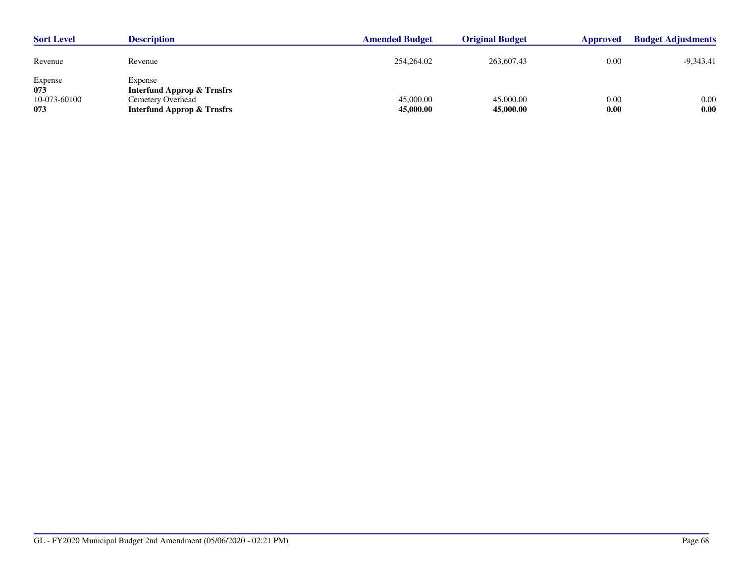| Sort Level | Description | Amended Budget | Original Budget | Approved | Budget Adjustments |
|---|---|---|---|---|---|
| Revenue | Revenue | 254,264.02 | 263,607.43 | 0.00 | -9,343.41 |
| Expense | Expense | | | | |
| **073** | **Interfund Approp & Trnsfrs** | | | | |
| 10-073-60100 | Cemetery Overhead | 45,000.00 | 45,000.00 | 0.00 | 0.00 |
| **073** | **Interfund Approp & Trnsfrs** | **45,000.00** | **45,000.00** | **0.00** | **0.00** |

GL - FY2020 Municipal Budget 2nd Amendment (05/06/2020 - 02:21 PM)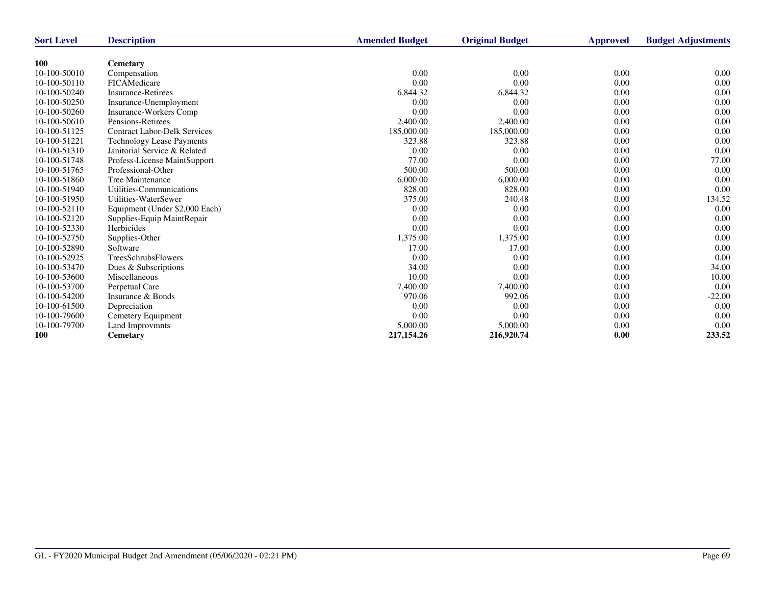| Sort Level | Description | Amended Budget | Original Budget | Approved | Budget Adjustments |
|---|---|---|---|---|---|
| **100** | **Cemetary** | | | | |
| 10-100-50010 | Compensation | 0.00 | 0.00 | 0.00 | 0.00 |
| 10-100-50110 | FICAMedicare | 0.00 | 0.00 | 0.00 | 0.00 |
| 10-100-50240 | Insurance-Retirees | 6,844.32 | 6,844.32 | 0.00 | 0.00 |
| 10-100-50250 | Insurance-Unemployment | 0.00 | 0.00 | 0.00 | 0.00 |
| 10-100-50260 | Insurance-Workers Comp | 0.00 | 0.00 | 0.00 | 0.00 |
| 10-100-50610 | Pensions-Retirees | 2,400.00 | 2,400.00 | 0.00 | 0.00 |
| 10-100-51125 | Contract Labor-Delk Services | 185,000.00 | 185,000.00 | 0.00 | 0.00 |
| 10-100-51221 | Technology Lease Payments | 323.88 | 323.88 | 0.00 | 0.00 |
| 10-100-51310 | Janitorial Service & Related | 0.00 | 0.00 | 0.00 | 0.00 |
| 10-100-51748 | Profess-License MaintSupport | 77.00 | 0.00 | 0.00 | 77.00 |
| 10-100-51765 | Professional-Other | 500.00 | 500.00 | 0.00 | 0.00 |
| 10-100-51860 | Tree Maintenance | 6,000.00 | 6,000.00 | 0.00 | 0.00 |
| 10-100-51940 | Utilities-Communications | 828.00 | 828.00 | 0.00 | 0.00 |
| 10-100-51950 | Utilities-WaterSewer | 375.00 | 240.48 | 0.00 | 134.52 |
| 10-100-52110 | Equipment (Under $2,000 Each) | 0.00 | 0.00 | 0.00 | 0.00 |
| 10-100-52120 | Supplies-Equip MaintRepair | 0.00 | 0.00 | 0.00 | 0.00 |
| 10-100-52330 | Herbicides | 0.00 | 0.00 | 0.00 | 0.00 |
| 10-100-52750 | Supplies-Other | 1,375.00 | 1,375.00 | 0.00 | 0.00 |
| 10-100-52890 | Software | 17.00 | 17.00 | 0.00 | 0.00 |
| 10-100-52925 | TreesSchrubsFlowers | 0.00 | 0.00 | 0.00 | 0.00 |
| 10-100-53470 | Dues & Subscriptions | 34.00 | 0.00 | 0.00 | 34.00 |
| 10-100-53600 | Miscellaneous | 10.00 | 0.00 | 0.00 | 10.00 |
| 10-100-53700 | Perpetual Care | 7,400.00 | 7,400.00 | 0.00 | 0.00 |
| 10-100-54200 | Insurance & Bonds | 970.06 | 992.06 | 0.00 | -22.00 |
| 10-100-61500 | Depreciation | 0.00 | 0.00 | 0.00 | 0.00 |
| 10-100-79600 | Cemetery Equipment | 0.00 | 0.00 | 0.00 | 0.00 |
| 10-100-79700 | Land Improvmnts | 5,000.00 | 5,000.00 | 0.00 | 0.00 |
| **100** | **Cemetary** | **217,154.26** | **216,920.74** | **0.00** | **233.52** |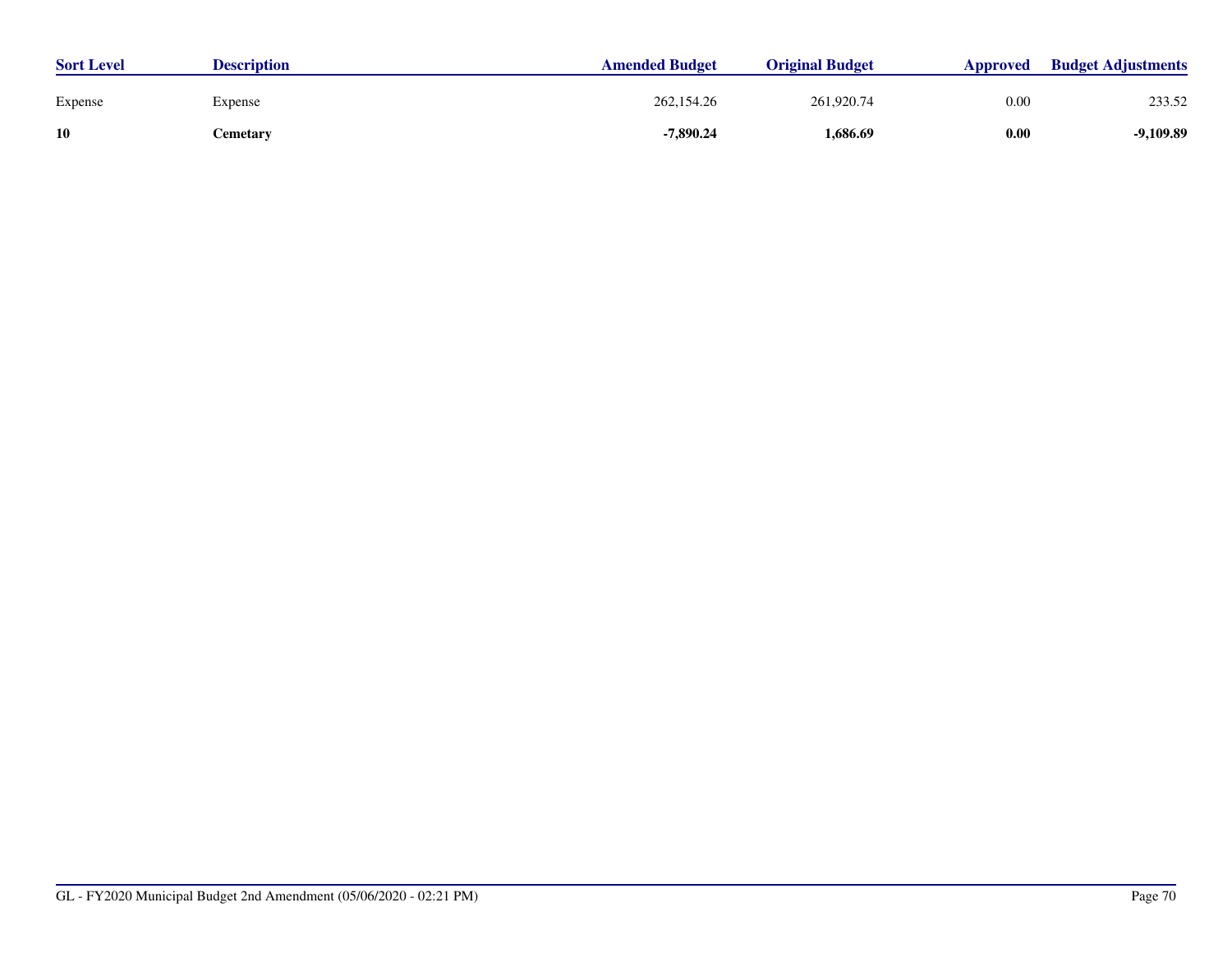| Sort Level | Description | Amended Budget | Original Budget | Approved | Budget Adjustments |
|---|---|---|---|---|---|
| Expense | Expense | 262,154.26 | 261,920.74 | 0.00 | 233.52 |
| **10** | **Cemetary** | **-7,890.24** | **1,686.69** | **0.00** | **-9,109.89** |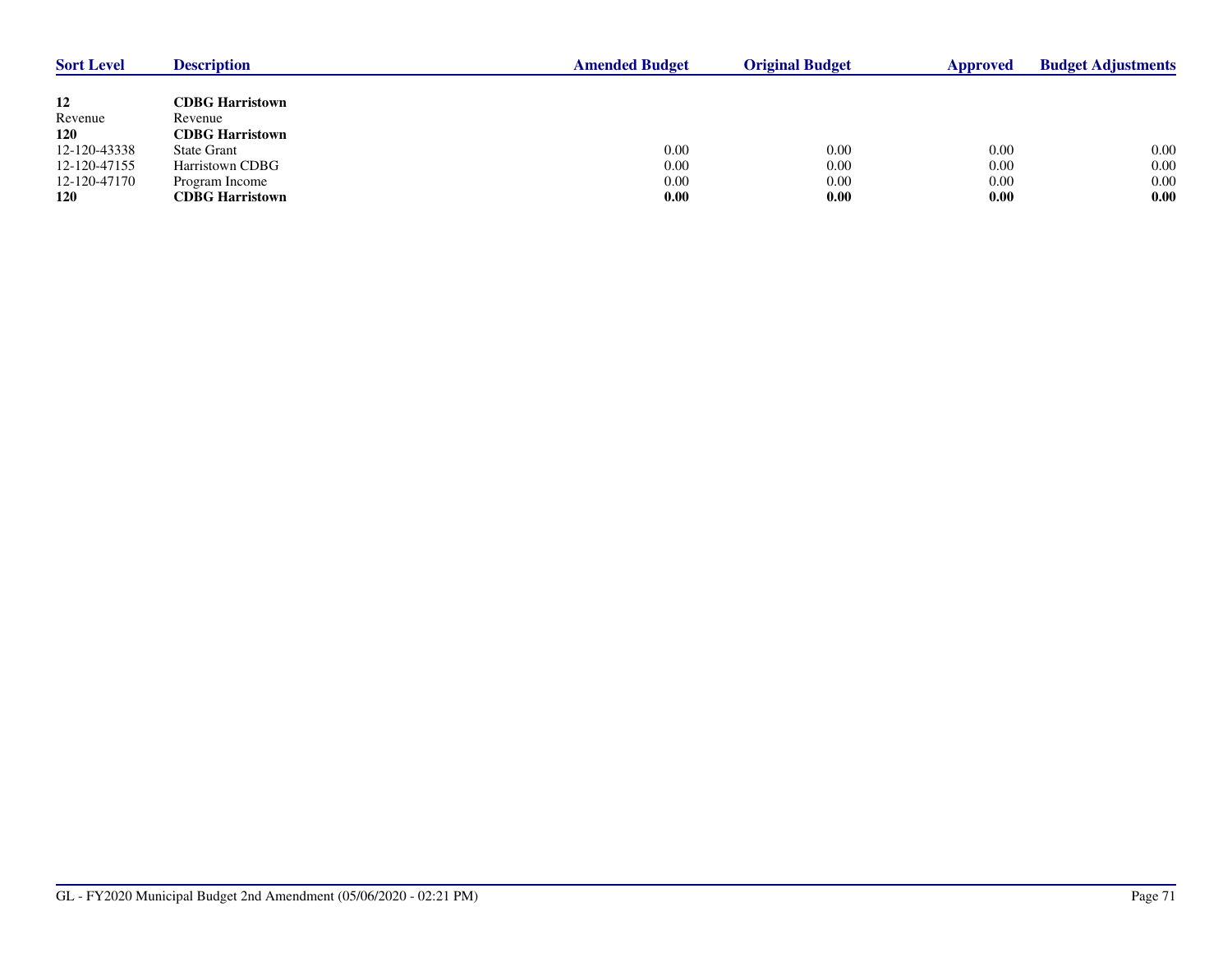| Sort Level | Description | Amended Budget | Original Budget | Approved | Budget Adjustments |
|---|---|---|---|---|---|
| **12** | **CDBG Harristown** | | | | |
| Revenue | Revenue | | | | |
| **120** | **CDBG Harristown** | | | | |
| 12-120-43338 | State Grant | 0.00 | 0.00 | 0.00 | 0.00 |
| 12-120-47155 | Harristown CDBG | 0.00 | 0.00 | 0.00 | 0.00 |
| 12-120-47170 | Program Income | 0.00 | 0.00 | 0.00 | 0.00 |
| **120** | **CDBG Harristown** | **0.00** | **0.00** | **0.00** | **0.00** |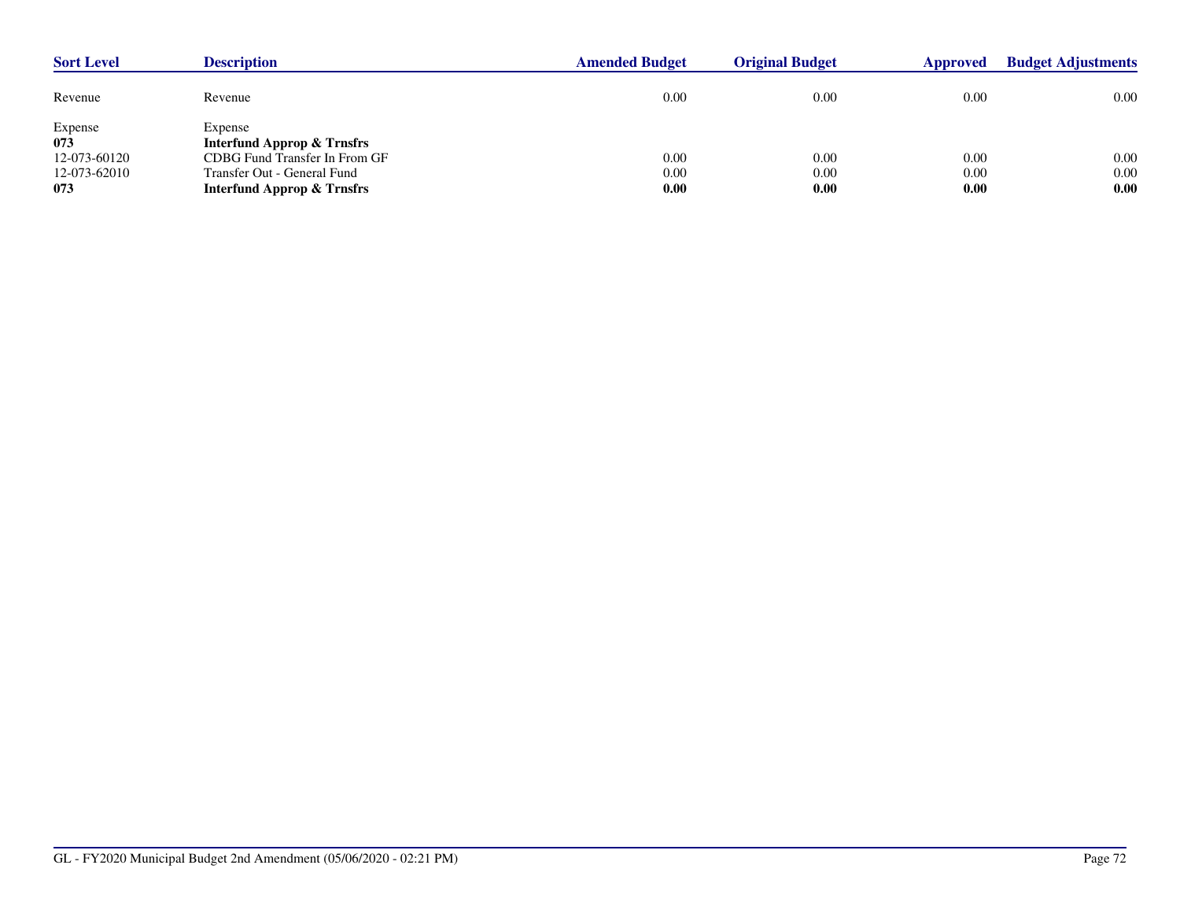| Sort Level | Description | Amended Budget | Original Budget | Approved | Budget Adjustments |
|---|---|---|---|---|---|
| Revenue | Revenue | 0.00 | 0.00 | 0.00 | 0.00 |
| Expense | Expense | | | | |
| **073** | **Interfund Approp & Trnsfrs** | | | | |
| 12-073-60120 | CDBG Fund Transfer In From GF | 0.00 | 0.00 | 0.00 | 0.00 |
| 12-073-62010 | Transfer Out - General Fund | 0.00 | 0.00 | 0.00 | 0.00 |
| **073** | **Interfund Approp & Trnsfrs** | **0.00** | **0.00** | **0.00** | **0.00** |

GL - FY2020 Municipal Budget 2nd Amendment (05/06/2020 - 02:21 PM)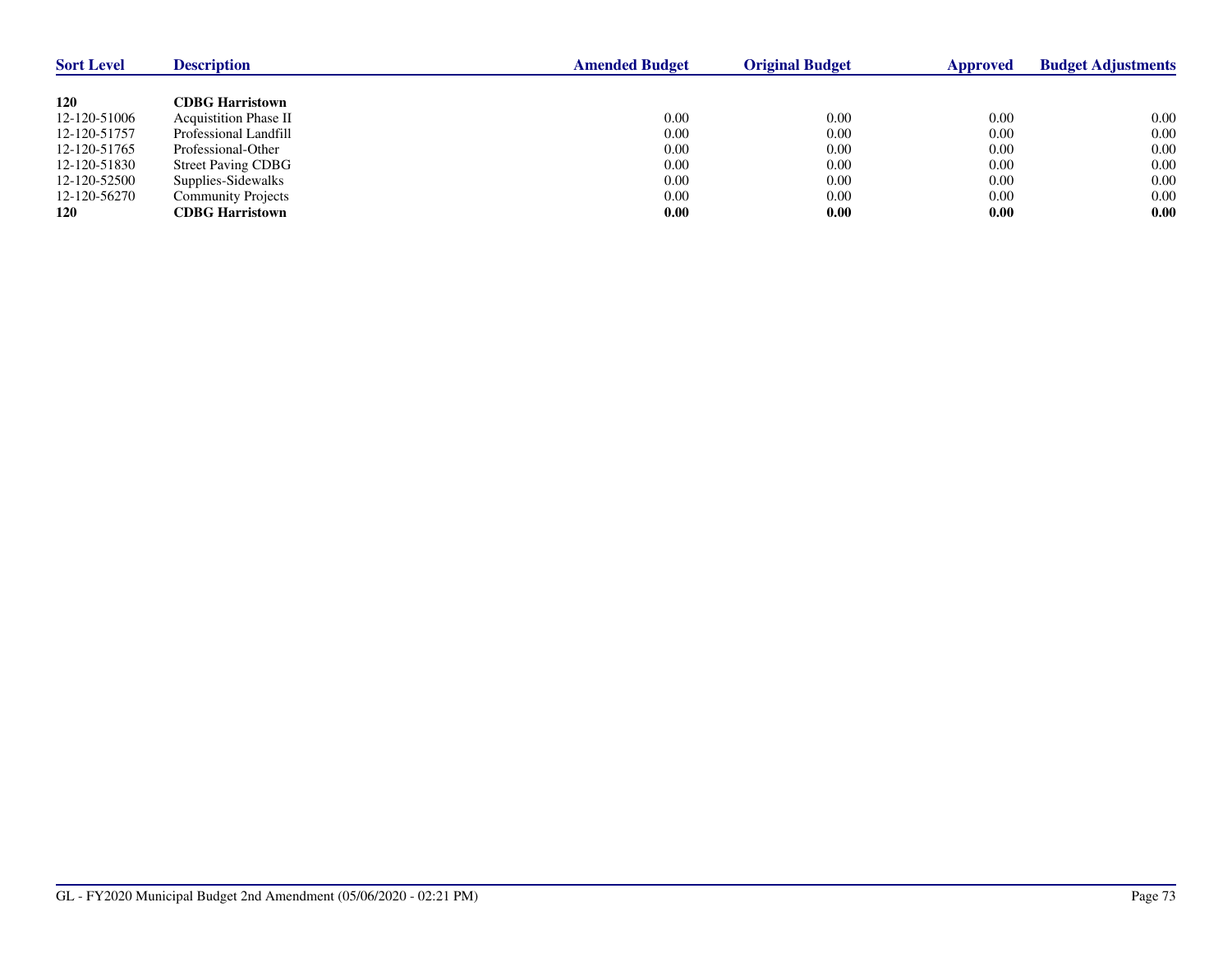| Sort Level | Description | Amended Budget | Original Budget | Approved | Budget Adjustments |
|---|---|---|---|---|---|
| **120** | **CDBG Harristown** | | | | |
| 12-120-51006 | Acquistition Phase II | 0.00 | 0.00 | 0.00 | 0.00 |
| 12-120-51757 | Professional Landfill | 0.00 | 0.00 | 0.00 | 0.00 |
| 12-120-51765 | Professional-Other | 0.00 | 0.00 | 0.00 | 0.00 |
| 12-120-51830 | Street Paving CDBG | 0.00 | 0.00 | 0.00 | 0.00 |
| 12-120-52500 | Supplies-Sidewalks | 0.00 | 0.00 | 0.00 | 0.00 |
| 12-120-56270 | Community Projects | 0.00 | 0.00 | 0.00 | 0.00 |
| **120** | **CDBG Harristown** | **0.00** | **0.00** | **0.00** | **0.00** |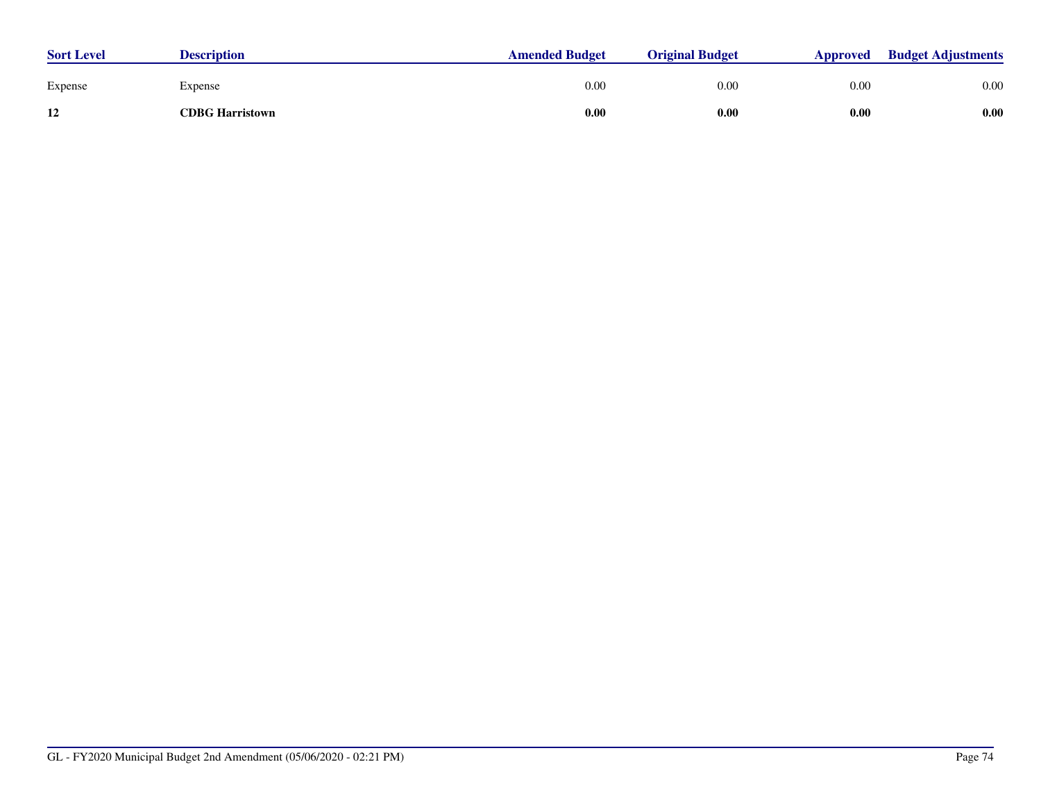| Sort Level | Description | Amended Budget | Original Budget | Approved | Budget Adjustments |
|---|---|---|---|---|---|
| Expense | Expense | 0.00 | 0.00 | 0.00 | 0.00 |
| **12** | **CDBG Harristown** | **0.00** | **0.00** | **0.00** | **0.00** |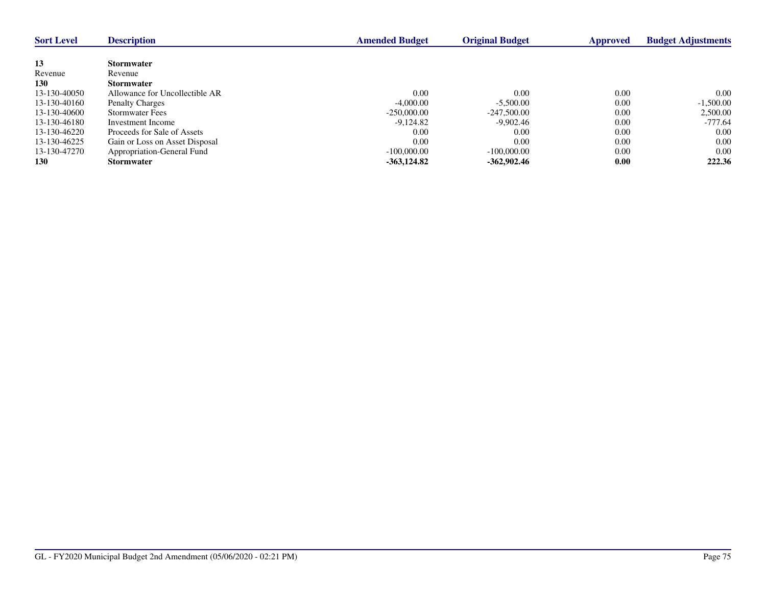| Sort Level | Description | Amended Budget | Original Budget | Approved | Budget Adjustments |
|---|---|---|---|---|---|
| **13** | **Stormwater** | | | | |
| Revenue | Revenue | | | | |
| **130** | **Stormwater** | | | | |
| 13-130-40050 | Allowance for Uncollectible AR | 0.00 | 0.00 | 0.00 | 0.00 |
| 13-130-40160 | Penalty Charges | -4,000.00 | -5,500.00 | 0.00 | -1,500.00 |
| 13-130-40600 | Stormwater Fees | -250,000.00 | -247,500.00 | 0.00 | 2,500.00 |
| 13-130-46180 | Investment Income | -9,124.82 | -9,902.46 | 0.00 | -777.64 |
| 13-130-46220 | Proceeds for Sale of Assets | 0.00 | 0.00 | 0.00 | 0.00 |
| 13-130-46225 | Gain or Loss on Asset Disposal | 0.00 | 0.00 | 0.00 | 0.00 |
| 13-130-47270 | Appropriation-General Fund | -100,000.00 | -100,000.00 | 0.00 | 0.00 |
| **130** | **Stormwater** | **-363,124.82** | **-362,902.46** | **0.00** | **222.36** |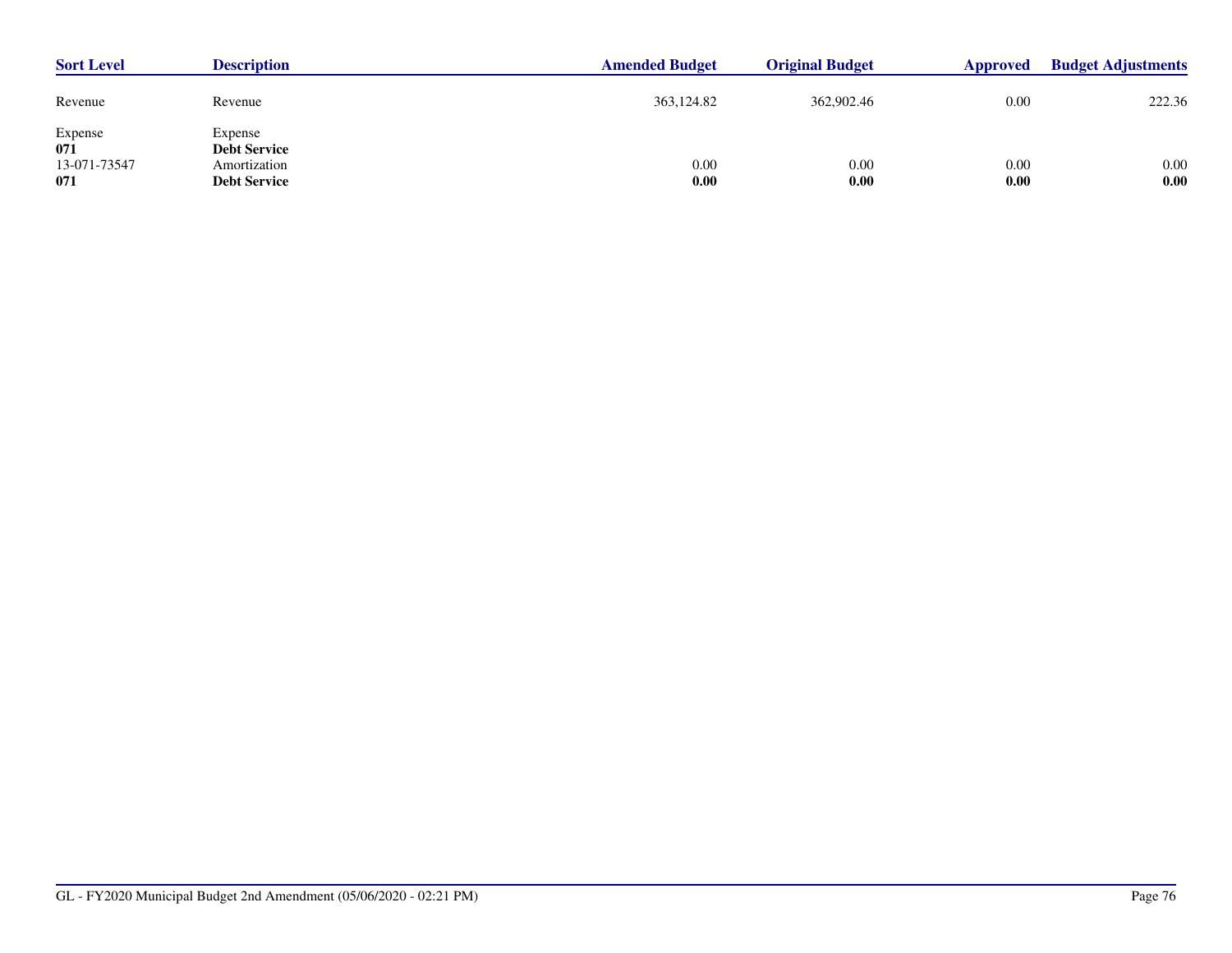| Sort Level | Description | Amended Budget | Original Budget | Approved | Budget Adjustments |
|---|---|---|---|---|---|
| Revenue | Revenue | 363,124.82 | 362,902.46 | 0.00 | 222.36 |
| Expense | Expense | | | | |
| **071** | **Debt Service** | | | | |
| 13-071-73547 | Amortization | 0.00 | 0.00 | 0.00 | 0.00 |
| **071** | **Debt Service** | **0.00** | **0.00** | **0.00** | **0.00** |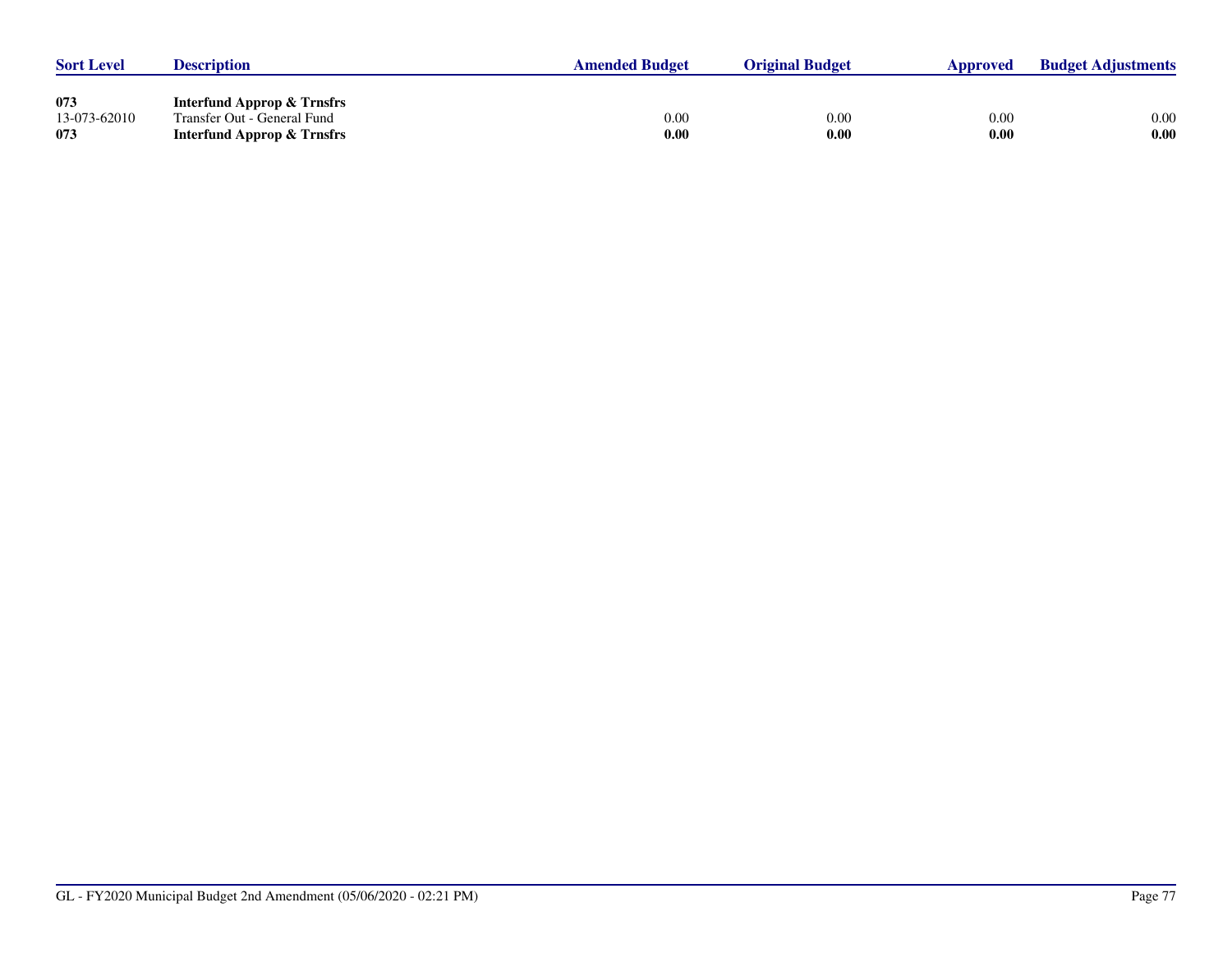| Sort Level | Description | Amended Budget | Original Budget | Approved | Budget Adjustments |
|---|---|---|---|---|---|
| **073** | **Interfund Approp & Trnsfrs** | | | | |
| 13-073-62010 | Transfer Out - General Fund | 0.00 | 0.00 | 0.00 | 0.00 |
| **073** | **Interfund Approp & Trnsfrs** | **0.00** | **0.00** | **0.00** | **0.00** |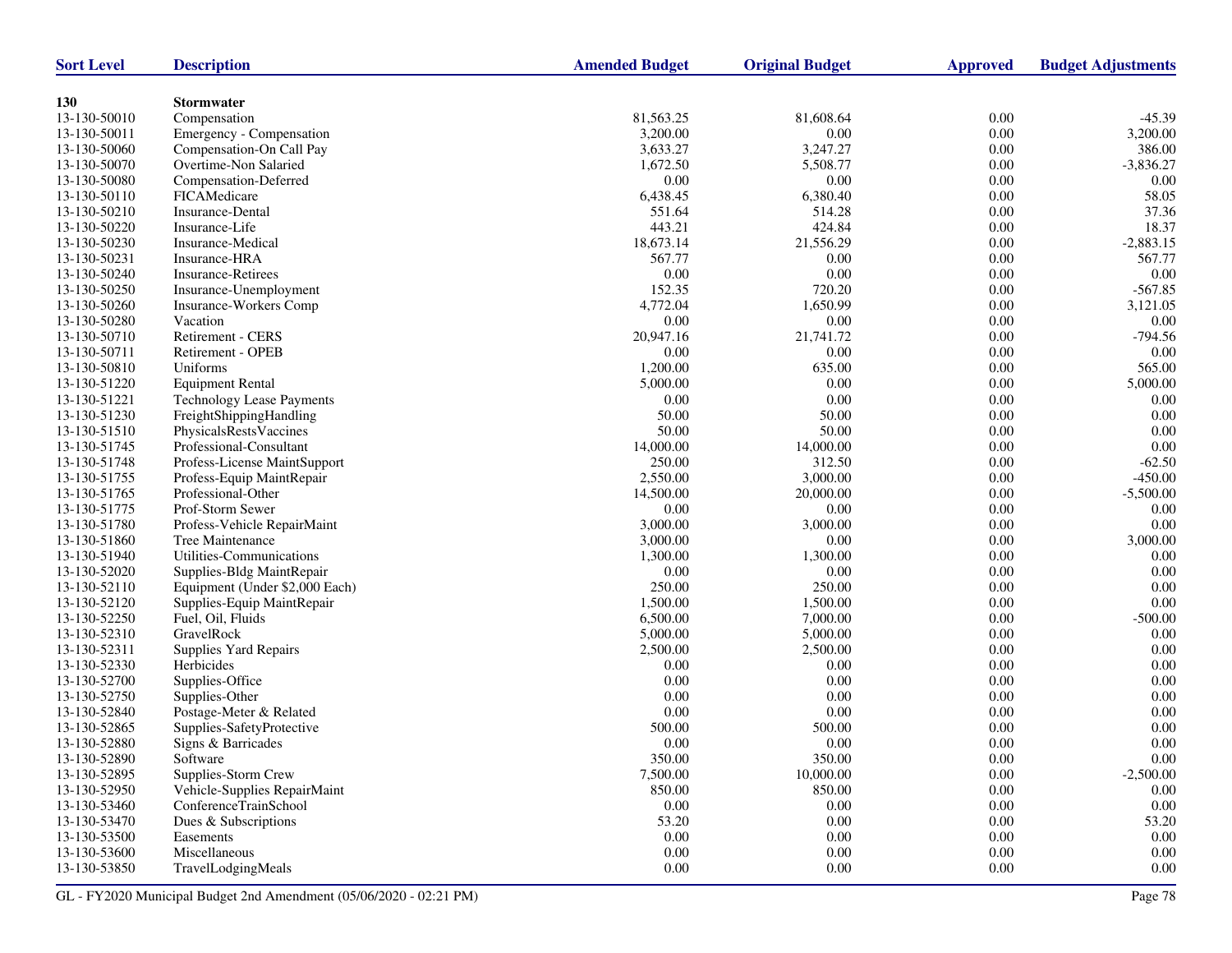| Sort Level | Description | Amended Budget | Original Budget | Approved | Budget Adjustments |
|---|---|---|---|---|---|
| **130** | **Stormwater** | | | | |
| 13-130-50010 | Compensation | 81,563.25 | 81,608.64 | 0.00 | -45.39 |
| 13-130-50011 | Emergency - Compensation | 3,200.00 | 0.00 | 0.00 | 3,200.00 |
| 13-130-50060 | Compensation-On Call Pay | 3,633.27 | 3,247.27 | 0.00 | 386.00 |
| 13-130-50070 | Overtime-Non Salaried | 1,672.50 | 5,508.77 | 0.00 | -3,836.27 |
| 13-130-50080 | Compensation-Deferred | 0.00 | 0.00 | 0.00 | 0.00 |
| 13-130-50110 | FICAMedicare | 6,438.45 | 6,380.40 | 0.00 | 58.05 |
| 13-130-50210 | Insurance-Dental | 551.64 | 514.28 | 0.00 | 37.36 |
| 13-130-50220 | Insurance-Life | 443.21 | 424.84 | 0.00 | 18.37 |
| 13-130-50230 | Insurance-Medical | 18,673.14 | 21,556.29 | 0.00 | -2,883.15 |
| 13-130-50231 | Insurance-HRA | 567.77 | 0.00 | 0.00 | 567.77 |
| 13-130-50240 | Insurance-Retirees | 0.00 | 0.00 | 0.00 | 0.00 |
| 13-130-50250 | Insurance-Unemployment | 152.35 | 720.20 | 0.00 | -567.85 |
| 13-130-50260 | Insurance-Workers Comp | 4,772.04 | 1,650.99 | 0.00 | 3,121.05 |
| 13-130-50280 | Vacation | 0.00 | 0.00 | 0.00 | 0.00 |
| 13-130-50710 | Retirement - CERS | 20,947.16 | 21,741.72 | 0.00 | -794.56 |
| 13-130-50711 | Retirement - OPEB | 0.00 | 0.00 | 0.00 | 0.00 |
| 13-130-50810 | Uniforms | 1,200.00 | 635.00 | 0.00 | 565.00 |
| 13-130-51220 | Equipment Rental | 5,000.00 | 0.00 | 0.00 | 5,000.00 |
| 13-130-51221 | Technology Lease Payments | 0.00 | 0.00 | 0.00 | 0.00 |
| 13-130-51230 | FreightShippingHandling | 50.00 | 50.00 | 0.00 | 0.00 |
| 13-130-51510 | PhysicalsRestsVaccines | 50.00 | 50.00 | 0.00 | 0.00 |
| 13-130-51745 | Professional-Consultant | 14,000.00 | 14,000.00 | 0.00 | 0.00 |
| 13-130-51748 | Profess-License MaintSupport | 250.00 | 312.50 | 0.00 | -62.50 |
| 13-130-51755 | Profess-Equip MaintRepair | 2,550.00 | 3,000.00 | 0.00 | -450.00 |
| 13-130-51765 | Professional-Other | 14,500.00 | 20,000.00 | 0.00 | -5,500.00 |
| 13-130-51775 | Prof-Storm Sewer | 0.00 | 0.00 | 0.00 | 0.00 |
| 13-130-51780 | Profess-Vehicle RepairMaint | 3,000.00 | 3,000.00 | 0.00 | 0.00 |
| 13-130-51860 | Tree Maintenance | 3,000.00 | 0.00 | 0.00 | 3,000.00 |
| 13-130-51940 | Utilities-Communications | 1,300.00 | 1,300.00 | 0.00 | 0.00 |
| 13-130-52020 | Supplies-Bldg MaintRepair | 0.00 | 0.00 | 0.00 | 0.00 |
| 13-130-52110 | Equipment (Under $2,000 Each) | 250.00 | 250.00 | 0.00 | 0.00 |
| 13-130-52120 | Supplies-Equip MaintRepair | 1,500.00 | 1,500.00 | 0.00 | 0.00 |
| 13-130-52250 | Fuel, Oil, Fluids | 6,500.00 | 7,000.00 | 0.00 | -500.00 |
| 13-130-52310 | GravelRock | 5,000.00 | 5,000.00 | 0.00 | 0.00 |
| 13-130-52311 | Supplies Yard Repairs | 2,500.00 | 2,500.00 | 0.00 | 0.00 |
| 13-130-52330 | Herbicides | 0.00 | 0.00 | 0.00 | 0.00 |
| 13-130-52700 | Supplies-Office | 0.00 | 0.00 | 0.00 | 0.00 |
| 13-130-52750 | Supplies-Other | 0.00 | 0.00 | 0.00 | 0.00 |
| 13-130-52840 | Postage-Meter & Related | 0.00 | 0.00 | 0.00 | 0.00 |
| 13-130-52865 | Supplies-SafetyProtective | 500.00 | 500.00 | 0.00 | 0.00 |
| 13-130-52880 | Signs & Barricades | 0.00 | 0.00 | 0.00 | 0.00 |
| 13-130-52890 | Software | 350.00 | 350.00 | 0.00 | 0.00 |
| 13-130-52895 | Supplies-Storm Crew | 7,500.00 | 10,000.00 | 0.00 | -2,500.00 |
| 13-130-52950 | Vehicle-Supplies RepairMaint | 850.00 | 850.00 | 0.00 | 0.00 |
| 13-130-53460 | ConferenceTrainSchool | 0.00 | 0.00 | 0.00 | 0.00 |
| 13-130-53470 | Dues & Subscriptions | 53.20 | 0.00 | 0.00 | 53.20 |
| 13-130-53500 | Easements | 0.00 | 0.00 | 0.00 | 0.00 |
| 13-130-53600 | Miscellaneous | 0.00 | 0.00 | 0.00 | 0.00 |
| 13-130-53850 | TravelLodgingMeals | 0.00 | 0.00 | 0.00 | 0.00 |

GL - FY2020 Municipal Budget 2nd Amendment (05/06/2020 - 02:21 PM)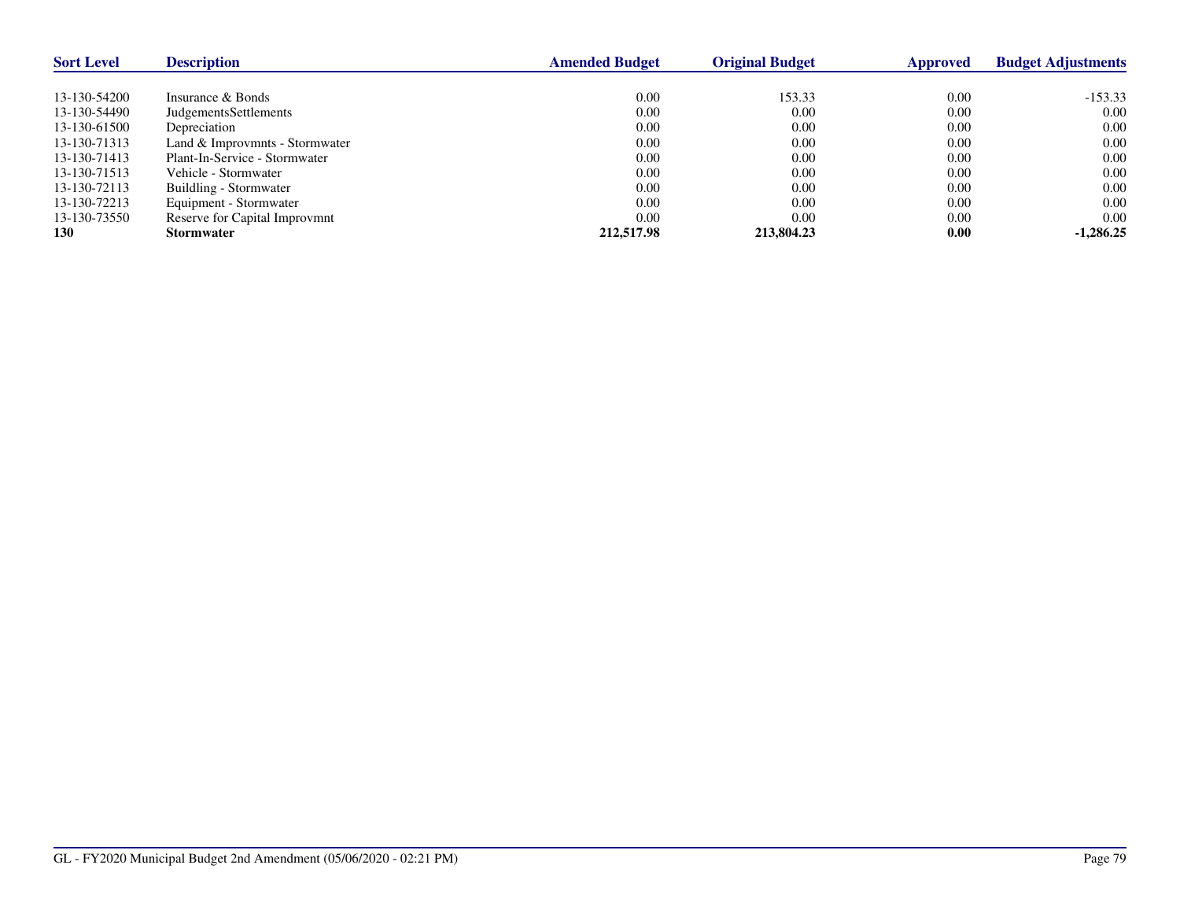| Sort Level | Description | Amended Budget | Original Budget | Approved | Budget Adjustments |
|---|---|---|---|---|---|
| 13-130-54200 | Insurance & Bonds | 0.00 | 153.33 | 0.00 | -153.33 |
| 13-130-54490 | JudgementsSettlements | 0.00 | 0.00 | 0.00 | 0.00 |
| 13-130-61500 | Depreciation | 0.00 | 0.00 | 0.00 | 0.00 |
| 13-130-71313 | Land & Improvmnts - Stormwater | 0.00 | 0.00 | 0.00 | 0.00 |
| 13-130-71413 | Plant-In-Service - Stormwater | 0.00 | 0.00 | 0.00 | 0.00 |
| 13-130-71513 | Vehicle - Stormwater | 0.00 | 0.00 | 0.00 | 0.00 |
| 13-130-72113 | Buildling - Stormwater | 0.00 | 0.00 | 0.00 | 0.00 |
| 13-130-72213 | Equipment - Stormwater | 0.00 | 0.00 | 0.00 | 0.00 |
| 13-130-73550 | Reserve for Capital Improvmnt | 0.00 | 0.00 | 0.00 | 0.00 |
| **130** | **Stormwater** | **212,517.98** | **213,804.23** | **0.00** | **-1,286.25** |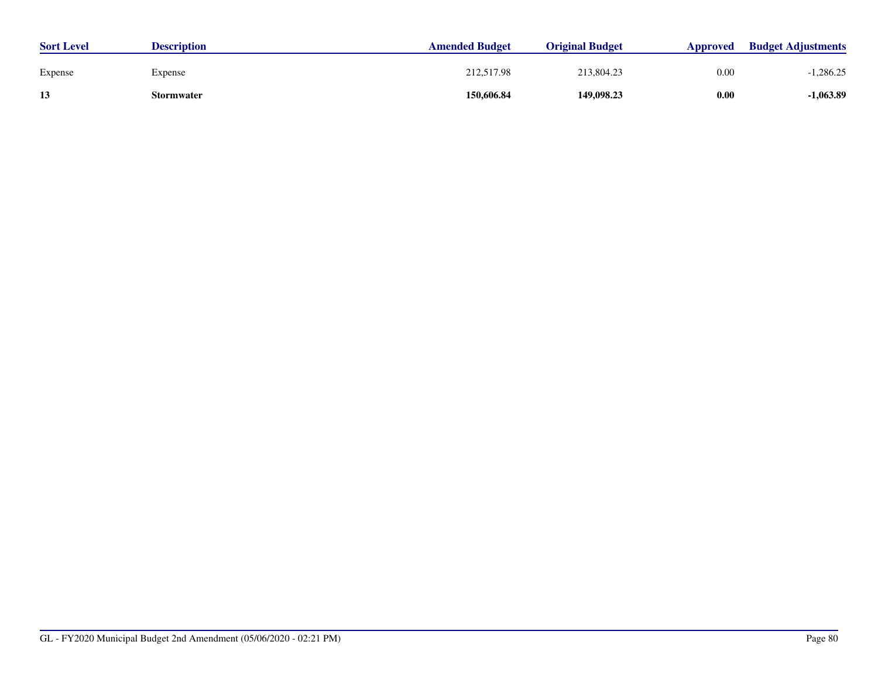| Sort Level | Description | Amended Budget | Original Budget | Approved | Budget Adjustments |
|---|---|---|---|---|---|
| Expense | Expense | 212,517.98 | 213,804.23 | 0.00 | -1,286.25 |
| **13** | **Stormwater** | **150,606.84** | **149,098.23** | **0.00** | **-1,063.89** |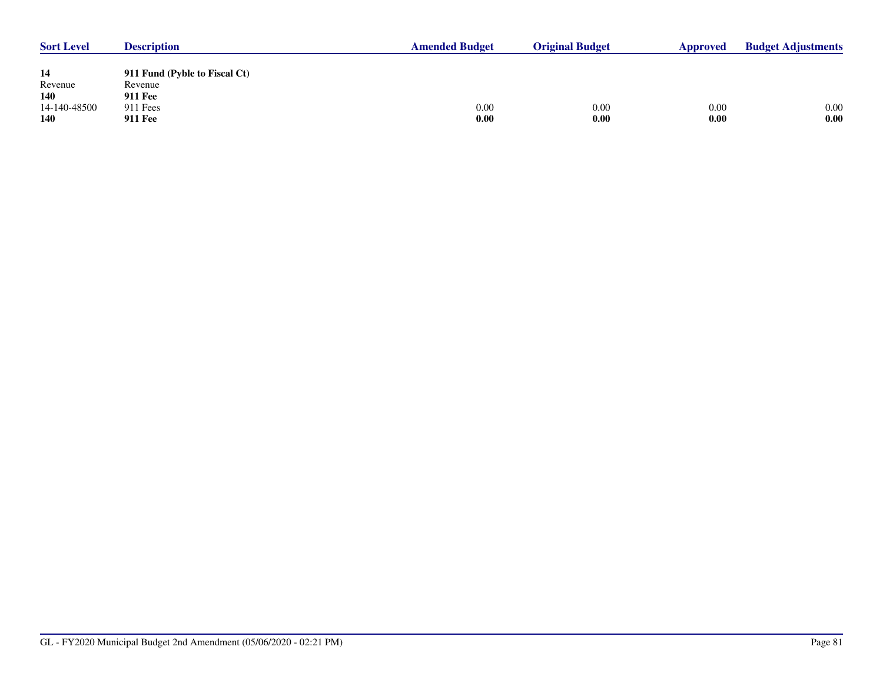| Sort Level | Description | Amended Budget | Original Budget | Approved | Budget Adjustments |
|---|---|---|---|---|---|
| **14** | **911 Fund (Pyble to Fiscal Ct)** | | | | |
| Revenue | Revenue | | | | |
| **140** | **911 Fee** | | | | |
| 14-140-48500 | 911 Fees | 0.00 | 0.00 | 0.00 | 0.00 |
| **140** | **911 Fee** | **0.00** | **0.00** | **0.00** | **0.00** |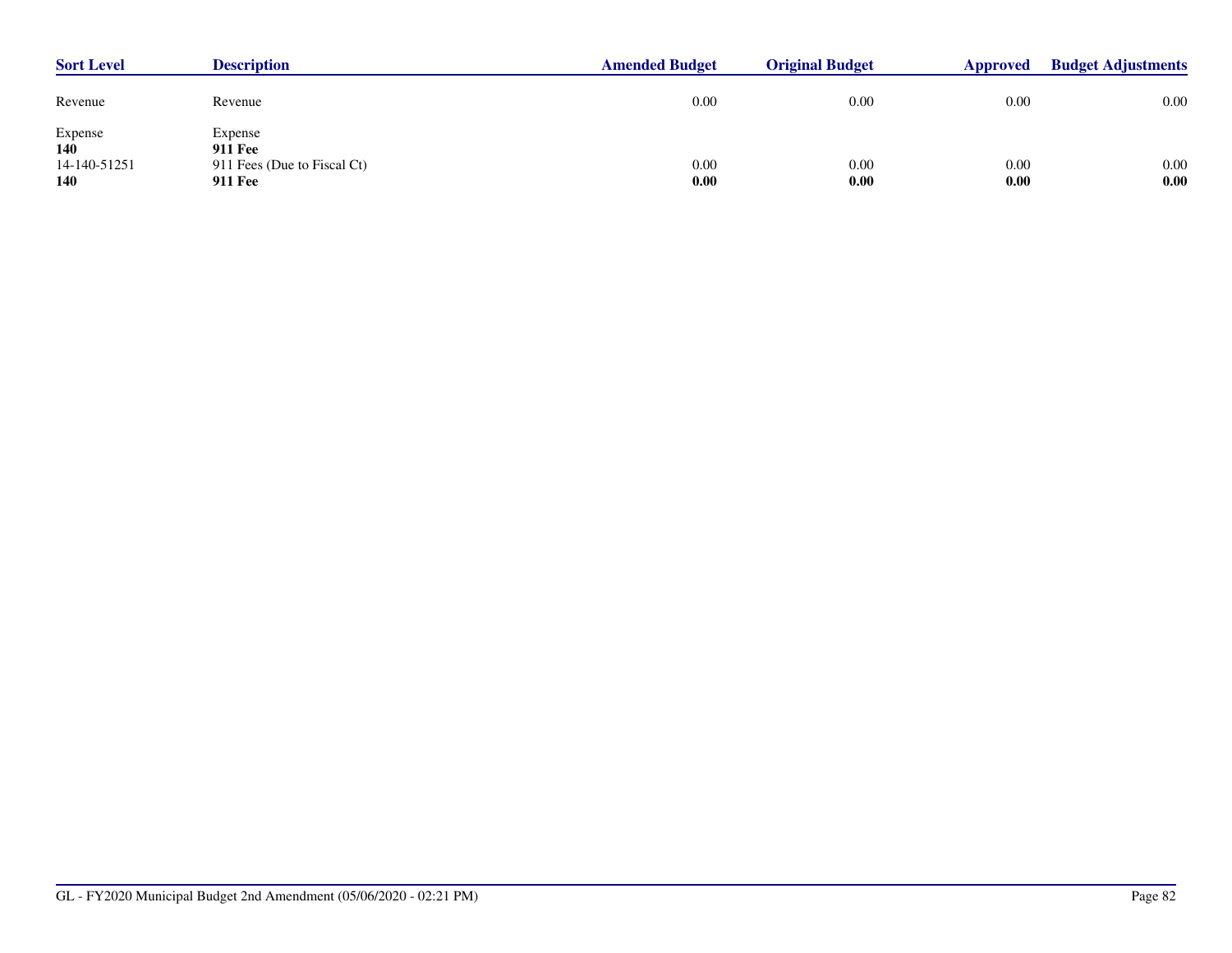| Sort Level | Description | Amended Budget | Original Budget | Approved | Budget Adjustments |
|---|---|---|---|---|---|
| Revenue | Revenue | 0.00 | 0.00 | 0.00 | 0.00 |
| Expense | Expense | | | | |
| **140** | **911 Fee** | | | | |
| 14-140-51251 | 911 Fees (Due to Fiscal Ct) | 0.00 | 0.00 | 0.00 | 0.00 |
| **140** | **911 Fee** | **0.00** | **0.00** | **0.00** | **0.00** |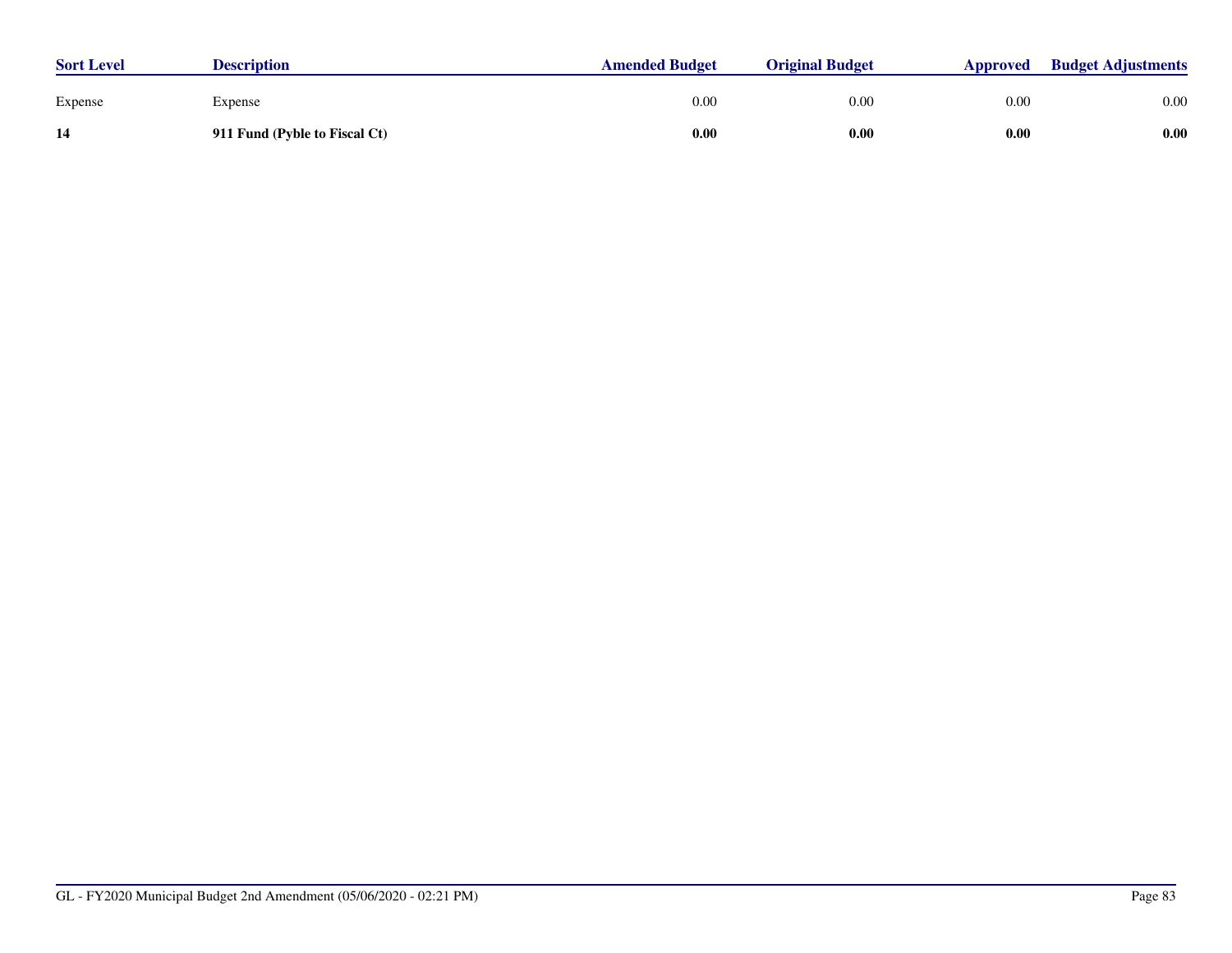| Sort Level | Description | Amended Budget | Original Budget | Approved | Budget Adjustments |
|---|---|---|---|---|---|
| Expense | Expense | 0.00 | 0.00 | 0.00 | 0.00 |
| **14** | **911 Fund (Pyble to Fiscal Ct)** | **0.00** | **0.00** | **0.00** | **0.00** |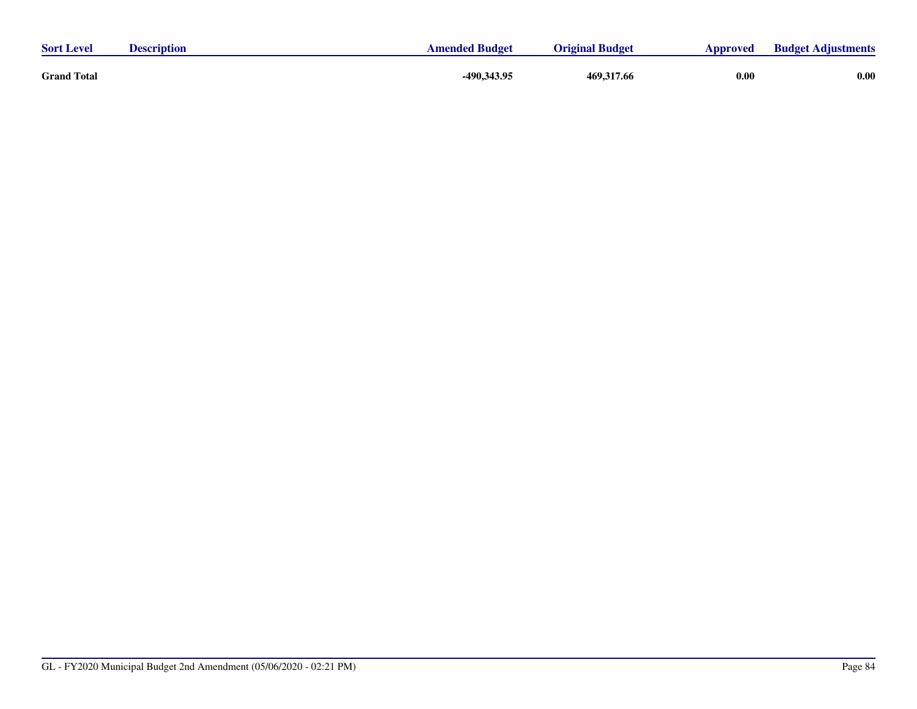| Sort Level | Description | Amended Budget | Original Budget | Approved | Budget Adjustments |
|---|---|---|---|---|---|
| **Grand Total** | | **-490,343.95** | **469,317.66** | **0.00** | **0.00** |